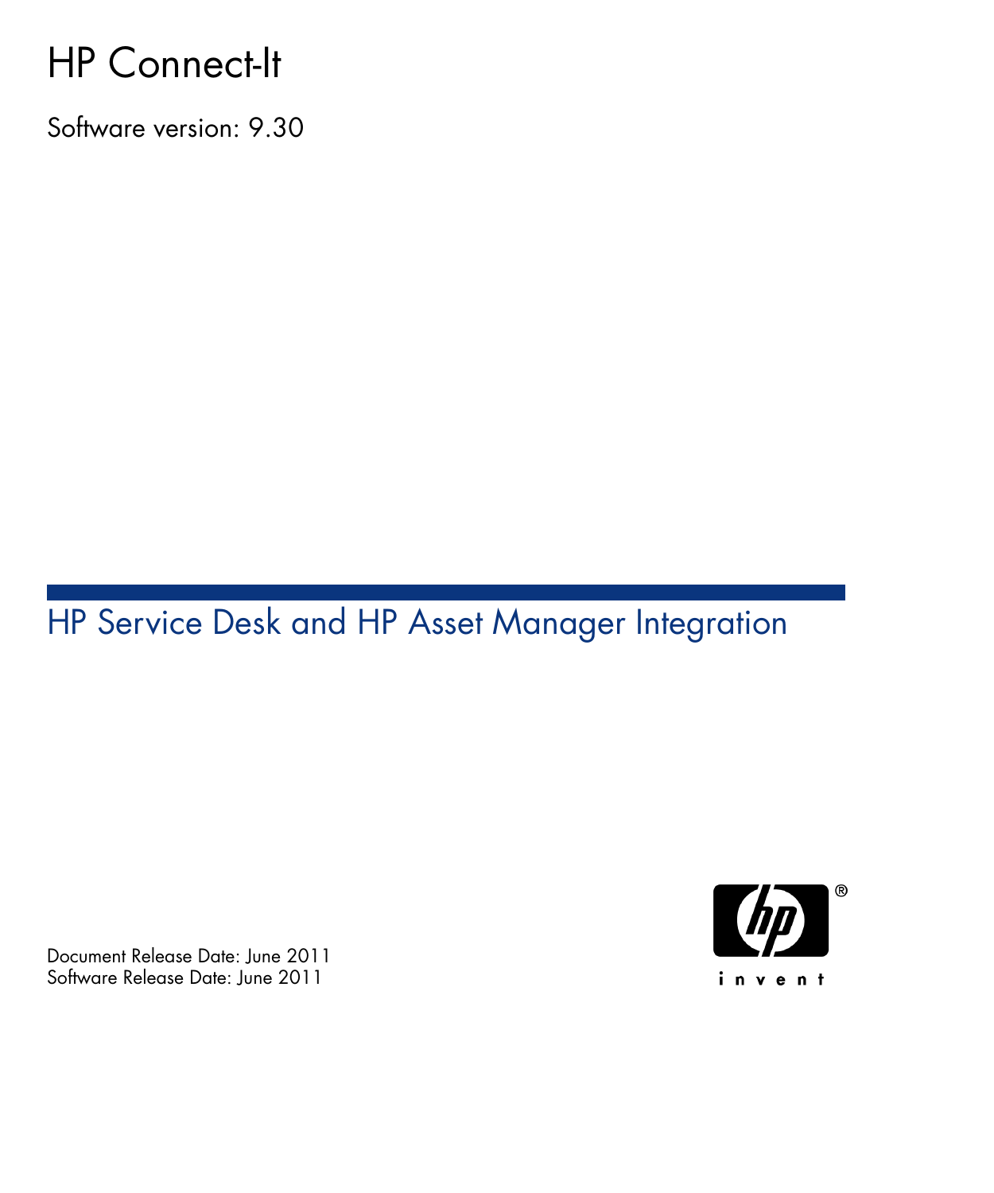# HP Connect-It

Software version: 9.30

## HP Service Desk and HP Asset Manager Integration

Document Release Date: June 2011
Software Release Date: June 2011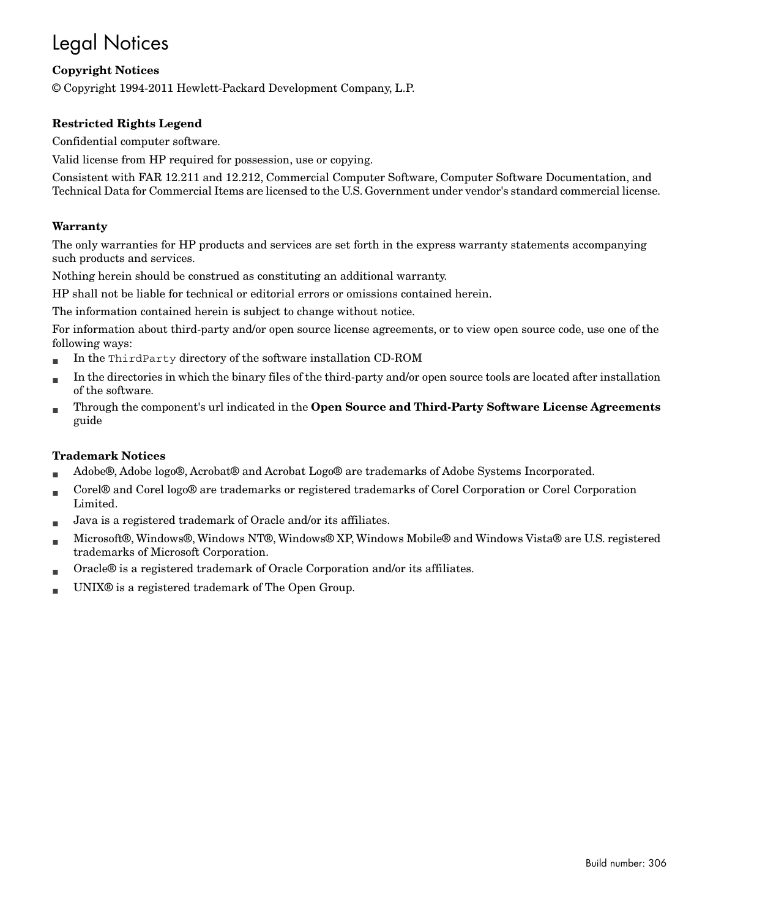# Legal Notices

**Copyright Notices**

© Copyright 1994-2011 Hewlett-Packard Development Company, L.P.

**Restricted Rights Legend**

Confidential computer software.

Valid license from HP required for possession, use or copying.

Consistent with FAR 12.211 and 12.212, Commercial Computer Software, Computer Software Documentation, and Technical Data for Commercial Items are licensed to the U.S. Government under vendor's standard commercial license.

**Warranty**

The only warranties for HP products and services are set forth in the express warranty statements accompanying such products and services.

Nothing herein should be construed as constituting an additional warranty.

HP shall not be liable for technical or editorial errors or omissions contained herein.

The information contained herein is subject to change without notice.

For information about third-party and/or open source license agreements, or to view open source code, use one of the following ways:

- In the `ThirdParty` directory of the software installation CD-ROM
- In the directories in which the binary files of the third-party and/or open source tools are located after installation of the software.
- Through the component's url indicated in the **Open Source and Third-Party Software License Agreements** guide

**Trademark Notices**

- Adobe®, Adobe logo®, Acrobat® and Acrobat Logo® are trademarks of Adobe Systems Incorporated.
- Corel® and Corel logo® are trademarks or registered trademarks of Corel Corporation or Corel Corporation Limited.
- Java is a registered trademark of Oracle and/or its affiliates.
- Microsoft®, Windows®, Windows NT®, Windows® XP, Windows Mobile® and Windows Vista® are U.S. registered trademarks of Microsoft Corporation.
- Oracle® is a registered trademark of Oracle Corporation and/or its affiliates.
- UNIX® is a registered trademark of The Open Group.

Build number: 306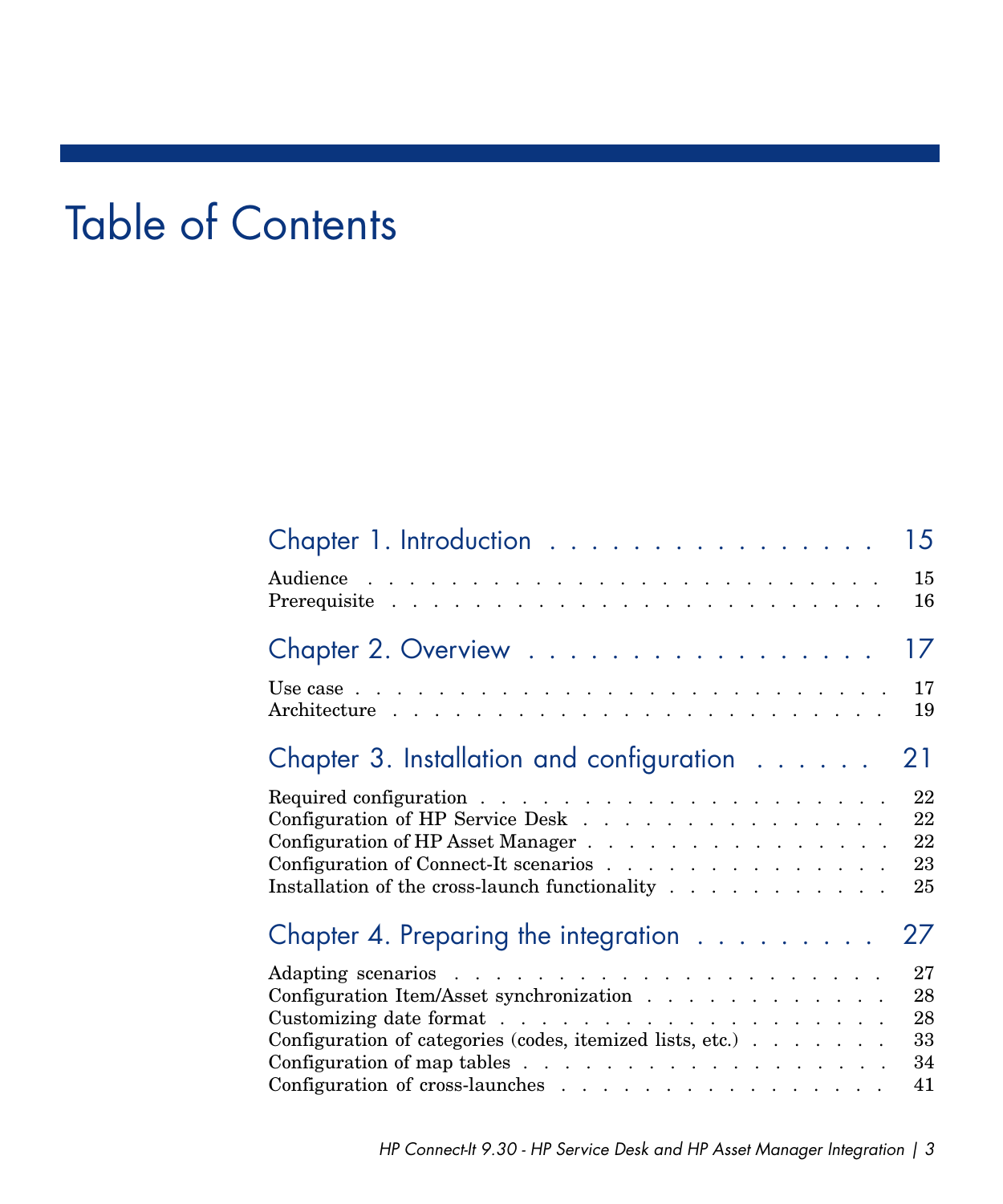# Table of Contents

## Chapter 1. Introduction . . . . . . . . . . . . . . . . . 15

Audience . . . . . . . . . . . . . . . . . . . . . . . . . . . . 15
Prerequisite . . . . . . . . . . . . . . . . . . . . . . . . . . 16

## Chapter 2. Overview . . . . . . . . . . . . . . . . . . 17

Use case . . . . . . . . . . . . . . . . . . . . . . . . . . . . 17
Architecture . . . . . . . . . . . . . . . . . . . . . . . . . . 19

## Chapter 3. Installation and configuration . . . . . . 21

Required configuration . . . . . . . . . . . . . . . . . . . . . 22
Configuration of HP Service Desk . . . . . . . . . . . . . . . . 22
Configuration of HP Asset Manager . . . . . . . . . . . . . . . . 22
Configuration of Connect-It scenarios . . . . . . . . . . . . . . 23
Installation of the cross-launch functionality . . . . . . . . . . 25

## Chapter 4. Preparing the integration . . . . . . . . . 27

Adapting scenarios . . . . . . . . . . . . . . . . . . . . . . . 27
Configuration Item/Asset synchronization . . . . . . . . . . . . . 28
Customizing date format . . . . . . . . . . . . . . . . . . . . 28
Configuration of categories (codes, itemized lists, etc.) . . . . . . . 33
Configuration of map tables . . . . . . . . . . . . . . . . . . . 34
Configuration of cross-launches . . . . . . . . . . . . . . . . . 41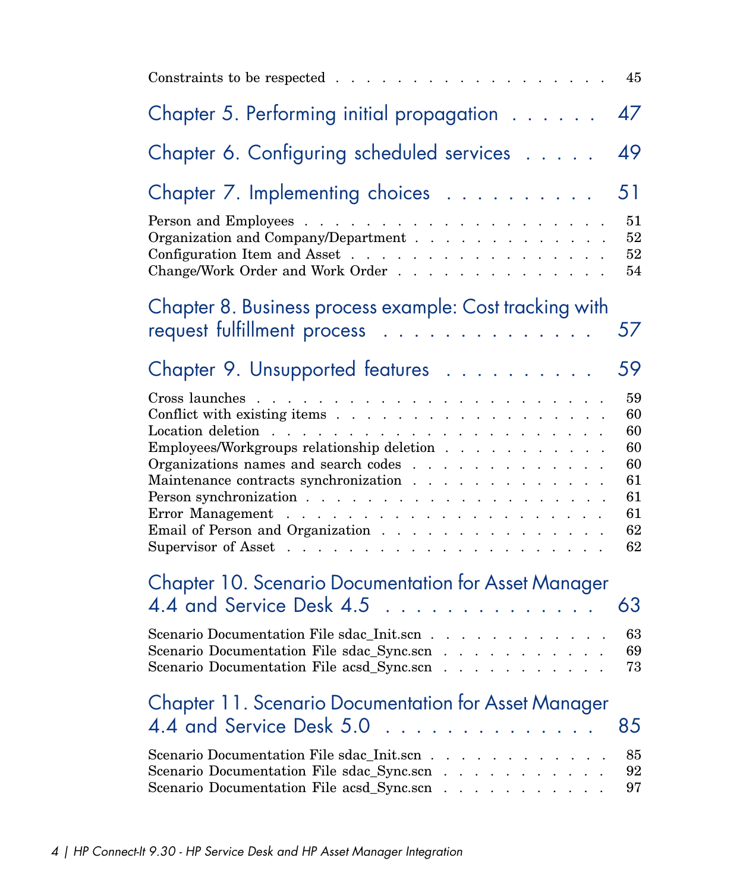Constraints to be respected . . . . . . . . . . . . . . . . . . . . 45

## Chapter 5. Performing initial propagation . . . . . . 47

## Chapter 6. Configuring scheduled services . . . . . 49

## Chapter 7. Implementing choices . . . . . . . . . . 51

Person and Employees . . . . . . . . . . . . . . . . . . . . . 51
Organization and Company/Department . . . . . . . . . . . . . . 52
Configuration Item and Asset . . . . . . . . . . . . . . . . . . 52
Change/Work Order and Work Order . . . . . . . . . . . . . . . 54

## Chapter 8. Business process example: Cost tracking with request fulfillment process . . . . . . . . . . . . . 57

## Chapter 9. Unsupported features . . . . . . . . . . 59

Cross launches . . . . . . . . . . . . . . . . . . . . . . . . 59
Conflict with existing items . . . . . . . . . . . . . . . . . . 60
Location deletion . . . . . . . . . . . . . . . . . . . . . . . 60
Employees/Workgroups relationship deletion . . . . . . . . . . . 60
Organizations names and search codes . . . . . . . . . . . . . . 60
Maintenance contracts synchronization . . . . . . . . . . . . . 61
Person synchronization . . . . . . . . . . . . . . . . . . . . 61
Error Management . . . . . . . . . . . . . . . . . . . . . . . 61
Email of Person and Organization . . . . . . . . . . . . . . . . 62
Supervisor of Asset . . . . . . . . . . . . . . . . . . . . . . 62

## Chapter 10. Scenario Documentation for Asset Manager 4.4 and Service Desk 4.5 . . . . . . . . . . . . . . 63

Scenario Documentation File sdac_Init.scn . . . . . . . . . . . . 63
Scenario Documentation File sdac_Sync.scn . . . . . . . . . . . 69
Scenario Documentation File acsd_Sync.scn . . . . . . . . . . . 73

## Chapter 11. Scenario Documentation for Asset Manager 4.4 and Service Desk 5.0 . . . . . . . . . . . . . . 85

Scenario Documentation File sdac_Init.scn . . . . . . . . . . . . 85
Scenario Documentation File sdac_Sync.scn . . . . . . . . . . . 92
Scenario Documentation File acsd_Sync.scn . . . . . . . . . . . 97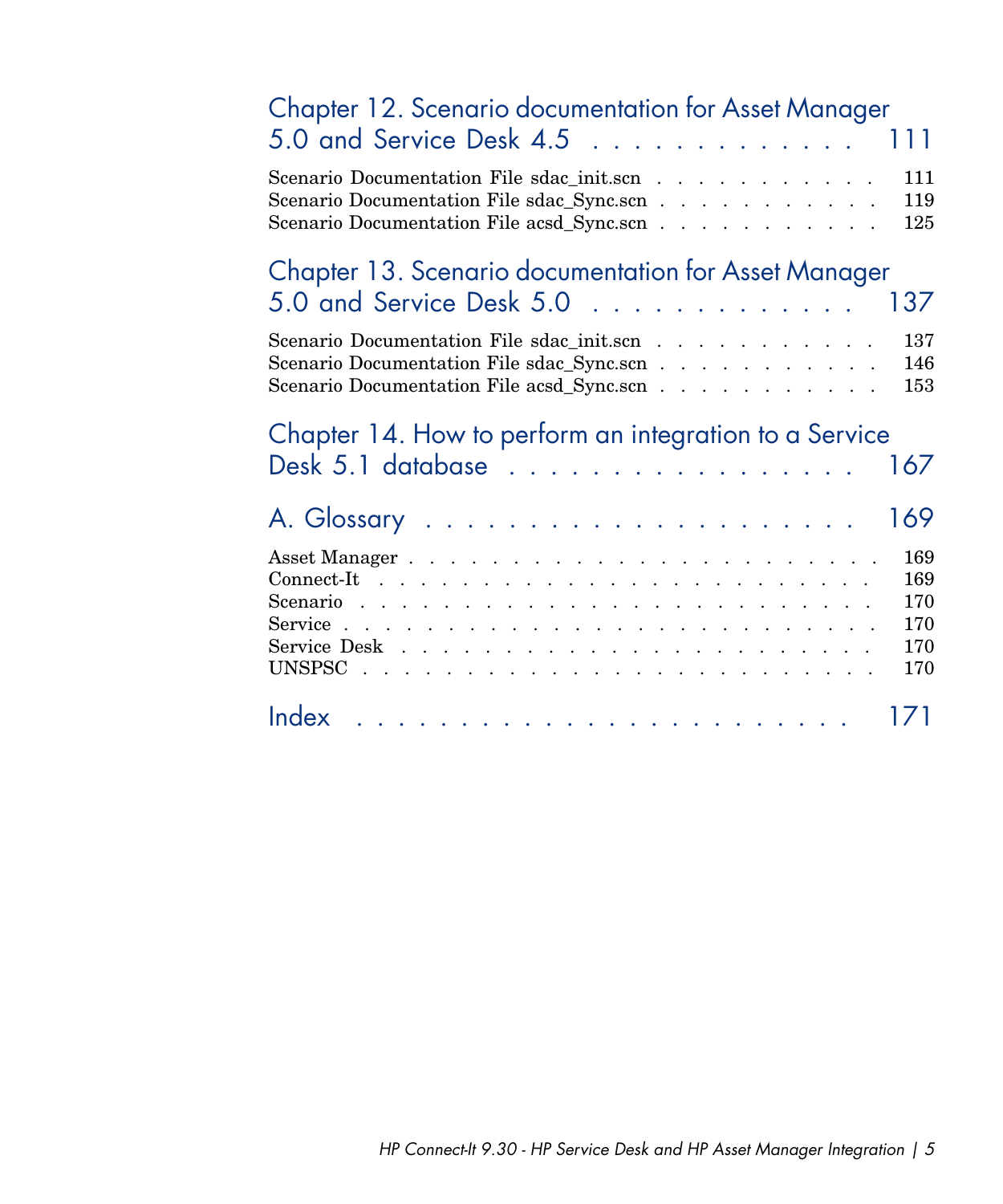Chapter 12. Scenario documentation for Asset Manager 5.0 and Service Desk 4.5 . . . . . . . . . . . . . 111

Scenario Documentation File sdac_init.scn . . . . . . . . . . . . 111
Scenario Documentation File sdac_Sync.scn . . . . . . . . . . . . 119
Scenario Documentation File acsd_Sync.scn . . . . . . . . . . . . 125

Chapter 13. Scenario documentation for Asset Manager 5.0 and Service Desk 5.0 . . . . . . . . . . . . . 137

Scenario Documentation File sdac_init.scn . . . . . . . . . . . . 137
Scenario Documentation File sdac_Sync.scn . . . . . . . . . . . . 146
Scenario Documentation File acsd_Sync.scn . . . . . . . . . . . . 153

Chapter 14. How to perform an integration to a Service Desk 5.1 database . . . . . . . . . . . . . . . . . 167

A. Glossary . . . . . . . . . . . . . . . . . . . . . 169

Asset Manager . . . . . . . . . . . . . . . . . . . . . . . . . 169
Connect-It . . . . . . . . . . . . . . . . . . . . . . . . . . 169
Scenario . . . . . . . . . . . . . . . . . . . . . . . . . . . 170
Service . . . . . . . . . . . . . . . . . . . . . . . . . . . . 170
Service Desk . . . . . . . . . . . . . . . . . . . . . . . . . 170
UNSPSC . . . . . . . . . . . . . . . . . . . . . . . . . . . . 170

Index . . . . . . . . . . . . . . . . . . . . . . . 171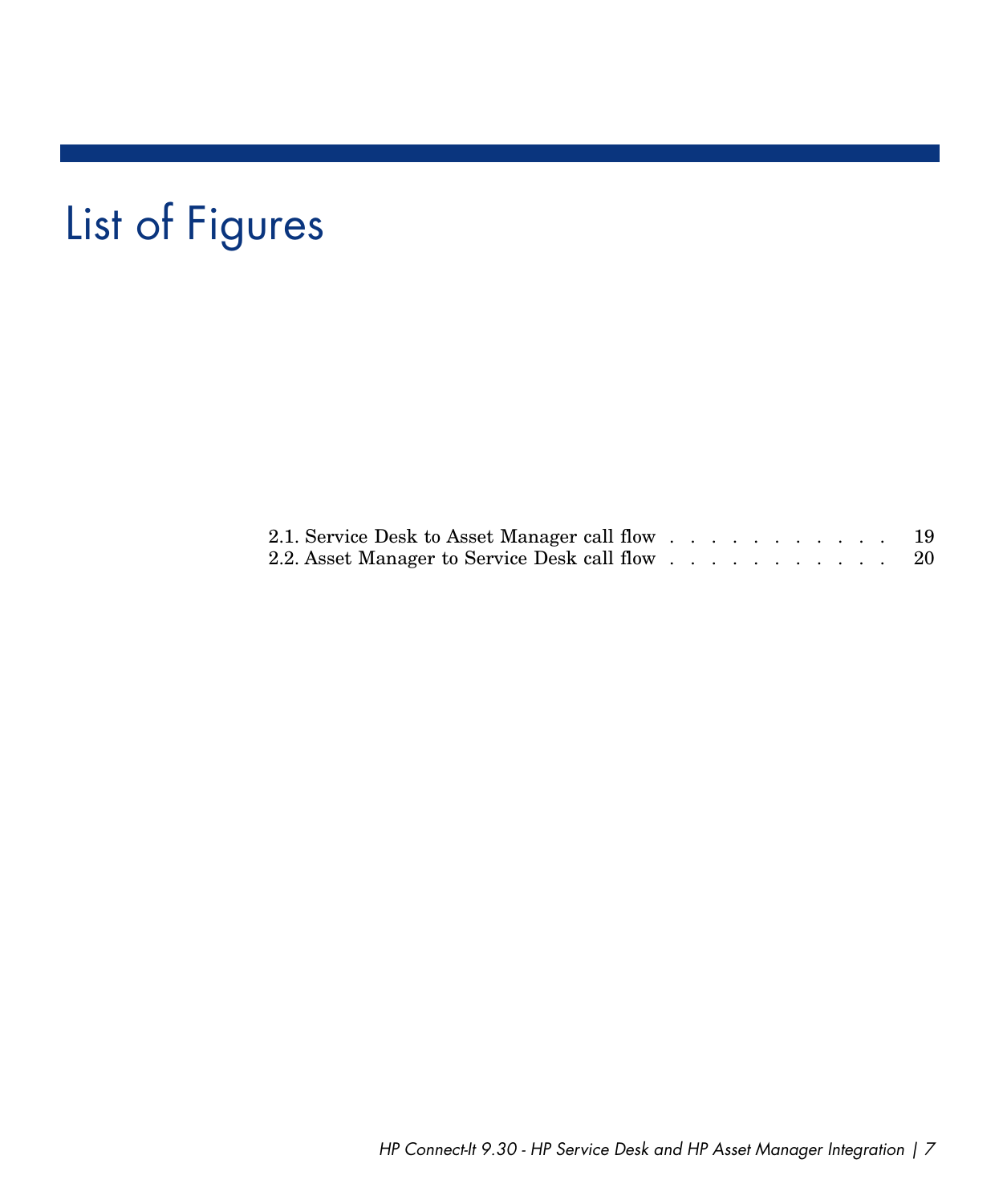# List of Figures

2.1. Service Desk to Asset Manager call flow . . . . . . . . . . . . 19
2.2. Asset Manager to Service Desk call flow . . . . . . . . . . . . 20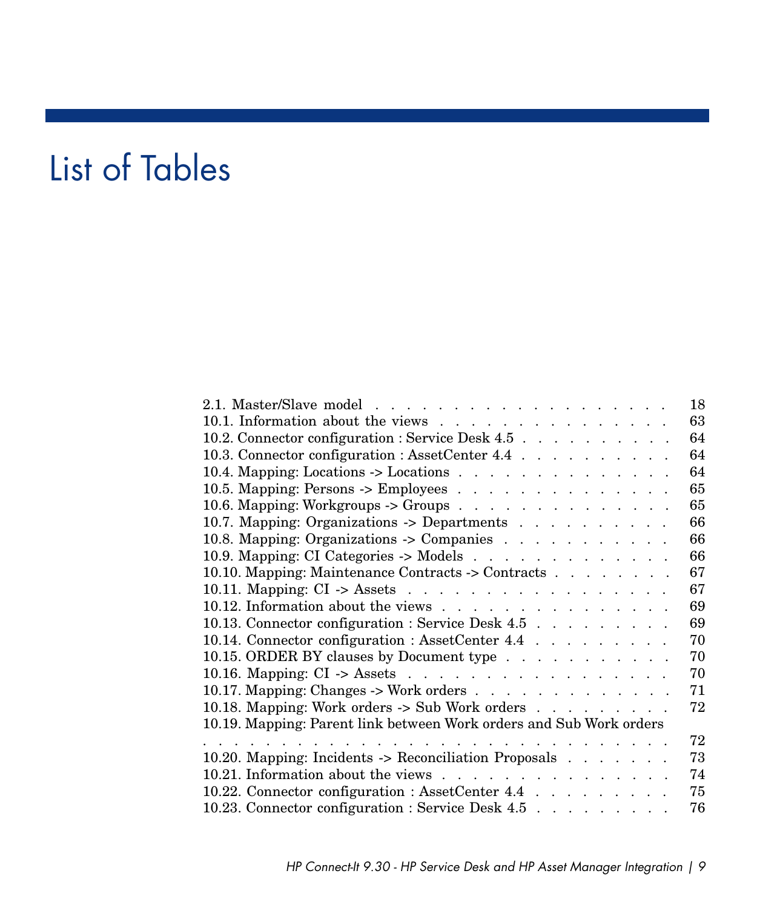# List of Tables

2.1. Master/Slave model . . . . . . . . . . . . . . . . . . . . . 18
10.1. Information about the views . . . . . . . . . . . . . . . . . 63
10.2. Connector configuration : Service Desk 4.5 . . . . . . . . . . . 64
10.3. Connector configuration : AssetCenter 4.4 . . . . . . . . . . . 64
10.4. Mapping: Locations -> Locations . . . . . . . . . . . . . . . 64
10.5. Mapping: Persons -> Employees . . . . . . . . . . . . . . . 65
10.6. Mapping: Workgroups -> Groups . . . . . . . . . . . . . . . 65
10.7. Mapping: Organizations -> Departments . . . . . . . . . . . 66
10.8. Mapping: Organizations -> Companies . . . . . . . . . . . . 66
10.9. Mapping: CI Categories -> Models . . . . . . . . . . . . . . 66
10.10. Mapping: Maintenance Contracts -> Contracts . . . . . . . . . 67
10.11. Mapping: CI -> Assets . . . . . . . . . . . . . . . . . . . 67
10.12. Information about the views . . . . . . . . . . . . . . . . 69
10.13. Connector configuration : Service Desk 4.5 . . . . . . . . . . 69
10.14. Connector configuration : AssetCenter 4.4 . . . . . . . . . . 70
10.15. ORDER BY clauses by Document type . . . . . . . . . . . . 70
10.16. Mapping: CI -> Assets . . . . . . . . . . . . . . . . . . . 70
10.17. Mapping: Changes -> Work orders . . . . . . . . . . . . . . 71
10.18. Mapping: Work orders -> Sub Work orders . . . . . . . . . . 72
10.19. Mapping: Parent link between Work orders and Sub Work orders . . . . . . . . . . . . . . . . . . . . . . . . . . . . . 72
10.20. Mapping: Incidents -> Reconciliation Proposals . . . . . . . . 73
10.21. Information about the views . . . . . . . . . . . . . . . . 74
10.22. Connector configuration : AssetCenter 4.4 . . . . . . . . . . 75
10.23. Connector configuration : Service Desk 4.5 . . . . . . . . . . 76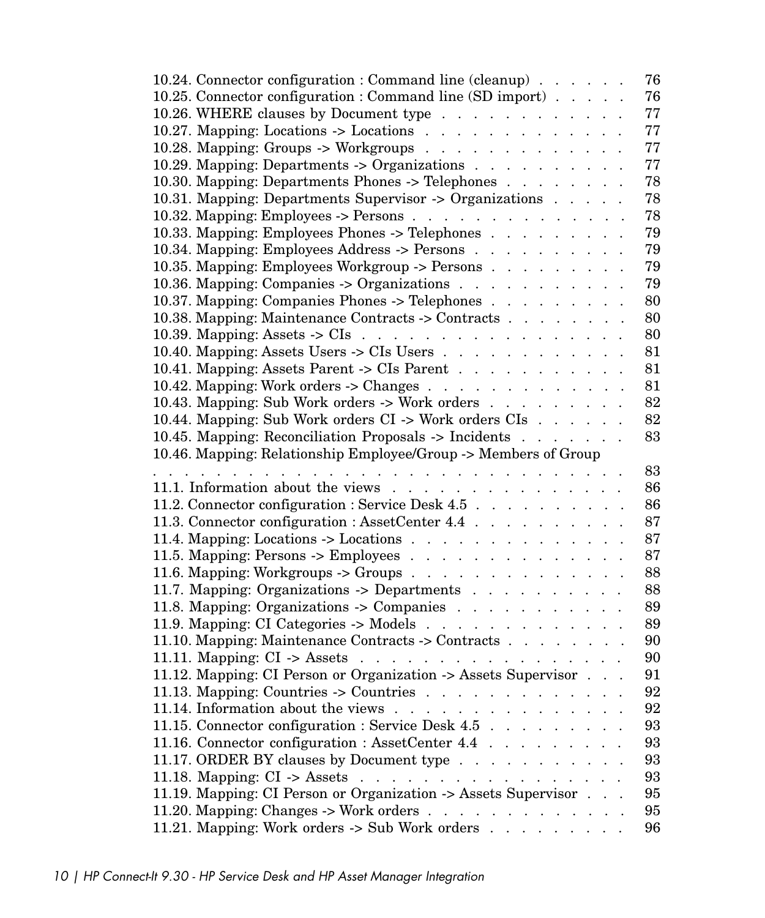10.24. Connector configuration : Command line (cleanup) . . . . . . 76
10.25. Connector configuration : Command line (SD import) . . . . . 76
10.26. WHERE clauses by Document type . . . . . . . . . . . . 77
10.27. Mapping: Locations -> Locations . . . . . . . . . . . . . 77
10.28. Mapping: Groups -> Workgroups . . . . . . . . . . . . . 77
10.29. Mapping: Departments -> Organizations . . . . . . . . . . 77
10.30. Mapping: Departments Phones -> Telephones . . . . . . . . 78
10.31. Mapping: Departments Supervisor -> Organizations . . . . . 78
10.32. Mapping: Employees -> Persons . . . . . . . . . . . . . . 78
10.33. Mapping: Employees Phones -> Telephones . . . . . . . . . 79
10.34. Mapping: Employees Address -> Persons . . . . . . . . . . 79
10.35. Mapping: Employees Workgroup -> Persons . . . . . . . . . 79
10.36. Mapping: Companies -> Organizations . . . . . . . . . . . 79
10.37. Mapping: Companies Phones -> Telephones . . . . . . . . . 80
10.38. Mapping: Maintenance Contracts -> Contracts . . . . . . . . 80
10.39. Mapping: Assets -> CIs . . . . . . . . . . . . . . . . . 80
10.40. Mapping: Assets Users -> CIs Users . . . . . . . . . . . . 81
10.41. Mapping: Assets Parent -> CIs Parent . . . . . . . . . . . 81
10.42. Mapping: Work orders -> Changes . . . . . . . . . . . . . 81
10.43. Mapping: Sub Work orders -> Work orders . . . . . . . . . 82
10.44. Mapping: Sub Work orders CI -> Work orders CIs . . . . . . 82
10.45. Mapping: Reconciliation Proposals -> Incidents . . . . . . . 83
10.46. Mapping: Relationship Employee/Group -> Members of Group . . . . . . . . . . . . . . . . . . . . . . . . . . . . . 83
11.1. Information about the views . . . . . . . . . . . . . . . 86
11.2. Connector configuration : Service Desk 4.5 . . . . . . . . . 86
11.3. Connector configuration : AssetCenter 4.4 . . . . . . . . . 87
11.4. Mapping: Locations -> Locations . . . . . . . . . . . . . 87
11.5. Mapping: Persons -> Employees . . . . . . . . . . . . . . 87
11.6. Mapping: Workgroups -> Groups . . . . . . . . . . . . . . 88
11.7. Mapping: Organizations -> Departments . . . . . . . . . . 88
11.8. Mapping: Organizations -> Companies . . . . . . . . . . . 89
11.9. Mapping: CI Categories -> Models . . . . . . . . . . . . . 89
11.10. Mapping: Maintenance Contracts -> Contracts . . . . . . . . 90
11.11. Mapping: CI -> Assets . . . . . . . . . . . . . . . . . . 90
11.12. Mapping: CI Person or Organization -> Assets Supervisor . . . 91
11.13. Mapping: Countries -> Countries . . . . . . . . . . . . . 92
11.14. Information about the views . . . . . . . . . . . . . . . 92
11.15. Connector configuration : Service Desk 4.5 . . . . . . . . . 93
11.16. Connector configuration : AssetCenter 4.4 . . . . . . . . . 93
11.17. ORDER BY clauses by Document type . . . . . . . . . . . 93
11.18. Mapping: CI -> Assets . . . . . . . . . . . . . . . . . . 93
11.19. Mapping: CI Person or Organization -> Assets Supervisor . . . 95
11.20. Mapping: Changes -> Work orders . . . . . . . . . . . . . 95
11.21. Mapping: Work orders -> Sub Work orders . . . . . . . . . 96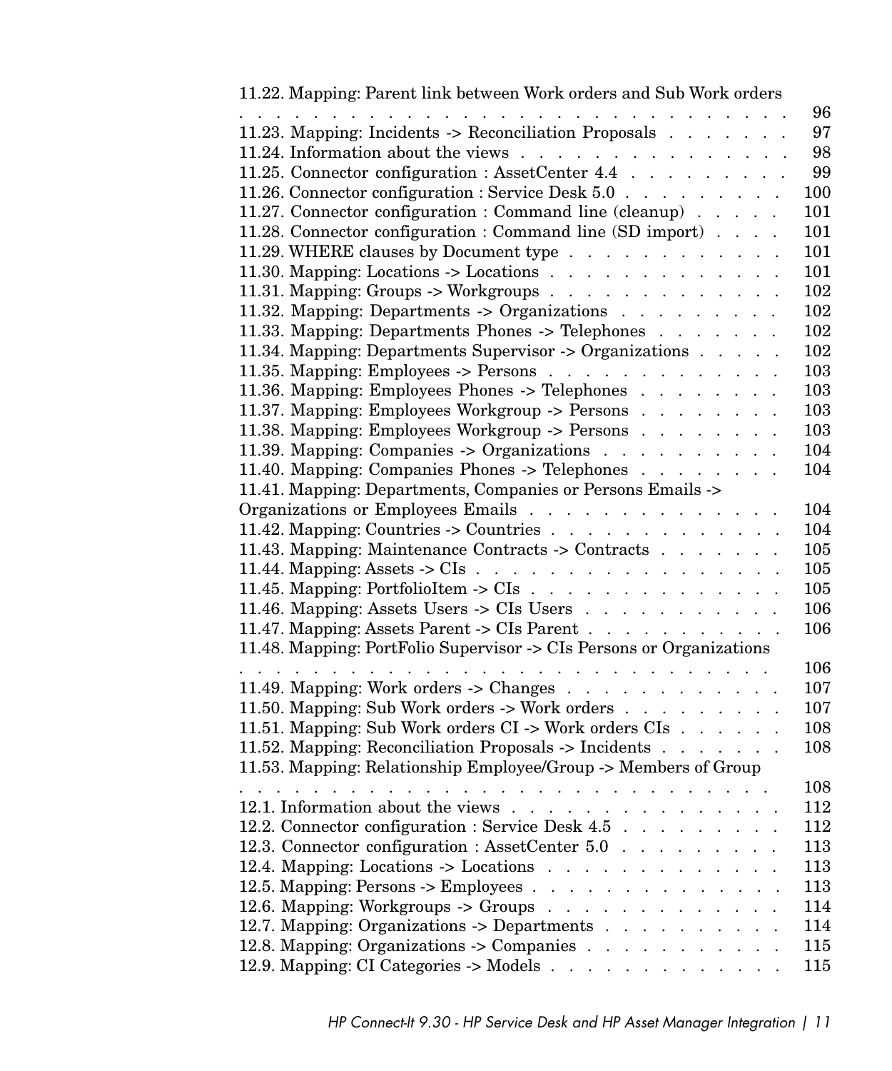11.22. Mapping: Parent link between Work orders and Sub Work orders . . . . . . . . . . . . . . . . . . . . . . . . . . . 96
11.23. Mapping: Incidents -> Reconciliation Proposals . . . . . . . . 97
11.24. Information about the views . . . . . . . . . . . . . . . . 98
11.25. Connector configuration : AssetCenter 4.4 . . . . . . . . . . 99
11.26. Connector configuration : Service Desk 5.0 . . . . . . . . . . 100
11.27. Connector configuration : Command line (cleanup) . . . . . . 101
11.28. Connector configuration : Command line (SD import) . . . . . 101
11.29. WHERE clauses by Document type . . . . . . . . . . . . . 101
11.30. Mapping: Locations -> Locations . . . . . . . . . . . . . . 101
11.31. Mapping: Groups -> Workgroups . . . . . . . . . . . . . . 102
11.32. Mapping: Departments -> Organizations . . . . . . . . . . 102
11.33. Mapping: Departments Phones -> Telephones . . . . . . . . 102
11.34. Mapping: Departments Supervisor -> Organizations . . . . . . 102
11.35. Mapping: Employees -> Persons . . . . . . . . . . . . . . 103
11.36. Mapping: Employees Phones -> Telephones . . . . . . . . . 103
11.37. Mapping: Employees Workgroup -> Persons . . . . . . . . . 103
11.38. Mapping: Employees Workgroup -> Persons . . . . . . . . . 103
11.39. Mapping: Companies -> Organizations . . . . . . . . . . . 104
11.40. Mapping: Companies Phones -> Telephones . . . . . . . . . 104
11.41. Mapping: Departments, Companies or Persons Emails -> Organizations or Employees Emails . . . . . . . . . . . . . . . 104
11.42. Mapping: Countries -> Countries . . . . . . . . . . . . . . 104
11.43. Mapping: Maintenance Contracts -> Contracts . . . . . . . . 105
11.44. Mapping: Assets -> CIs . . . . . . . . . . . . . . . . . . 105
11.45. Mapping: PortfolioItem -> CIs . . . . . . . . . . . . . . . 105
11.46. Mapping: Assets Users -> CIs Users . . . . . . . . . . . . 106
11.47. Mapping: Assets Parent -> CIs Parent . . . . . . . . . . . . 106
11.48. Mapping: PortFolio Supervisor -> CIs Persons or Organizations . . . . . . . . . . . . . . . . . . . . . . . . . . . 106
11.49. Mapping: Work orders -> Changes . . . . . . . . . . . . . 107
11.50. Mapping: Sub Work orders -> Work orders . . . . . . . . . 107
11.51. Mapping: Sub Work orders CI -> Work orders CIs . . . . . . 108
11.52. Mapping: Reconciliation Proposals -> Incidents . . . . . . . 108
11.53. Mapping: Relationship Employee/Group -> Members of Group . . . . . . . . . . . . . . . . . . . . . . . . . . . 108
12.1. Information about the views . . . . . . . . . . . . . . . . 112
12.2. Connector configuration : Service Desk 4.5 . . . . . . . . . . 112
12.3. Connector configuration : AssetCenter 5.0 . . . . . . . . . . 113
12.4. Mapping: Locations -> Locations . . . . . . . . . . . . . . 113
12.5. Mapping: Persons -> Employees . . . . . . . . . . . . . . . 113
12.6. Mapping: Workgroups -> Groups . . . . . . . . . . . . . . 114
12.7. Mapping: Organizations -> Departments . . . . . . . . . . . 114
12.8. Mapping: Organizations -> Companies . . . . . . . . . . . . 115
12.9. Mapping: CI Categories -> Models . . . . . . . . . . . . . . 115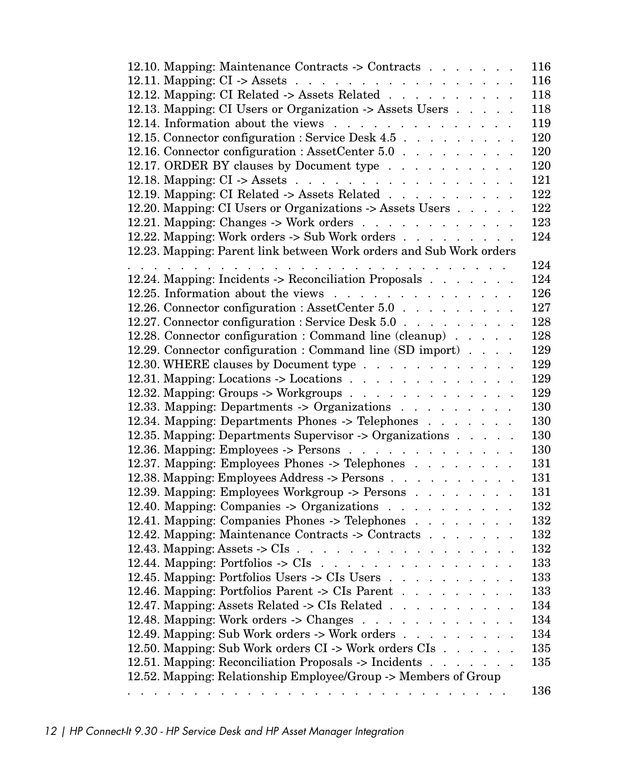12.10. Mapping: Maintenance Contracts -> Contracts . . . . . . . 116
12.11. Mapping: CI -> Assets . . . . . . . . . . . . . . . . . . 116
12.12. Mapping: CI Related -> Assets Related . . . . . . . . . . 118
12.13. Mapping: CI Users or Organization -> Assets Users . . . . . 118
12.14. Information about the views . . . . . . . . . . . . . . 119
12.15. Connector configuration : Service Desk 4.5 . . . . . . . . . 120
12.16. Connector configuration : AssetCenter 5.0 . . . . . . . . . 120
12.17. ORDER BY clauses by Document type . . . . . . . . . . 120
12.18. Mapping: CI -> Assets . . . . . . . . . . . . . . . . . . 121
12.19. Mapping: CI Related -> Assets Related . . . . . . . . . . 122
12.20. Mapping: CI Users or Organizations -> Assets Users . . . . . 122
12.21. Mapping: Changes -> Work orders . . . . . . . . . . . . 123
12.22. Mapping: Work orders -> Sub Work orders . . . . . . . . . 124
12.23. Mapping: Parent link between Work orders and Sub Work orders . . . . . . . . . . . . . . . . . . . . . . . . . . . . 124
12.24. Mapping: Incidents -> Reconciliation Proposals . . . . . . . 124
12.25. Information about the views . . . . . . . . . . . . . . 126
12.26. Connector configuration : AssetCenter 5.0 . . . . . . . . . 127
12.27. Connector configuration : Service Desk 5.0 . . . . . . . . . 128
12.28. Connector configuration : Command line (cleanup) . . . . . 128
12.29. Connector configuration : Command line (SD import) . . . . 129
12.30. WHERE clauses by Document type . . . . . . . . . . . . 129
12.31. Mapping: Locations -> Locations . . . . . . . . . . . . . 129
12.32. Mapping: Groups -> Workgroups . . . . . . . . . . . . . 129
12.33. Mapping: Departments -> Organizations . . . . . . . . . 130
12.34. Mapping: Departments Phones -> Telephones . . . . . . . 130
12.35. Mapping: Departments Supervisor -> Organizations . . . . . 130
12.36. Mapping: Employees -> Persons . . . . . . . . . . . . . 130
12.37. Mapping: Employees Phones -> Telephones . . . . . . . . 131
12.38. Mapping: Employees Address -> Persons . . . . . . . . . . 131
12.39. Mapping: Employees Workgroup -> Persons . . . . . . . . 131
12.40. Mapping: Companies -> Organizations . . . . . . . . . . 132
12.41. Mapping: Companies Phones -> Telephones . . . . . . . . 132
12.42. Mapping: Maintenance Contracts -> Contracts . . . . . . . 132
12.43. Mapping: Assets -> CIs . . . . . . . . . . . . . . . . . . 132
12.44. Mapping: Portfolios -> CIs . . . . . . . . . . . . . . . 133
12.45. Mapping: Portfolios Users -> CIs Users . . . . . . . . . . 133
12.46. Mapping: Portfolios Parent -> CIs Parent . . . . . . . . . 133
12.47. Mapping: Assets Related -> CIs Related . . . . . . . . . . 134
12.48. Mapping: Work orders -> Changes . . . . . . . . . . . . 134
12.49. Mapping: Sub Work orders -> Work orders . . . . . . . . . 134
12.50. Mapping: Sub Work orders CI -> Work orders CIs . . . . . . 135
12.51. Mapping: Reconciliation Proposals -> Incidents . . . . . . . 135
12.52. Mapping: Relationship Employee/Group -> Members of Group . . . . . . . . . . . . . . . . . . . . . . . . . . . . 136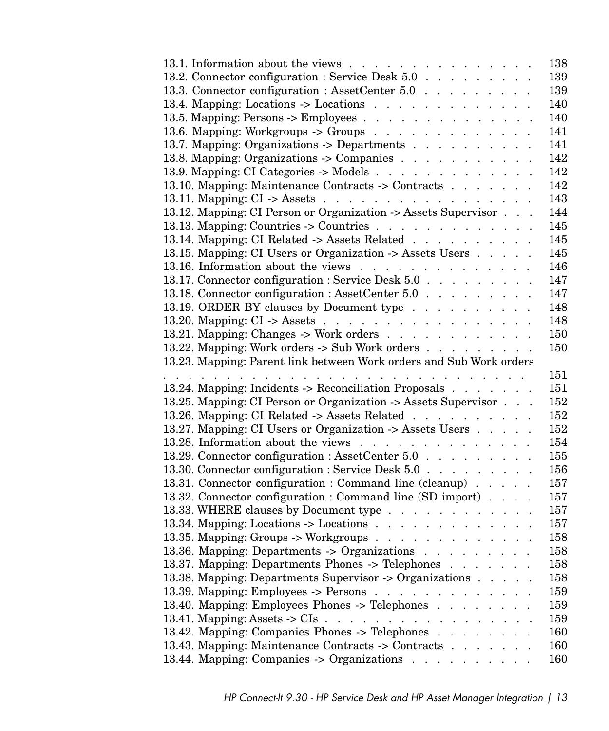13.1. Information about the views . . . . . . . . . . . . . . . . . 138
13.2. Connector configuration : Service Desk 5.0 . . . . . . . . . . 139
13.3. Connector configuration : AssetCenter 5.0 . . . . . . . . . . 139
13.4. Mapping: Locations -> Locations . . . . . . . . . . . . . . 140
13.5. Mapping: Persons -> Employees . . . . . . . . . . . . . . . 140
13.6. Mapping: Workgroups -> Groups . . . . . . . . . . . . . . 141
13.7. Mapping: Organizations -> Departments . . . . . . . . . . 141
13.8. Mapping: Organizations -> Companies . . . . . . . . . . . 142
13.9. Mapping: CI Categories -> Models . . . . . . . . . . . . . 142
13.10. Mapping: Maintenance Contracts -> Contracts . . . . . . . 142
13.11. Mapping: CI -> Assets . . . . . . . . . . . . . . . . . . 143
13.12. Mapping: CI Person or Organization -> Assets Supervisor . . . 144
13.13. Mapping: Countries -> Countries . . . . . . . . . . . . . 145
13.14. Mapping: CI Related -> Assets Related . . . . . . . . . . 145
13.15. Mapping: CI Users or Organization -> Assets Users . . . . . 145
13.16. Information about the views . . . . . . . . . . . . . . . 146
13.17. Connector configuration : Service Desk 5.0 . . . . . . . . . 147
13.18. Connector configuration : AssetCenter 5.0 . . . . . . . . . 147
13.19. ORDER BY clauses by Document type . . . . . . . . . . 148
13.20. Mapping: CI -> Assets . . . . . . . . . . . . . . . . . . 148
13.21. Mapping: Changes -> Work orders . . . . . . . . . . . . . 150
13.22. Mapping: Work orders -> Sub Work orders . . . . . . . . . 150
13.23. Mapping: Parent link between Work orders and Sub Work orders . . . . . . . . . . . . . . . . . . . . . . . . . . . 151
13.24. Mapping: Incidents -> Reconciliation Proposals . . . . . . . 151
13.25. Mapping: CI Person or Organization -> Assets Supervisor . . . 152
13.26. Mapping: CI Related -> Assets Related . . . . . . . . . . 152
13.27. Mapping: CI Users or Organization -> Assets Users . . . . . 152
13.28. Information about the views . . . . . . . . . . . . . . . 154
13.29. Connector configuration : AssetCenter 5.0 . . . . . . . . . 155
13.30. Connector configuration : Service Desk 5.0 . . . . . . . . . 156
13.31. Connector configuration : Command line (cleanup) . . . . . 157
13.32. Connector configuration : Command line (SD import) . . . . 157
13.33. WHERE clauses by Document type . . . . . . . . . . . . 157
13.34. Mapping: Locations -> Locations . . . . . . . . . . . . . 157
13.35. Mapping: Groups -> Workgroups . . . . . . . . . . . . . 158
13.36. Mapping: Departments -> Organizations . . . . . . . . . 158
13.37. Mapping: Departments Phones -> Telephones . . . . . . . 158
13.38. Mapping: Departments Supervisor -> Organizations . . . . . 158
13.39. Mapping: Employees -> Persons . . . . . . . . . . . . . . 159
13.40. Mapping: Employees Phones -> Telephones . . . . . . . . 159
13.41. Mapping: Assets -> CIs . . . . . . . . . . . . . . . . . 159
13.42. Mapping: Companies Phones -> Telephones . . . . . . . . 160
13.43. Mapping: Maintenance Contracts -> Contracts . . . . . . . 160
13.44. Mapping: Companies -> Organizations . . . . . . . . . . 160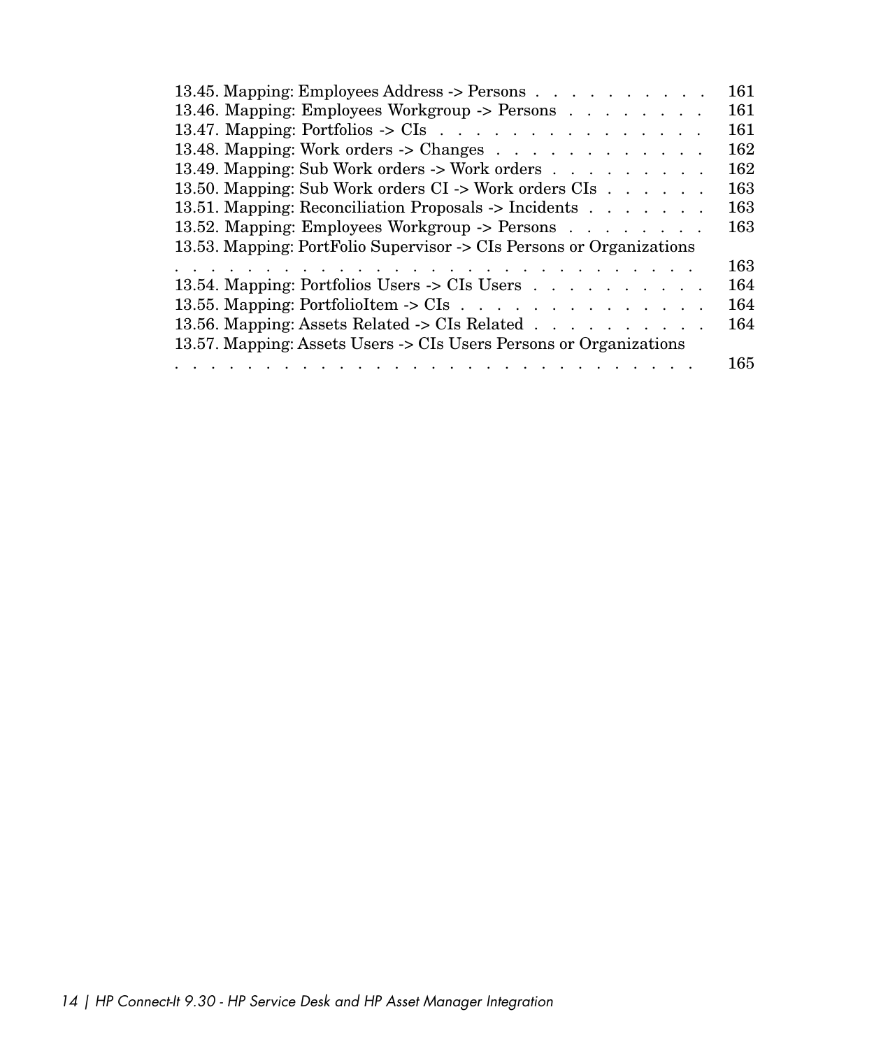13.45. Mapping: Employees Address -> Persons . . . . . . . . . . . 161
13.46. Mapping: Employees Workgroup -> Persons . . . . . . . . . 161
13.47. Mapping: Portfolios -> CIs . . . . . . . . . . . . . . . . . 161
13.48. Mapping: Work orders -> Changes . . . . . . . . . . . . . 162
13.49. Mapping: Sub Work orders -> Work orders . . . . . . . . . . 162
13.50. Mapping: Sub Work orders CI -> Work orders CIs . . . . . . . 163
13.51. Mapping: Reconciliation Proposals -> Incidents . . . . . . . . 163
13.52. Mapping: Employees Workgroup -> Persons . . . . . . . . . 163
13.53. Mapping: PortFolio Supervisor -> CIs Persons or Organizations . . . . . . . . . . . . . . . . . . . . . . . . . . . . . 163
13.54. Mapping: Portfolios Users -> CIs Users . . . . . . . . . . . 164
13.55. Mapping: PortfolioItem -> CIs . . . . . . . . . . . . . . . . 164
13.56. Mapping: Assets Related -> CIs Related . . . . . . . . . . . 164
13.57. Mapping: Assets Users -> CIs Users Persons or Organizations . . . . . . . . . . . . . . . . . . . . . . . . . . . . . 165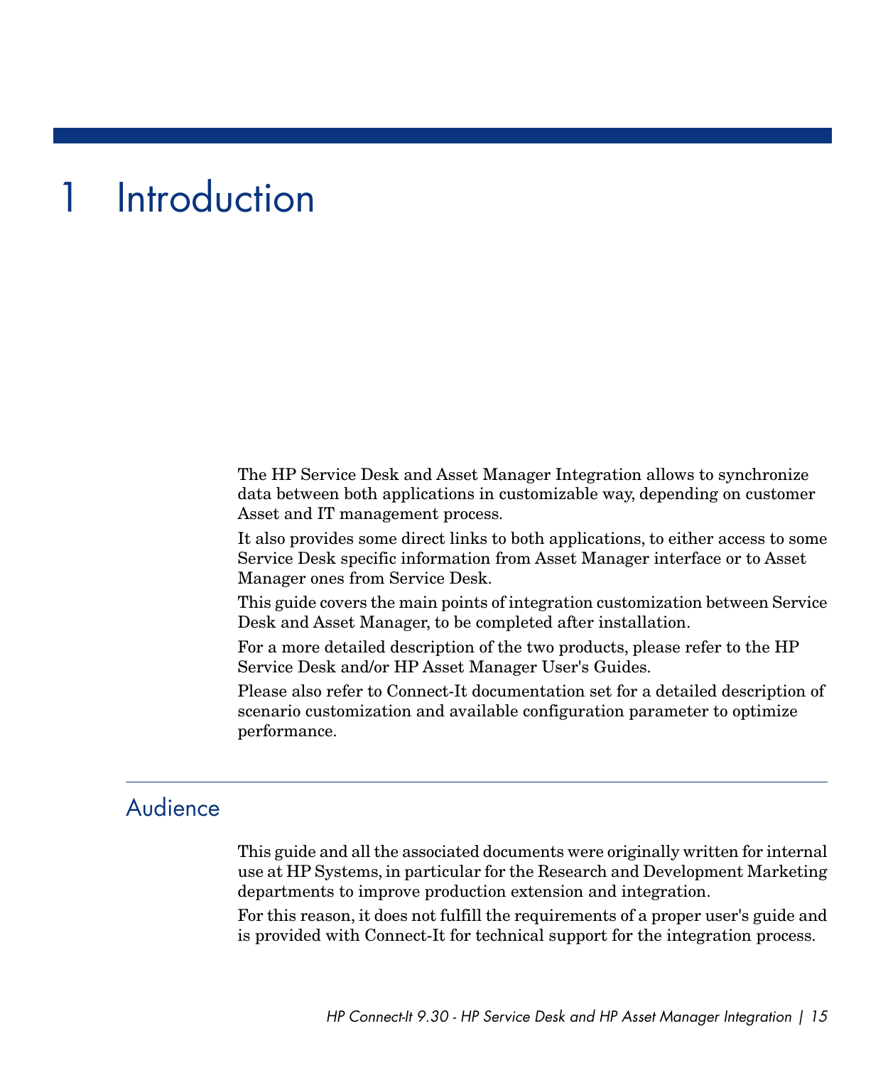# 1 Introduction

The HP Service Desk and Asset Manager Integration allows to synchronize data between both applications in customizable way, depending on customer Asset and IT management process.

It also provides some direct links to both applications, to either access to some Service Desk specific information from Asset Manager interface or to Asset Manager ones from Service Desk.

This guide covers the main points of integration customization between Service Desk and Asset Manager, to be completed after installation.

For a more detailed description of the two products, please refer to the HP Service Desk and/or HP Asset Manager User's Guides.

Please also refer to Connect-It documentation set for a detailed description of scenario customization and available configuration parameter to optimize performance.

## Audience

This guide and all the associated documents were originally written for internal use at HP Systems, in particular for the Research and Development Marketing departments to improve production extension and integration.

For this reason, it does not fulfill the requirements of a proper user's guide and is provided with Connect-It for technical support for the integration process.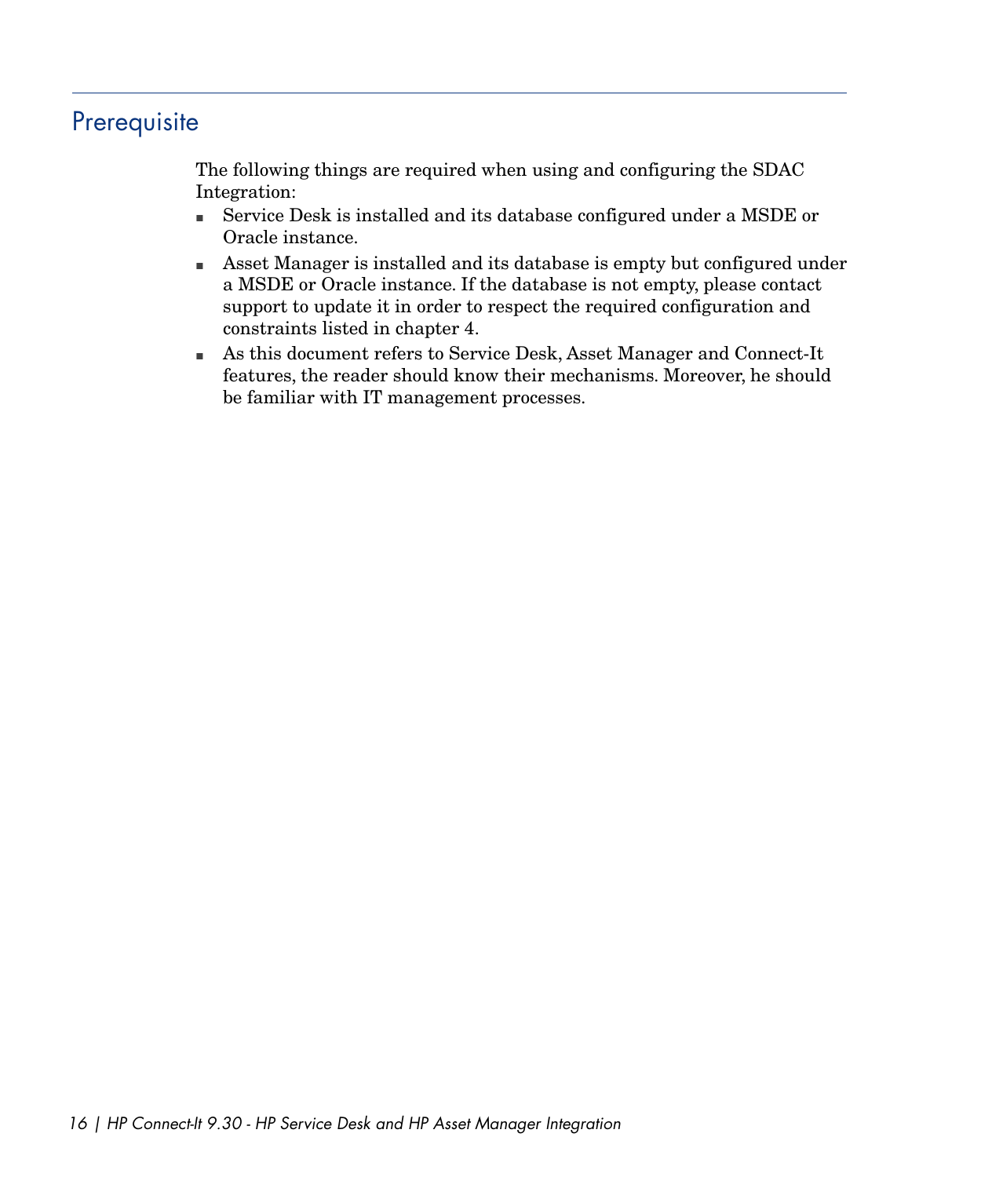## Prerequisite

The following things are required when using and configuring the SDAC Integration:

- Service Desk is installed and its database configured under a MSDE or Oracle instance.
- Asset Manager is installed and its database is empty but configured under a MSDE or Oracle instance. If the database is not empty, please contact support to update it in order to respect the required configuration and constraints listed in chapter 4.
- As this document refers to Service Desk, Asset Manager and Connect-It features, the reader should know their mechanisms. Moreover, he should be familiar with IT management processes.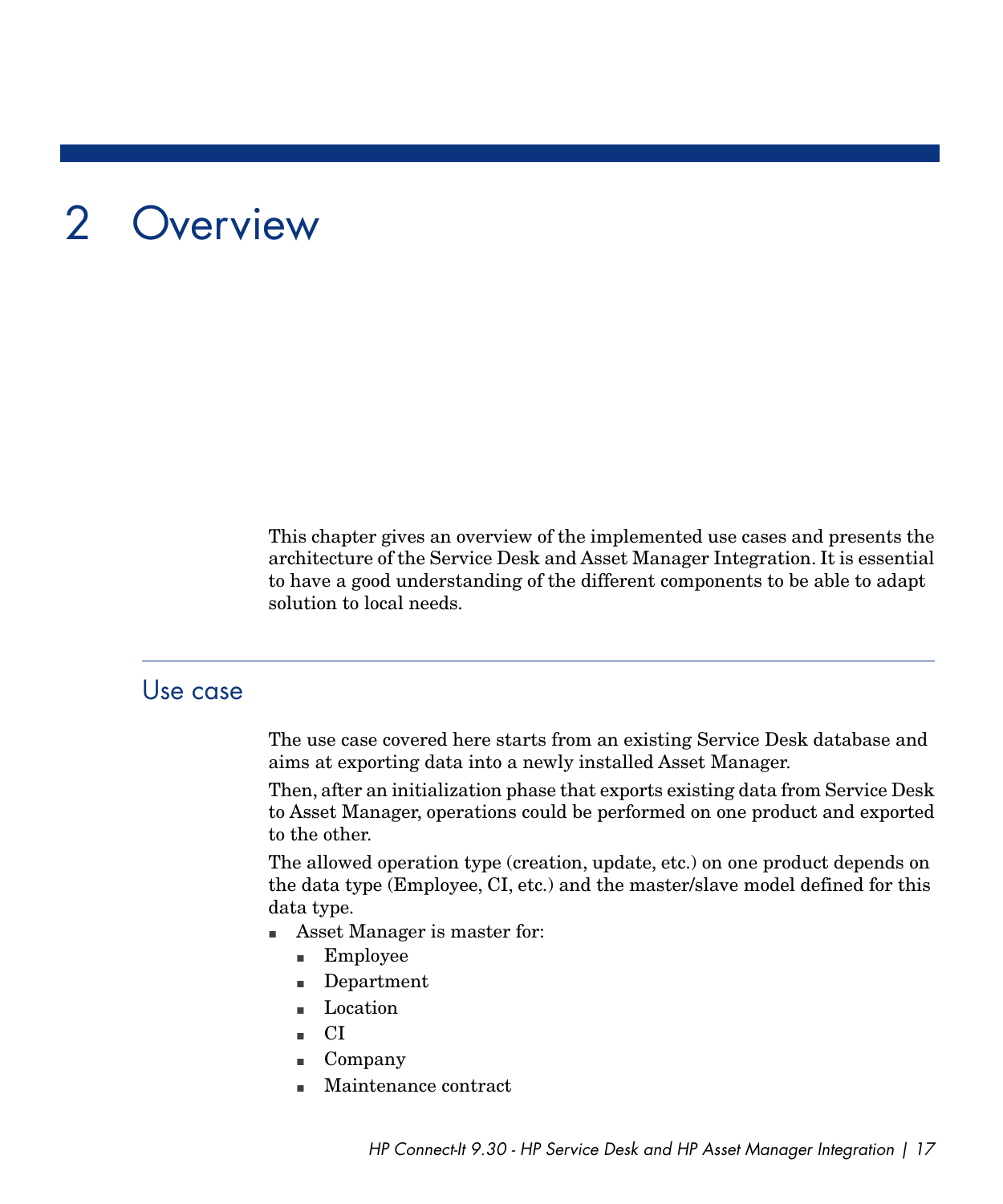# 2 Overview

This chapter gives an overview of the implemented use cases and presents the architecture of the Service Desk and Asset Manager Integration. It is essential to have a good understanding of the different components to be able to adapt solution to local needs.

## Use case

The use case covered here starts from an existing Service Desk database and aims at exporting data into a newly installed Asset Manager.

Then, after an initialization phase that exports existing data from Service Desk to Asset Manager, operations could be performed on one product and exported to the other.

The allowed operation type (creation, update, etc.) on one product depends on the data type (Employee, CI, etc.) and the master/slave model defined for this data type.

- Asset Manager is master for:
  - Employee
  - Department
  - Location
  - CI
  - Company
  - Maintenance contract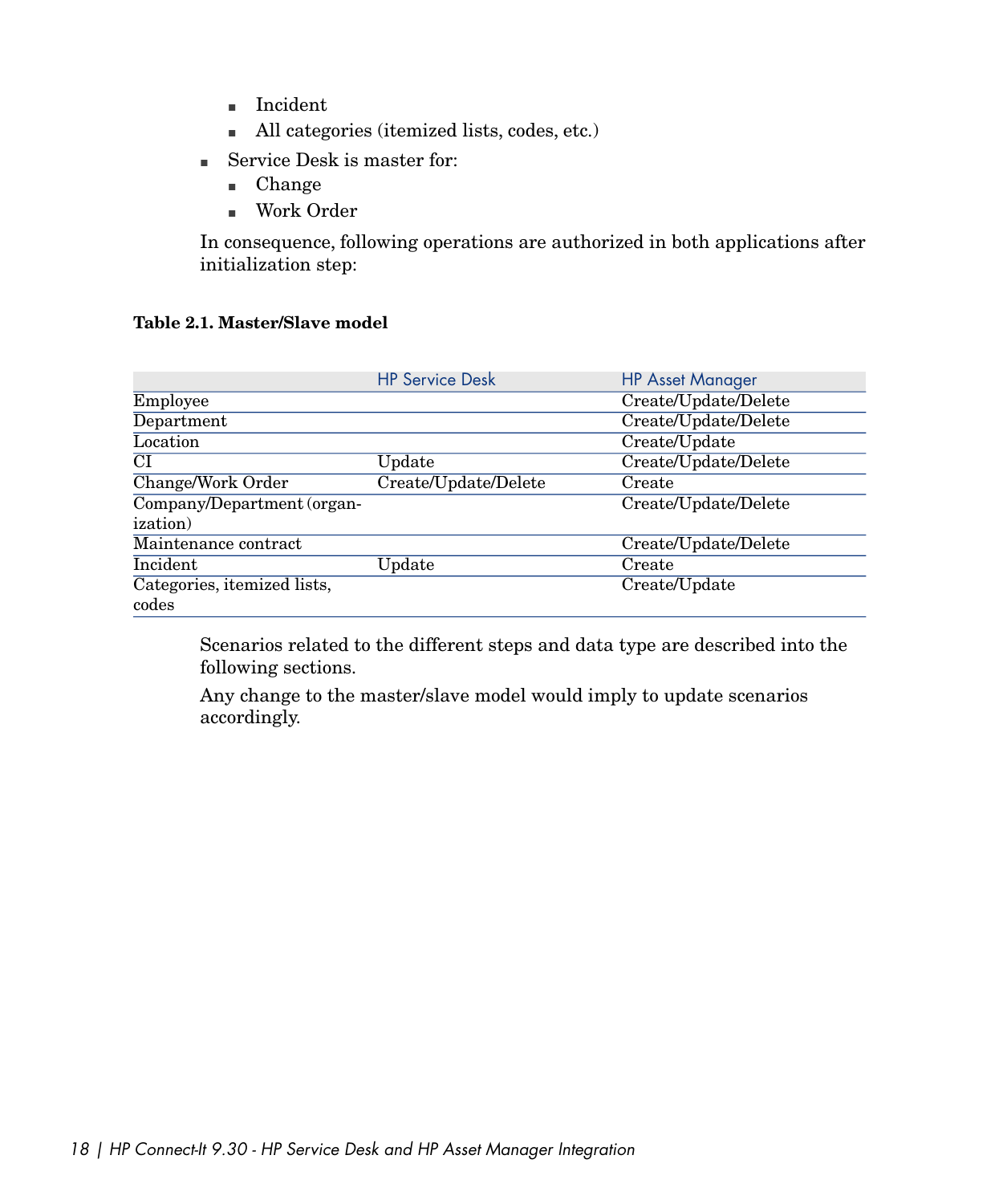- Incident
  - All categories (itemized lists, codes, etc.)
- Service Desk is master for:
  - Change
  - Work Order

In consequence, following operations are authorized in both applications after initialization step:

**Table 2.1. Master/Slave model**

| | HP Service Desk | HP Asset Manager |
|---|---|---|
| Employee | | Create/Update/Delete |
| Department | | Create/Update/Delete |
| Location | | Create/Update |
| CI | Update | Create/Update/Delete |
| Change/Work Order | Create/Update/Delete | Create |
| Company/Department (organization) | | Create/Update/Delete |
| Maintenance contract | | Create/Update/Delete |
| Incident | Update | Create |
| Categories, itemized lists, codes | | Create/Update |

Scenarios related to the different steps and data type are described into the following sections.

Any change to the master/slave model would imply to update scenarios accordingly.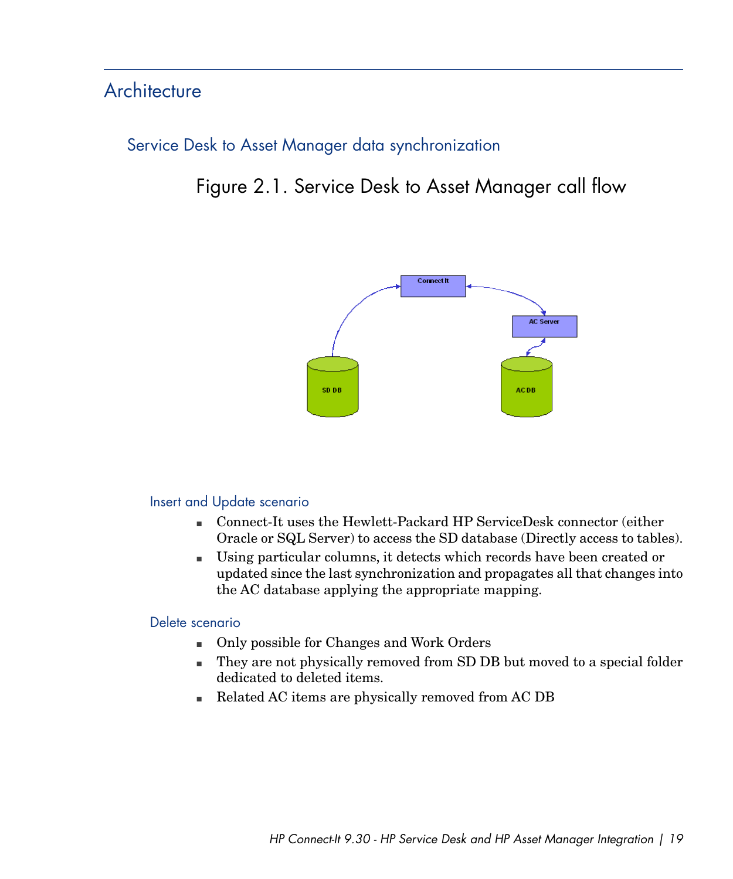# Architecture

## Service Desk to Asset Manager data synchronization

Figure 2.1. Service Desk to Asset Manager call flow

### Insert and Update scenario

- Connect-It uses the Hewlett-Packard HP ServiceDesk connector (either Oracle or SQL Server) to access the SD database (Directly access to tables).
- Using particular columns, it detects which records have been created or updated since the last synchronization and propagates all that changes into the AC database applying the appropriate mapping.

### Delete scenario

- Only possible for Changes and Work Orders
- They are not physically removed from SD DB but moved to a special folder dedicated to deleted items.
- Related AC items are physically removed from AC DB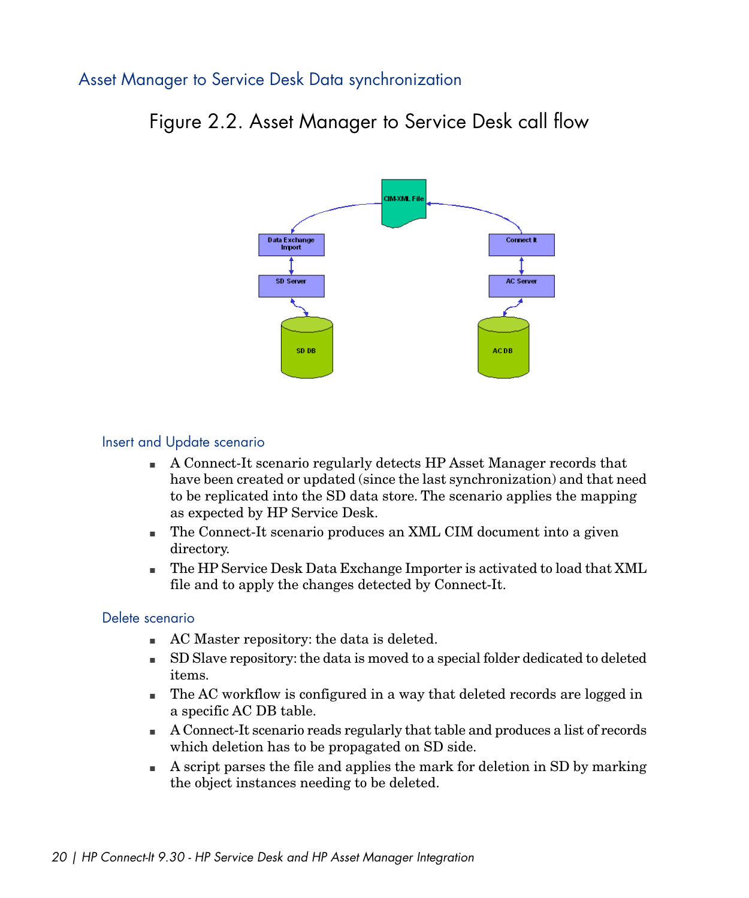## Asset Manager to Service Desk Data synchronization

Figure 2.2. Asset Manager to Service Desk call flow

### Insert and Update scenario

- A Connect-It scenario regularly detects HP Asset Manager records that have been created or updated (since the last synchronization) and that need to be replicated into the SD data store. The scenario applies the mapping as expected by HP Service Desk.
- The Connect-It scenario produces an XML CIM document into a given directory.
- The HP Service Desk Data Exchange Importer is activated to load that XML file and to apply the changes detected by Connect-It.

### Delete scenario

- AC Master repository: the data is deleted.
- SD Slave repository: the data is moved to a special folder dedicated to deleted items.
- The AC workflow is configured in a way that deleted records are logged in a specific AC DB table.
- A Connect-It scenario reads regularly that table and produces a list of records which deletion has to be propagated on SD side.
- A script parses the file and applies the mark for deletion in SD by marking the object instances needing to be deleted.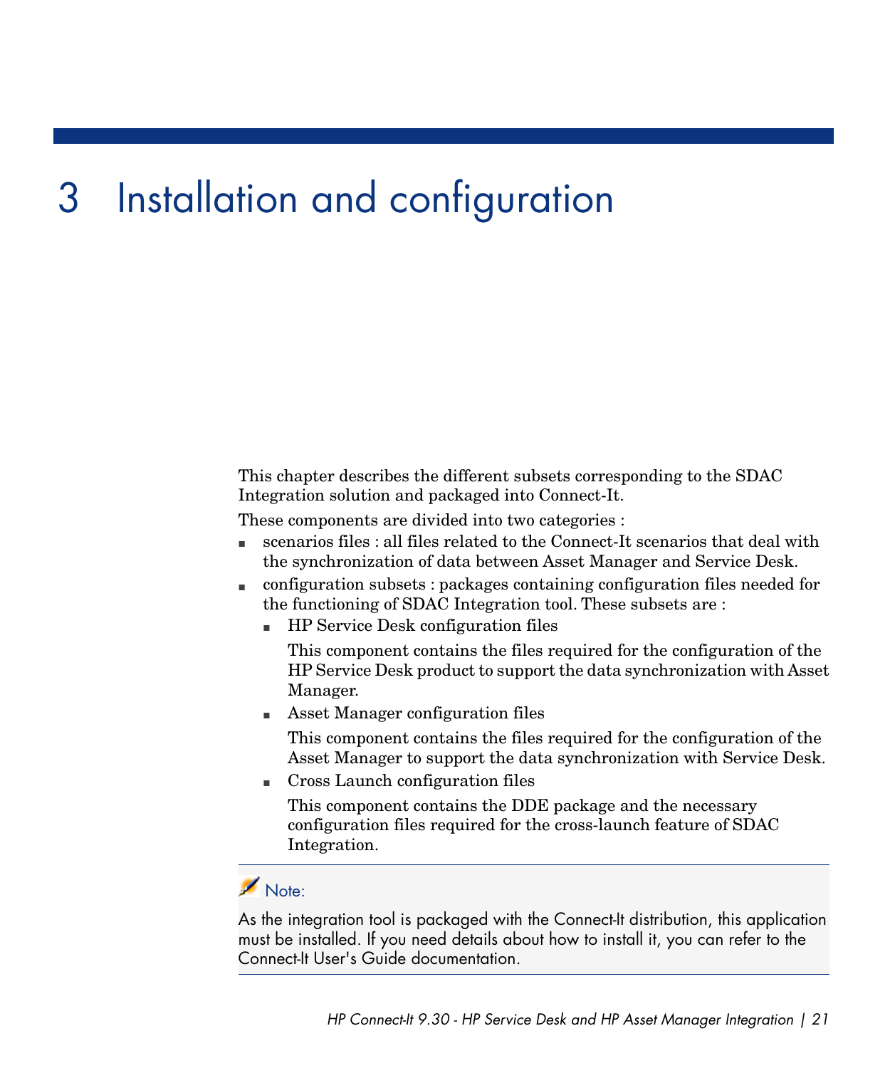# 3 Installation and configuration

This chapter describes the different subsets corresponding to the SDAC Integration solution and packaged into Connect-It.

These components are divided into two categories :

- scenarios files : all files related to the Connect-It scenarios that deal with the synchronization of data between Asset Manager and Service Desk.
- configuration subsets : packages containing configuration files needed for the functioning of SDAC Integration tool. These subsets are :
  - HP Service Desk configuration files

    This component contains the files required for the configuration of the HP Service Desk product to support the data synchronization with Asset Manager.
  - Asset Manager configuration files

    This component contains the files required for the configuration of the Asset Manager to support the data synchronization with Service Desk.
  - Cross Launch configuration files

    This component contains the DDE package and the necessary configuration files required for the cross-launch feature of SDAC Integration.

> **Note:**
>
> As the integration tool is packaged with the Connect-It distribution, this application must be installed. If you need details about how to install it, you can refer to the Connect-It User's Guide documentation.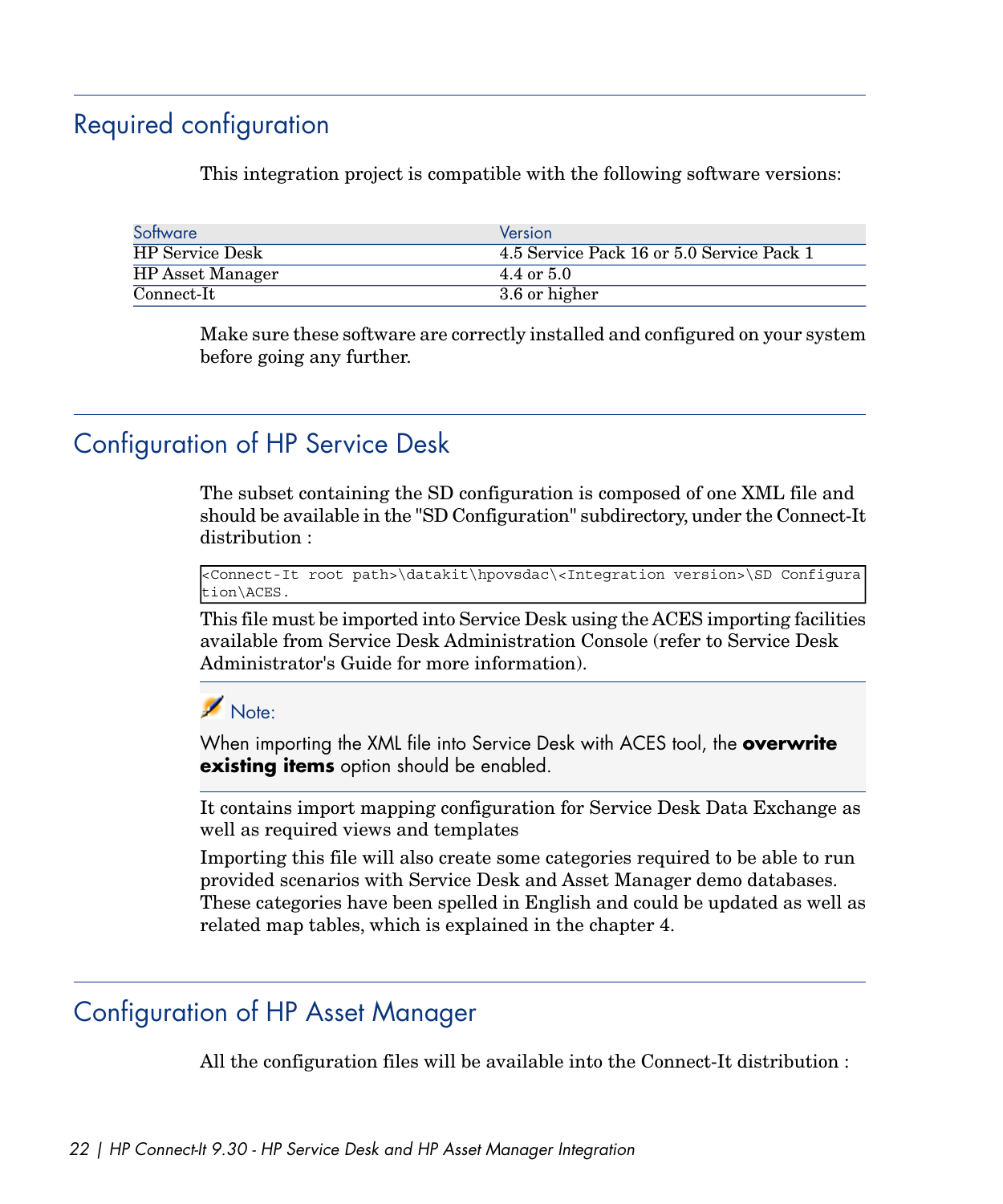## Required configuration

This integration project is compatible with the following software versions:

| Software | Version |
|---|---|
| HP Service Desk | 4.5 Service Pack 16 or 5.0 Service Pack 1 |
| HP Asset Manager | 4.4 or 5.0 |
| Connect-It | 3.6 or higher |

Make sure these software are correctly installed and configured on your system before going any further.

## Configuration of HP Service Desk

The subset containing the SD configuration is composed of one XML file and should be available in the "SD Configuration" subdirectory, under the Connect-It distribution :

```
<Connect-It root path>\datakit\hpovsdac\<Integration version>\SD Configura
tion\ACES.
```

This file must be imported into Service Desk using the ACES importing facilities available from Service Desk Administration Console (refer to Service Desk Administrator's Guide for more information).

> Note:
>
> When importing the XML file into Service Desk with ACES tool, the **overwrite existing items** option should be enabled.

It contains import mapping configuration for Service Desk Data Exchange as well as required views and templates

Importing this file will also create some categories required to be able to run provided scenarios with Service Desk and Asset Manager demo databases. These categories have been spelled in English and could be updated as well as related map tables, which is explained in the chapter 4.

## Configuration of HP Asset Manager

All the configuration files will be available into the Connect-It distribution :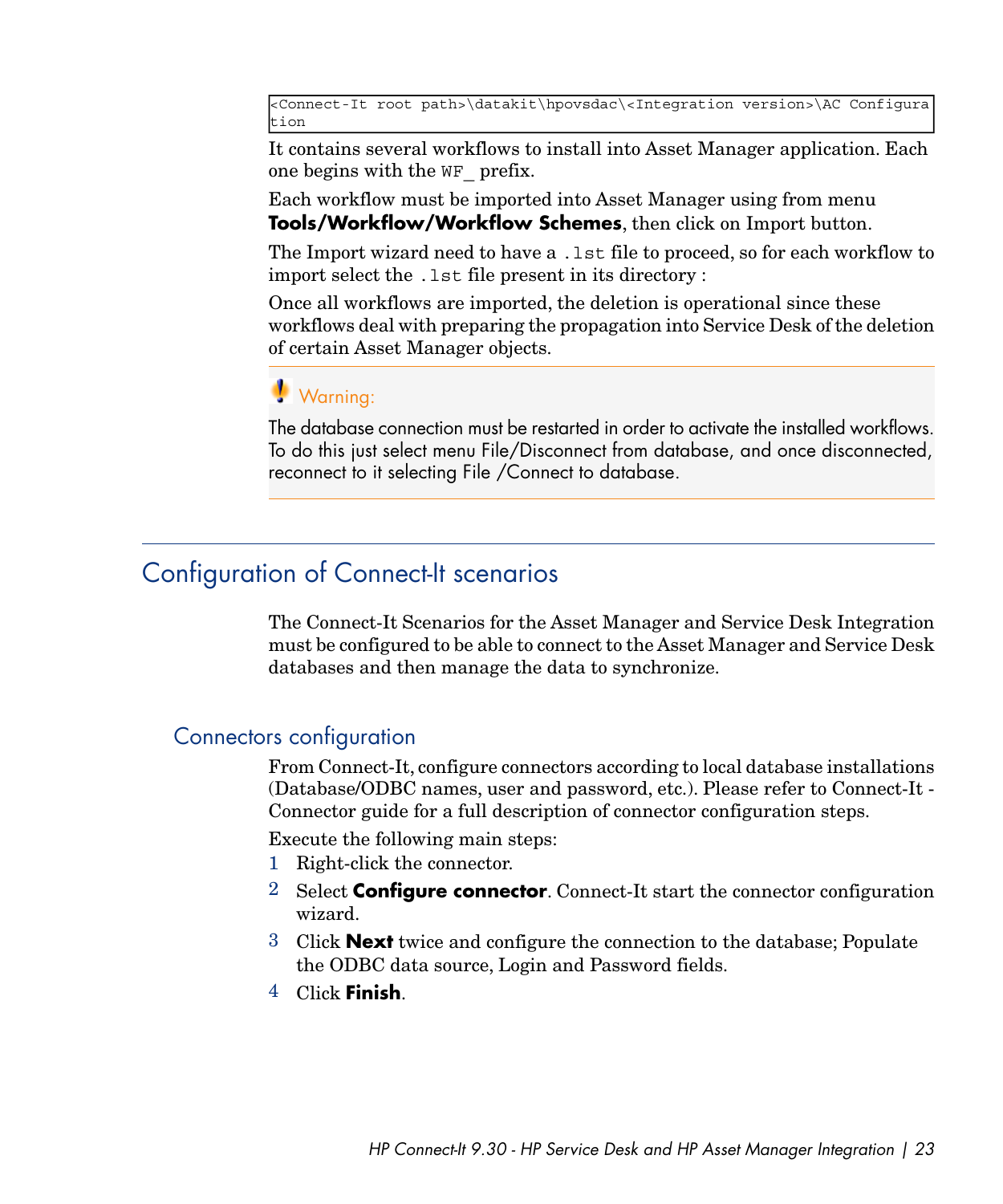```
<Connect-It root path>\datakit\hpovsdac\<Integration version>\AC Configura
tion
```

It contains several workflows to install into Asset Manager application. Each one begins with the `WF_` prefix.

Each workflow must be imported into Asset Manager using from menu **Tools/Workflow/Workflow Schemes**, then click on Import button.

The Import wizard need to have a `.lst` file to proceed, so for each workflow to import select the `.lst` file present in its directory :

Once all workflows are imported, the deletion is operational since these workflows deal with preparing the propagation into Service Desk of the deletion of certain Asset Manager objects.

> **Warning:**
>
> The database connection must be restarted in order to activate the installed workflows. To do this just select menu File/Disconnect from database, and once disconnected, reconnect to it selecting File /Connect to database.

## Configuration of Connect-It scenarios

The Connect-It Scenarios for the Asset Manager and Service Desk Integration must be configured to be able to connect to the Asset Manager and Service Desk databases and then manage the data to synchronize.

### Connectors configuration

From Connect-It, configure connectors according to local database installations (Database/ODBC names, user and password, etc.). Please refer to Connect-It - Connector guide for a full description of connector configuration steps.

Execute the following main steps:

1. Right-click the connector.
2. Select **Configure connector**. Connect-It start the connector configuration wizard.
3. Click **Next** twice and configure the connection to the database; Populate the ODBC data source, Login and Password fields.
4. Click **Finish**.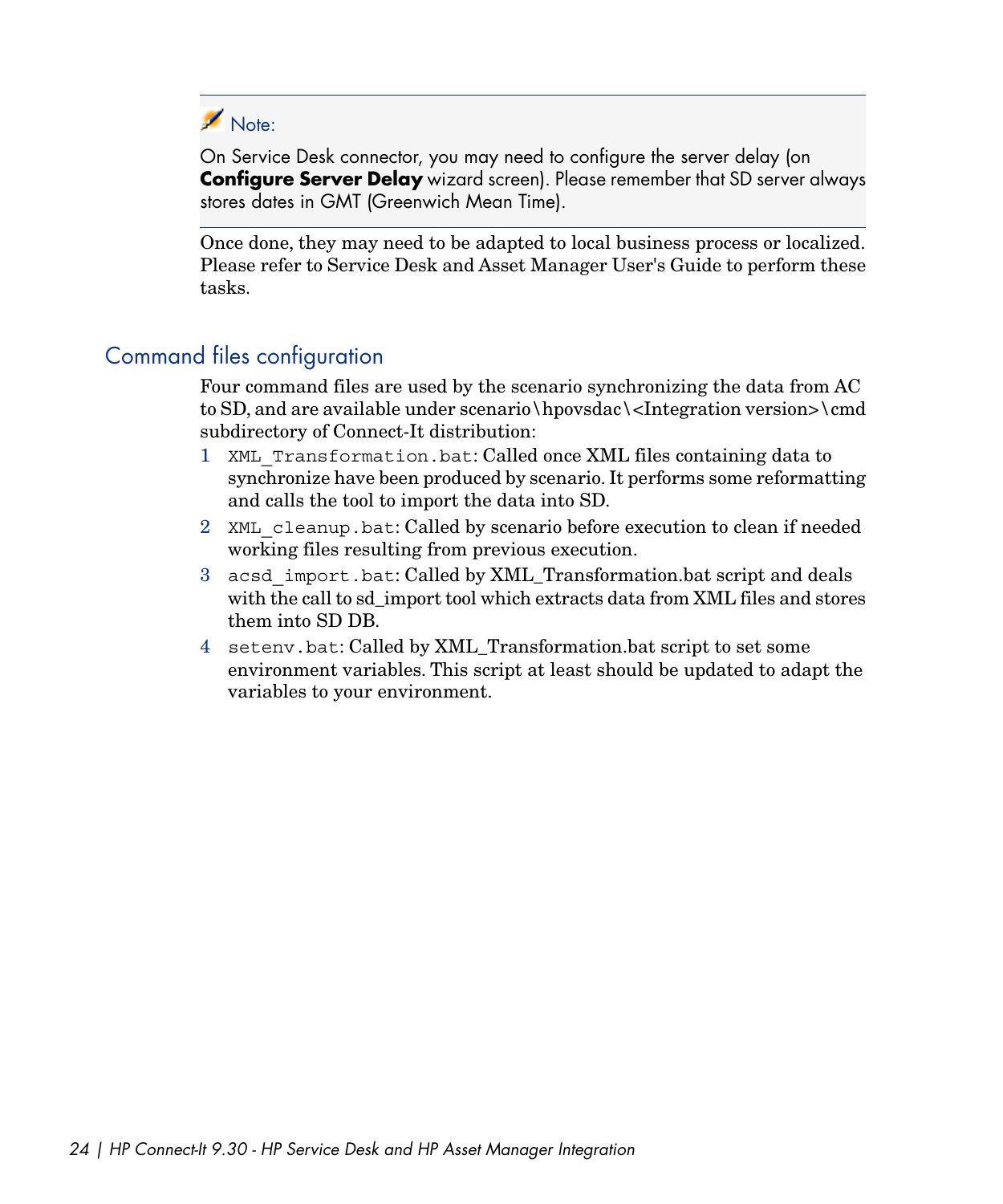> **Note:**
>
> On Service Desk connector, you may need to configure the server delay (on **Configure Server Delay** wizard screen). Please remember that SD server always stores dates in GMT (Greenwich Mean Time).

Once done, they may need to be adapted to local business process or localized. Please refer to Service Desk and Asset Manager User's Guide to perform these tasks.

## Command files configuration

Four command files are used by the scenario synchronizing the data from AC to SD, and are available under scenario\hpovsdac\<Integration version>\cmd subdirectory of Connect-It distribution:

1. `XML_Transformation.bat`: Called once XML files containing data to synchronize have been produced by scenario. It performs some reformatting and calls the tool to import the data into SD.
2. `XML_cleanup.bat`: Called by scenario before execution to clean if needed working files resulting from previous execution.
3. `acsd_import.bat`: Called by XML_Transformation.bat script and deals with the call to sd_import tool which extracts data from XML files and stores them into SD DB.
4. `setenv.bat`: Called by XML_Transformation.bat script to set some environment variables. This script at least should be updated to adapt the variables to your environment.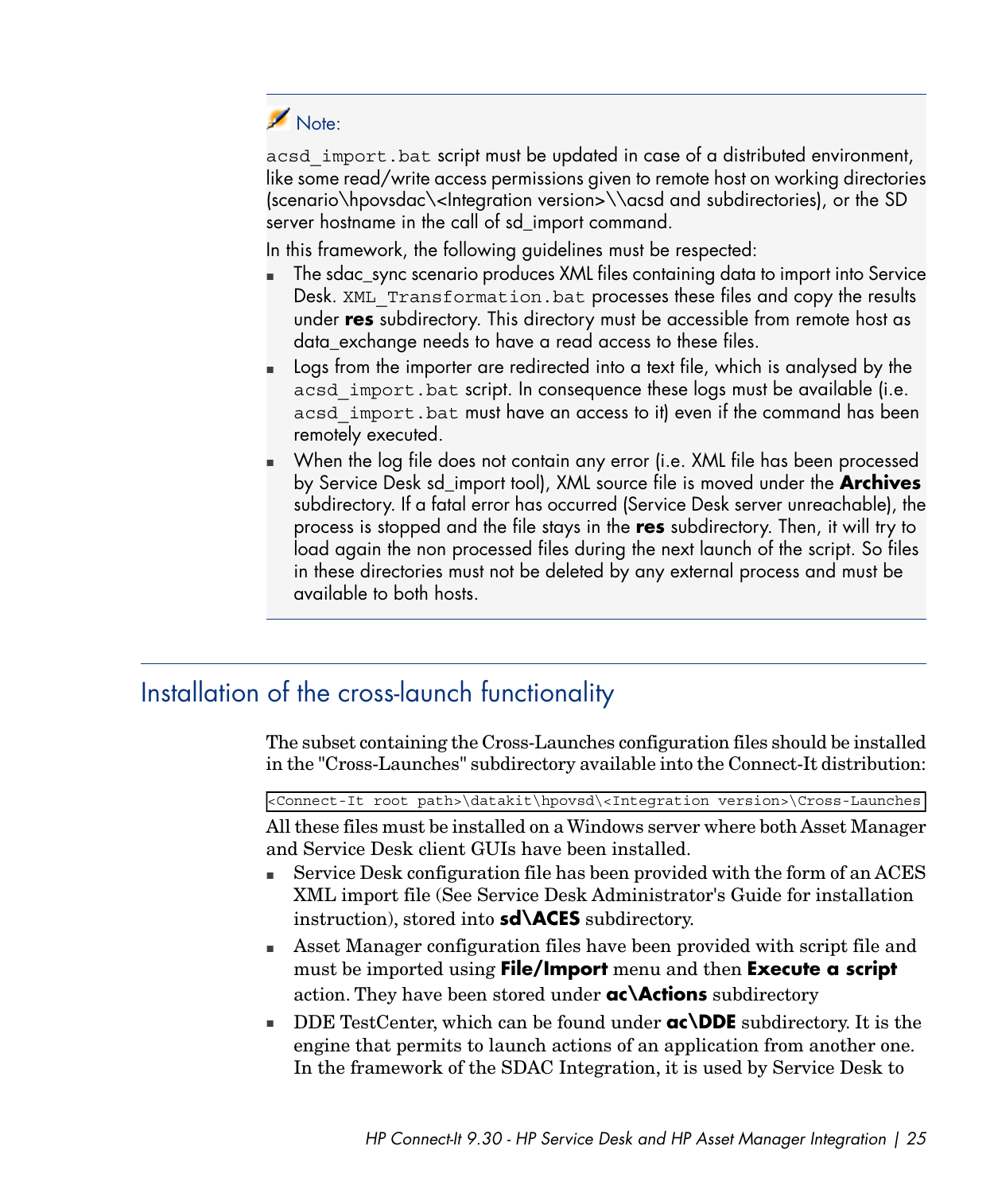> **Note:**
>
> `acsd_import.bat` script must be updated in case of a distributed environment, like some read/write access permissions given to remote host on working directories (scenario\hpovsdac\<Integration version>\\acsd and subdirectories), or the SD server hostname in the call of sd_import command.
>
> In this framework, the following guidelines must be respected:
>
> - The sdac_sync scenario produces XML files containing data to import into Service Desk. `XML_Transformation.bat` processes these files and copy the results under **res** subdirectory. This directory must be accessible from remote host as data_exchange needs to have a read access to these files.
> - Logs from the importer are redirected into a text file, which is analysed by the `acsd_import.bat` script. In consequence these logs must be available (i.e. `acsd_import.bat` must have an access to it) even if the command has been remotely executed.
> - When the log file does not contain any error (i.e. XML file has been processed by Service Desk sd_import tool), XML source file is moved under the **Archives** subdirectory. If a fatal error has occurred (Service Desk server unreachable), the process is stopped and the file stays in the **res** subdirectory. Then, it will try to load again the non processed files during the next launch of the script. So files in these directories must not be deleted by any external process and must be available to both hosts.

## Installation of the cross-launch functionality

The subset containing the Cross-Launches configuration files should be installed in the "Cross-Launches" subdirectory available into the Connect-It distribution:

```
<Connect-It root path>\datakit\hpovsd\<Integration version>\Cross-Launches
```

All these files must be installed on a Windows server where both Asset Manager and Service Desk client GUIs have been installed.

- Service Desk configuration file has been provided with the form of an ACES XML import file (See Service Desk Administrator's Guide for installation instruction), stored into **sd\ACES** subdirectory.
- Asset Manager configuration files have been provided with script file and must be imported using **File/Import** menu and then **Execute a script** action. They have been stored under **ac\Actions** subdirectory
- DDE TestCenter, which can be found under **ac\DDE** subdirectory. It is the engine that permits to launch actions of an application from another one. In the framework of the SDAC Integration, it is used by Service Desk to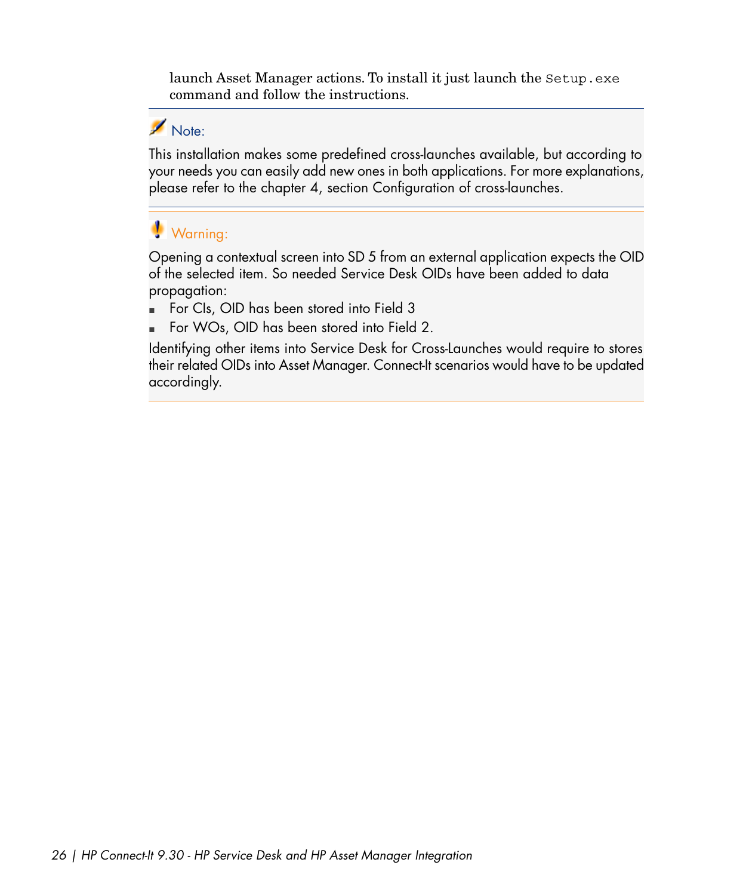launch Asset Manager actions. To install it just launch the `Setup.exe` command and follow the instructions.

**Note:**

This installation makes some predefined cross-launches available, but according to your needs you can easily add new ones in both applications. For more explanations, please refer to the chapter 4, section Configuration of cross-launches.

**Warning:**

Opening a contextual screen into SD 5 from an external application expects the OID of the selected item. So needed Service Desk OIDs have been added to data propagation:

- For CIs, OID has been stored into Field 3
- For WOs, OID has been stored into Field 2.

Identifying other items into Service Desk for Cross-Launches would require to stores their related OIDs into Asset Manager. Connect-It scenarios would have to be updated accordingly.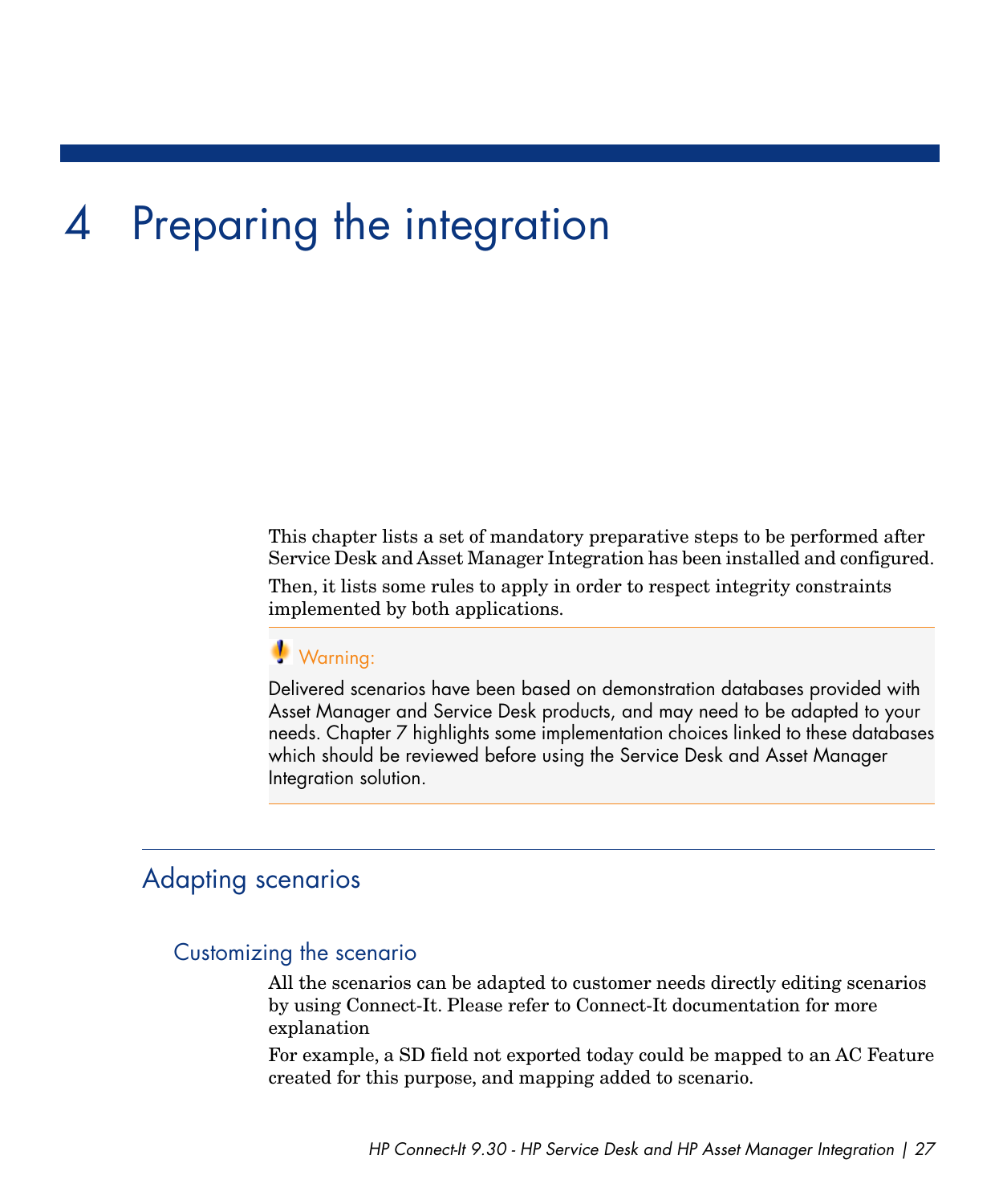# 4 Preparing the integration

This chapter lists a set of mandatory preparative steps to be performed after Service Desk and Asset Manager Integration has been installed and configured.

Then, it lists some rules to apply in order to respect integrity constraints implemented by both applications.

> **Warning:**
>
> Delivered scenarios have been based on demonstration databases provided with Asset Manager and Service Desk products, and may need to be adapted to your needs. Chapter 7 highlights some implementation choices linked to these databases which should be reviewed before using the Service Desk and Asset Manager Integration solution.

## Adapting scenarios

### Customizing the scenario

All the scenarios can be adapted to customer needs directly editing scenarios by using Connect-It. Please refer to Connect-It documentation for more explanation

For example, a SD field not exported today could be mapped to an AC Feature created for this purpose, and mapping added to scenario.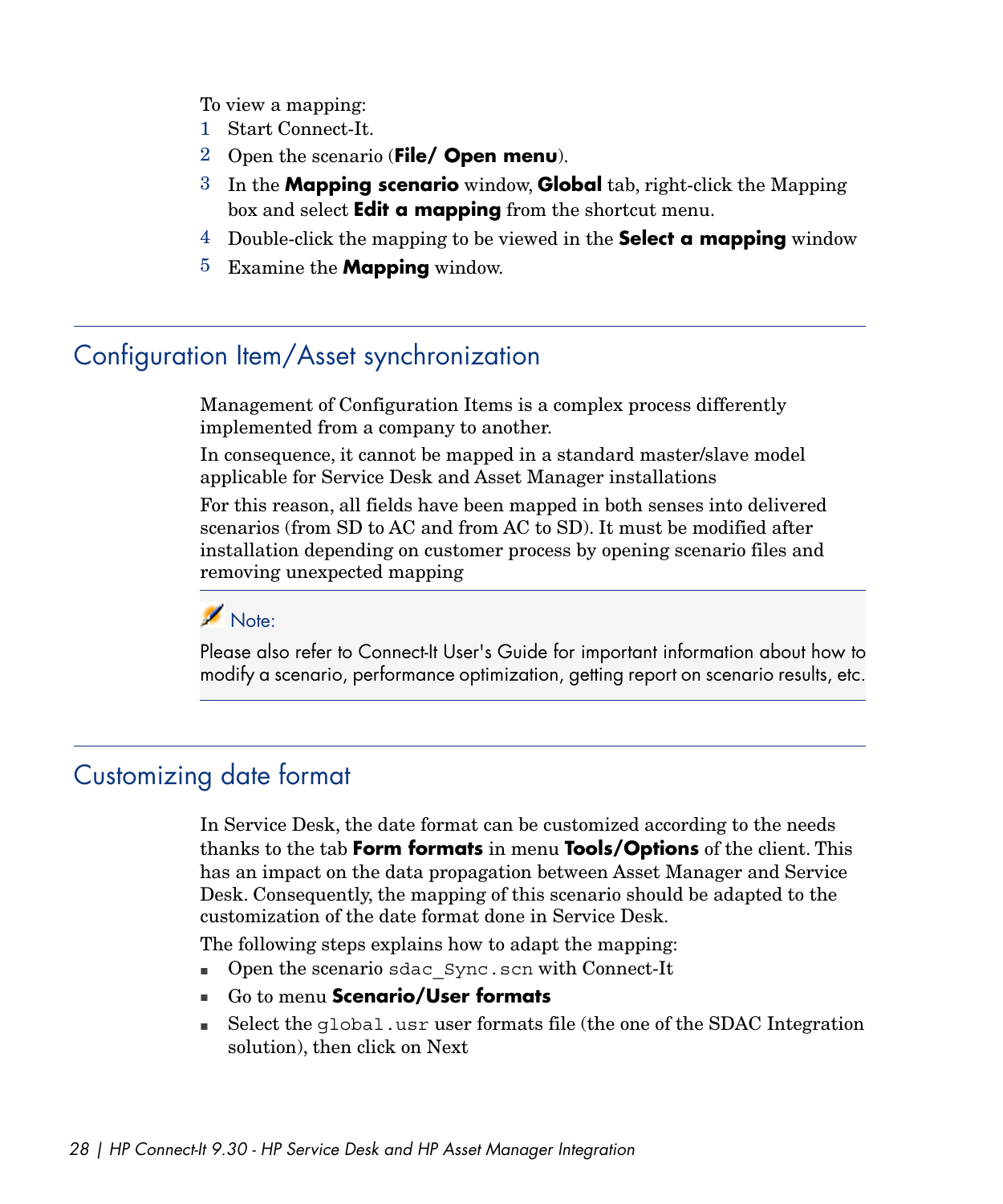To view a mapping:

1. Start Connect-It.
2. Open the scenario (**File/ Open menu**).
3. In the **Mapping scenario** window, **Global** tab, right-click the Mapping box and select **Edit a mapping** from the shortcut menu.
4. Double-click the mapping to be viewed in the **Select a mapping** window
5. Examine the **Mapping** window.

## Configuration Item/Asset synchronization

Management of Configuration Items is a complex process differently implemented from a company to another.

In consequence, it cannot be mapped in a standard master/slave model applicable for Service Desk and Asset Manager installations

For this reason, all fields have been mapped in both senses into delivered scenarios (from SD to AC and from AC to SD). It must be modified after installation depending on customer process by opening scenario files and removing unexpected mapping

> Note:
>
> Please also refer to Connect-It User's Guide for important information about how to modify a scenario, performance optimization, getting report on scenario results, etc.

## Customizing date format

In Service Desk, the date format can be customized according to the needs thanks to the tab **Form formats** in menu **Tools/Options** of the client. This has an impact on the data propagation between Asset Manager and Service Desk. Consequently, the mapping of this scenario should be adapted to the customization of the date format done in Service Desk.

The following steps explains how to adapt the mapping:

- Open the scenario `sdac_Sync.scn` with Connect-It
- Go to menu **Scenario/User formats**
- Select the `global.usr` user formats file (the one of the SDAC Integration solution), then click on Next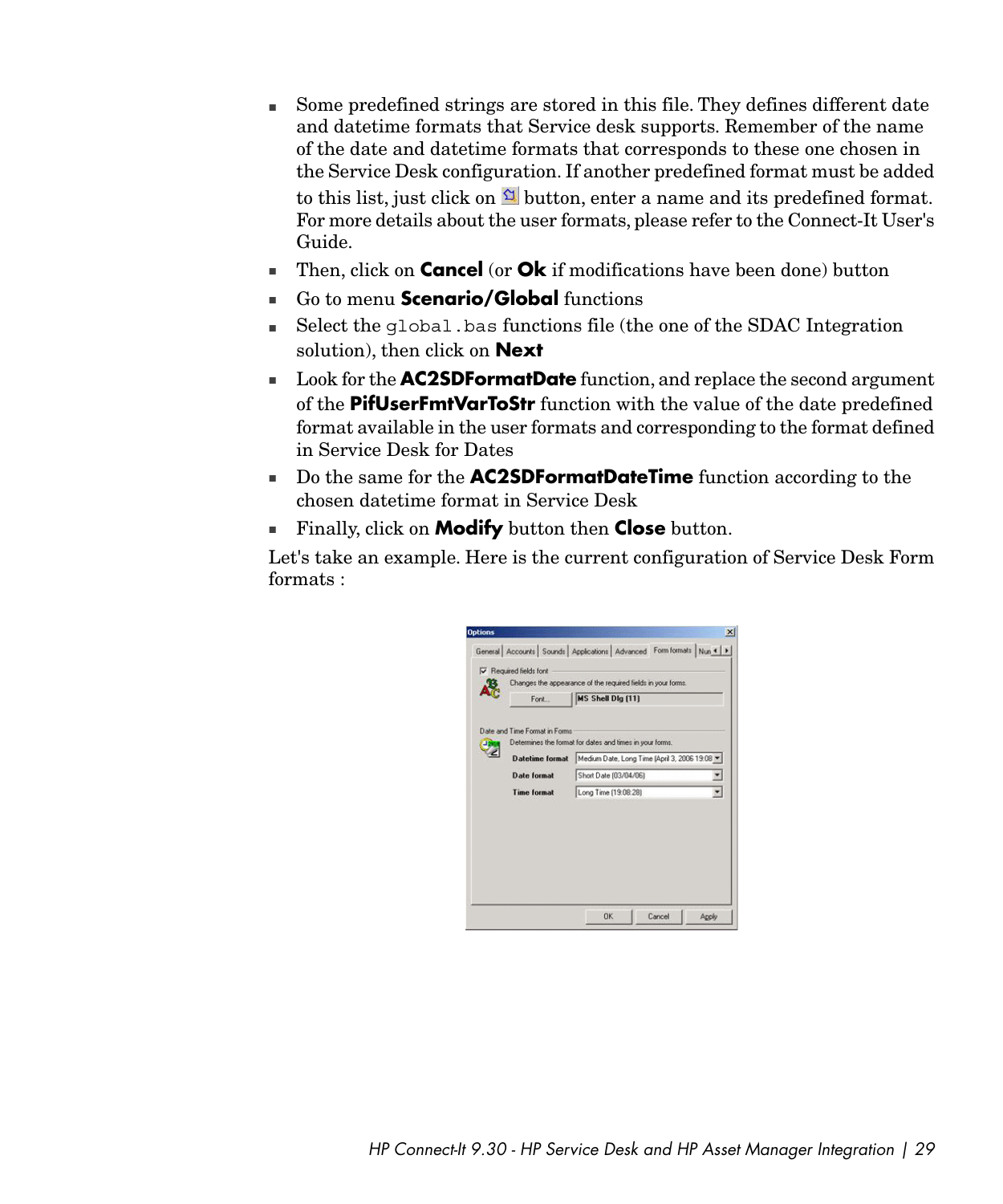- Some predefined strings are stored in this file. They defines different date and datetime formats that Service desk supports. Remember of the name of the date and datetime formats that corresponds to these one chosen in the Service Desk configuration. If another predefined format must be added to this list, just click on button, enter a name and its predefined format. For more details about the user formats, please refer to the Connect-It User's Guide.
- Then, click on **Cancel** (or **Ok** if modifications have been done) button
- Go to menu **Scenario/Global** functions
- Select the `global.bas` functions file (the one of the SDAC Integration solution), then click on **Next**
- Look for the **AC2SDFormatDate** function, and replace the second argument of the **PifUserFmtVarToStr** function with the value of the date predefined format available in the user formats and corresponding to the format defined in Service Desk for Dates
- Do the same for the **AC2SDFormatDateTime** function according to the chosen datetime format in Service Desk
- Finally, click on **Modify** button then **Close** button.

Let's take an example. Here is the current configuration of Service Desk Form formats :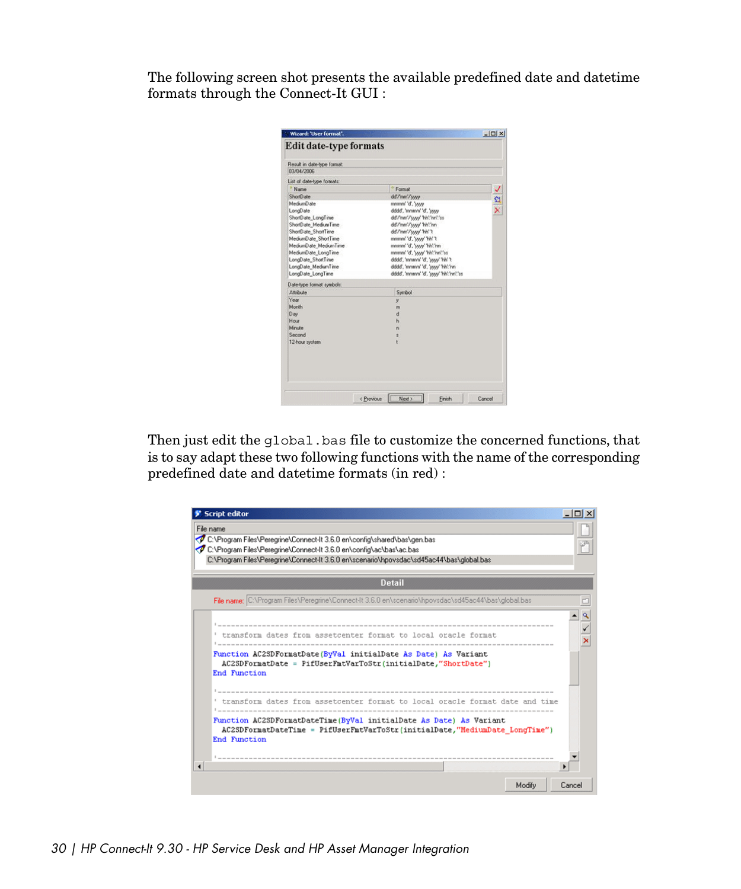The following screen shot presents the available predefined date and datetime formats through the Connect-It GUI :

Then just edit the `global.bas` file to customize the concerned functions, that is to say adapt these two following functions with the name of the corresponding predefined date and datetime formats (in red) :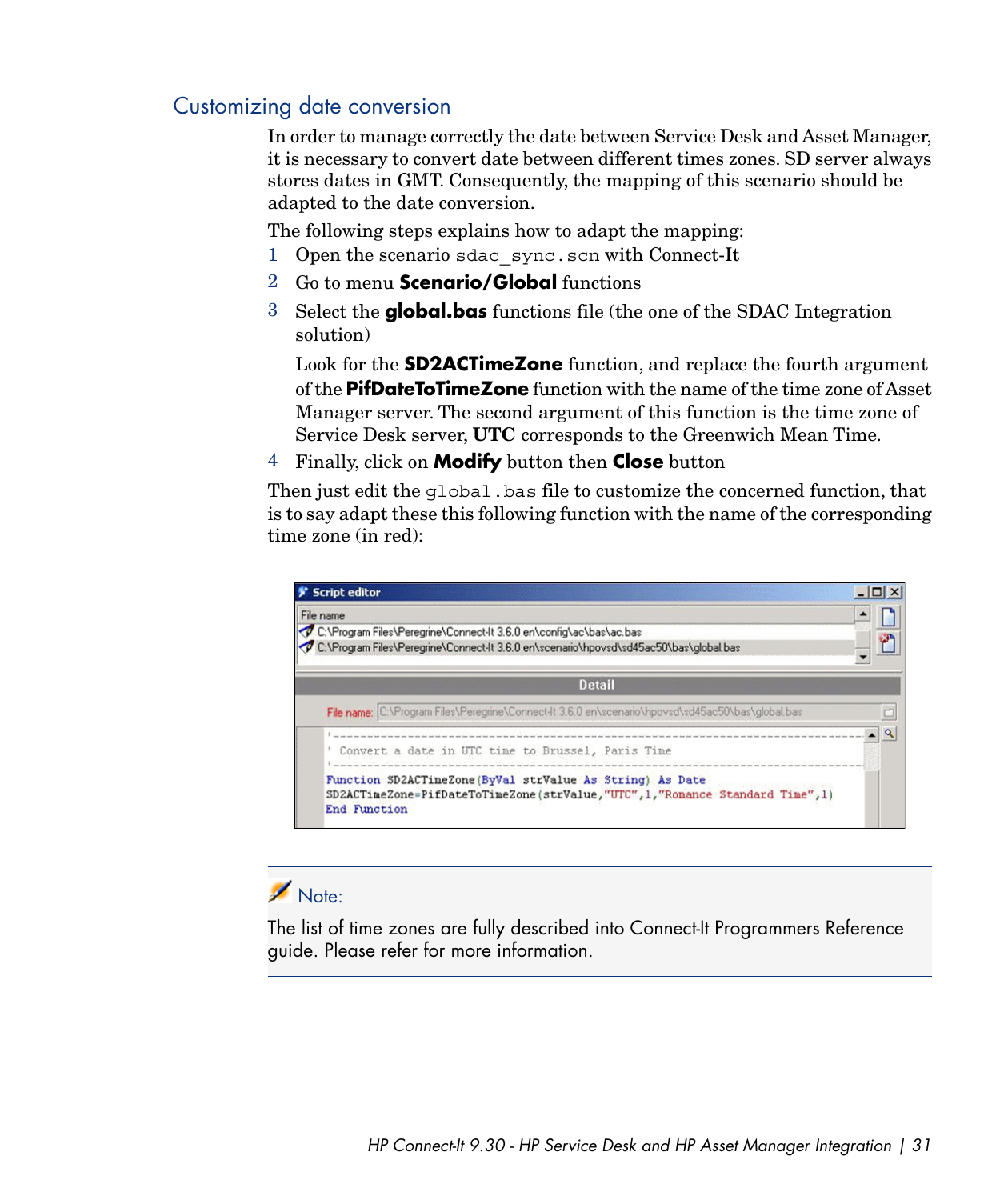## Customizing date conversion

In order to manage correctly the date between Service Desk and Asset Manager, it is necessary to convert date between different times zones. SD server always stores dates in GMT. Consequently, the mapping of this scenario should be adapted to the date conversion.

The following steps explains how to adapt the mapping:

1. Open the scenario `sdac_sync.scn` with Connect-It
2. Go to menu **Scenario/Global** functions
3. Select the **global.bas** functions file (the one of the SDAC Integration solution)

   Look for the **SD2ACTimeZone** function, and replace the fourth argument of the **PifDateToTimeZone** function with the name of the time zone of Asset Manager server. The second argument of this function is the time zone of Service Desk server, **UTC** corresponds to the Greenwich Mean Time.
4. Finally, click on **Modify** button then **Close** button

Then just edit the `global.bas` file to customize the concerned function, that is to say adapt these this following function with the name of the corresponding time zone (in red):

```
'----------------------------------------------------------------------------
' Convert a date in UTC time to Brussel, Paris Time
'----------------------------------------------------------------------------
Function SD2ACTimeZone(ByVal strValue As String) As Date
SD2ACTimeZone=PifDateToTimeZone(strValue,"UTC",1,"Romance Standard Time",1)
End Function
```

**Note:**

The list of time zones are fully described into Connect-It Programmers Reference guide. Please refer for more information.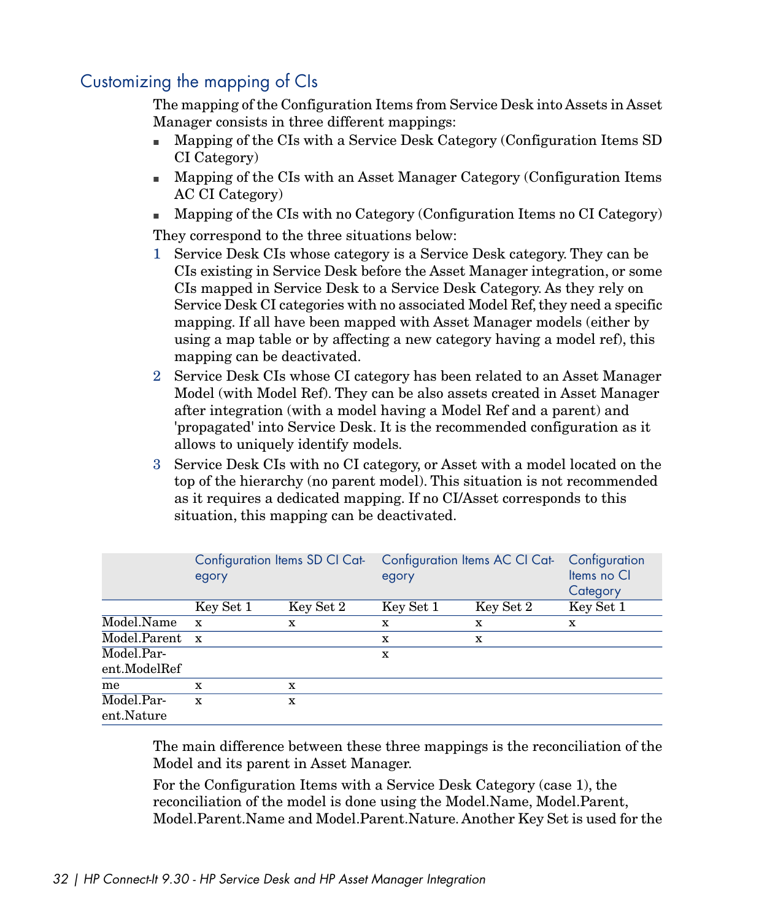## Customizing the mapping of CIs

The mapping of the Configuration Items from Service Desk into Assets in Asset Manager consists in three different mappings:

- Mapping of the CIs with a Service Desk Category (Configuration Items SD CI Category)
- Mapping of the CIs with an Asset Manager Category (Configuration Items AC CI Category)
- Mapping of the CIs with no Category (Configuration Items no CI Category)

They correspond to the three situations below:

1. Service Desk CIs whose category is a Service Desk category. They can be CIs existing in Service Desk before the Asset Manager integration, or some CIs mapped in Service Desk to a Service Desk Category. As they rely on Service Desk CI categories with no associated Model Ref, they need a specific mapping. If all have been mapped with Asset Manager models (either by using a map table or by affecting a new category having a model ref), this mapping can be deactivated.
2. Service Desk CIs whose CI category has been related to an Asset Manager Model (with Model Ref). They can be also assets created in Asset Manager after integration (with a model having a Model Ref and a parent) and 'propagated' into Service Desk. It is the recommended configuration as it allows to uniquely identify models.
3. Service Desk CIs with no CI category, or Asset with a model located on the top of the hierarchy (no parent model). This situation is not recommended as it requires a dedicated mapping. If no CI/Asset corresponds to this situation, this mapping can be deactivated.

| | Configuration Items SD CI Category | | Configuration Items AC CI Category | | Configuration Items no CI Category |
|---|---|---|---|---|---|
| | Key Set 1 | Key Set 2 | Key Set 1 | Key Set 2 | Key Set 1 |
| Model.Name | x | x | x | x | x |
| Model.Parent | x | | x | x | |
| Model.Parent.ModelRef | | | x | | |
| me | x | x | | | |
| Model.Parent.Nature | x | x | | | |

The main difference between these three mappings is the reconciliation of the Model and its parent in Asset Manager.

For the Configuration Items with a Service Desk Category (case 1), the reconciliation of the model is done using the Model.Name, Model.Parent, Model.Parent.Name and Model.Parent.Nature. Another Key Set is used for the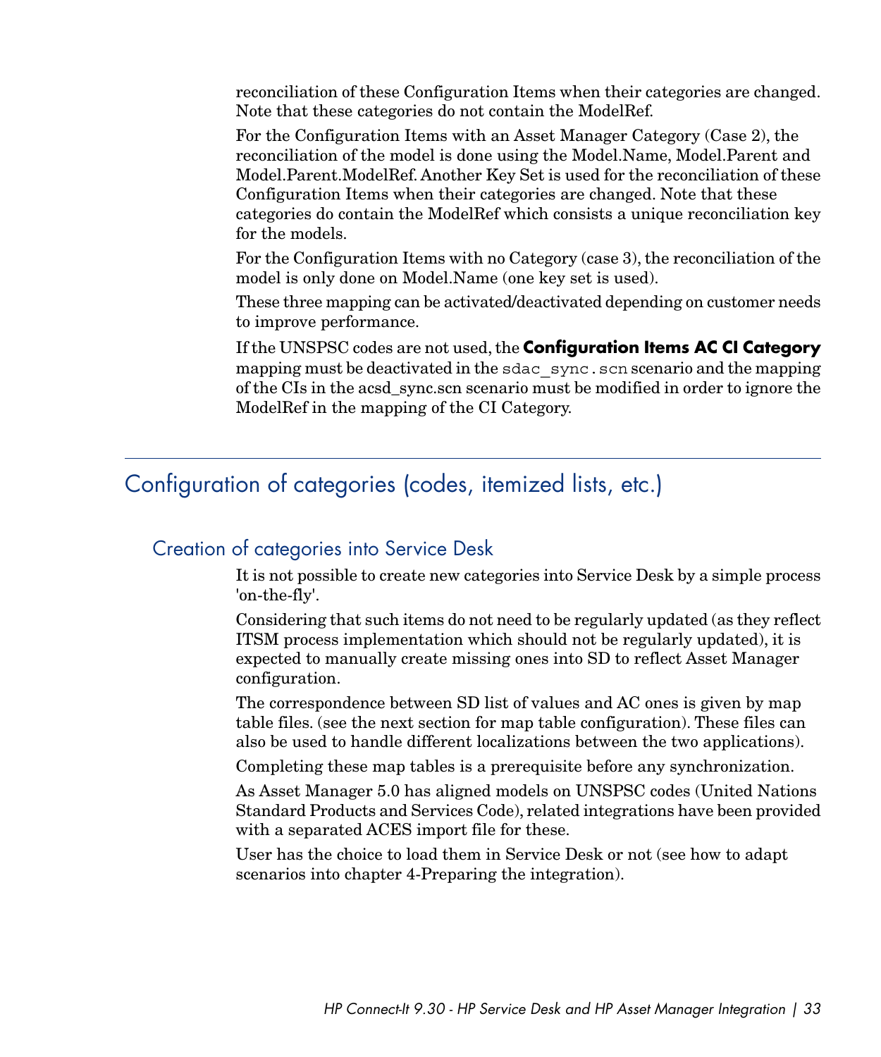reconciliation of these Configuration Items when their categories are changed. Note that these categories do not contain the ModelRef.

For the Configuration Items with an Asset Manager Category (Case 2), the reconciliation of the model is done using the Model.Name, Model.Parent and Model.Parent.ModelRef. Another Key Set is used for the reconciliation of these Configuration Items when their categories are changed. Note that these categories do contain the ModelRef which consists a unique reconciliation key for the models.

For the Configuration Items with no Category (case 3), the reconciliation of the model is only done on Model.Name (one key set is used).

These three mapping can be activated/deactivated depending on customer needs to improve performance.

If the UNSPSC codes are not used, the **Configuration Items AC CI Category** mapping must be deactivated in the `sdac_sync.scn` scenario and the mapping of the CIs in the acsd_sync.scn scenario must be modified in order to ignore the ModelRef in the mapping of the CI Category.

## Configuration of categories (codes, itemized lists, etc.)

### Creation of categories into Service Desk

It is not possible to create new categories into Service Desk by a simple process 'on-the-fly'.

Considering that such items do not need to be regularly updated (as they reflect ITSM process implementation which should not be regularly updated), it is expected to manually create missing ones into SD to reflect Asset Manager configuration.

The correspondence between SD list of values and AC ones is given by map table files. (see the next section for map table configuration). These files can also be used to handle different localizations between the two applications).

Completing these map tables is a prerequisite before any synchronization.

As Asset Manager 5.0 has aligned models on UNSPSC codes (United Nations Standard Products and Services Code), related integrations have been provided with a separated ACES import file for these.

User has the choice to load them in Service Desk or not (see how to adapt scenarios into chapter 4-Preparing the integration).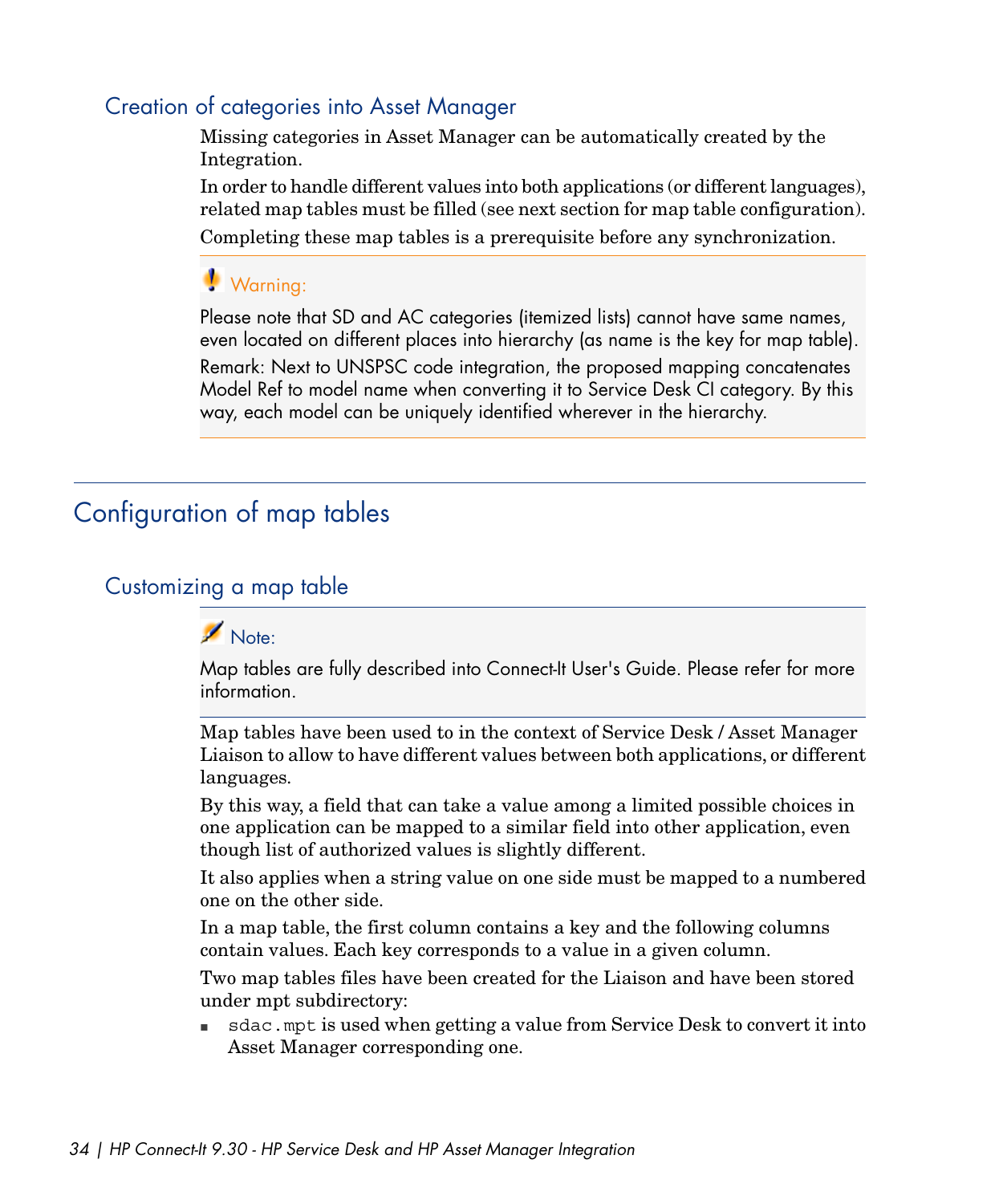### Creation of categories into Asset Manager

Missing categories in Asset Manager can be automatically created by the Integration.

In order to handle different values into both applications (or different languages), related map tables must be filled (see next section for map table configuration).

Completing these map tables is a prerequisite before any synchronization.

> **Warning:**
>
> Please note that SD and AC categories (itemized lists) cannot have same names, even located on different places into hierarchy (as name is the key for map table).
>
> Remark: Next to UNSPSC code integration, the proposed mapping concatenates Model Ref to model name when converting it to Service Desk CI category. By this way, each model can be uniquely identified wherever in the hierarchy.

## Configuration of map tables

### Customizing a map table

> **Note:**
>
> Map tables are fully described into Connect-It User's Guide. Please refer for more information.

Map tables have been used to in the context of Service Desk / Asset Manager Liaison to allow to have different values between both applications, or different languages.

By this way, a field that can take a value among a limited possible choices in one application can be mapped to a similar field into other application, even though list of authorized values is slightly different.

It also applies when a string value on one side must be mapped to a numbered one on the other side.

In a map table, the first column contains a key and the following columns contain values. Each key corresponds to a value in a given column.

Two map tables files have been created for the Liaison and have been stored under mpt subdirectory:

- `sdac.mpt` is used when getting a value from Service Desk to convert it into Asset Manager corresponding one.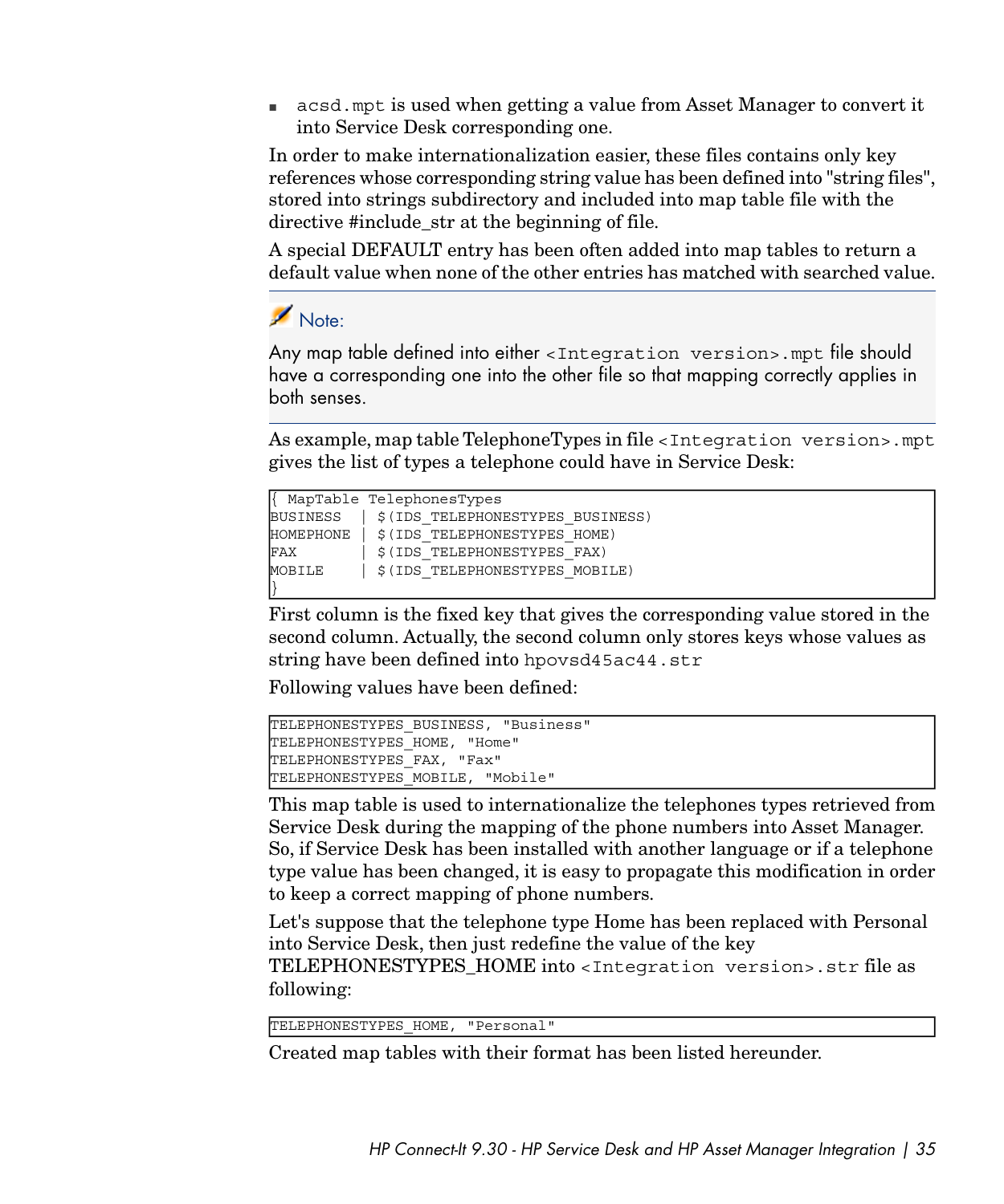- `acsd.mpt` is used when getting a value from Asset Manager to convert it into Service Desk corresponding one.

In order to make internationalization easier, these files contains only key references whose corresponding string value has been defined into "string files", stored into strings subdirectory and included into map table file with the directive #include_str at the beginning of file.

A special DEFAULT entry has been often added into map tables to return a default value when none of the other entries has matched with searched value.

> **Note:**
>
> Any map table defined into either `<Integration version>.mpt` file should have a corresponding one into the other file so that mapping correctly applies in both senses.

As example, map table TelephoneTypes in file `<Integration version>.mpt` gives the list of types a telephone could have in Service Desk:

```
{ MapTable TelephonesTypes
BUSINESS  | $(IDS_TELEPHONESTYPES_BUSINESS)
HOMEPHONE | $(IDS_TELEPHONESTYPES_HOME)
FAX       | $(IDS_TELEPHONESTYPES_FAX)
MOBILE    | $(IDS_TELEPHONESTYPES_MOBILE)
}
```

First column is the fixed key that gives the corresponding value stored in the second column. Actually, the second column only stores keys whose values as string have been defined into `hpovsd45ac44.str`

Following values have been defined:

```
TELEPHONESTYPES_BUSINESS, "Business"
TELEPHONESTYPES_HOME, "Home"
TELEPHONESTYPES_FAX, "Fax"
TELEPHONESTYPES_MOBILE, "Mobile"
```

This map table is used to internationalize the telephones types retrieved from Service Desk during the mapping of the phone numbers into Asset Manager. So, if Service Desk has been installed with another language or if a telephone type value has been changed, it is easy to propagate this modification in order to keep a correct mapping of phone numbers.

Let's suppose that the telephone type Home has been replaced with Personal into Service Desk, then just redefine the value of the key TELEPHONESTYPES_HOME into `<Integration version>.str` file as following:

```
TELEPHONESTYPES_HOME, "Personal"
```

Created map tables with their format has been listed hereunder.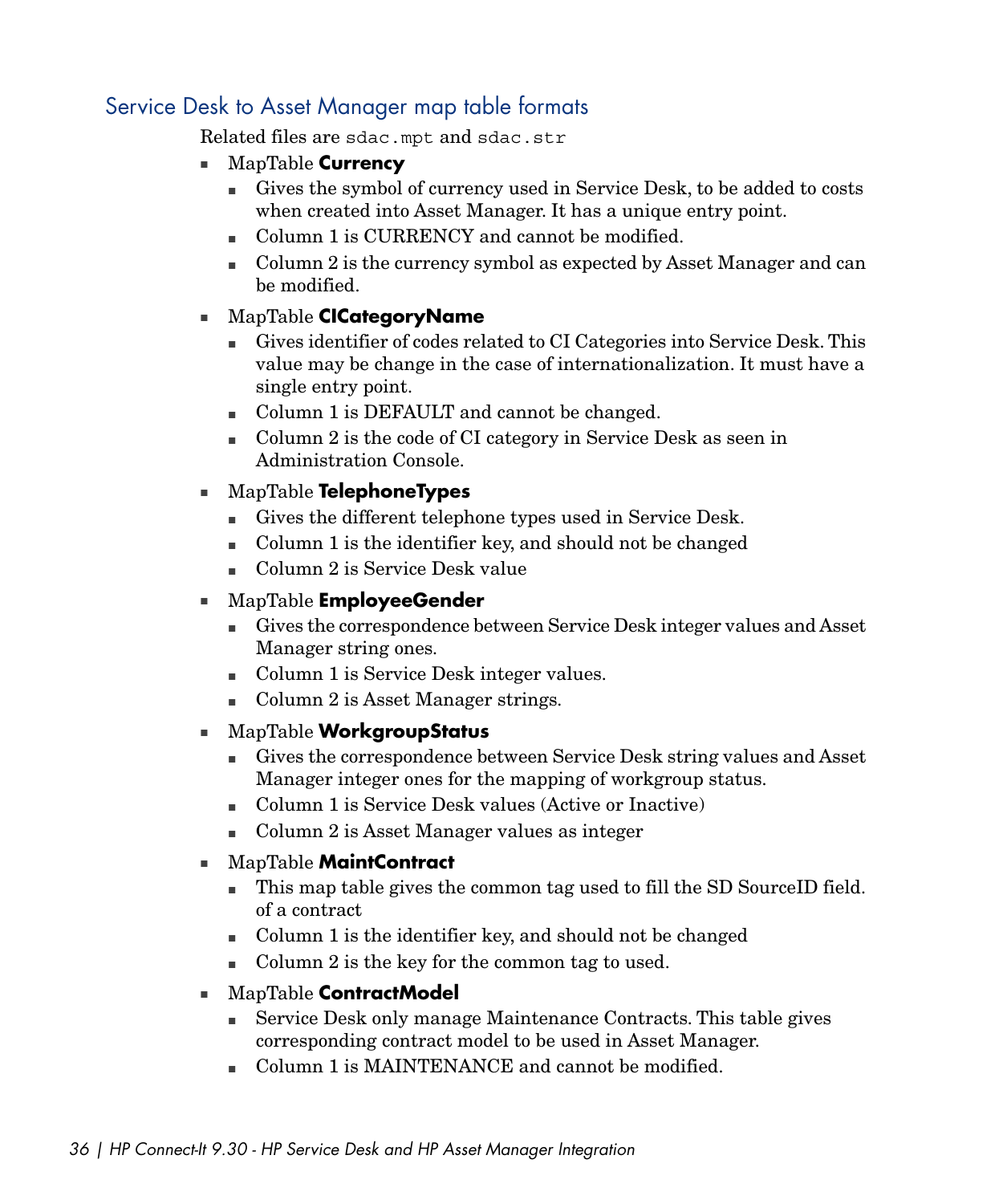## Service Desk to Asset Manager map table formats

Related files are `sdac.mpt` and `sdac.str`

- MapTable **Currency**
  - Gives the symbol of currency used in Service Desk, to be added to costs when created into Asset Manager. It has a unique entry point.
  - Column 1 is CURRENCY and cannot be modified.
  - Column 2 is the currency symbol as expected by Asset Manager and can be modified.
- MapTable **CICategoryName**
  - Gives identifier of codes related to CI Categories into Service Desk. This value may be change in the case of internationalization. It must have a single entry point.
  - Column 1 is DEFAULT and cannot be changed.
  - Column 2 is the code of CI category in Service Desk as seen in Administration Console.
- MapTable **TelephoneTypes**
  - Gives the different telephone types used in Service Desk.
  - Column 1 is the identifier key, and should not be changed
  - Column 2 is Service Desk value
- MapTable **EmployeeGender**
  - Gives the correspondence between Service Desk integer values and Asset Manager string ones.
  - Column 1 is Service Desk integer values.
  - Column 2 is Asset Manager strings.
- MapTable **WorkgroupStatus**
  - Gives the correspondence between Service Desk string values and Asset Manager integer ones for the mapping of workgroup status.
  - Column 1 is Service Desk values (Active or Inactive)
  - Column 2 is Asset Manager values as integer
- MapTable **MaintContract**
  - This map table gives the common tag used to fill the SD SourceID field. of a contract
  - Column 1 is the identifier key, and should not be changed
  - Column 2 is the key for the common tag to used.
- MapTable **ContractModel**
  - Service Desk only manage Maintenance Contracts. This table gives corresponding contract model to be used in Asset Manager.
  - Column 1 is MAINTENANCE and cannot be modified.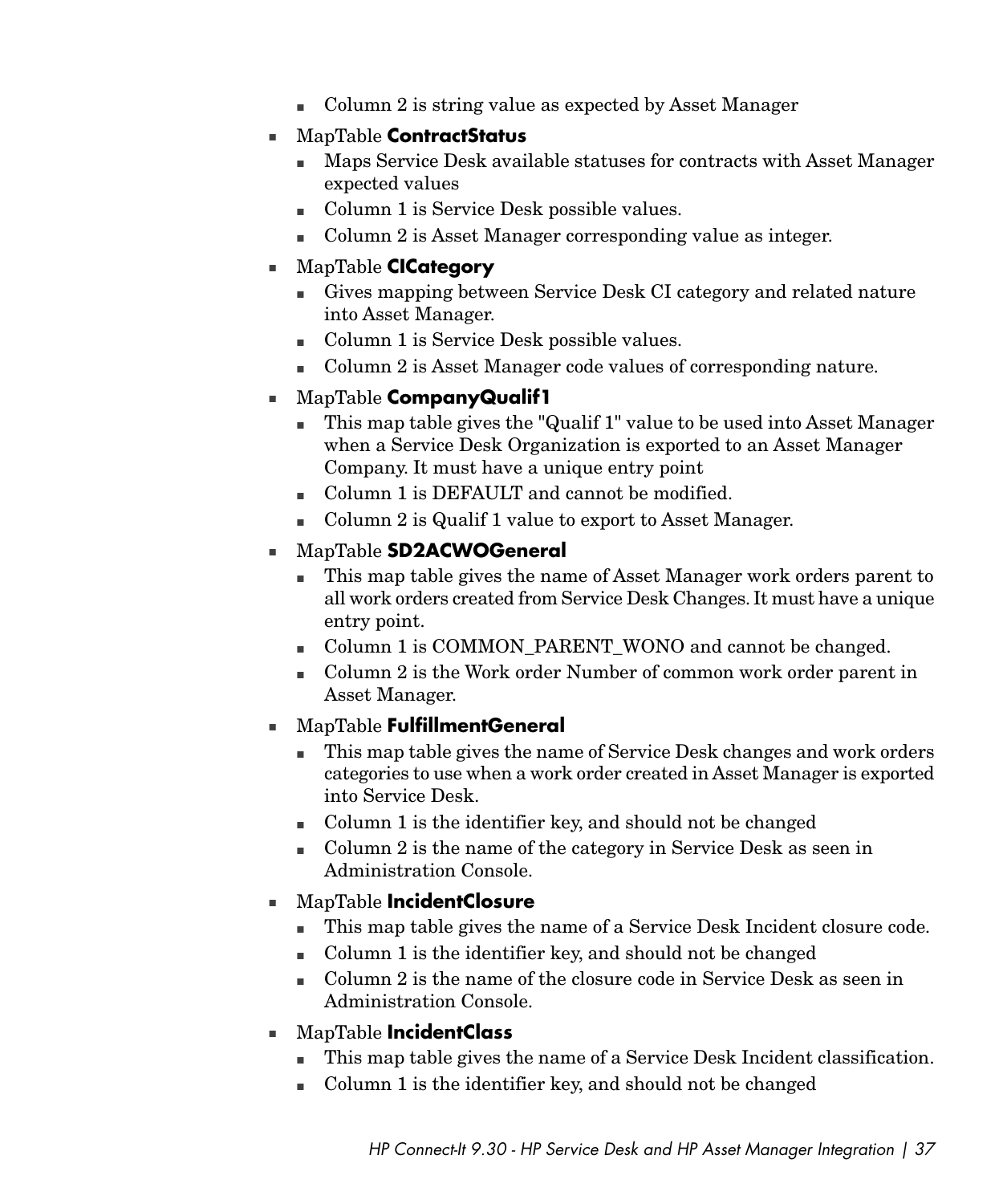- Column 2 is string value as expected by Asset Manager

- MapTable **ContractStatus**
  - Maps Service Desk available statuses for contracts with Asset Manager expected values
  - Column 1 is Service Desk possible values.
  - Column 2 is Asset Manager corresponding value as integer.
- MapTable **CICategory**
  - Gives mapping between Service Desk CI category and related nature into Asset Manager.
  - Column 1 is Service Desk possible values.
  - Column 2 is Asset Manager code values of corresponding nature.
- MapTable **CompanyQualif1**
  - This map table gives the "Qualif 1" value to be used into Asset Manager when a Service Desk Organization is exported to an Asset Manager Company. It must have a unique entry point
  - Column 1 is DEFAULT and cannot be modified.
  - Column 2 is Qualif 1 value to export to Asset Manager.
- MapTable **SD2ACWOGeneral**
  - This map table gives the name of Asset Manager work orders parent to all work orders created from Service Desk Changes. It must have a unique entry point.
  - Column 1 is COMMON_PARENT_WONO and cannot be changed.
  - Column 2 is the Work order Number of common work order parent in Asset Manager.
- MapTable **FulfillmentGeneral**
  - This map table gives the name of Service Desk changes and work orders categories to use when a work order created in Asset Manager is exported into Service Desk.
  - Column 1 is the identifier key, and should not be changed
  - Column 2 is the name of the category in Service Desk as seen in Administration Console.
- MapTable **IncidentClosure**
  - This map table gives the name of a Service Desk Incident closure code.
  - Column 1 is the identifier key, and should not be changed
  - Column 2 is the name of the closure code in Service Desk as seen in Administration Console.
- MapTable **IncidentClass**
  - This map table gives the name of a Service Desk Incident classification.
  - Column 1 is the identifier key, and should not be changed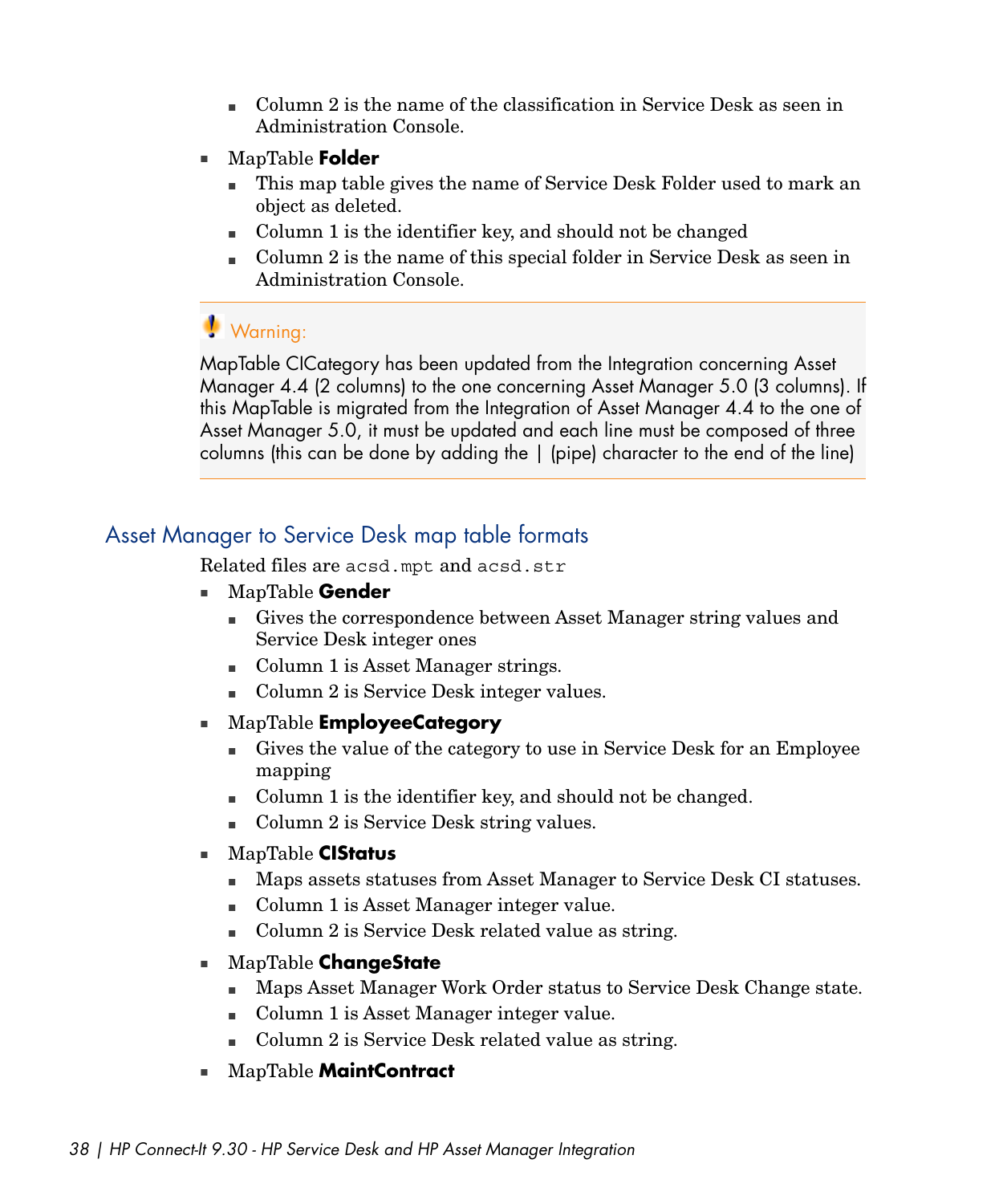- Column 2 is the name of the classification in Service Desk as seen in Administration Console.

- MapTable **Folder**
  - This map table gives the name of Service Desk Folder used to mark an object as deleted.
  - Column 1 is the identifier key, and should not be changed
  - Column 2 is the name of this special folder in Service Desk as seen in Administration Console.

> **Warning:**
>
> MapTable CICategory has been updated from the Integration concerning Asset Manager 4.4 (2 columns) to the one concerning Asset Manager 5.0 (3 columns). If this MapTable is migrated from the Integration of Asset Manager 4.4 to the one of Asset Manager 5.0, it must be updated and each line must be composed of three columns (this can be done by adding the | (pipe) character to the end of the line)

## Asset Manager to Service Desk map table formats

Related files are `acsd.mpt` and `acsd.str`

- MapTable **Gender**
  - Gives the correspondence between Asset Manager string values and Service Desk integer ones
  - Column 1 is Asset Manager strings.
  - Column 2 is Service Desk integer values.
- MapTable **EmployeeCategory**
  - Gives the value of the category to use in Service Desk for an Employee mapping
  - Column 1 is the identifier key, and should not be changed.
  - Column 2 is Service Desk string values.
- MapTable **CIStatus**
  - Maps assets statuses from Asset Manager to Service Desk CI statuses.
  - Column 1 is Asset Manager integer value.
  - Column 2 is Service Desk related value as string.
- MapTable **ChangeState**
  - Maps Asset Manager Work Order status to Service Desk Change state.
  - Column 1 is Asset Manager integer value.
  - Column 2 is Service Desk related value as string.
- MapTable **MaintContract**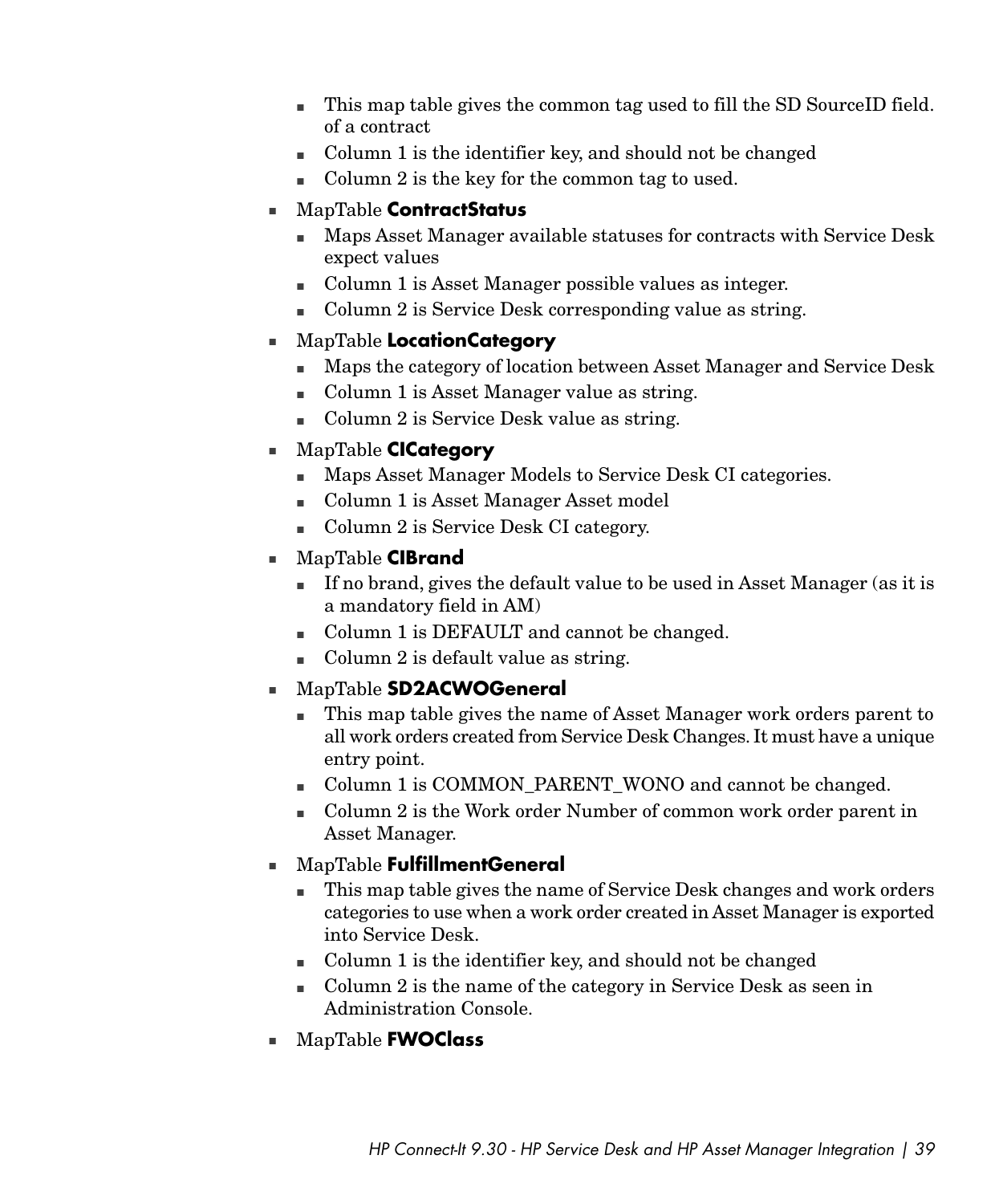- This map table gives the common tag used to fill the SD SourceID field. of a contract
    - Column 1 is the identifier key, and should not be changed
    - Column 2 is the key for the common tag to used.
- MapTable **ContractStatus**
    - Maps Asset Manager available statuses for contracts with Service Desk expect values
    - Column 1 is Asset Manager possible values as integer.
    - Column 2 is Service Desk corresponding value as string.
- MapTable **LocationCategory**
    - Maps the category of location between Asset Manager and Service Desk
    - Column 1 is Asset Manager value as string.
    - Column 2 is Service Desk value as string.
- MapTable **CICategory**
    - Maps Asset Manager Models to Service Desk CI categories.
    - Column 1 is Asset Manager Asset model
    - Column 2 is Service Desk CI category.
- MapTable **CIBrand**
    - If no brand, gives the default value to be used in Asset Manager (as it is a mandatory field in AM)
    - Column 1 is DEFAULT and cannot be changed.
    - Column 2 is default value as string.
- MapTable **SD2ACWOGeneral**
    - This map table gives the name of Asset Manager work orders parent to all work orders created from Service Desk Changes. It must have a unique entry point.
    - Column 1 is COMMON_PARENT_WONO and cannot be changed.
    - Column 2 is the Work order Number of common work order parent in Asset Manager.
- MapTable **FulfillmentGeneral**
    - This map table gives the name of Service Desk changes and work orders categories to use when a work order created in Asset Manager is exported into Service Desk.
    - Column 1 is the identifier key, and should not be changed
    - Column 2 is the name of the category in Service Desk as seen in Administration Console.
- MapTable **FWOClass**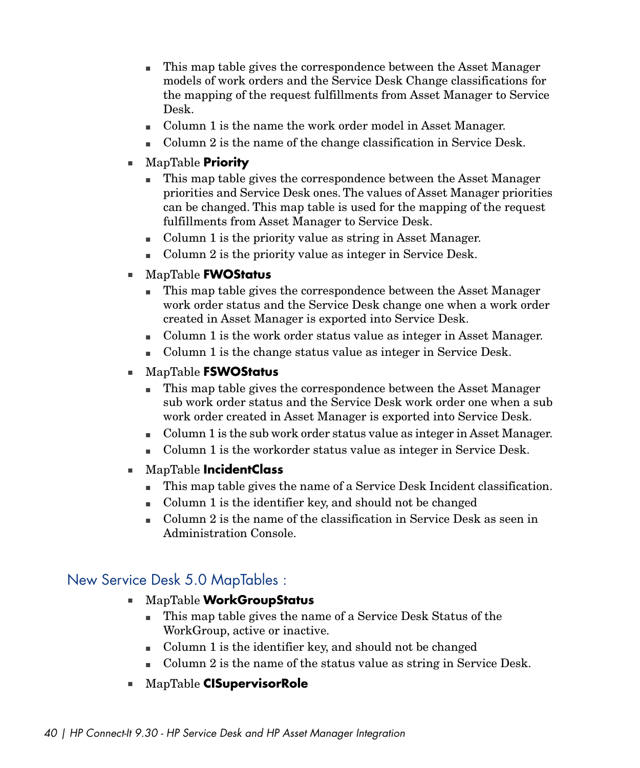- This map table gives the correspondence between the Asset Manager models of work orders and the Service Desk Change classifications for the mapping of the request fulfillments from Asset Manager to Service Desk.
- Column 1 is the name the work order model in Asset Manager.
- Column 2 is the name of the change classification in Service Desk.

- MapTable **Priority**
  - This map table gives the correspondence between the Asset Manager priorities and Service Desk ones. The values of Asset Manager priorities can be changed. This map table is used for the mapping of the request fulfillments from Asset Manager to Service Desk.
  - Column 1 is the priority value as string in Asset Manager.
  - Column 2 is the priority value as integer in Service Desk.
- MapTable **FWOStatus**
  - This map table gives the correspondence between the Asset Manager work order status and the Service Desk change one when a work order created in Asset Manager is exported into Service Desk.
  - Column 1 is the work order status value as integer in Asset Manager.
  - Column 1 is the change status value as integer in Service Desk.
- MapTable **FSWOStatus**
  - This map table gives the correspondence between the Asset Manager sub work order status and the Service Desk work order one when a sub work order created in Asset Manager is exported into Service Desk.
  - Column 1 is the sub work order status value as integer in Asset Manager.
  - Column 1 is the workorder status value as integer in Service Desk.
- MapTable **IncidentClass**
  - This map table gives the name of a Service Desk Incident classification.
  - Column 1 is the identifier key, and should not be changed
  - Column 2 is the name of the classification in Service Desk as seen in Administration Console.

## New Service Desk 5.0 MapTables :

- MapTable **WorkGroupStatus**
  - This map table gives the name of a Service Desk Status of the WorkGroup, active or inactive.
  - Column 1 is the identifier key, and should not be changed
  - Column 2 is the name of the status value as string in Service Desk.
- MapTable **CISupervisorRole**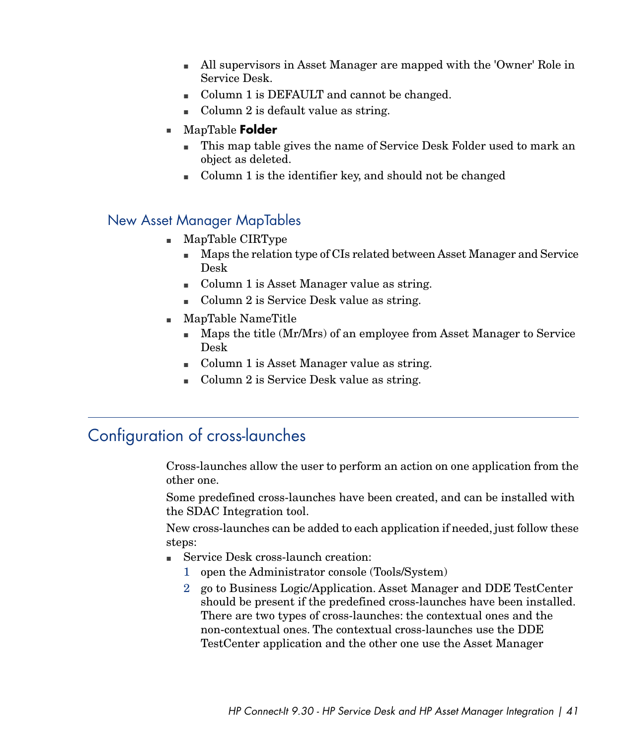- All supervisors in Asset Manager are mapped with the 'Owner' Role in Service Desk.
    - Column 1 is DEFAULT and cannot be changed.
    - Column 2 is default value as string.
- MapTable **Folder**
    - This map table gives the name of Service Desk Folder used to mark an object as deleted.
    - Column 1 is the identifier key, and should not be changed

### New Asset Manager MapTables

- MapTable CIRType
    - Maps the relation type of CIs related between Asset Manager and Service Desk
    - Column 1 is Asset Manager value as string.
    - Column 2 is Service Desk value as string.
- MapTable NameTitle
    - Maps the title (Mr/Mrs) of an employee from Asset Manager to Service Desk
    - Column 1 is Asset Manager value as string.
    - Column 2 is Service Desk value as string.

## Configuration of cross-launches

Cross-launches allow the user to perform an action on one application from the other one.

Some predefined cross-launches have been created, and can be installed with the SDAC Integration tool.

New cross-launches can be added to each application if needed, just follow these steps:

- Service Desk cross-launch creation:
    1. open the Administrator console (Tools/System)
    2. go to Business Logic/Application. Asset Manager and DDE TestCenter should be present if the predefined cross-launches have been installed. There are two types of cross-launches: the contextual ones and the non-contextual ones. The contextual cross-launches use the DDE TestCenter application and the other one use the Asset Manager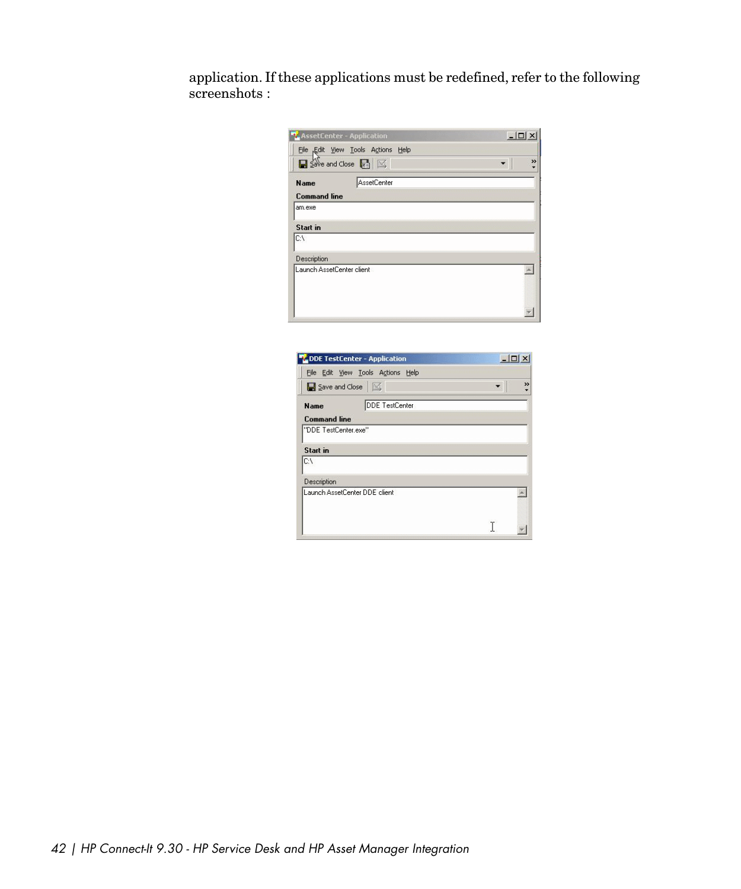application. If these applications must be redefined, refer to the following screenshots :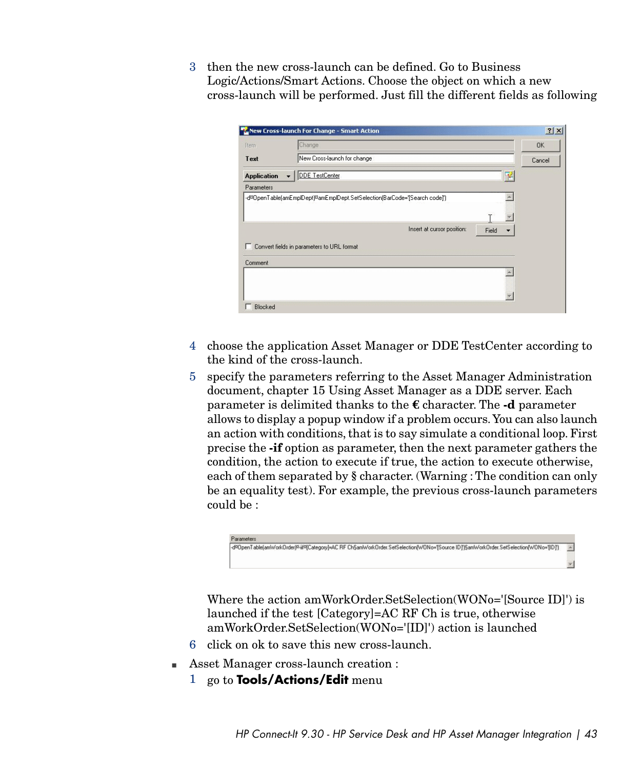3 then the new cross-launch can be defined. Go to Business Logic/Actions/Smart Actions. Choose the object on which a new cross-launch will be performed. Just fill the different fields as following

4 choose the application Asset Manager or DDE TestCenter according to the kind of the cross-launch.

5 specify the parameters referring to the Asset Manager Administration document, chapter 15 Using Asset Manager as a DDE server. Each parameter is delimited thanks to the **€** character. The **-d** parameter allows to display a popup window if a problem occurs. You can also launch an action with conditions, that is to say simulate a conditional loop. First precise the **-if** option as parameter, then the next parameter gathers the condition, the action to execute if true, the action to execute otherwise, each of them separated by § character. (Warning : The condition can only be an equality test). For example, the previous cross-launch parameters could be :

Where the action amWorkOrder.SetSelection(WONo='[Source ID]') is launched if the test [Category]=AC RF Ch is true, otherwise amWorkOrder.SetSelection(WONo='[ID]') action is launched

6 click on ok to save this new cross-launch.

- Asset Manager cross-launch creation :

1 go to **Tools/Actions/Edit** menu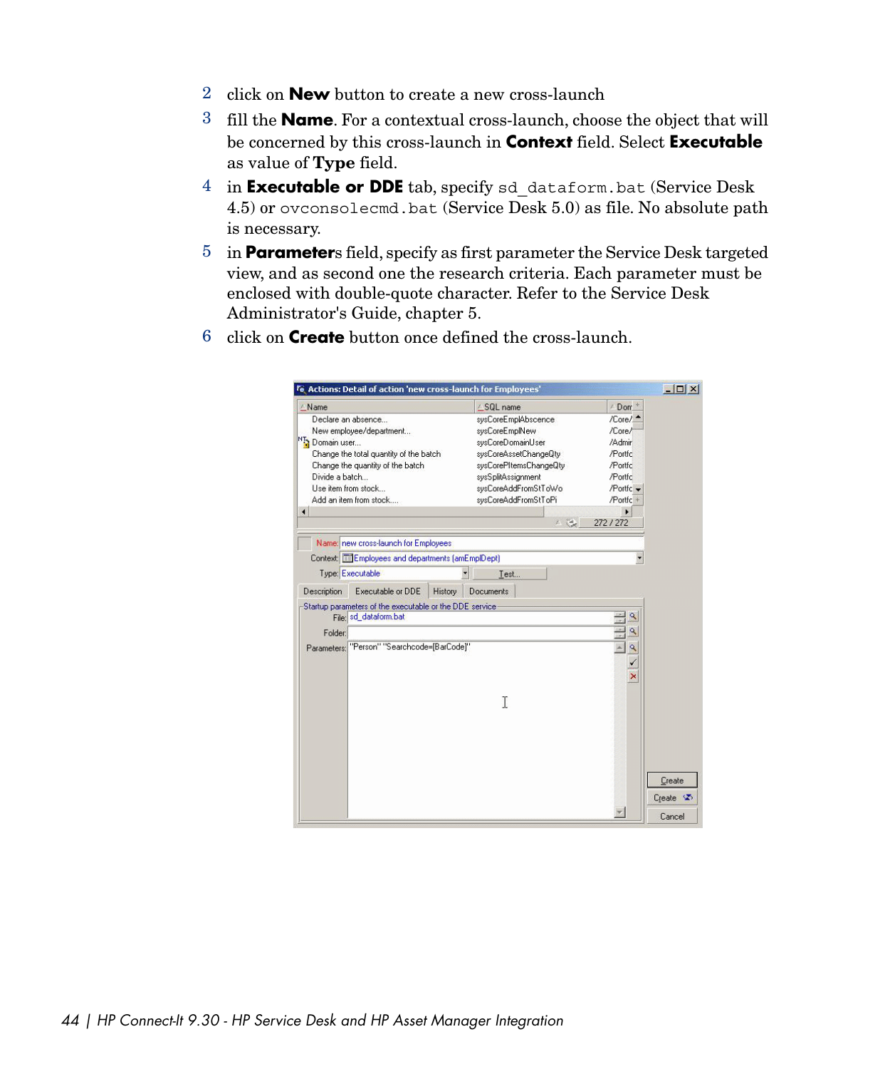2. click on **New** button to create a new cross-launch
3. fill the **Name**. For a contextual cross-launch, choose the object that will be concerned by this cross-launch in **Context** field. Select **Executable** as value of **Type** field.
4. in **Executable or DDE** tab, specify `sd_dataform.bat` (Service Desk 4.5) or `ovconsolecmd.bat` (Service Desk 5.0) as file. No absolute path is necessary.
5. in **Parameter**s field, specify as first parameter the Service Desk targeted view, and as second one the research criteria. Each parameter must be enclosed with double-quote character. Refer to the Service Desk Administrator's Guide, chapter 5.
6. click on **Create** button once defined the cross-launch.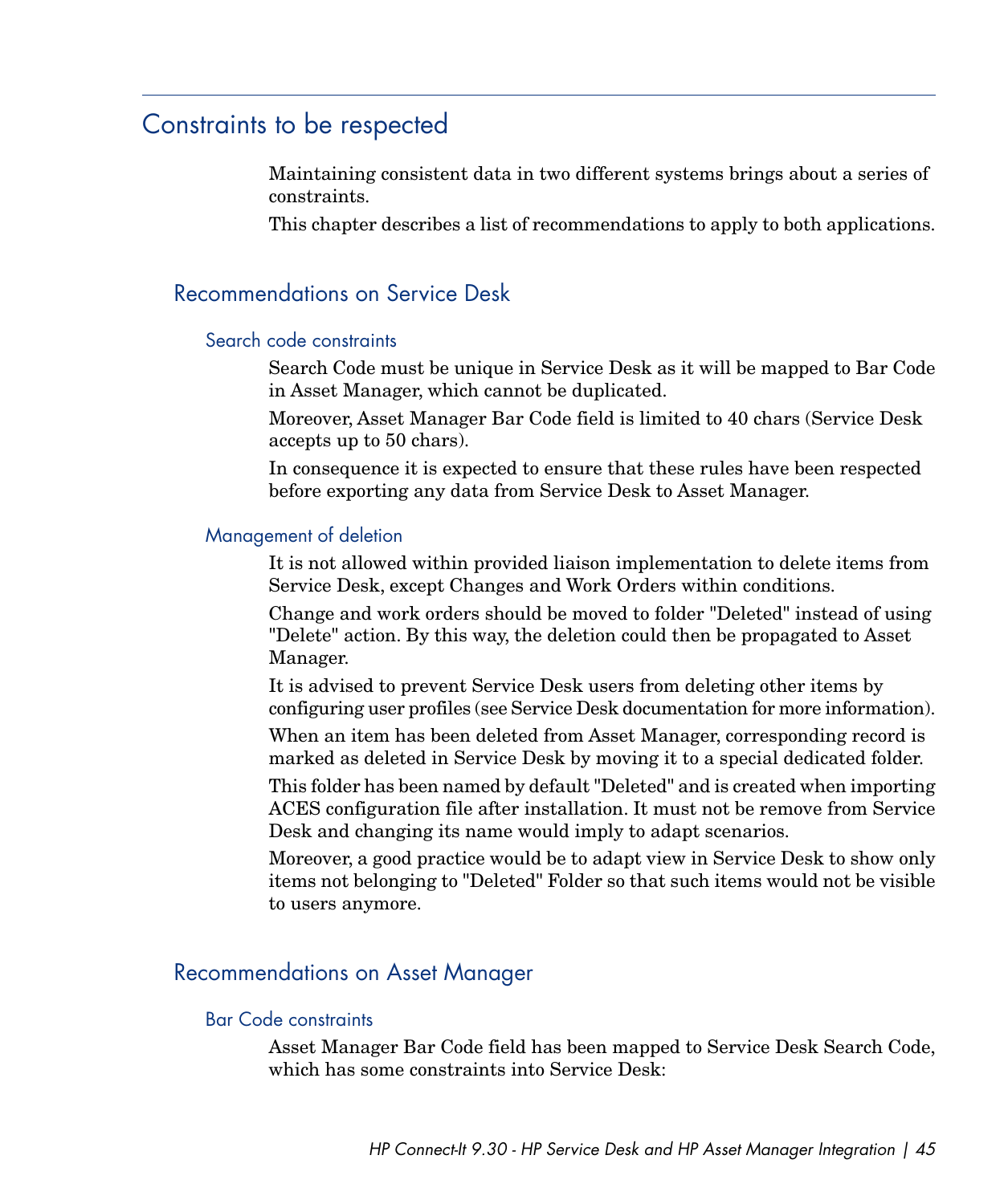# Constraints to be respected

Maintaining consistent data in two different systems brings about a series of constraints.

This chapter describes a list of recommendations to apply to both applications.

## Recommendations on Service Desk

### Search code constraints

Search Code must be unique in Service Desk as it will be mapped to Bar Code in Asset Manager, which cannot be duplicated.

Moreover, Asset Manager Bar Code field is limited to 40 chars (Service Desk accepts up to 50 chars).

In consequence it is expected to ensure that these rules have been respected before exporting any data from Service Desk to Asset Manager.

### Management of deletion

It is not allowed within provided liaison implementation to delete items from Service Desk, except Changes and Work Orders within conditions.

Change and work orders should be moved to folder "Deleted" instead of using "Delete" action. By this way, the deletion could then be propagated to Asset Manager.

It is advised to prevent Service Desk users from deleting other items by configuring user profiles (see Service Desk documentation for more information).

When an item has been deleted from Asset Manager, corresponding record is marked as deleted in Service Desk by moving it to a special dedicated folder.

This folder has been named by default "Deleted" and is created when importing ACES configuration file after installation. It must not be remove from Service Desk and changing its name would imply to adapt scenarios.

Moreover, a good practice would be to adapt view in Service Desk to show only items not belonging to "Deleted" Folder so that such items would not be visible to users anymore.

## Recommendations on Asset Manager

### Bar Code constraints

Asset Manager Bar Code field has been mapped to Service Desk Search Code, which has some constraints into Service Desk: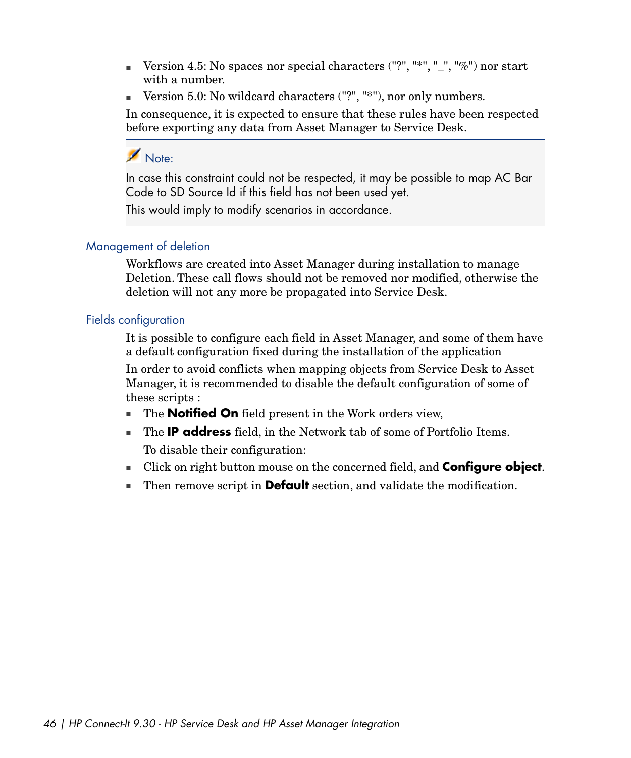- Version 4.5: No spaces nor special characters ("?", "*", "_", "%") nor start with a number.
- Version 5.0: No wildcard characters ("?", "*"), nor only numbers.

In consequence, it is expected to ensure that these rules have been respected before exporting any data from Asset Manager to Service Desk.

> **Note:**
>
> In case this constraint could not be respected, it may be possible to map AC Bar Code to SD Source Id if this field has not been used yet.
>
> This would imply to modify scenarios in accordance.

### Management of deletion

Workflows are created into Asset Manager during installation to manage Deletion. These call flows should not be removed nor modified, otherwise the deletion will not any more be propagated into Service Desk.

### Fields configuration

It is possible to configure each field in Asset Manager, and some of them have a default configuration fixed during the installation of the application

In order to avoid conflicts when mapping objects from Service Desk to Asset Manager, it is recommended to disable the default configuration of some of these scripts :

- The **Notified On** field present in the Work orders view,
- The **IP address** field, in the Network tab of some of Portfolio Items.

  To disable their configuration:

- Click on right button mouse on the concerned field, and **Configure object**.
- Then remove script in **Default** section, and validate the modification.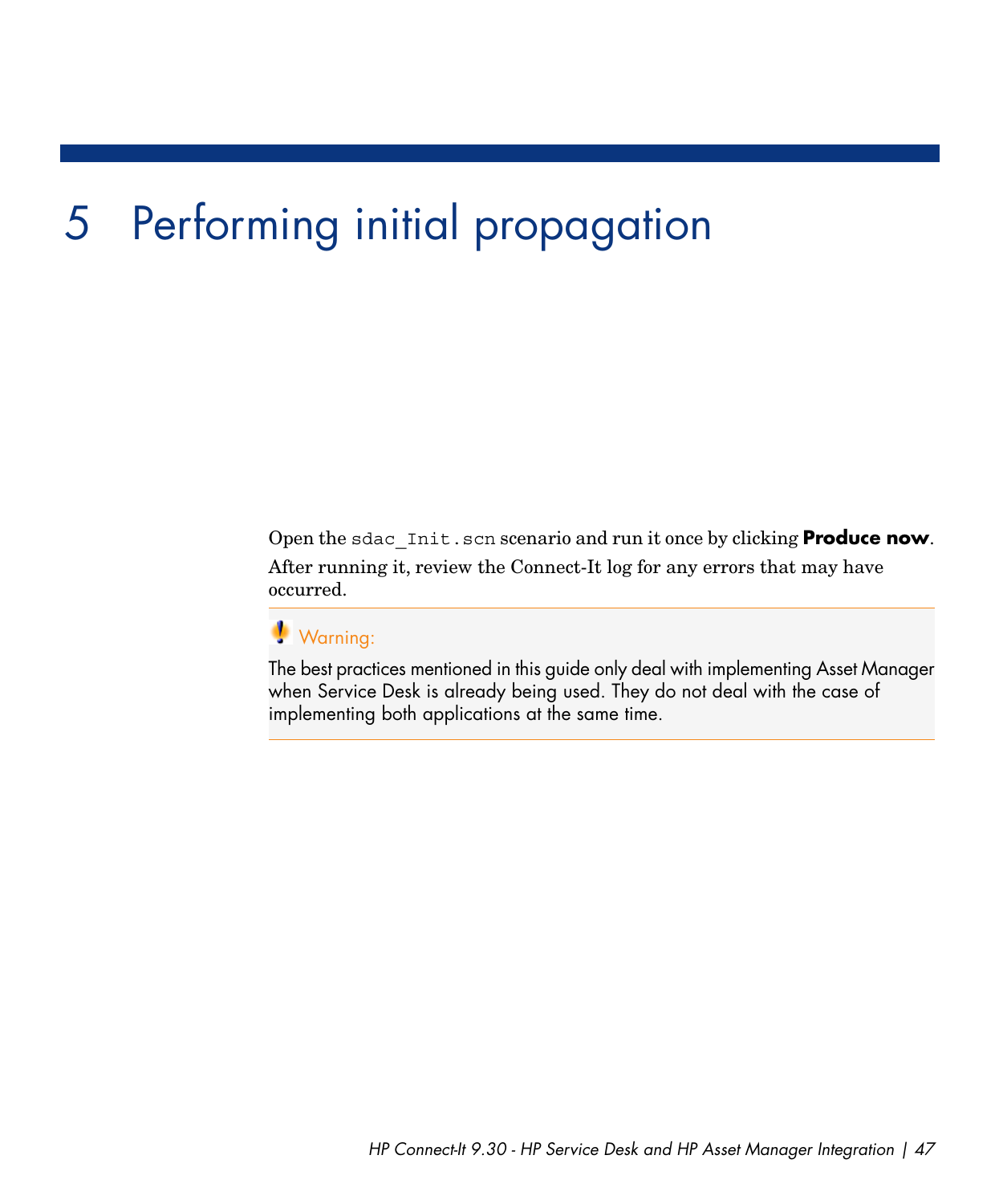# 5 Performing initial propagation

Open the `sdac_Init.scn` scenario and run it once by clicking **Produce now**.

After running it, review the Connect-It log for any errors that may have occurred.

> **Warning:**
>
> The best practices mentioned in this guide only deal with implementing Asset Manager when Service Desk is already being used. They do not deal with the case of implementing both applications at the same time.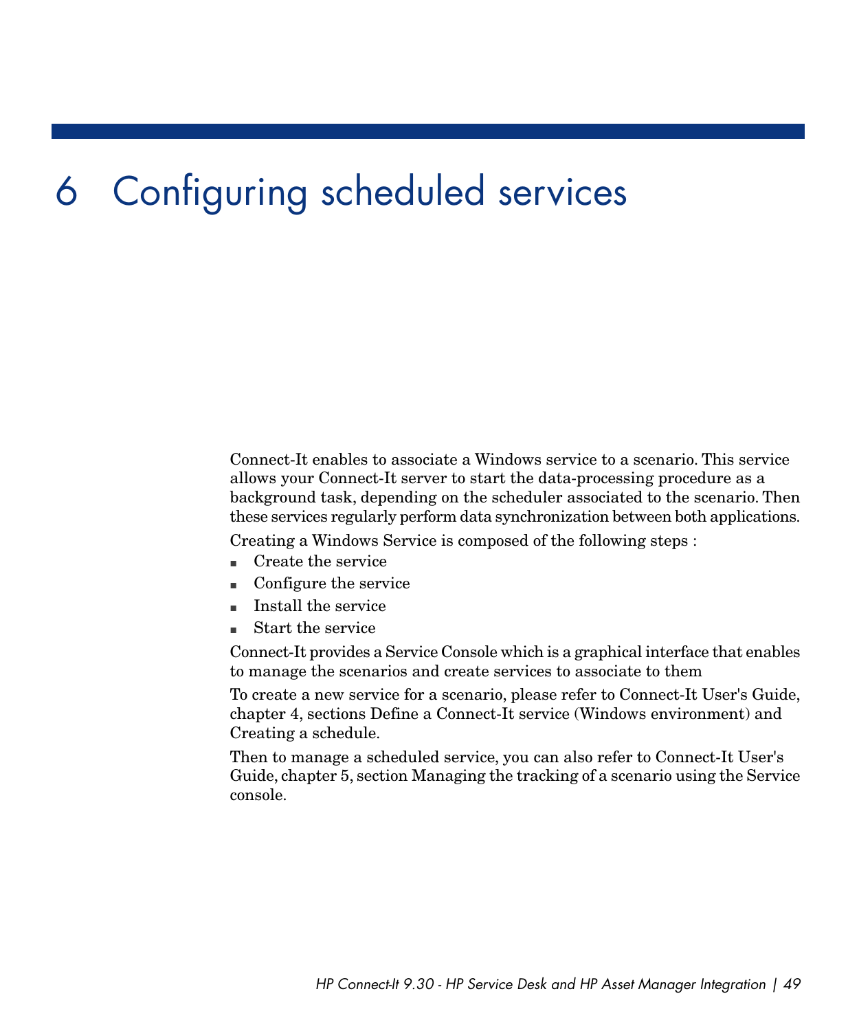# 6 Configuring scheduled services

Connect-It enables to associate a Windows service to a scenario. This service allows your Connect-It server to start the data-processing procedure as a background task, depending on the scheduler associated to the scenario. Then these services regularly perform data synchronization between both applications.

Creating a Windows Service is composed of the following steps :

- Create the service
- Configure the service
- Install the service
- Start the service

Connect-It provides a Service Console which is a graphical interface that enables to manage the scenarios and create services to associate to them

To create a new service for a scenario, please refer to Connect-It User's Guide, chapter 4, sections Define a Connect-It service (Windows environment) and Creating a schedule.

Then to manage a scheduled service, you can also refer to Connect-It User's Guide, chapter 5, section Managing the tracking of a scenario using the Service console.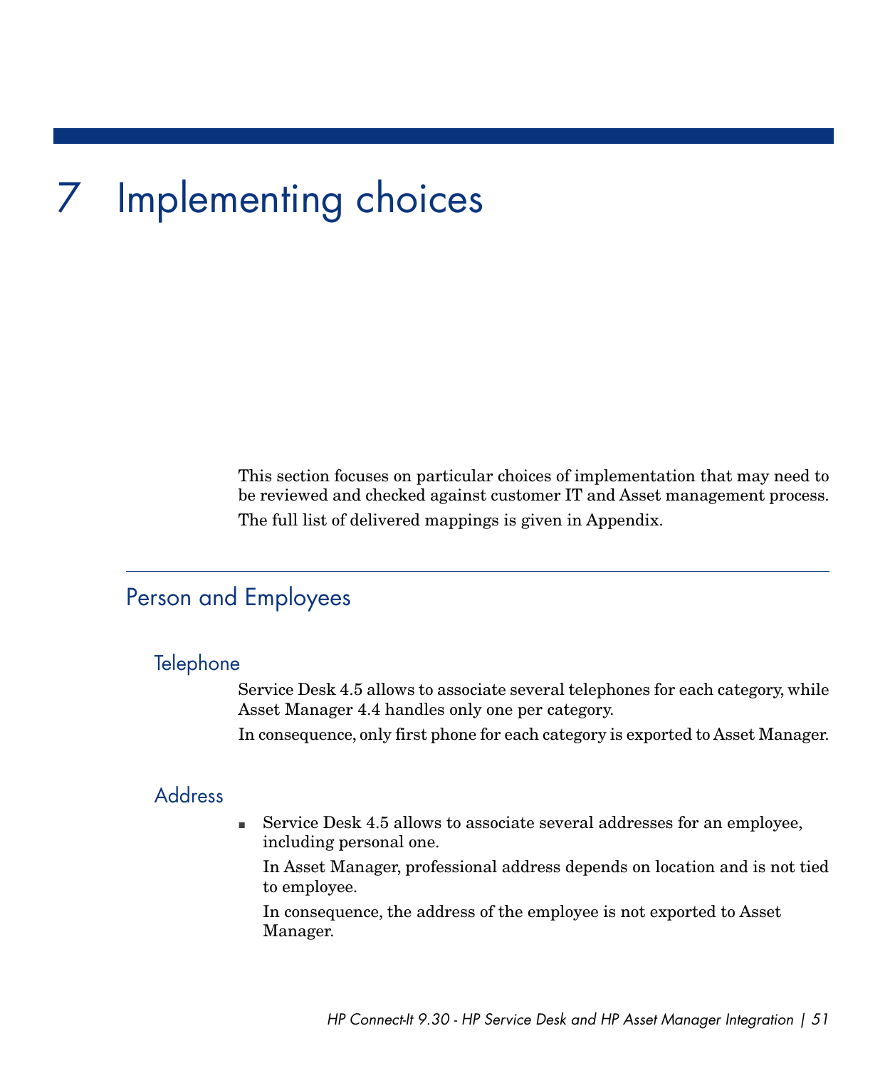# 7 Implementing choices

This section focuses on particular choices of implementation that may need to be reviewed and checked against customer IT and Asset management process.

The full list of delivered mappings is given in Appendix.

## Person and Employees

### Telephone

Service Desk 4.5 allows to associate several telephones for each category, while Asset Manager 4.4 handles only one per category.

In consequence, only first phone for each category is exported to Asset Manager.

### Address

- Service Desk 4.5 allows to associate several addresses for an employee, including personal one.

  In Asset Manager, professional address depends on location and is not tied to employee.

  In consequence, the address of the employee is not exported to Asset Manager.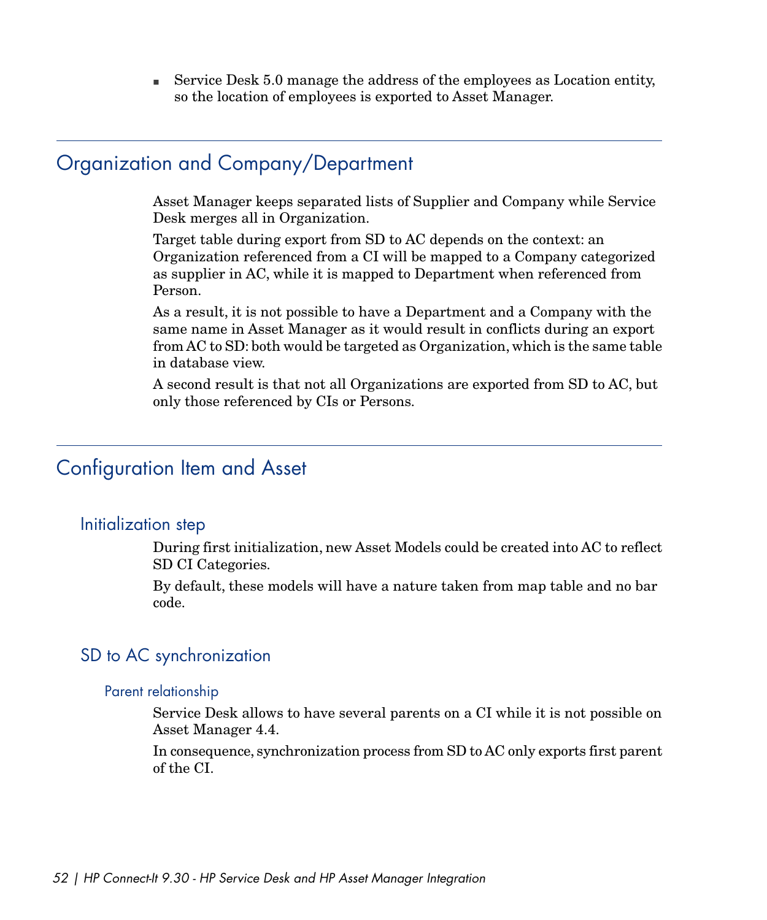- Service Desk 5.0 manage the address of the employees as Location entity, so the location of employees is exported to Asset Manager.

## Organization and Company/Department

Asset Manager keeps separated lists of Supplier and Company while Service Desk merges all in Organization.

Target table during export from SD to AC depends on the context: an Organization referenced from a CI will be mapped to a Company categorized as supplier in AC, while it is mapped to Department when referenced from Person.

As a result, it is not possible to have a Department and a Company with the same name in Asset Manager as it would result in conflicts during an export from AC to SD: both would be targeted as Organization, which is the same table in database view.

A second result is that not all Organizations are exported from SD to AC, but only those referenced by CIs or Persons.

## Configuration Item and Asset

### Initialization step

During first initialization, new Asset Models could be created into AC to reflect SD CI Categories.

By default, these models will have a nature taken from map table and no bar code.

### SD to AC synchronization

#### Parent relationship

Service Desk allows to have several parents on a CI while it is not possible on Asset Manager 4.4.

In consequence, synchronization process from SD to AC only exports first parent of the CI.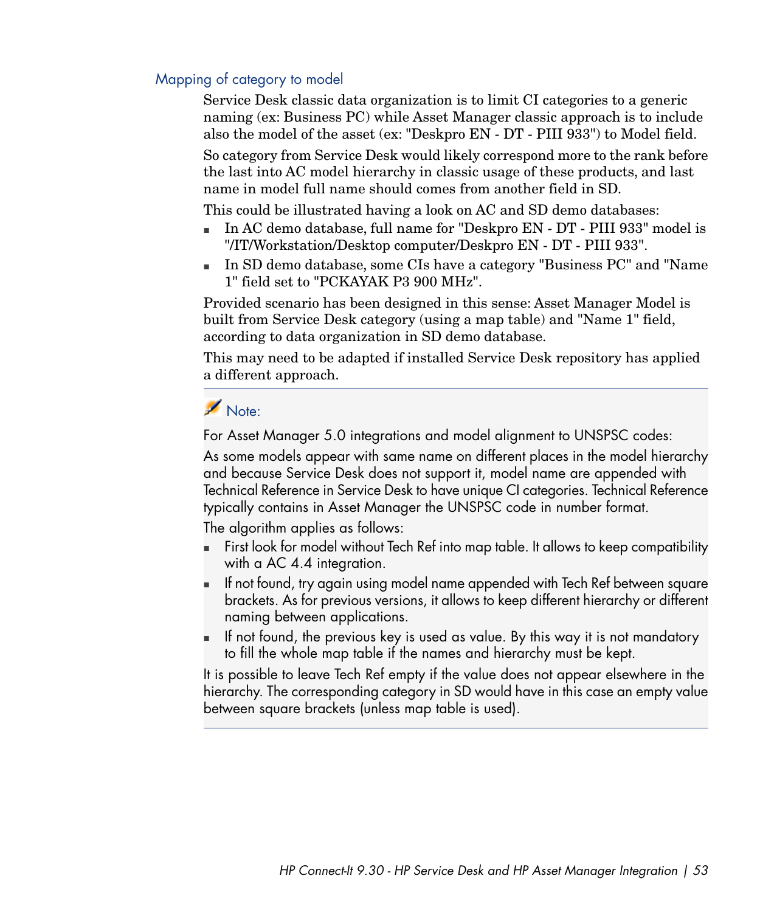### Mapping of category to model

Service Desk classic data organization is to limit CI categories to a generic naming (ex: Business PC) while Asset Manager classic approach is to include also the model of the asset (ex: "Deskpro EN - DT - PIII 933") to Model field.

So category from Service Desk would likely correspond more to the rank before the last into AC model hierarchy in classic usage of these products, and last name in model full name should comes from another field in SD.

This could be illustrated having a look on AC and SD demo databases:

- In AC demo database, full name for "Deskpro EN - DT - PIII 933" model is "/IT/Workstation/Desktop computer/Deskpro EN - DT - PIII 933".
- In SD demo database, some CIs have a category "Business PC" and "Name 1" field set to "PCKAYAK P3 900 MHz".

Provided scenario has been designed in this sense: Asset Manager Model is built from Service Desk category (using a map table) and "Name 1" field, according to data organization in SD demo database.

This may need to be adapted if installed Service Desk repository has applied a different approach.

---

**Note:**

For Asset Manager 5.0 integrations and model alignment to UNSPSC codes:

As some models appear with same name on different places in the model hierarchy and because Service Desk does not support it, model name are appended with Technical Reference in Service Desk to have unique CI categories. Technical Reference typically contains in Asset Manager the UNSPSC code in number format.

The algorithm applies as follows:

- First look for model without Tech Ref into map table. It allows to keep compatibility with a AC 4.4 integration.
- If not found, try again using model name appended with Tech Ref between square brackets. As for previous versions, it allows to keep different hierarchy or different naming between applications.
- If not found, the previous key is used as value. By this way it is not mandatory to fill the whole map table if the names and hierarchy must be kept.

It is possible to leave Tech Ref empty if the value does not appear elsewhere in the hierarchy. The corresponding category in SD would have in this case an empty value between square brackets (unless map table is used).

---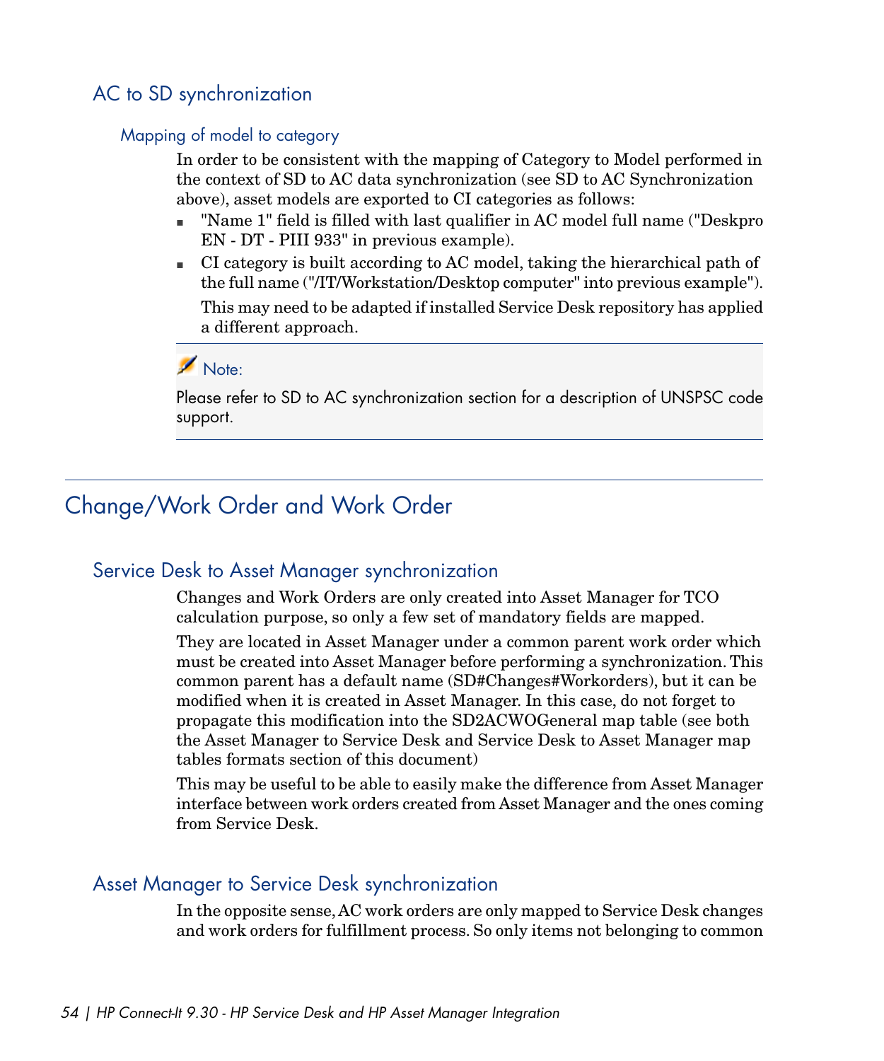## AC to SD synchronization

### Mapping of model to category

In order to be consistent with the mapping of Category to Model performed in the context of SD to AC data synchronization (see SD to AC Synchronization above), asset models are exported to CI categories as follows:

- "Name 1" field is filled with last qualifier in AC model full name ("Deskpro EN - DT - PIII 933" in previous example).
- CI category is built according to AC model, taking the hierarchical path of the full name ("/IT/Workstation/Desktop computer" into previous example").

  This may need to be adapted if installed Service Desk repository has applied a different approach.

> **Note:**
>
> Please refer to SD to AC synchronization section for a description of UNSPSC code support.

# Change/Work Order and Work Order

## Service Desk to Asset Manager synchronization

Changes and Work Orders are only created into Asset Manager for TCO calculation purpose, so only a few set of mandatory fields are mapped.

They are located in Asset Manager under a common parent work order which must be created into Asset Manager before performing a synchronization. This common parent has a default name (SD#Changes#Workorders), but it can be modified when it is created in Asset Manager. In this case, do not forget to propagate this modification into the SD2ACWOGeneral map table (see both the Asset Manager to Service Desk and Service Desk to Asset Manager map tables formats section of this document)

This may be useful to be able to easily make the difference from Asset Manager interface between work orders created from Asset Manager and the ones coming from Service Desk.

## Asset Manager to Service Desk synchronization

In the opposite sense, AC work orders are only mapped to Service Desk changes and work orders for fulfillment process. So only items not belonging to common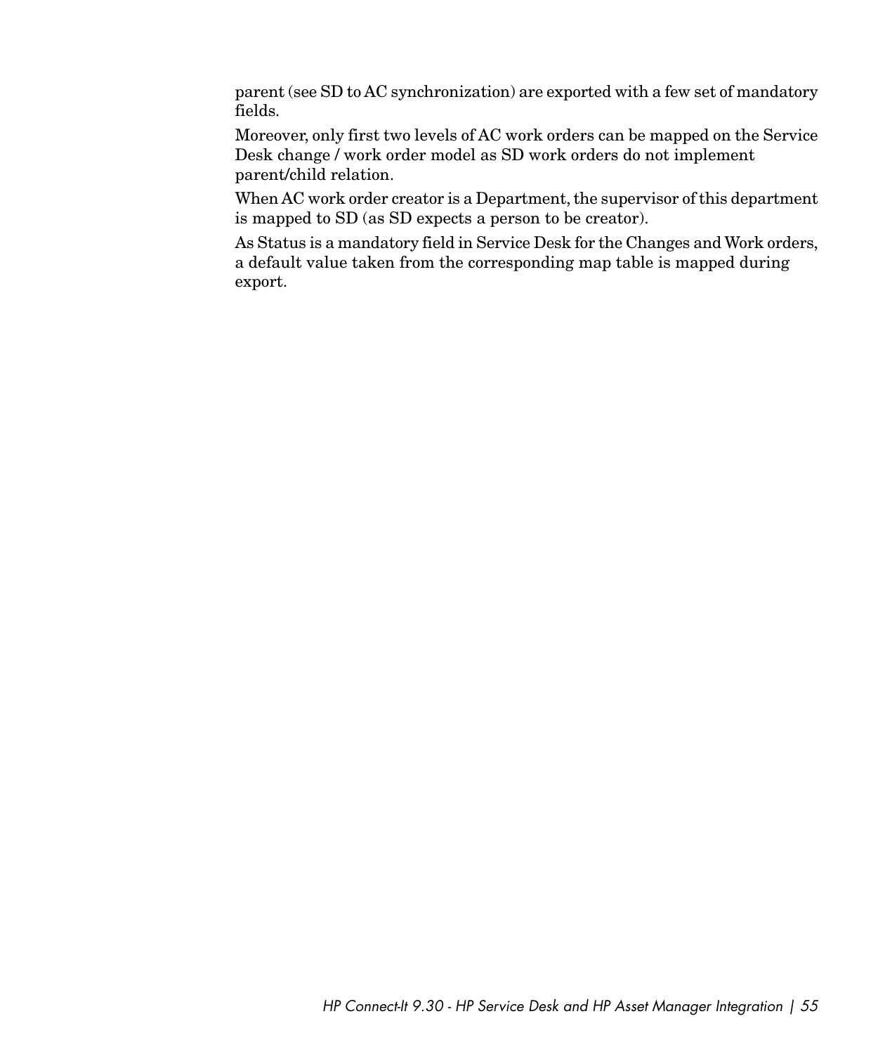parent (see SD to AC synchronization) are exported with a few set of mandatory fields.

Moreover, only first two levels of AC work orders can be mapped on the Service Desk change / work order model as SD work orders do not implement parent/child relation.

When AC work order creator is a Department, the supervisor of this department is mapped to SD (as SD expects a person to be creator).

As Status is a mandatory field in Service Desk for the Changes and Work orders, a default value taken from the corresponding map table is mapped during export.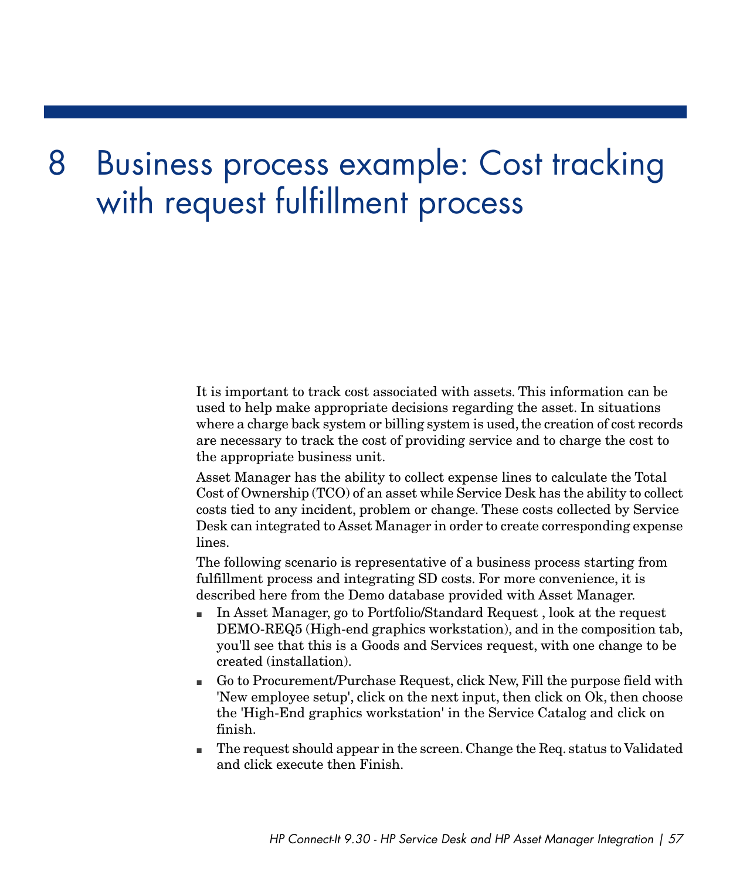# 8 Business process example: Cost tracking with request fulfillment process

It is important to track cost associated with assets. This information can be used to help make appropriate decisions regarding the asset. In situations where a charge back system or billing system is used, the creation of cost records are necessary to track the cost of providing service and to charge the cost to the appropriate business unit.

Asset Manager has the ability to collect expense lines to calculate the Total Cost of Ownership (TCO) of an asset while Service Desk has the ability to collect costs tied to any incident, problem or change. These costs collected by Service Desk can integrated to Asset Manager in order to create corresponding expense lines.

The following scenario is representative of a business process starting from fulfillment process and integrating SD costs. For more convenience, it is described here from the Demo database provided with Asset Manager.

- In Asset Manager, go to Portfolio/Standard Request , look at the request DEMO-REQ5 (High-end graphics workstation), and in the composition tab, you'll see that this is a Goods and Services request, with one change to be created (installation).
- Go to Procurement/Purchase Request, click New, Fill the purpose field with 'New employee setup', click on the next input, then click on Ok, then choose the 'High-End graphics workstation' in the Service Catalog and click on finish.
- The request should appear in the screen. Change the Req. status to Validated and click execute then Finish.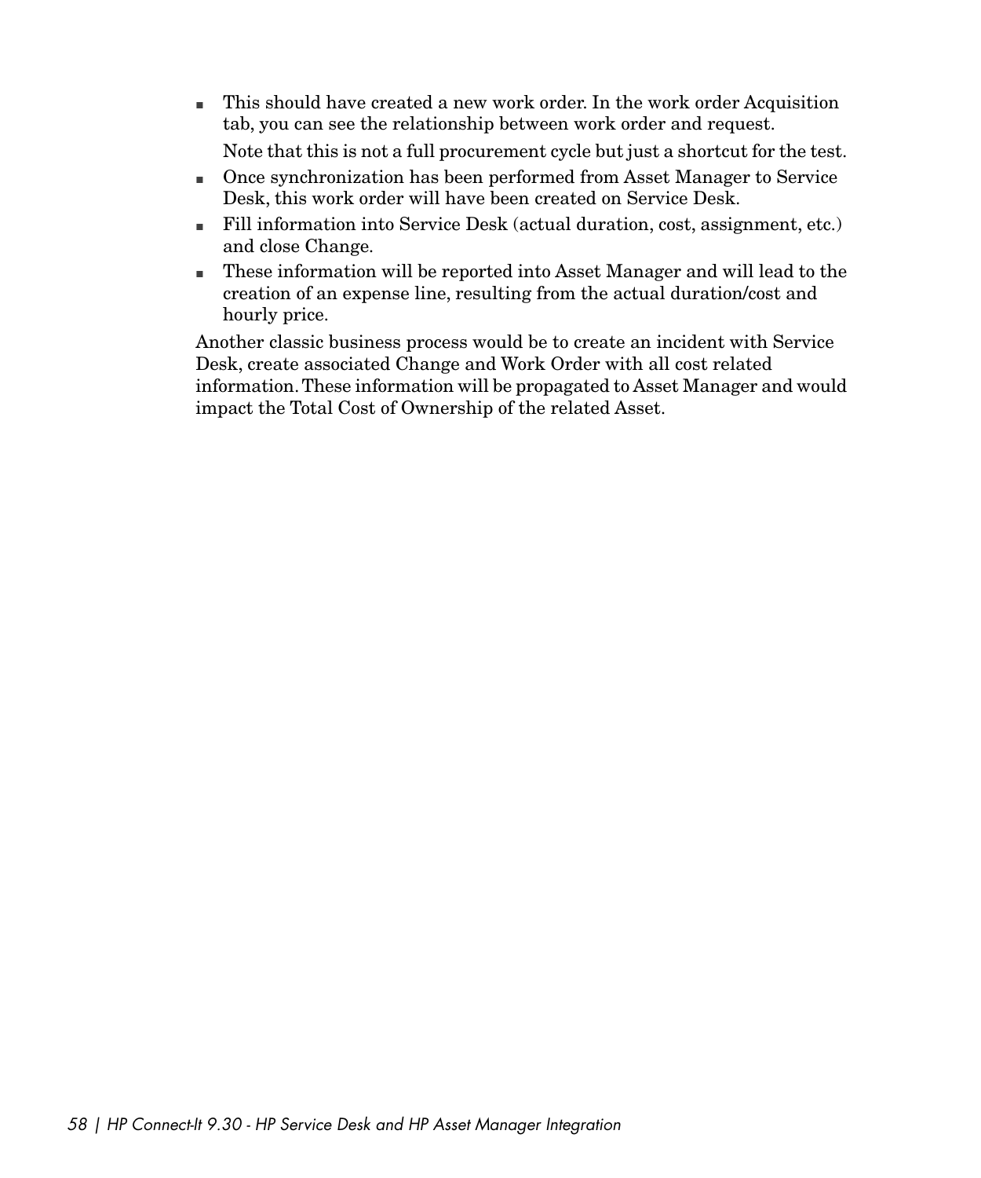- This should have created a new work order. In the work order Acquisition tab, you can see the relationship between work order and request.

  Note that this is not a full procurement cycle but just a shortcut for the test.
- Once synchronization has been performed from Asset Manager to Service Desk, this work order will have been created on Service Desk.
- Fill information into Service Desk (actual duration, cost, assignment, etc.) and close Change.
- These information will be reported into Asset Manager and will lead to the creation of an expense line, resulting from the actual duration/cost and hourly price.

Another classic business process would be to create an incident with Service Desk, create associated Change and Work Order with all cost related information. These information will be propagated to Asset Manager and would impact the Total Cost of Ownership of the related Asset.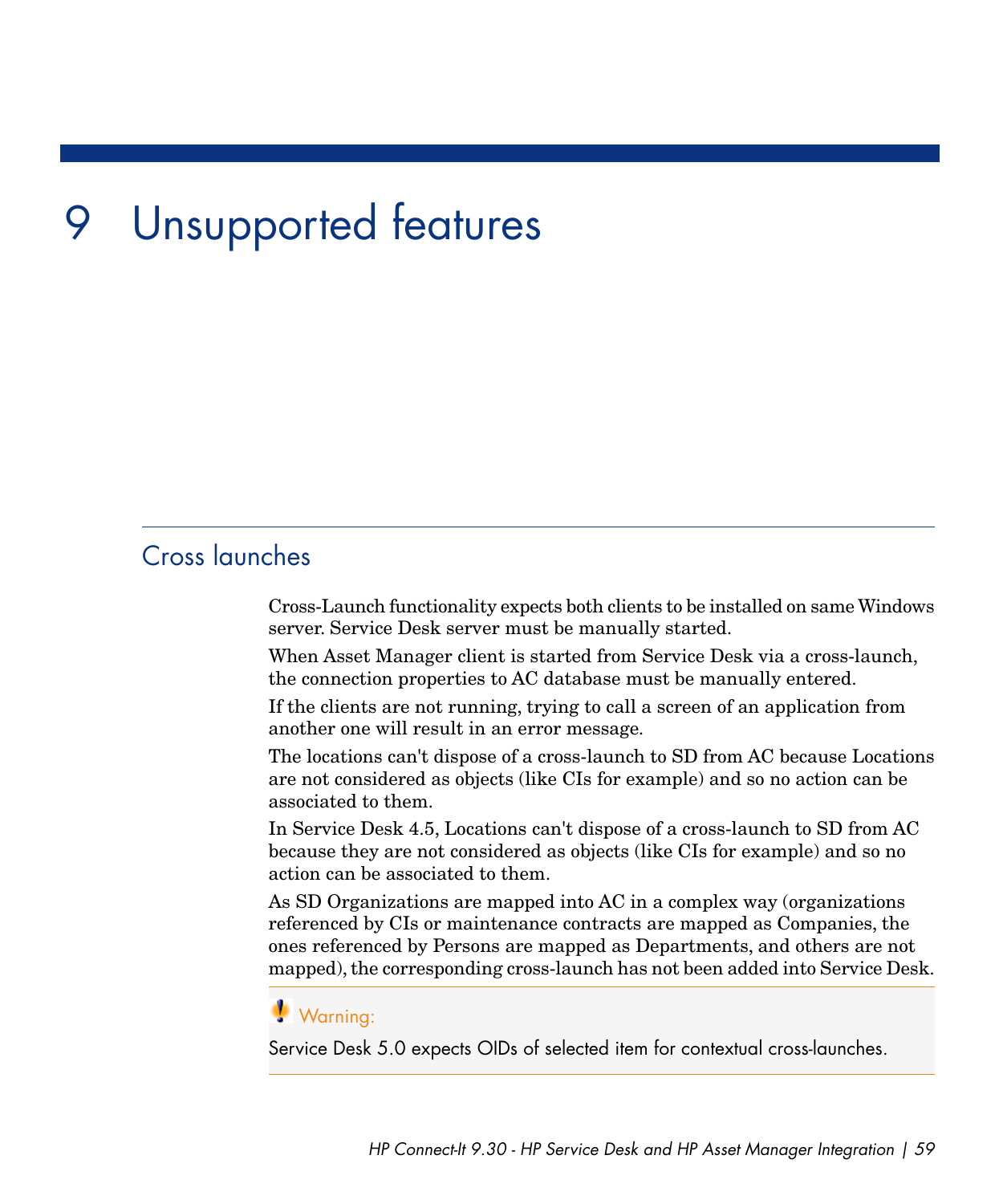# 9 Unsupported features

## Cross launches

Cross-Launch functionality expects both clients to be installed on same Windows server. Service Desk server must be manually started.

When Asset Manager client is started from Service Desk via a cross-launch, the connection properties to AC database must be manually entered.

If the clients are not running, trying to call a screen of an application from another one will result in an error message.

The locations can't dispose of a cross-launch to SD from AC because Locations are not considered as objects (like CIs for example) and so no action can be associated to them.

In Service Desk 4.5, Locations can't dispose of a cross-launch to SD from AC because they are not considered as objects (like CIs for example) and so no action can be associated to them.

As SD Organizations are mapped into AC in a complex way (organizations referenced by CIs or maintenance contracts are mapped as Companies, the ones referenced by Persons are mapped as Departments, and others are not mapped), the corresponding cross-launch has not been added into Service Desk.

> **Warning:**
>
> Service Desk 5.0 expects OIDs of selected item for contextual cross-launches.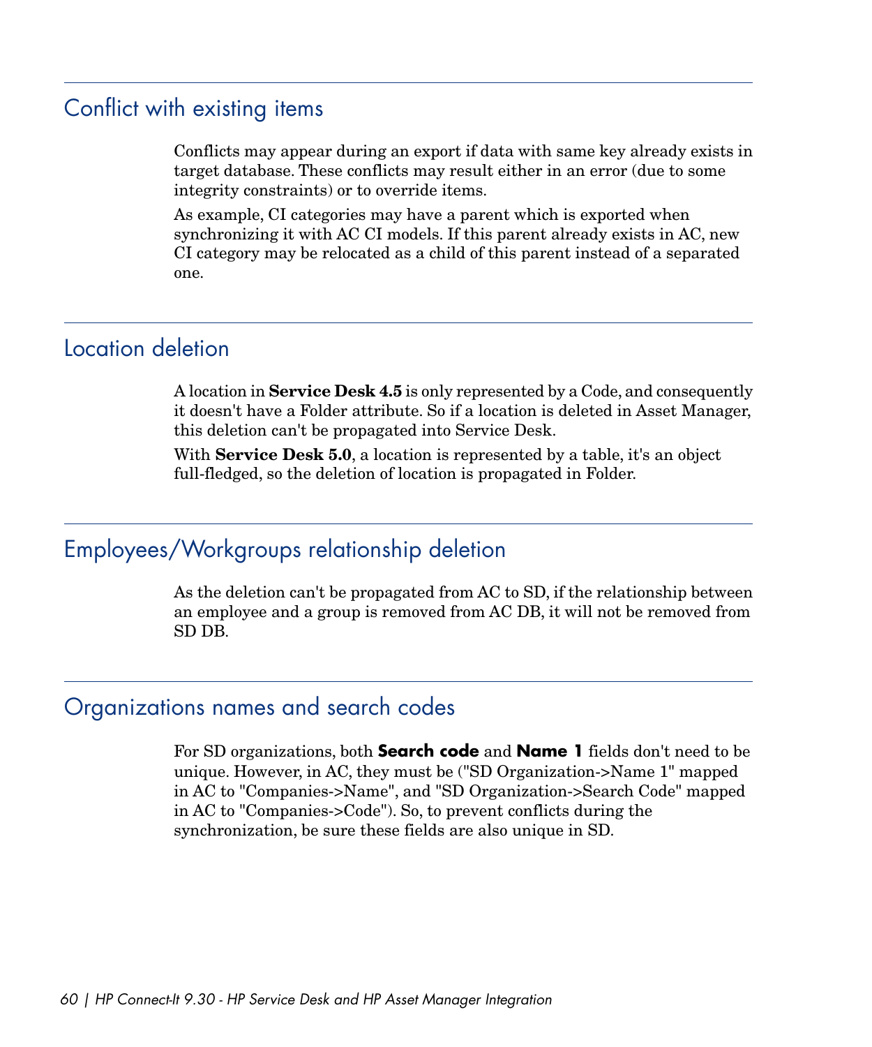## Conflict with existing items

Conflicts may appear during an export if data with same key already exists in target database. These conflicts may result either in an error (due to some integrity constraints) or to override items.

As example, CI categories may have a parent which is exported when synchronizing it with AC CI models. If this parent already exists in AC, new CI category may be relocated as a child of this parent instead of a separated one.

## Location deletion

A location in **Service Desk 4.5** is only represented by a Code, and consequently it doesn't have a Folder attribute. So if a location is deleted in Asset Manager, this deletion can't be propagated into Service Desk.

With **Service Desk 5.0**, a location is represented by a table, it's an object full-fledged, so the deletion of location is propagated in Folder.

## Employees/Workgroups relationship deletion

As the deletion can't be propagated from AC to SD, if the relationship between an employee and a group is removed from AC DB, it will not be removed from SD DB.

## Organizations names and search codes

For SD organizations, both **Search code** and **Name 1** fields don't need to be unique. However, in AC, they must be ("SD Organization->Name 1" mapped in AC to "Companies->Name", and "SD Organization->Search Code" mapped in AC to "Companies->Code"). So, to prevent conflicts during the synchronization, be sure these fields are also unique in SD.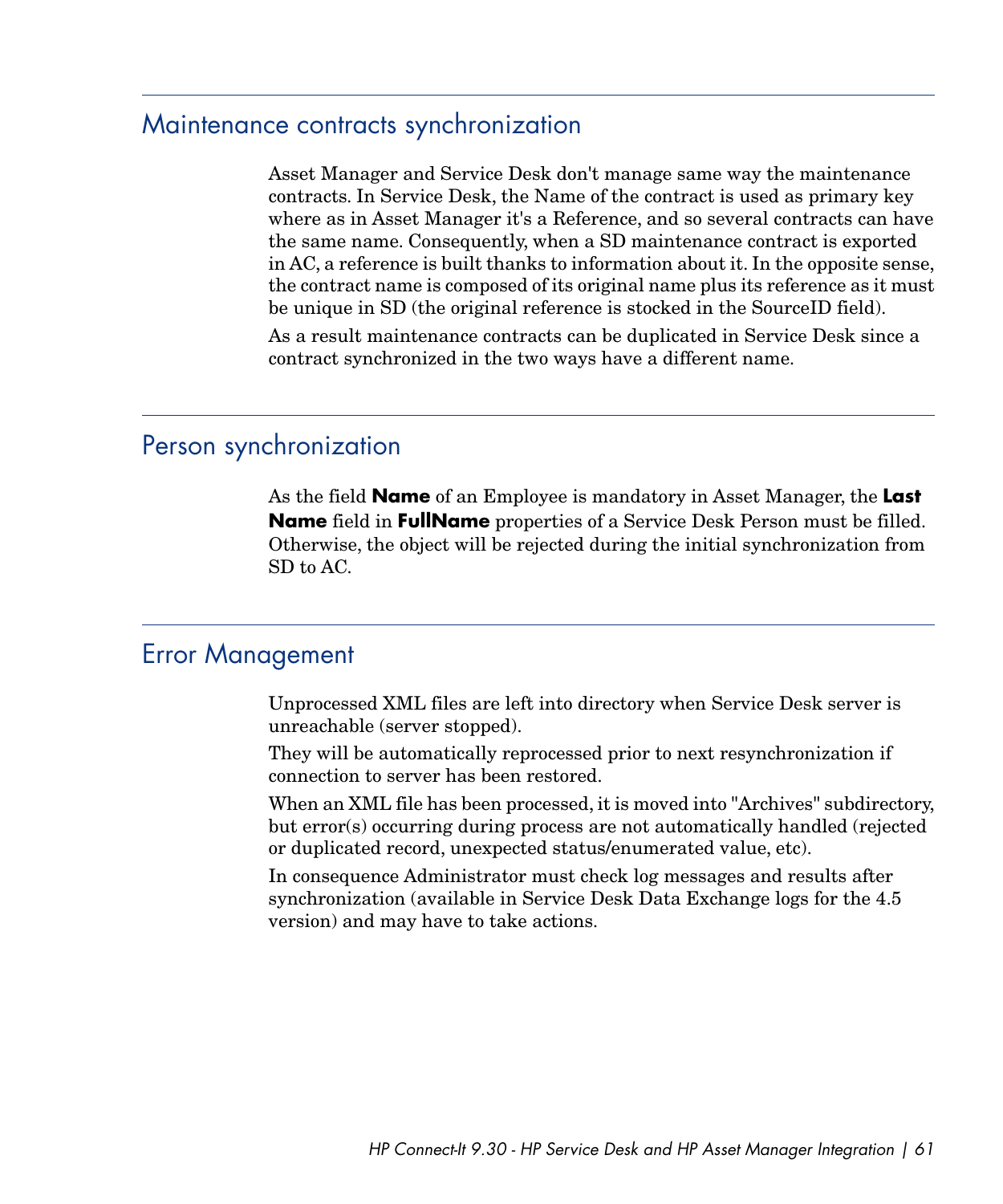## Maintenance contracts synchronization

Asset Manager and Service Desk don't manage same way the maintenance contracts. In Service Desk, the Name of the contract is used as primary key where as in Asset Manager it's a Reference, and so several contracts can have the same name. Consequently, when a SD maintenance contract is exported in AC, a reference is built thanks to information about it. In the opposite sense, the contract name is composed of its original name plus its reference as it must be unique in SD (the original reference is stocked in the SourceID field).

As a result maintenance contracts can be duplicated in Service Desk since a contract synchronized in the two ways have a different name.

## Person synchronization

As the field **Name** of an Employee is mandatory in Asset Manager, the **Last Name** field in **FullName** properties of a Service Desk Person must be filled. Otherwise, the object will be rejected during the initial synchronization from SD to AC.

## Error Management

Unprocessed XML files are left into directory when Service Desk server is unreachable (server stopped).

They will be automatically reprocessed prior to next resynchronization if connection to server has been restored.

When an XML file has been processed, it is moved into "Archives" subdirectory, but error(s) occurring during process are not automatically handled (rejected or duplicated record, unexpected status/enumerated value, etc).

In consequence Administrator must check log messages and results after synchronization (available in Service Desk Data Exchange logs for the 4.5 version) and may have to take actions.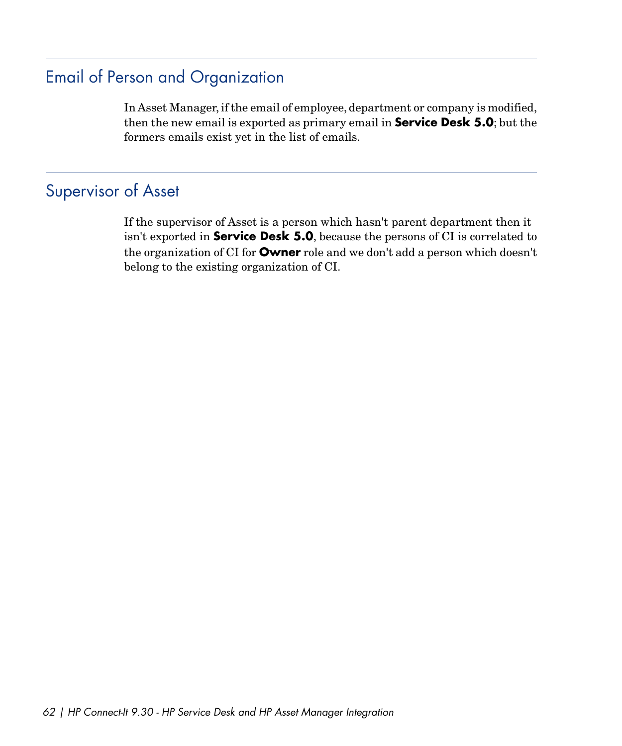## Email of Person and Organization

In Asset Manager, if the email of employee, department or company is modified, then the new email is exported as primary email in **Service Desk 5.0**; but the formers emails exist yet in the list of emails.

## Supervisor of Asset

If the supervisor of Asset is a person which hasn't parent department then it isn't exported in **Service Desk 5.0**, because the persons of CI is correlated to the organization of CI for **Owner** role and we don't add a person which doesn't belong to the existing organization of CI.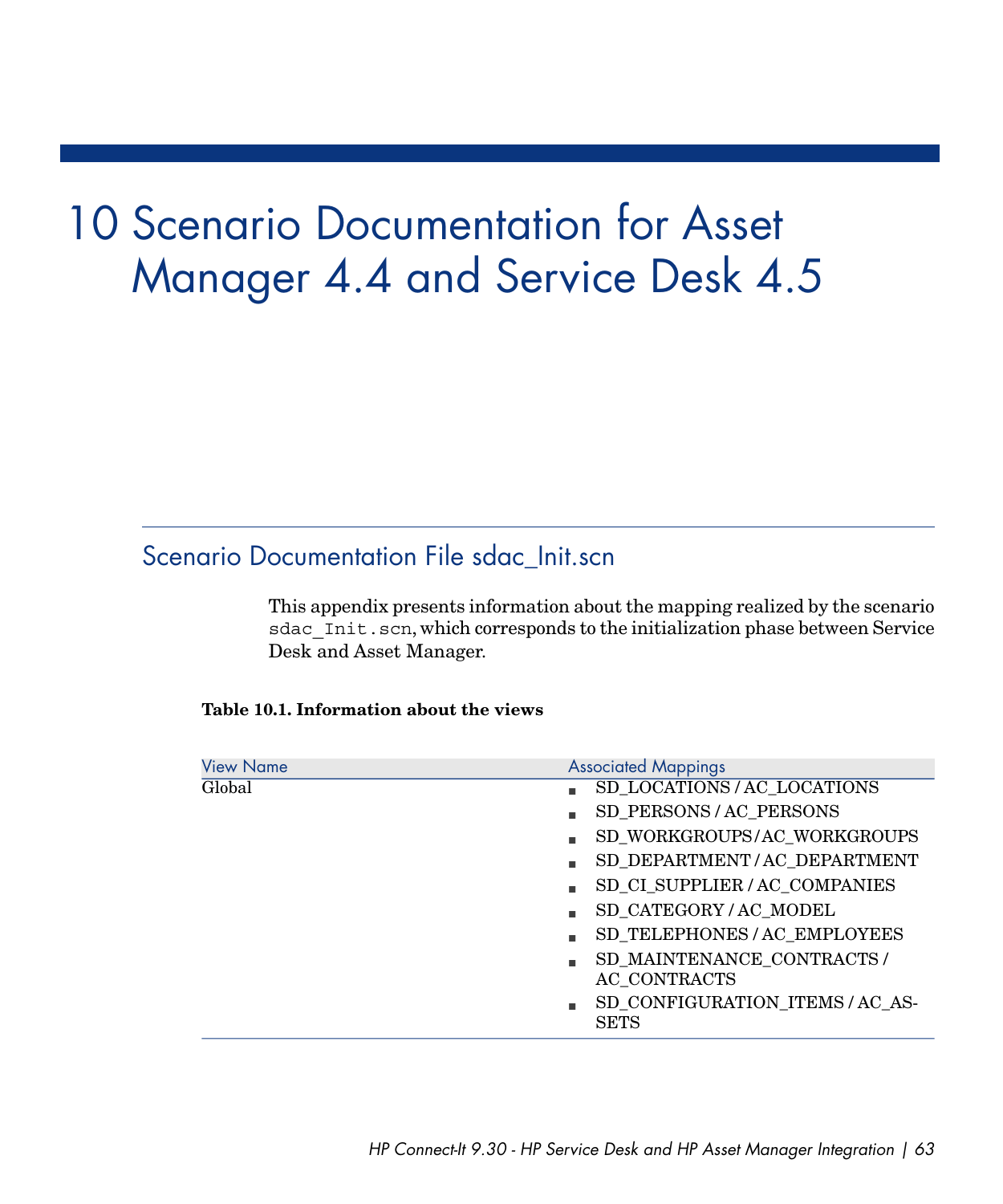# 10 Scenario Documentation for Asset Manager 4.4 and Service Desk 4.5

## Scenario Documentation File sdac_Init.scn

This appendix presents information about the mapping realized by the scenario `sdac_Init.scn`, which corresponds to the initialization phase between Service Desk and Asset Manager.

**Table 10.1. Information about the views**

| View Name | Associated Mappings |
| --- | --- |
| Global | ■ SD_LOCATIONS / AC_LOCATIONS<br>■ SD_PERSONS / AC_PERSONS<br>■ SD_WORKGROUPS / AC_WORKGROUPS<br>■ SD_DEPARTMENT / AC_DEPARTMENT<br>■ SD_CI_SUPPLIER / AC_COMPANIES<br>■ SD_CATEGORY / AC_MODEL<br>■ SD_TELEPHONES / AC_EMPLOYEES<br>■ SD_MAINTENANCE_CONTRACTS / AC_CONTRACTS<br>■ SD_CONFIGURATION_ITEMS / AC_ASSETS |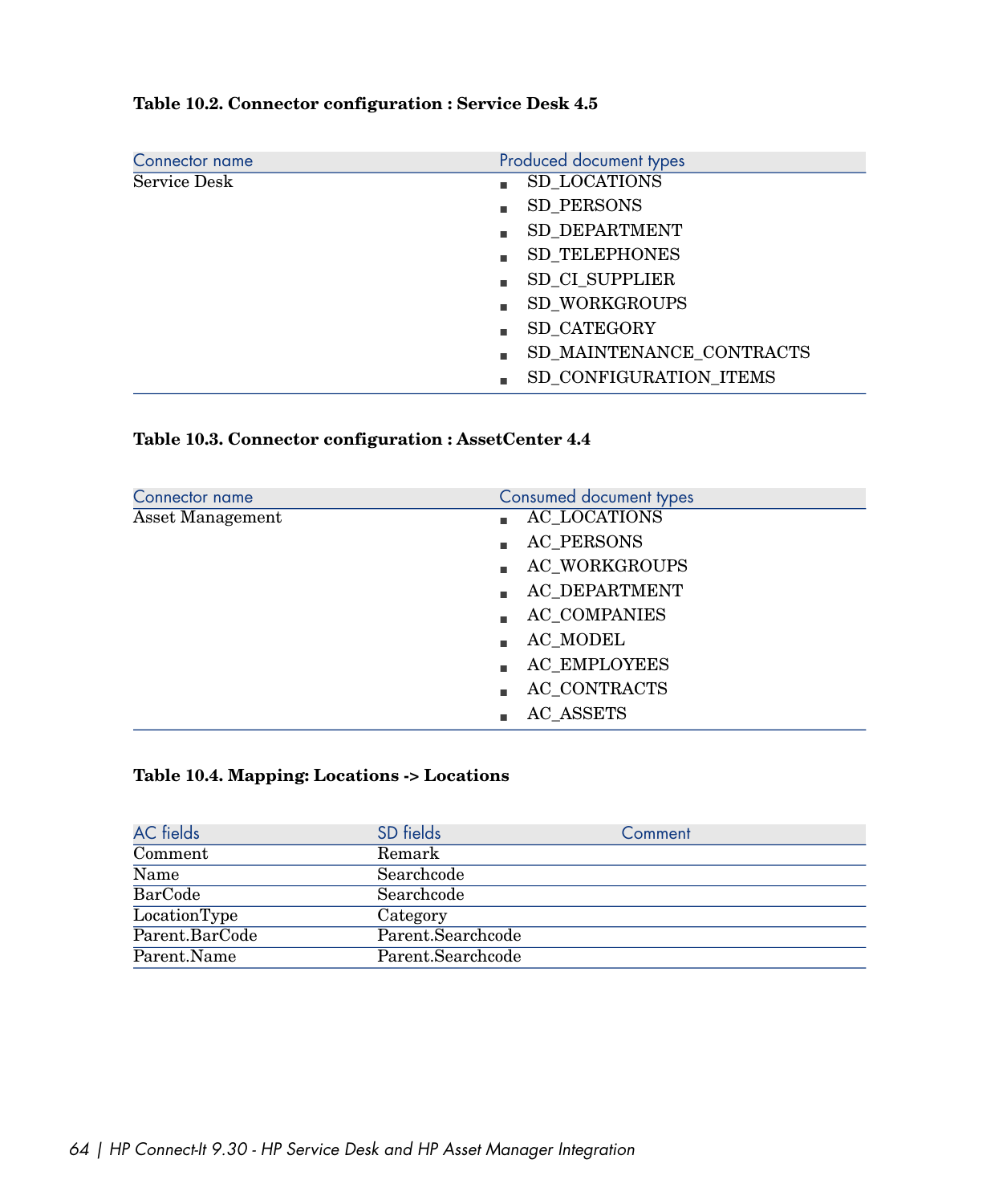**Table 10.2. Connector configuration : Service Desk 4.5**

| Connector name | Produced document types |
| --- | --- |
| Service Desk | - SD_LOCATIONS<br>- SD_PERSONS<br>- SD_DEPARTMENT<br>- SD_TELEPHONES<br>- SD_CI_SUPPLIER<br>- SD_WORKGROUPS<br>- SD_CATEGORY<br>- SD_MAINTENANCE_CONTRACTS<br>- SD_CONFIGURATION_ITEMS |

**Table 10.3. Connector configuration : AssetCenter 4.4**

| Connector name | Consumed document types |
| --- | --- |
| Asset Management | - AC_LOCATIONS<br>- AC_PERSONS<br>- AC_WORKGROUPS<br>- AC_DEPARTMENT<br>- AC_COMPANIES<br>- AC_MODEL<br>- AC_EMPLOYEES<br>- AC_CONTRACTS<br>- AC_ASSETS |

**Table 10.4. Mapping: Locations -> Locations**

| AC fields | SD fields | Comment |
| --- | --- | --- |
| Comment | Remark | |
| Name | Searchcode | |
| BarCode | Searchcode | |
| LocationType | Category | |
| Parent.BarCode | Parent.Searchcode | |
| Parent.Name | Parent.Searchcode | |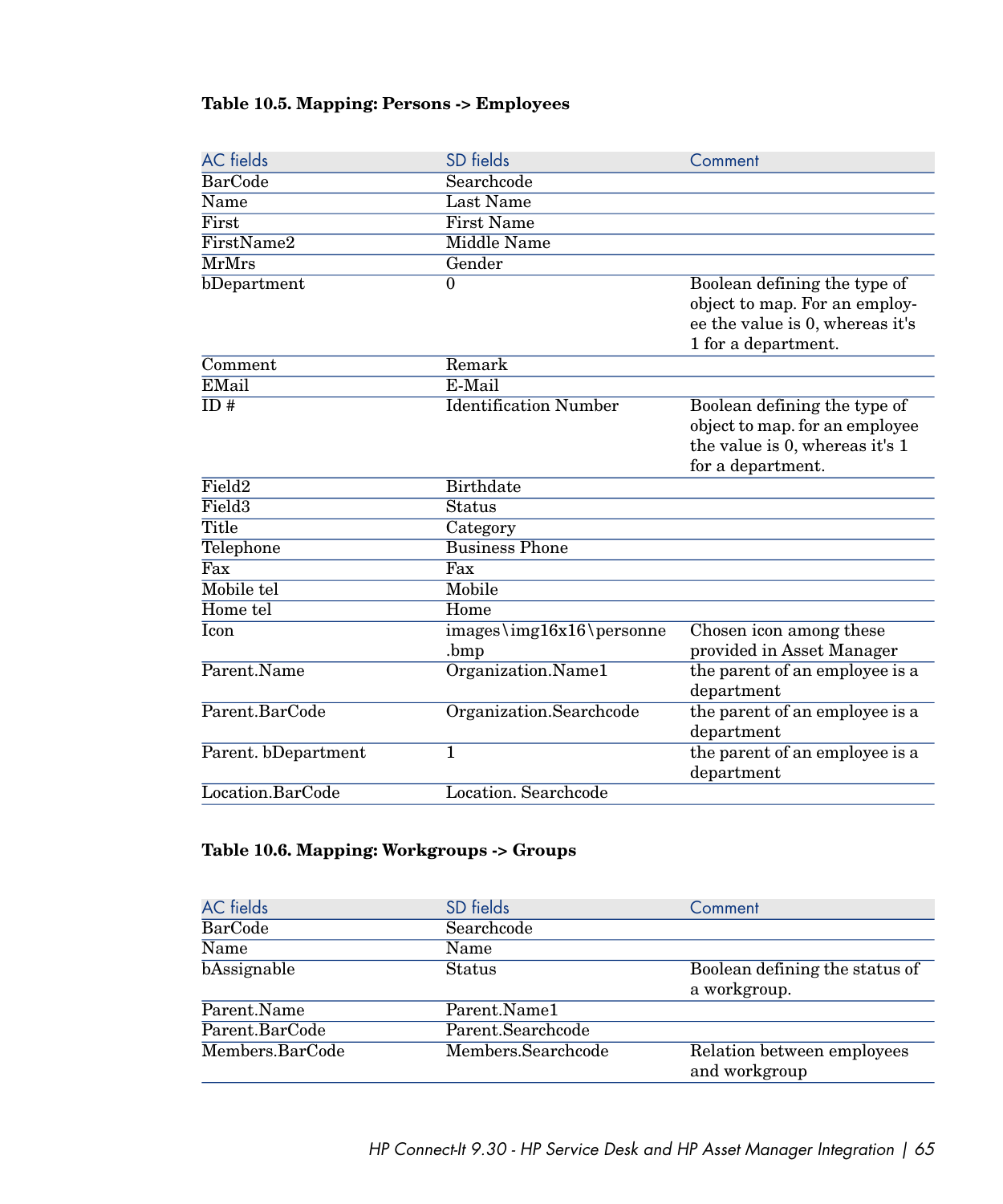**Table 10.5. Mapping: Persons -> Employees**

| AC fields | SD fields | Comment |
| --- | --- | --- |
| BarCode | Searchcode | |
| Name | Last Name | |
| First | First Name | |
| FirstName2 | Middle Name | |
| MrMrs | Gender | |
| bDepartment | 0 | Boolean defining the type of object to map. For an employee the value is 0, whereas it's 1 for a department. |
| Comment | Remark | |
| EMail | E-Mail | |
| ID # | Identification Number | Boolean defining the type of object to map. for an employee the value is 0, whereas it's 1 for a department. |
| Field2 | Birthdate | |
| Field3 | Status | |
| Title | Category | |
| Telephone | Business Phone | |
| Fax | Fax | |
| Mobile tel | Mobile | |
| Home tel | Home | |
| Icon | images\img16x16\personne.bmp | Chosen icon among these provided in Asset Manager |
| Parent.Name | Organization.Name1 | the parent of an employee is a department |
| Parent.BarCode | Organization.Searchcode | the parent of an employee is a department |
| Parent. bDepartment | 1 | the parent of an employee is a department |
| Location.BarCode | Location. Searchcode | |

**Table 10.6. Mapping: Workgroups -> Groups**

| AC fields | SD fields | Comment |
| --- | --- | --- |
| BarCode | Searchcode | |
| Name | Name | |
| bAssignable | Status | Boolean defining the status of a workgroup. |
| Parent.Name | Parent.Name1 | |
| Parent.BarCode | Parent.Searchcode | |
| Members.BarCode | Members.Searchcode | Relation between employees and workgroup |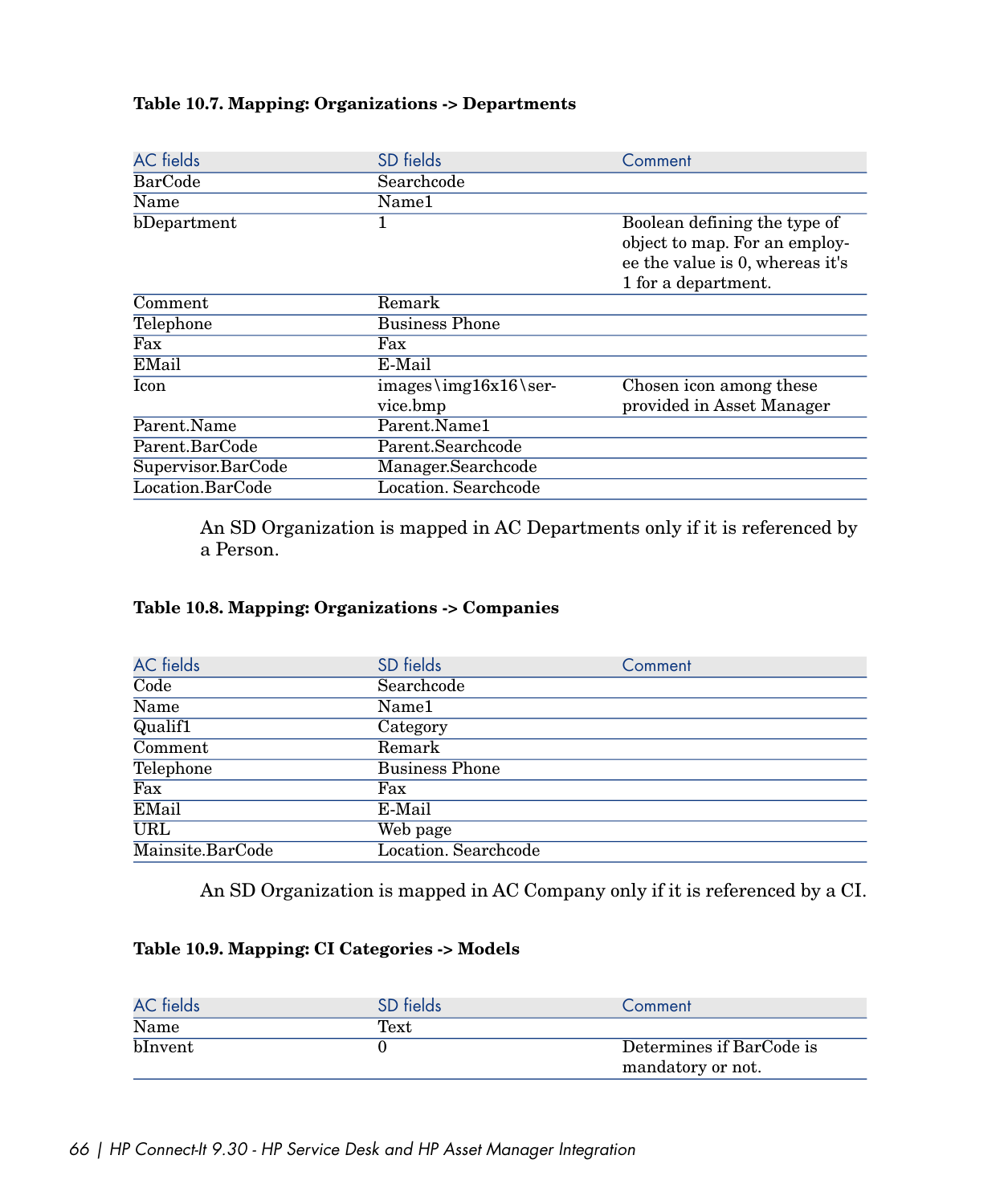**Table 10.7. Mapping: Organizations -> Departments**

| AC fields | SD fields | Comment |
| --- | --- | --- |
| BarCode | Searchcode | |
| Name | Name1 | |
| bDepartment | 1 | Boolean defining the type of object to map. For an employee the value is 0, whereas it's 1 for a department. |
| Comment | Remark | |
| Telephone | Business Phone | |
| Fax | Fax | |
| EMail | E-Mail | |
| Icon | images\img16x16\service.bmp | Chosen icon among these provided in Asset Manager |
| Parent.Name | Parent.Name1 | |
| Parent.BarCode | Parent.Searchcode | |
| Supervisor.BarCode | Manager.Searchcode | |
| Location.BarCode | Location. Searchcode | |

An SD Organization is mapped in AC Departments only if it is referenced by a Person.

**Table 10.8. Mapping: Organizations -> Companies**

| AC fields | SD fields | Comment |
| --- | --- | --- |
| Code | Searchcode | |
| Name | Name1 | |
| Qualif1 | Category | |
| Comment | Remark | |
| Telephone | Business Phone | |
| Fax | Fax | |
| EMail | E-Mail | |
| URL | Web page | |
| Mainsite.BarCode | Location. Searchcode | |

An SD Organization is mapped in AC Company only if it is referenced by a CI.

**Table 10.9. Mapping: CI Categories -> Models**

| AC fields | SD fields | Comment |
| --- | --- | --- |
| Name | Text | |
| bInvent | 0 | Determines if BarCode is mandatory or not. |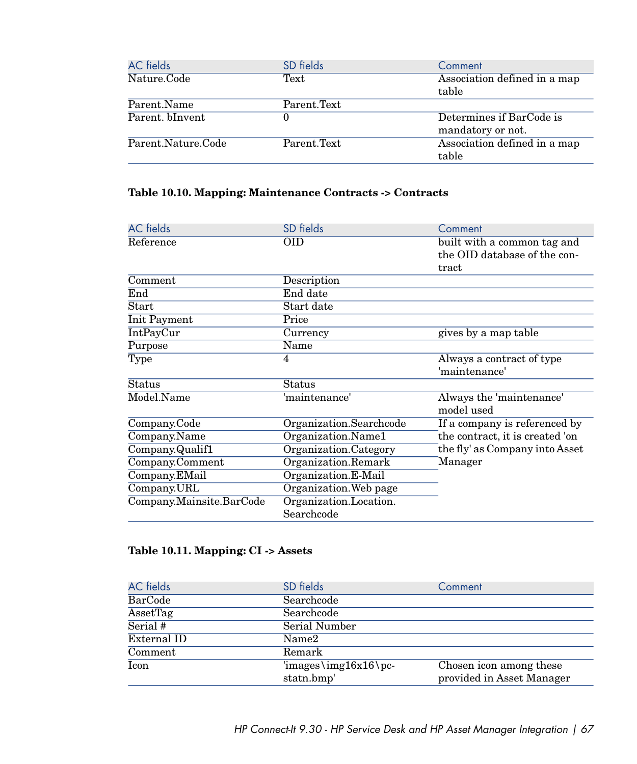| AC fields | SD fields | Comment |
|---|---|---|
| Nature.Code | Text | Association defined in a map table |
| Parent.Name | Parent.Text | |
| Parent. bInvent | 0 | Determines if BarCode is mandatory or not. |
| Parent.Nature.Code | Parent.Text | Association defined in a map table |

**Table 10.10. Mapping: Maintenance Contracts -> Contracts**

| AC fields | SD fields | Comment |
|---|---|---|
| Reference | OID | built with a common tag and the OID database of the contract |
| Comment | Description | |
| End | End date | |
| Start | Start date | |
| Init Payment | Price | |
| IntPayCur | Currency | gives by a map table |
| Purpose | Name | |
| Type | 4 | Always a contract of type 'maintenance' |
| Status | Status | |
| Model.Name | 'maintenance' | Always the 'maintenance' model used |
| Company.Code | Organization.Searchcode | If a company is referenced by the contract, it is created 'on the fly' as Company into Asset Manager |
| Company.Name | Organization.Name1 | |
| Company.Qualif1 | Organization.Category | |
| Company.Comment | Organization.Remark | |
| Company.EMail | Organization.E-Mail | |
| Company.URL | Organization.Web page | |
| Company.Mainsite.BarCode | Organization.Location. Searchcode | |

**Table 10.11. Mapping: CI -> Assets**

| AC fields | SD fields | Comment |
|---|---|---|
| BarCode | Searchcode | |
| AssetTag | Searchcode | |
| Serial # | Serial Number | |
| External ID | Name2 | |
| Comment | Remark | |
| Icon | 'images\img16x16\pc-statn.bmp' | Chosen icon among these provided in Asset Manager |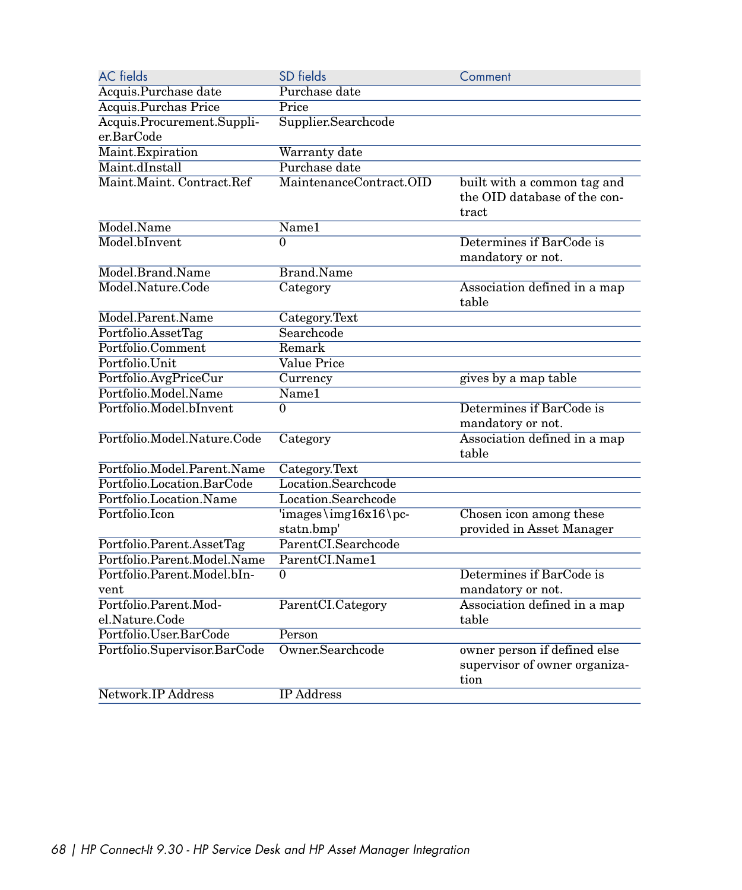| AC fields | SD fields | Comment |
| --- | --- | --- |
| Acquis.Purchase date | Purchase date | |
| Acquis.Purchas Price | Price | |
| Acquis.Procurement.Supplier.BarCode | Supplier.Searchcode | |
| Maint.Expiration | Warranty date | |
| Maint.dInstall | Purchase date | |
| Maint.Maint. Contract.Ref | MaintenanceContract.OID | built with a common tag and the OID database of the contract |
| Model.Name | Name1 | |
| Model.bInvent | 0 | Determines if BarCode is mandatory or not. |
| Model.Brand.Name | Brand.Name | |
| Model.Nature.Code | Category | Association defined in a map table |
| Model.Parent.Name | Category.Text | |
| Portfolio.AssetTag | Searchcode | |
| Portfolio.Comment | Remark | |
| Portfolio.Unit | Value Price | |
| Portfolio.AvgPriceCur | Currency | gives by a map table |
| Portfolio.Model.Name | Name1 | |
| Portfolio.Model.bInvent | 0 | Determines if BarCode is mandatory or not. |
| Portfolio.Model.Nature.Code | Category | Association defined in a map table |
| Portfolio.Model.Parent.Name | Category.Text | |
| Portfolio.Location.BarCode | Location.Searchcode | |
| Portfolio.Location.Name | Location.Searchcode | |
| Portfolio.Icon | 'images\img16x16\pcstatn.bmp' | Chosen icon among these provided in Asset Manager |
| Portfolio.Parent.AssetTag | ParentCI.Searchcode | |
| Portfolio.Parent.Model.Name | ParentCI.Name1 | |
| Portfolio.Parent.Model.bInvent | 0 | Determines if BarCode is mandatory or not. |
| Portfolio.Parent.Model.Nature.Code | ParentCI.Category | Association defined in a map table |
| Portfolio.User.BarCode | Person | |
| Portfolio.Supervisor.BarCode | Owner.Searchcode | owner person if defined else supervisor of owner organization |
| Network.IP Address | IP Address | |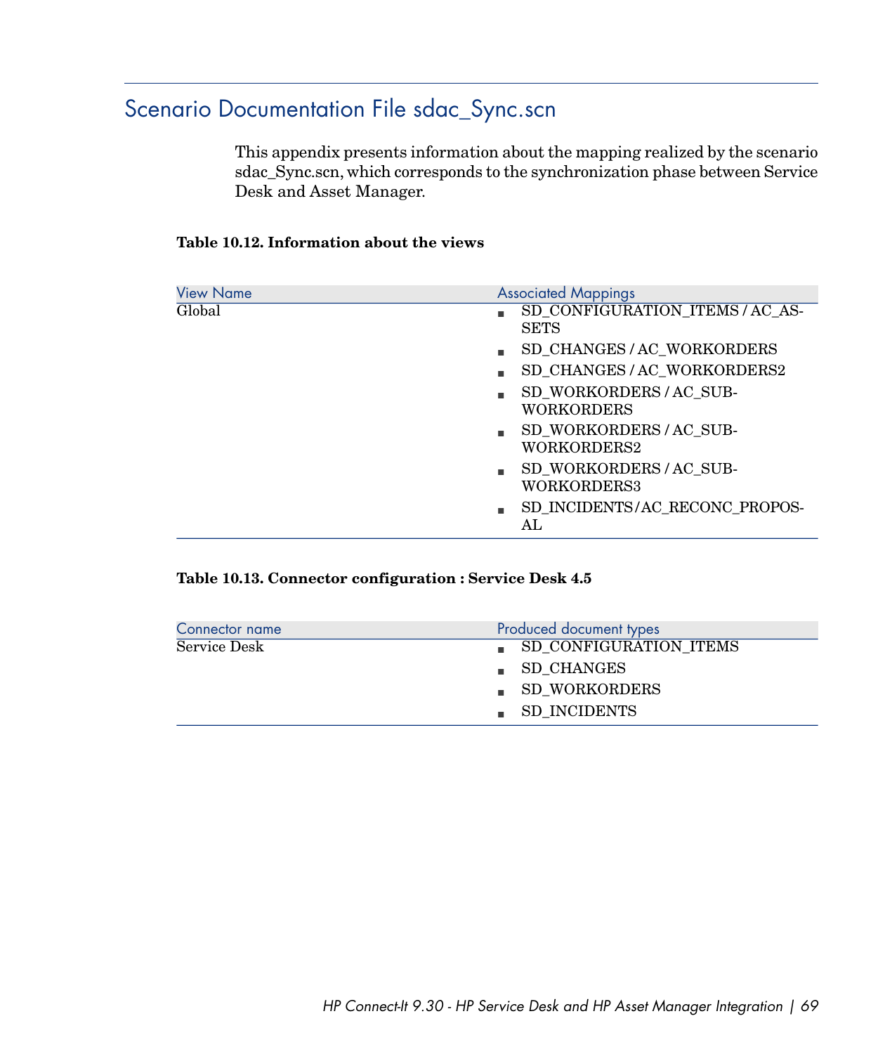## Scenario Documentation File sdac_Sync.scn

This appendix presents information about the mapping realized by the scenario sdac_Sync.scn, which corresponds to the synchronization phase between Service Desk and Asset Manager.

**Table 10.12. Information about the views**

| View Name | Associated Mappings |
|---|---|
| Global | ▪ SD_CONFIGURATION_ITEMS / AC_ASSETS<br>▪ SD_CHANGES / AC_WORKORDERS<br>▪ SD_CHANGES / AC_WORKORDERS2<br>▪ SD_WORKORDERS / AC_SUBWORKORDERS<br>▪ SD_WORKORDERS / AC_SUBWORKORDERS2<br>▪ SD_WORKORDERS / AC_SUBWORKORDERS3<br>▪ SD_INCIDENTS/AC_RECONC_PROPOSAL |

**Table 10.13. Connector configuration : Service Desk 4.5**

| Connector name | Produced document types |
|---|---|
| Service Desk | ▪ SD_CONFIGURATION_ITEMS<br>▪ SD_CHANGES<br>▪ SD_WORKORDERS<br>▪ SD_INCIDENTS |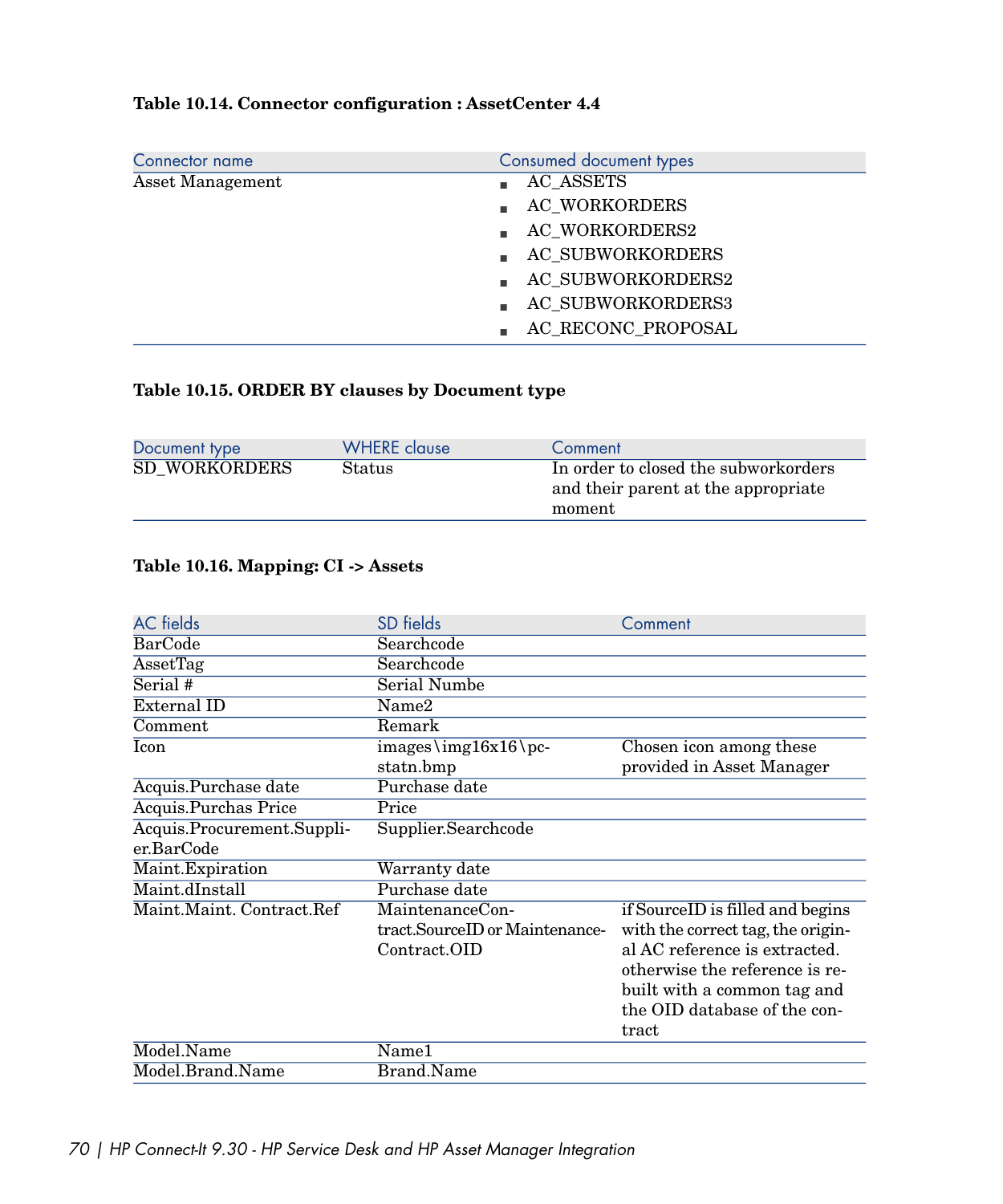**Table 10.14. Connector configuration : AssetCenter 4.4**

| Connector name | Consumed document types |
| --- | --- |
| Asset Management | ■ AC_ASSETS<br>■ AC_WORKORDERS<br>■ AC_WORKORDERS2<br>■ AC_SUBWORKORDERS<br>■ AC_SUBWORKORDERS2<br>■ AC_SUBWORKORDERS3<br>■ AC_RECONC_PROPOSAL |

**Table 10.15. ORDER BY clauses by Document type**

| Document type | WHERE clause | Comment |
| --- | --- | --- |
| SD_WORKORDERS | Status | In order to closed the subworkorders and their parent at the appropriate moment |

**Table 10.16. Mapping: CI -> Assets**

| AC fields | SD fields | Comment |
| --- | --- | --- |
| BarCode | Searchcode | |
| AssetTag | Searchcode | |
| Serial # | Serial Numbe | |
| External ID | Name2 | |
| Comment | Remark | |
| Icon | images\img16x16\pc-statn.bmp | Chosen icon among these provided in Asset Manager |
| Acquis.Purchase date | Purchase date | |
| Acquis.Purchas Price | Price | |
| Acquis.Procurement.Supplier.BarCode | Supplier.Searchcode | |
| Maint.Expiration | Warranty date | |
| Maint.dInstall | Purchase date | |
| Maint.Maint. Contract.Ref | MaintenanceContract.SourceID or MaintenanceContract.OID | if SourceID is filled and begins with the correct tag, the original AC reference is extracted. otherwise the reference is rebuilt with a common tag and the OID database of the contract |
| Model.Name | Name1 | |
| Model.Brand.Name | Brand.Name | |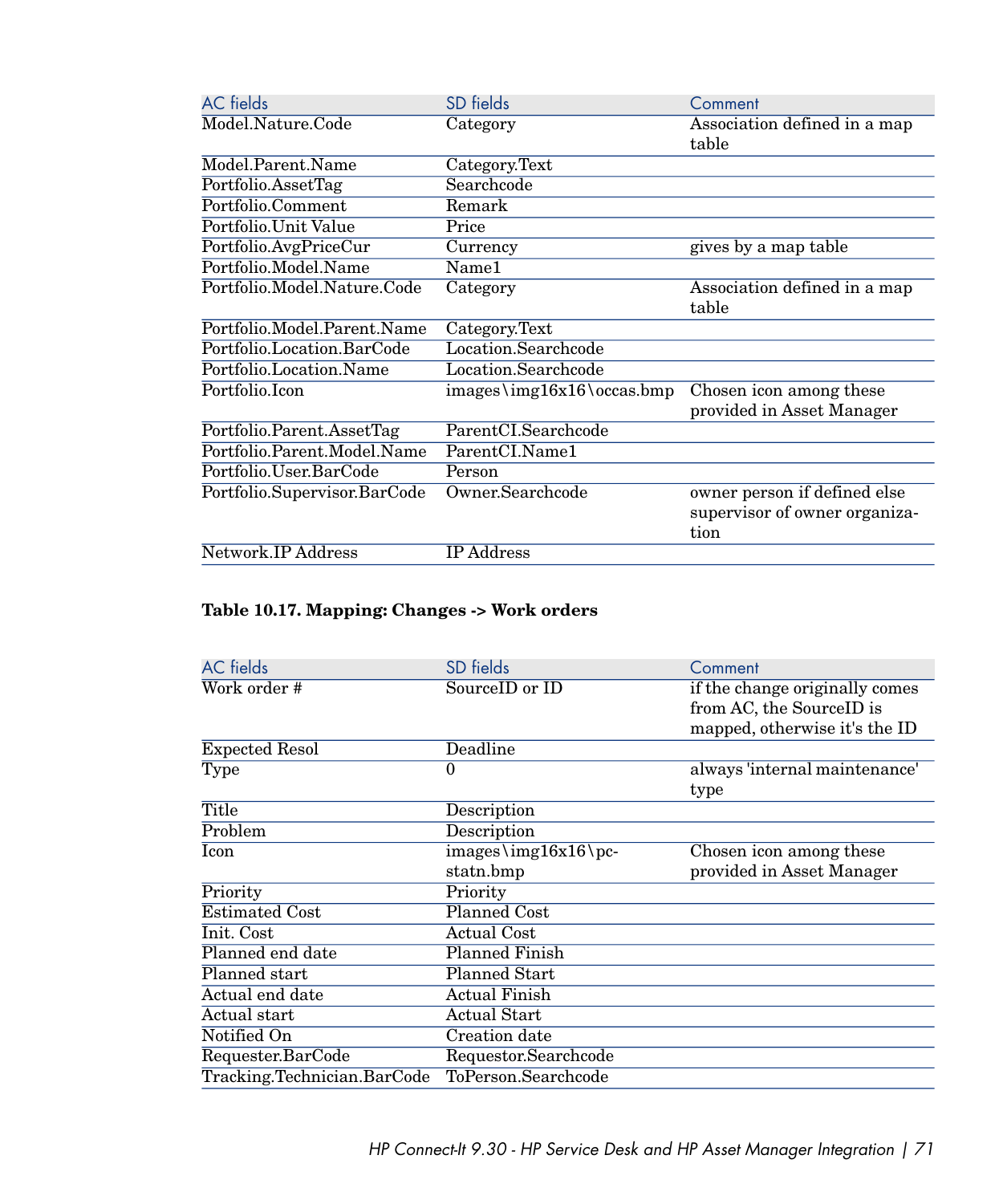| AC fields | SD fields | Comment |
| --- | --- | --- |
| Model.Nature.Code | Category | Association defined in a map table |
| Model.Parent.Name | Category.Text | |
| Portfolio.AssetTag | Searchcode | |
| Portfolio.Comment | Remark | |
| Portfolio.Unit Value | Price | |
| Portfolio.AvgPriceCur | Currency | gives by a map table |
| Portfolio.Model.Name | Name1 | |
| Portfolio.Model.Nature.Code | Category | Association defined in a map table |
| Portfolio.Model.Parent.Name | Category.Text | |
| Portfolio.Location.BarCode | Location.Searchcode | |
| Portfolio.Location.Name | Location.Searchcode | |
| Portfolio.Icon | images\img16x16\occas.bmp | Chosen icon among these provided in Asset Manager |
| Portfolio.Parent.AssetTag | ParentCI.Searchcode | |
| Portfolio.Parent.Model.Name | ParentCI.Name1 | |
| Portfolio.User.BarCode | Person | |
| Portfolio.Supervisor.BarCode | Owner.Searchcode | owner person if defined else supervisor of owner organization |
| Network.IP Address | IP Address | |

**Table 10.17. Mapping: Changes -> Work orders**

| AC fields | SD fields | Comment |
| --- | --- | --- |
| Work order # | SourceID or ID | if the change originally comes from AC, the SourceID is mapped, otherwise it's the ID |
| Expected Resol | Deadline | |
| Type | 0 | always 'internal maintenance' type |
| Title | Description | |
| Problem | Description | |
| Icon | images\img16x16\pcstatn.bmp | Chosen icon among these provided in Asset Manager |
| Priority | Priority | |
| Estimated Cost | Planned Cost | |
| Init. Cost | Actual Cost | |
| Planned end date | Planned Finish | |
| Planned start | Planned Start | |
| Actual end date | Actual Finish | |
| Actual start | Actual Start | |
| Notified On | Creation date | |
| Requester.BarCode | Requestor.Searchcode | |
| Tracking.Technician.BarCode | ToPerson.Searchcode | |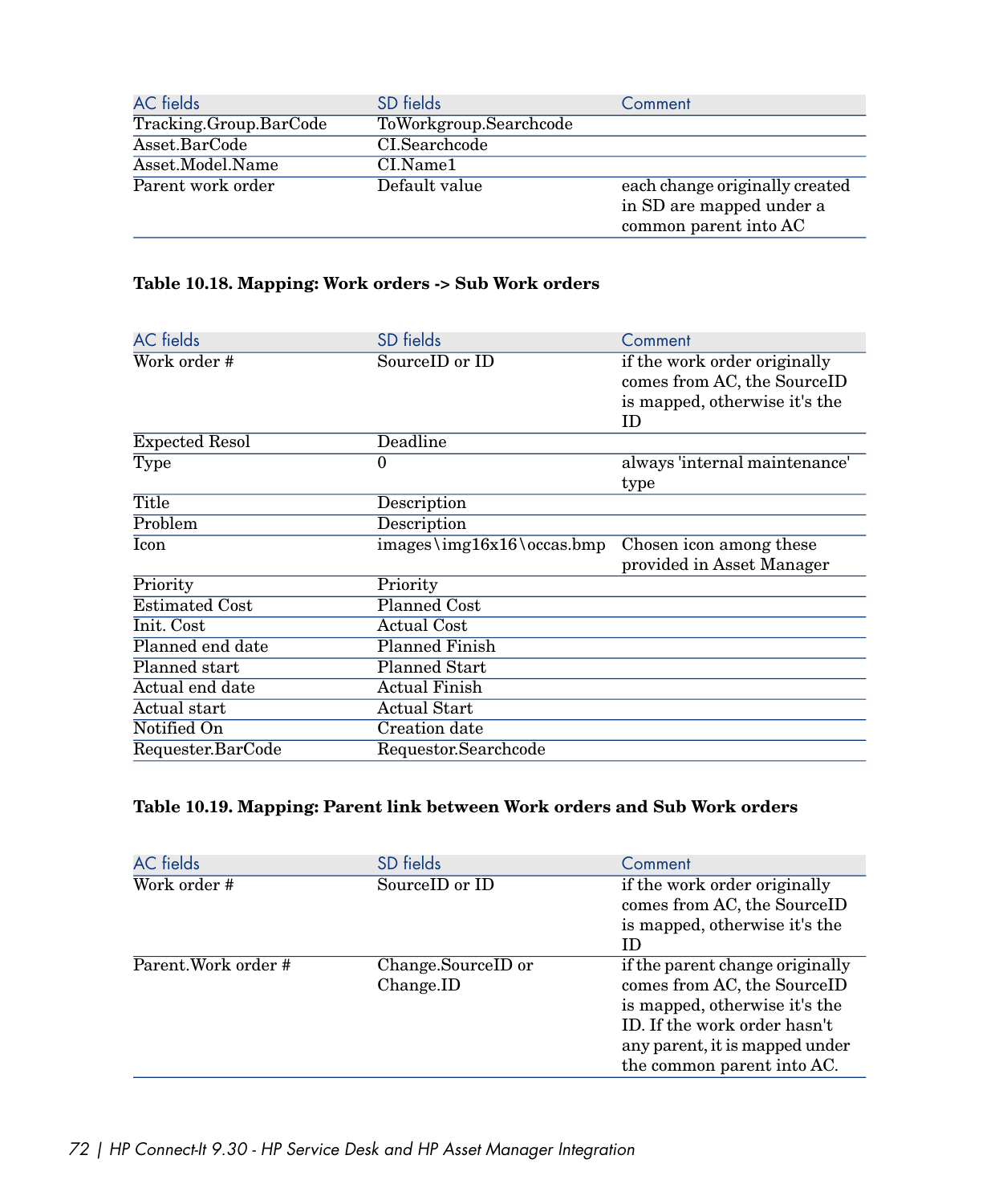| AC fields | SD fields | Comment |
| --- | --- | --- |
| Tracking.Group.BarCode | ToWorkgroup.Searchcode | |
| Asset.BarCode | CI.Searchcode | |
| Asset.Model.Name | CI.Name1 | |
| Parent work order | Default value | each change originally created in SD are mapped under a common parent into AC |

**Table 10.18. Mapping: Work orders -> Sub Work orders**

| AC fields | SD fields | Comment |
| --- | --- | --- |
| Work order # | SourceID or ID | if the work order originally comes from AC, the SourceID is mapped, otherwise it's the ID |
| Expected Resol | Deadline | |
| Type | 0 | always 'internal maintenance' type |
| Title | Description | |
| Problem | Description | |
| Icon | images\img16x16\occas.bmp | Chosen icon among these provided in Asset Manager |
| Priority | Priority | |
| Estimated Cost | Planned Cost | |
| Init. Cost | Actual Cost | |
| Planned end date | Planned Finish | |
| Planned start | Planned Start | |
| Actual end date | Actual Finish | |
| Actual start | Actual Start | |
| Notified On | Creation date | |
| Requester.BarCode | Requestor.Searchcode | |

**Table 10.19. Mapping: Parent link between Work orders and Sub Work orders**

| AC fields | SD fields | Comment |
| --- | --- | --- |
| Work order # | SourceID or ID | if the work order originally comes from AC, the SourceID is mapped, otherwise it's the ID |
| Parent.Work order # | Change.SourceID or Change.ID | if the parent change originally comes from AC, the SourceID is mapped, otherwise it's the ID. If the work order hasn't any parent, it is mapped under the common parent into AC. |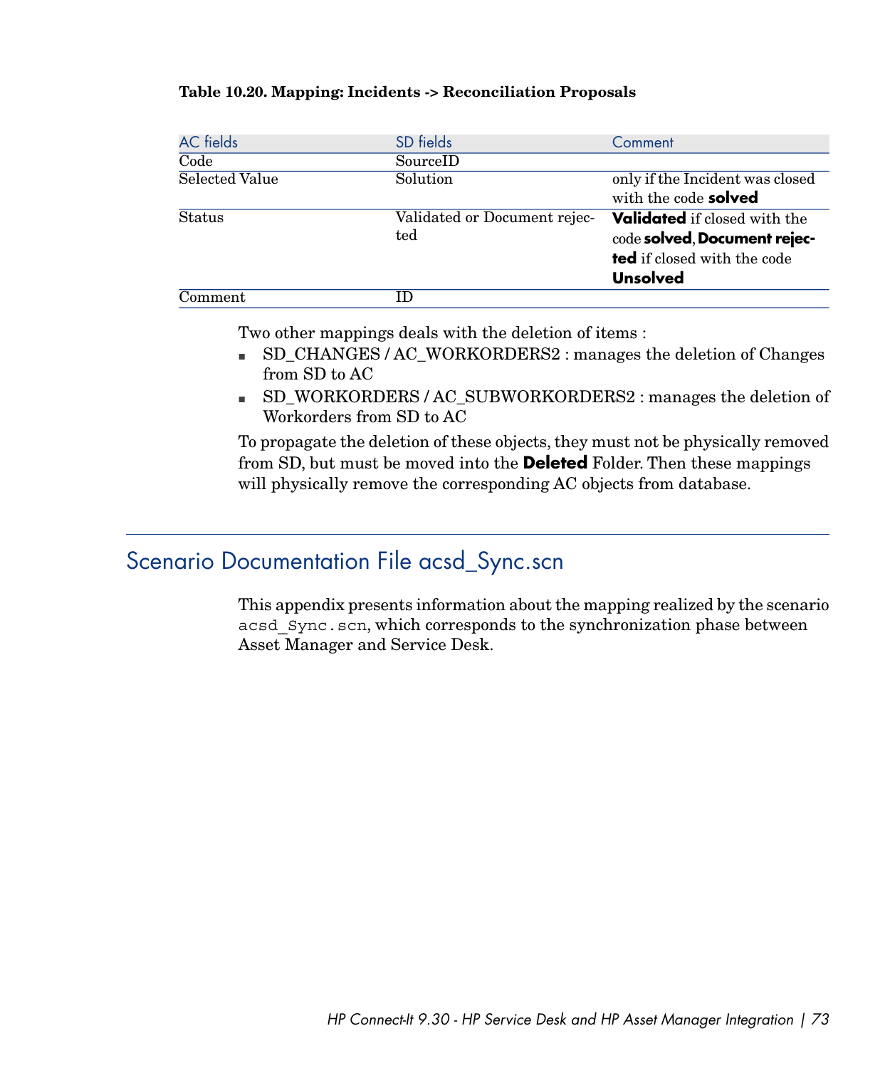**Table 10.20. Mapping: Incidents -> Reconciliation Proposals**

| AC fields | SD fields | Comment |
| --- | --- | --- |
| Code | SourceID | |
| Selected Value | Solution | only if the Incident was closed with the code **solved** |
| Status | Validated or Document rejected | **Validated** if closed with the code **solved**, **Document rejected** if closed with the code **Unsolved** |
| Comment | ID | |

Two other mappings deals with the deletion of items :

- SD_CHANGES / AC_WORKORDERS2 : manages the deletion of Changes from SD to AC
- SD_WORKORDERS / AC_SUBWORKORDERS2 : manages the deletion of Workorders from SD to AC

To propagate the deletion of these objects, they must not be physically removed from SD, but must be moved into the **Deleted** Folder. Then these mappings will physically remove the corresponding AC objects from database.

## Scenario Documentation File acsd_Sync.scn

This appendix presents information about the mapping realized by the scenario `acsd_Sync.scn`, which corresponds to the synchronization phase between Asset Manager and Service Desk.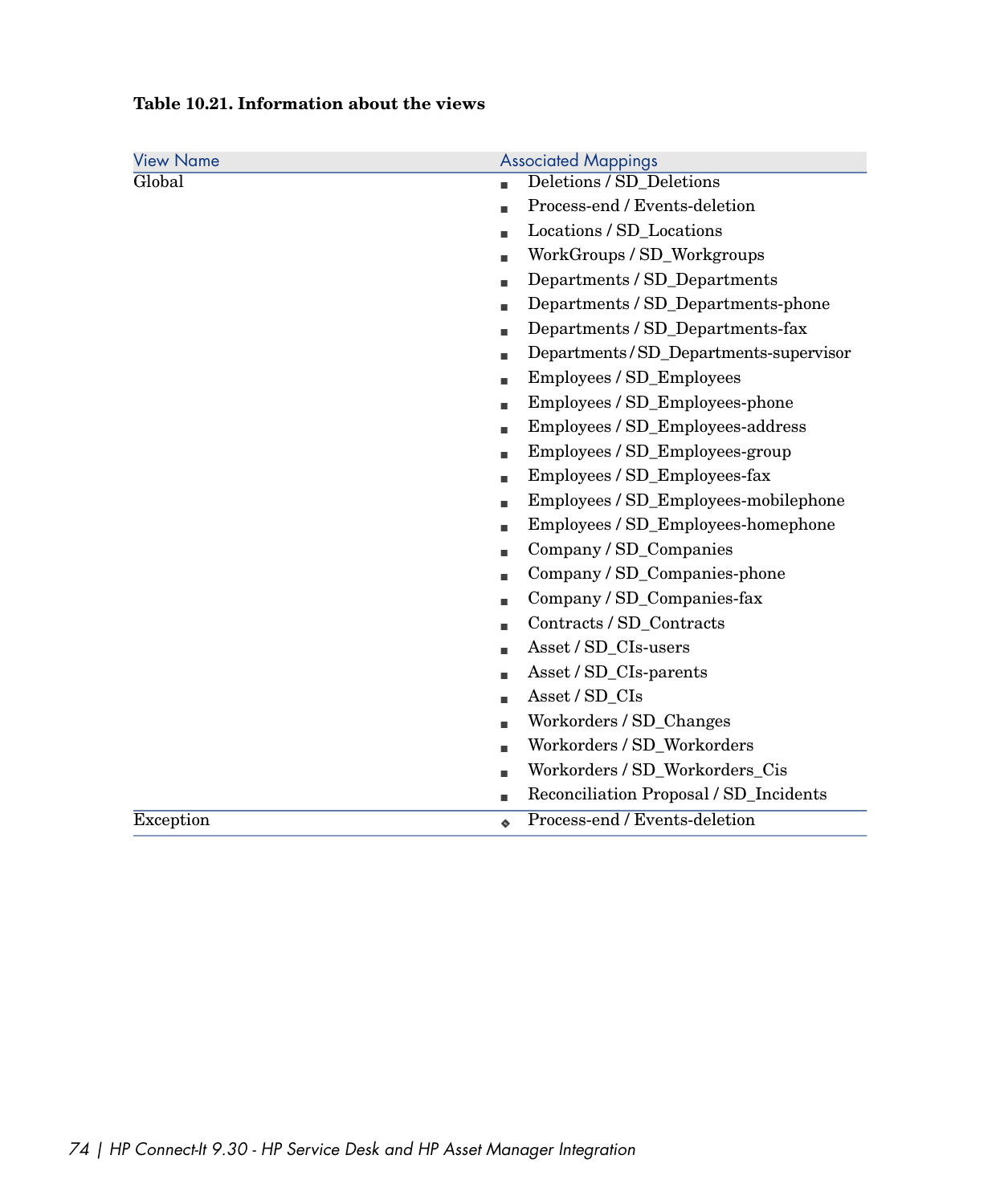**Table 10.21. Information about the views**

| View Name | Associated Mappings |
| --- | --- |
| Global | ■ Deletions / SD_Deletions<br>■ Process-end / Events-deletion<br>■ Locations / SD_Locations<br>■ WorkGroups / SD_Workgroups<br>■ Departments / SD_Departments<br>■ Departments / SD_Departments-phone<br>■ Departments / SD_Departments-fax<br>■ Departments / SD_Departments-supervisor<br>■ Employees / SD_Employees<br>■ Employees / SD_Employees-phone<br>■ Employees / SD_Employees-address<br>■ Employees / SD_Employees-group<br>■ Employees / SD_Employees-fax<br>■ Employees / SD_Employees-mobilephone<br>■ Employees / SD_Employees-homephone<br>■ Company / SD_Companies<br>■ Company / SD_Companies-phone<br>■ Company / SD_Companies-fax<br>■ Contracts / SD_Contracts<br>■ Asset / SD_CIs-users<br>■ Asset / SD_CIs-parents<br>■ Asset / SD_CIs<br>■ Workorders / SD_Changes<br>■ Workorders / SD_Workorders<br>■ Workorders / SD_Workorders_Cis<br>■ Reconciliation Proposal / SD_Incidents |
| Exception | ❖ Process-end / Events-deletion |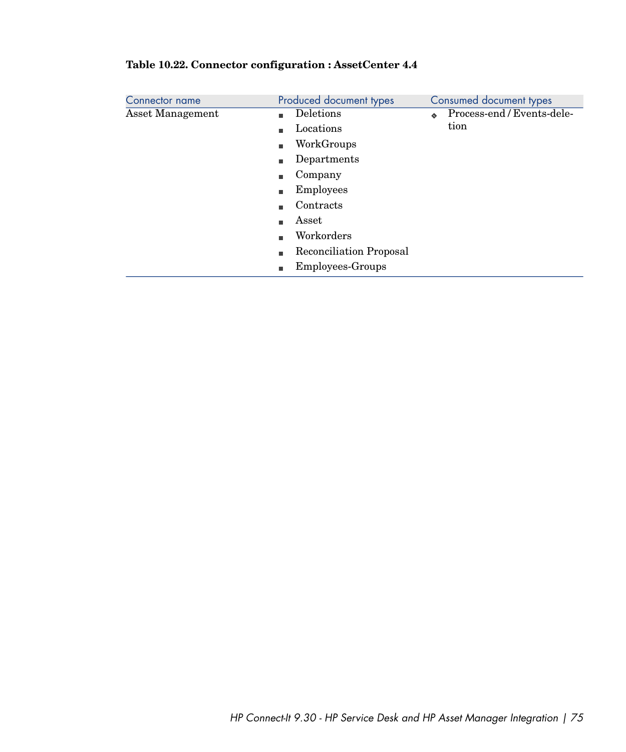**Table 10.22. Connector configuration : AssetCenter 4.4**

| Connector name | Produced document types | Consumed document types |
|---|---|---|
| Asset Management | <ul><li>Deletions</li><li>Locations</li><li>WorkGroups</li><li>Departments</li><li>Company</li><li>Employees</li><li>Contracts</li><li>Asset</li><li>Workorders</li><li>Reconciliation Proposal</li><li>Employees-Groups</li></ul> | <ul><li>Process-end / Events-deletion</li></ul> |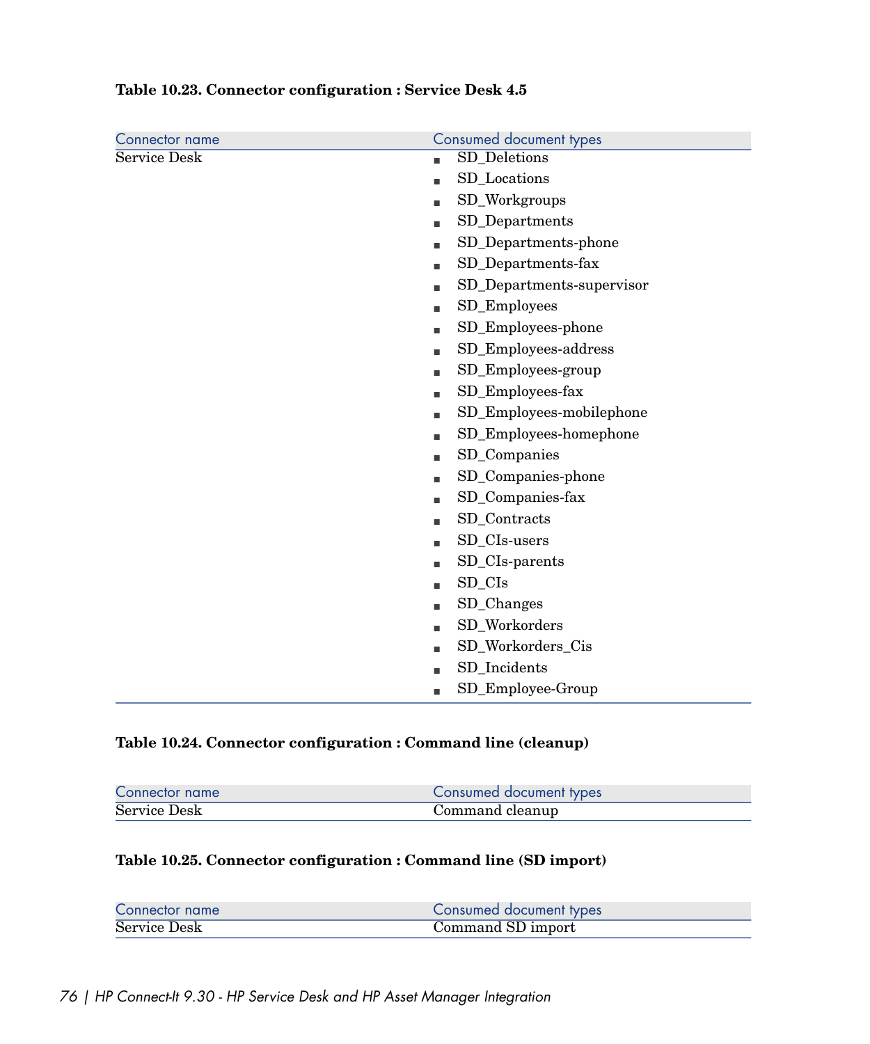**Table 10.23. Connector configuration : Service Desk 4.5**

| Connector name | Consumed document types |
| --- | --- |
| Service Desk | <ul><li>SD_Deletions</li><li>SD_Locations</li><li>SD_Workgroups</li><li>SD_Departments</li><li>SD_Departments-phone</li><li>SD_Departments-fax</li><li>SD_Departments-supervisor</li><li>SD_Employees</li><li>SD_Employees-phone</li><li>SD_Employees-address</li><li>SD_Employees-group</li><li>SD_Employees-fax</li><li>SD_Employees-mobilephone</li><li>SD_Employees-homephone</li><li>SD_Companies</li><li>SD_Companies-phone</li><li>SD_Companies-fax</li><li>SD_Contracts</li><li>SD_CIs-users</li><li>SD_CIs-parents</li><li>SD_CIs</li><li>SD_Changes</li><li>SD_Workorders</li><li>SD_Workorders_Cis</li><li>SD_Incidents</li><li>SD_Employee-Group</li></ul> |

**Table 10.24. Connector configuration : Command line (cleanup)**

| Connector name | Consumed document types |
| --- | --- |
| Service Desk | Command cleanup |

**Table 10.25. Connector configuration : Command line (SD import)**

| Connector name | Consumed document types |
| --- | --- |
| Service Desk | Command SD import |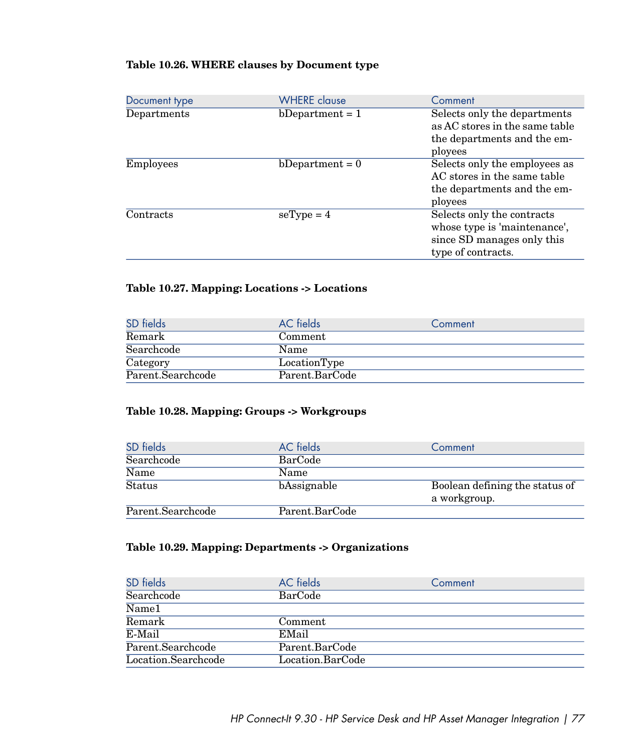**Table 10.26. WHERE clauses by Document type**

| Document type | WHERE clause | Comment |
| --- | --- | --- |
| Departments | bDepartment = 1 | Selects only the departments as AC stores in the same table the departments and the employees |
| Employees | bDepartment = 0 | Selects only the employees as AC stores in the same table the departments and the employees |
| Contracts | seType = 4 | Selects only the contracts whose type is 'maintenance', since SD manages only this type of contracts. |

**Table 10.27. Mapping: Locations -> Locations**

| SD fields | AC fields | Comment |
| --- | --- | --- |
| Remark | Comment | |
| Searchcode | Name | |
| Category | LocationType | |
| Parent.Searchcode | Parent.BarCode | |

**Table 10.28. Mapping: Groups -> Workgroups**

| SD fields | AC fields | Comment |
| --- | --- | --- |
| Searchcode | BarCode | |
| Name | Name | |
| Status | bAssignable | Boolean defining the status of a workgroup. |
| Parent.Searchcode | Parent.BarCode | |

**Table 10.29. Mapping: Departments -> Organizations**

| SD fields | AC fields | Comment |
| --- | --- | --- |
| Searchcode | BarCode | |
| Name1 | | |
| Remark | Comment | |
| E-Mail | EMail | |
| Parent.Searchcode | Parent.BarCode | |
| Location.Searchcode | Location.BarCode | |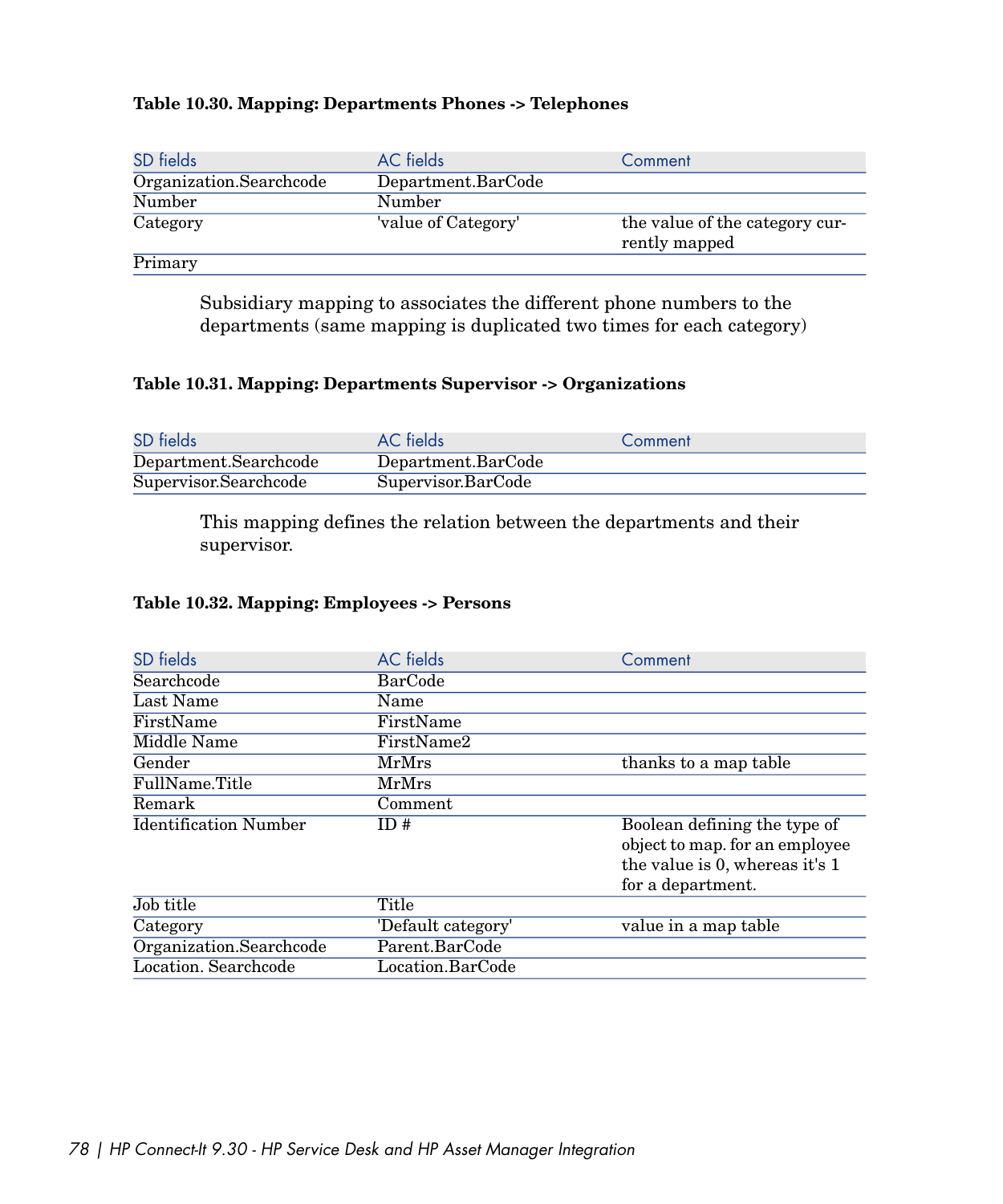**Table 10.30. Mapping: Departments Phones -> Telephones**

| SD fields | AC fields | Comment |
| --- | --- | --- |
| Organization.Searchcode | Department.BarCode | |
| Number | Number | |
| Category | 'value of Category' | the value of the category currently mapped |
| Primary | | |

Subsidiary mapping to associates the different phone numbers to the departments (same mapping is duplicated two times for each category)

**Table 10.31. Mapping: Departments Supervisor -> Organizations**

| SD fields | AC fields | Comment |
| --- | --- | --- |
| Department.Searchcode | Department.BarCode | |
| Supervisor.Searchcode | Supervisor.BarCode | |

This mapping defines the relation between the departments and their supervisor.

**Table 10.32. Mapping: Employees -> Persons**

| SD fields | AC fields | Comment |
| --- | --- | --- |
| Searchcode | BarCode | |
| Last Name | Name | |
| FirstName | FirstName | |
| Middle Name | FirstName2 | |
| Gender | MrMrs | thanks to a map table |
| FullName.Title | MrMrs | |
| Remark | Comment | |
| Identification Number | ID # | Boolean defining the type of object to map. for an employee the value is 0, whereas it's 1 for a department. |
| Job title | Title | |
| Category | 'Default category' | value in a map table |
| Organization.Searchcode | Parent.BarCode | |
| Location. Searchcode | Location.BarCode | |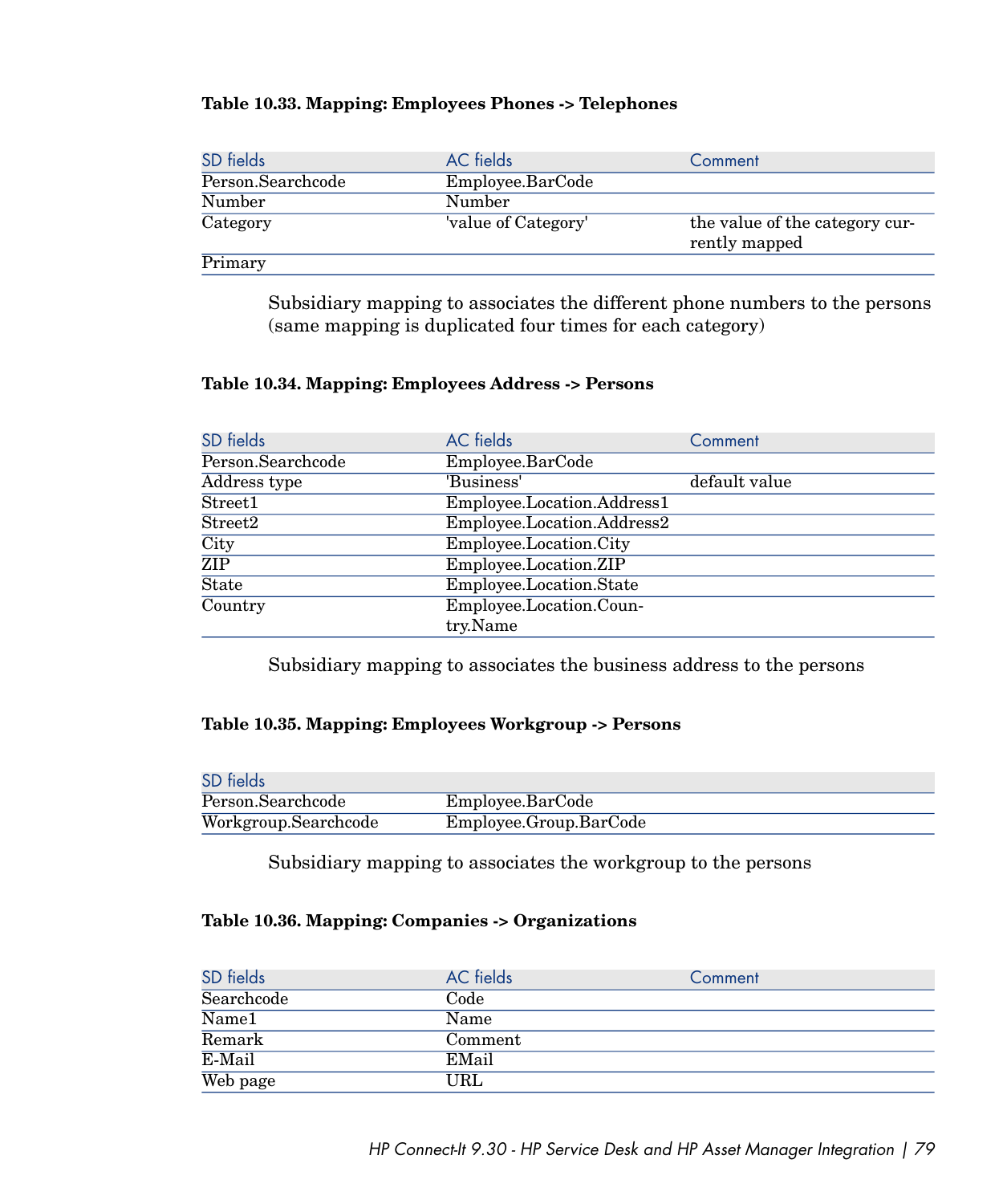**Table 10.33. Mapping: Employees Phones -> Telephones**

| SD fields | AC fields | Comment |
| --- | --- | --- |
| Person.Searchcode | Employee.BarCode | |
| Number | Number | |
| Category | 'value of Category' | the value of the category currently mapped |
| Primary | | |

Subsidiary mapping to associates the different phone numbers to the persons (same mapping is duplicated four times for each category)

**Table 10.34. Mapping: Employees Address -> Persons**

| SD fields | AC fields | Comment |
| --- | --- | --- |
| Person.Searchcode | Employee.BarCode | |
| Address type | 'Business' | default value |
| Street1 | Employee.Location.Address1 | |
| Street2 | Employee.Location.Address2 | |
| City | Employee.Location.City | |
| ZIP | Employee.Location.ZIP | |
| State | Employee.Location.State | |
| Country | Employee.Location.Country.Name | |

Subsidiary mapping to associates the business address to the persons

**Table 10.35. Mapping: Employees Workgroup -> Persons**

| SD fields | |
| --- | --- |
| Person.Searchcode | Employee.BarCode |
| Workgroup.Searchcode | Employee.Group.BarCode |

Subsidiary mapping to associates the workgroup to the persons

**Table 10.36. Mapping: Companies -> Organizations**

| SD fields | AC fields | Comment |
| --- | --- | --- |
| Searchcode | Code | |
| Name1 | Name | |
| Remark | Comment | |
| E-Mail | EMail | |
| Web page | URL | |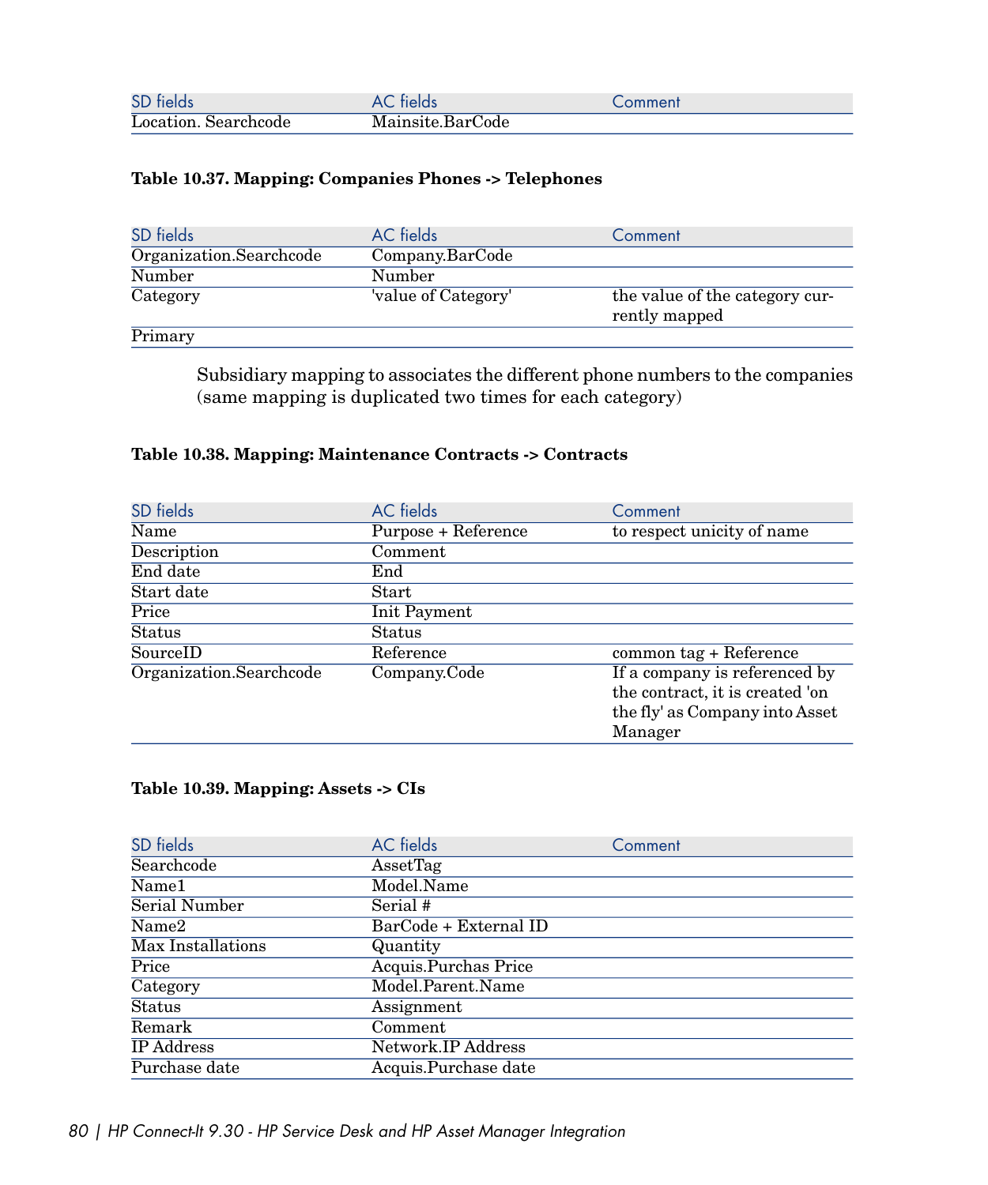| SD fields | AC fields | Comment |
| --- | --- | --- |
| Location. Searchcode | Mainsite.BarCode | |

**Table 10.37. Mapping: Companies Phones -> Telephones**

| SD fields | AC fields | Comment |
| --- | --- | --- |
| Organization.Searchcode | Company.BarCode | |
| Number | Number | |
| Category | 'value of Category' | the value of the category currently mapped |
| Primary | | |

Subsidiary mapping to associates the different phone numbers to the companies (same mapping is duplicated two times for each category)

**Table 10.38. Mapping: Maintenance Contracts -> Contracts**

| SD fields | AC fields | Comment |
| --- | --- | --- |
| Name | Purpose + Reference | to respect unicity of name |
| Description | Comment | |
| End date | End | |
| Start date | Start | |
| Price | Init Payment | |
| Status | Status | |
| SourceID | Reference | common tag + Reference |
| Organization.Searchcode | Company.Code | If a company is referenced by the contract, it is created 'on the fly' as Company into Asset Manager |

**Table 10.39. Mapping: Assets -> CIs**

| SD fields | AC fields | Comment |
| --- | --- | --- |
| Searchcode | AssetTag | |
| Name1 | Model.Name | |
| Serial Number | Serial # | |
| Name2 | BarCode + External ID | |
| Max Installations | Quantity | |
| Price | Acquis.Purchas Price | |
| Category | Model.Parent.Name | |
| Status | Assignment | |
| Remark | Comment | |
| IP Address | Network.IP Address | |
| Purchase date | Acquis.Purchase date | |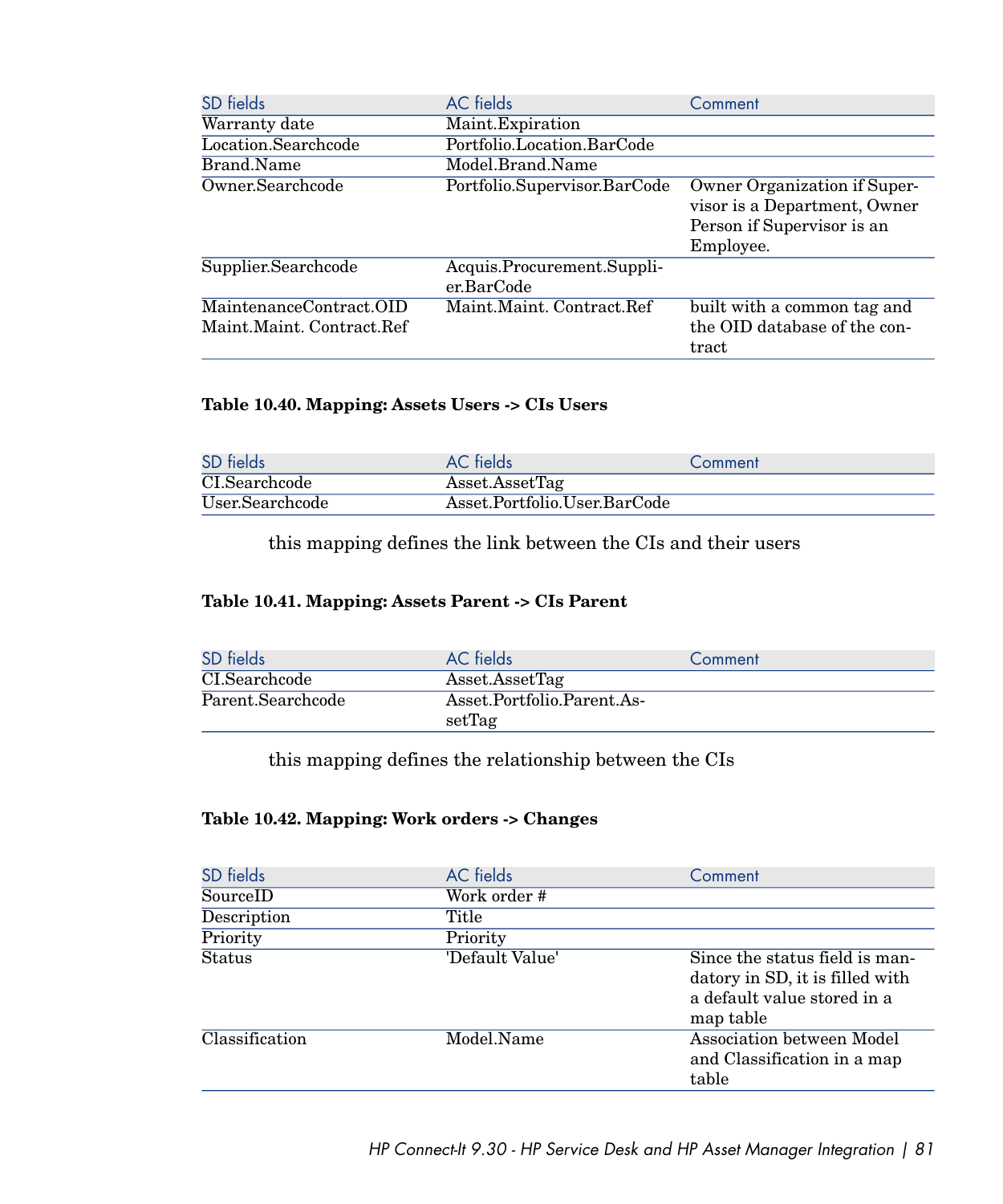| SD fields | AC fields | Comment |
| --- | --- | --- |
| Warranty date | Maint.Expiration | |
| Location.Searchcode | Portfolio.Location.BarCode | |
| Brand.Name | Model.Brand.Name | |
| Owner.Searchcode | Portfolio.Supervisor.BarCode | Owner Organization if Supervisor is a Department, Owner Person if Supervisor is an Employee. |
| Supplier.Searchcode | Acquis.Procurement.Supplier.BarCode | |
| MaintenanceContract.OID Maint.Maint. Contract.Ref | Maint.Maint. Contract.Ref | built with a common tag and the OID database of the contract |

**Table 10.40. Mapping: Assets Users -> CIs Users**

| SD fields | AC fields | Comment |
| --- | --- | --- |
| CI.Searchcode | Asset.AssetTag | |
| User.Searchcode | Asset.Portfolio.User.BarCode | |

this mapping defines the link between the CIs and their users

**Table 10.41. Mapping: Assets Parent -> CIs Parent**

| SD fields | AC fields | Comment |
| --- | --- | --- |
| CI.Searchcode | Asset.AssetTag | |
| Parent.Searchcode | Asset.Portfolio.Parent.AssetTag | |

this mapping defines the relationship between the CIs

**Table 10.42. Mapping: Work orders -> Changes**

| SD fields | AC fields | Comment |
| --- | --- | --- |
| SourceID | Work order # | |
| Description | Title | |
| Priority | Priority | |
| Status | 'Default Value' | Since the status field is mandatory in SD, it is filled with a default value stored in a map table |
| Classification | Model.Name | Association between Model and Classification in a map table |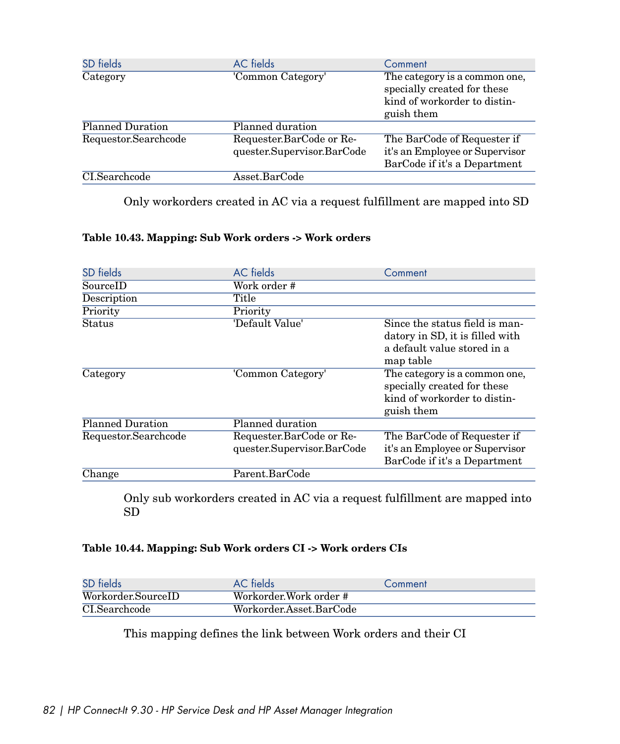| SD fields | AC fields | Comment |
| --- | --- | --- |
| Category | 'Common Category' | The category is a common one, specially created for these kind of workorder to distinguish them |
| Planned Duration | Planned duration | |
| Requestor.Searchcode | Requester.BarCode or Requester.Supervisor.BarCode | The BarCode of Requester if it's an Employee or Supervisor BarCode if it's a Department |
| CI.Searchcode | Asset.BarCode | |

Only workorders created in AC via a request fulfillment are mapped into SD

**Table 10.43. Mapping: Sub Work orders -> Work orders**

| SD fields | AC fields | Comment |
| --- | --- | --- |
| SourceID | Work order # | |
| Description | Title | |
| Priority | Priority | |
| Status | 'Default Value' | Since the status field is mandatory in SD, it is filled with a default value stored in a map table |
| Category | 'Common Category' | The category is a common one, specially created for these kind of workorder to distinguish them |
| Planned Duration | Planned duration | |
| Requestor.Searchcode | Requester.BarCode or Requester.Supervisor.BarCode | The BarCode of Requester if it's an Employee or Supervisor BarCode if it's a Department |
| Change | Parent.BarCode | |

Only sub workorders created in AC via a request fulfillment are mapped into SD

**Table 10.44. Mapping: Sub Work orders CI -> Work orders CIs**

| SD fields | AC fields | Comment |
| --- | --- | --- |
| Workorder.SourceID | Workorder.Work order # | |
| CI.Searchcode | Workorder.Asset.BarCode | |

This mapping defines the link between Work orders and their CI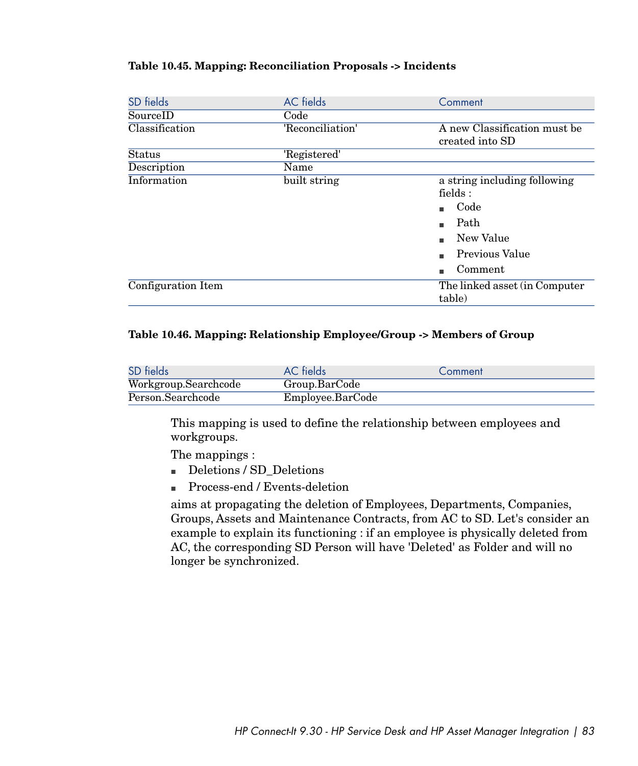**Table 10.45. Mapping: Reconciliation Proposals -> Incidents**

| SD fields | AC fields | Comment |
| --- | --- | --- |
| SourceID | Code | |
| Classification | 'Reconciliation' | A new Classification must be created into SD |
| Status | 'Registered' | |
| Description | Name | |
| Information | built string | a string including following fields : <br>■ Code <br>■ Path <br>■ New Value <br>■ Previous Value <br>■ Comment |
| Configuration Item | | The linked asset (in Computer table) |

**Table 10.46. Mapping: Relationship Employee/Group -> Members of Group**

| SD fields | AC fields | Comment |
| --- | --- | --- |
| Workgroup.Searchcode | Group.BarCode | |
| Person.Searchcode | Employee.BarCode | |

This mapping is used to define the relationship between employees and workgroups.

The mappings :

- Deletions / SD_Deletions
- Process-end / Events-deletion

aims at propagating the deletion of Employees, Departments, Companies, Groups, Assets and Maintenance Contracts, from AC to SD. Let's consider an example to explain its functioning : if an employee is physically deleted from AC, the corresponding SD Person will have 'Deleted' as Folder and will no longer be synchronized.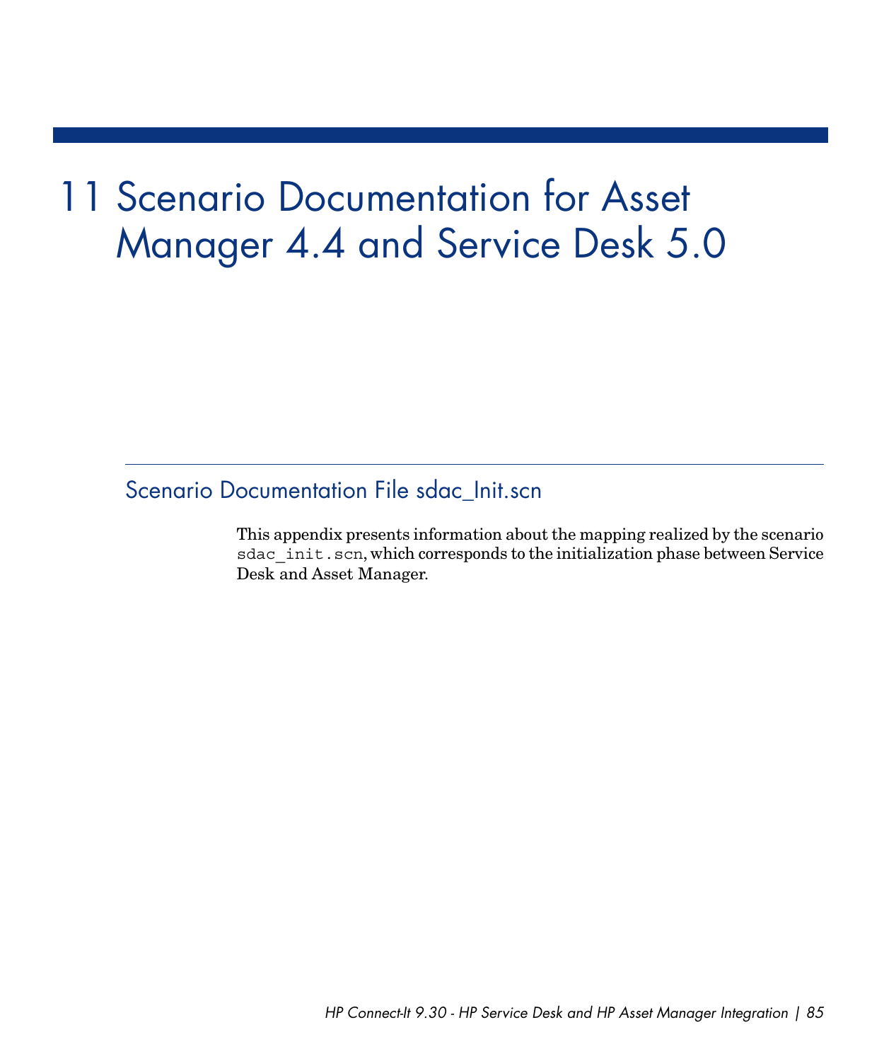# 11 Scenario Documentation for Asset Manager 4.4 and Service Desk 5.0

## Scenario Documentation File sdac_Init.scn

This appendix presents information about the mapping realized by the scenario `sdac_init.scn`, which corresponds to the initialization phase between Service Desk and Asset Manager.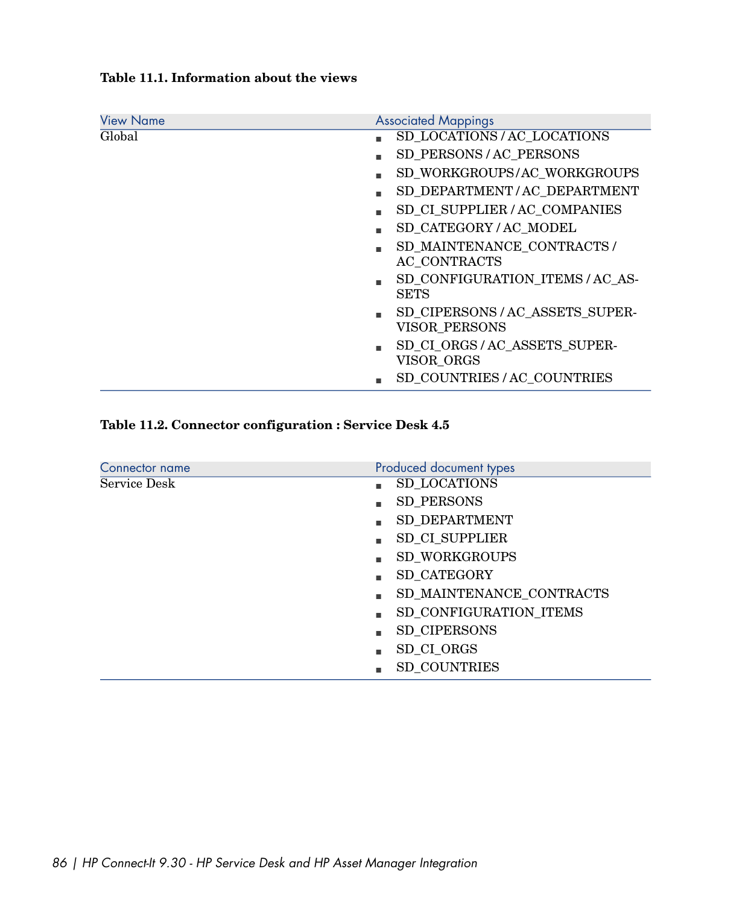**Table 11.1. Information about the views**

| View Name | Associated Mappings |
| --- | --- |
| Global | - SD_LOCATIONS / AC_LOCATIONS<br>- SD_PERSONS / AC_PERSONS<br>- SD_WORKGROUPS / AC_WORKGROUPS<br>- SD_DEPARTMENT / AC_DEPARTMENT<br>- SD_CI_SUPPLIER / AC_COMPANIES<br>- SD_CATEGORY / AC_MODEL<br>- SD_MAINTENANCE_CONTRACTS / AC_CONTRACTS<br>- SD_CONFIGURATION_ITEMS / AC_ASSETS<br>- SD_CIPERSONS / AC_ASSETS_SUPERVISOR_PERSONS<br>- SD_CI_ORGS / AC_ASSETS_SUPERVISOR_ORGS<br>- SD_COUNTRIES / AC_COUNTRIES |

**Table 11.2. Connector configuration : Service Desk 4.5**

| Connector name | Produced document types |
| --- | --- |
| Service Desk | - SD_LOCATIONS<br>- SD_PERSONS<br>- SD_DEPARTMENT<br>- SD_CI_SUPPLIER<br>- SD_WORKGROUPS<br>- SD_CATEGORY<br>- SD_MAINTENANCE_CONTRACTS<br>- SD_CONFIGURATION_ITEMS<br>- SD_CIPERSONS<br>- SD_CI_ORGS<br>- SD_COUNTRIES |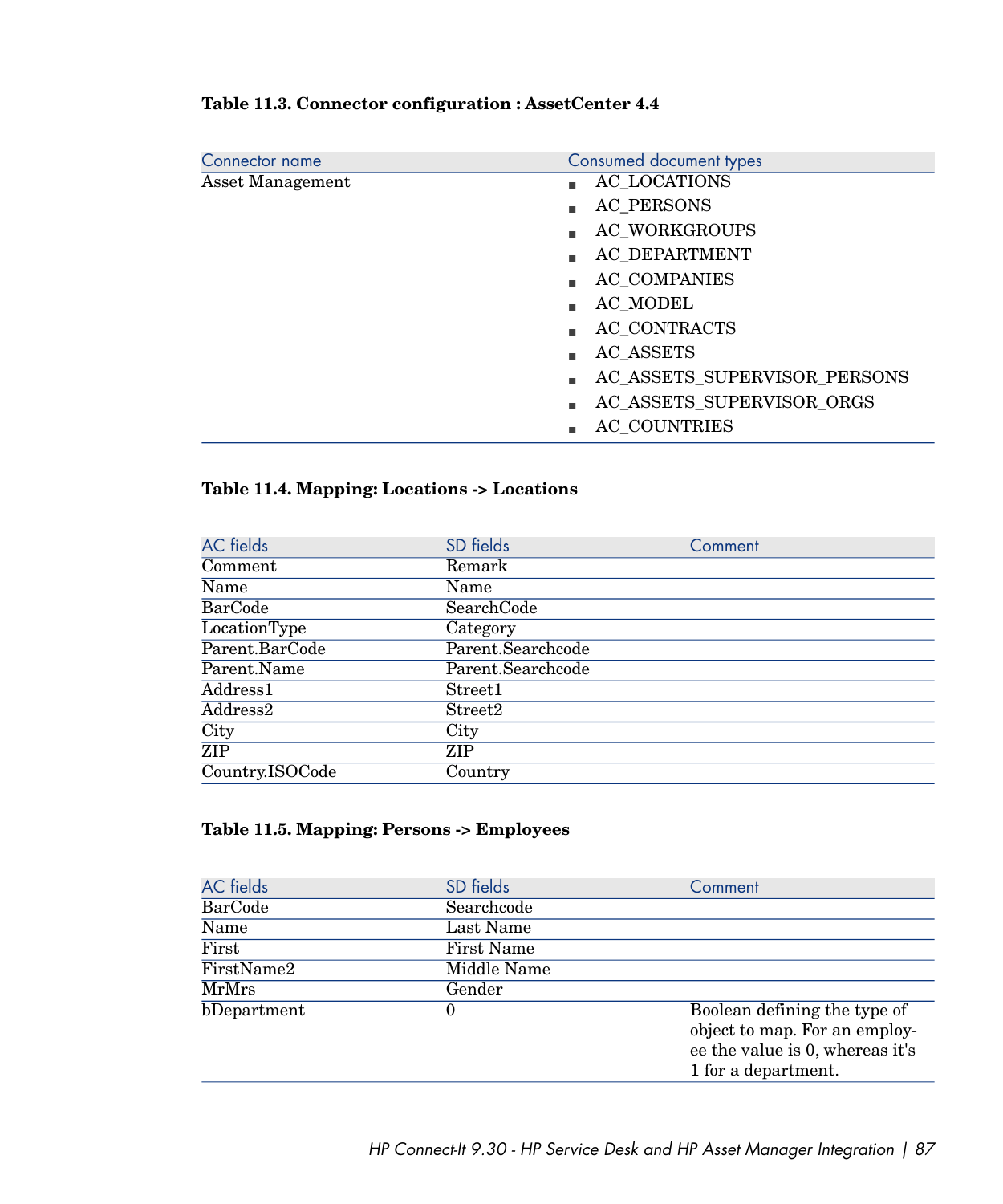**Table 11.3. Connector configuration : AssetCenter 4.4**

| Connector name | Consumed document types |
| --- | --- |
| Asset Management | - AC_LOCATIONS<br>- AC_PERSONS<br>- AC_WORKGROUPS<br>- AC_DEPARTMENT<br>- AC_COMPANIES<br>- AC_MODEL<br>- AC_CONTRACTS<br>- AC_ASSETS<br>- AC_ASSETS_SUPERVISOR_PERSONS<br>- AC_ASSETS_SUPERVISOR_ORGS<br>- AC_COUNTRIES |

**Table 11.4. Mapping: Locations -> Locations**

| AC fields | SD fields | Comment |
| --- | --- | --- |
| Comment | Remark | |
| Name | Name | |
| BarCode | SearchCode | |
| LocationType | Category | |
| Parent.BarCode | Parent.Searchcode | |
| Parent.Name | Parent.Searchcode | |
| Address1 | Street1 | |
| Address2 | Street2 | |
| City | City | |
| ZIP | ZIP | |
| Country.ISOCode | Country | |

**Table 11.5. Mapping: Persons -> Employees**

| AC fields | SD fields | Comment |
| --- | --- | --- |
| BarCode | Searchcode | |
| Name | Last Name | |
| First | First Name | |
| FirstName2 | Middle Name | |
| MrMrs | Gender | |
| bDepartment | 0 | Boolean defining the type of object to map. For an employee the value is 0, whereas it's 1 for a department. |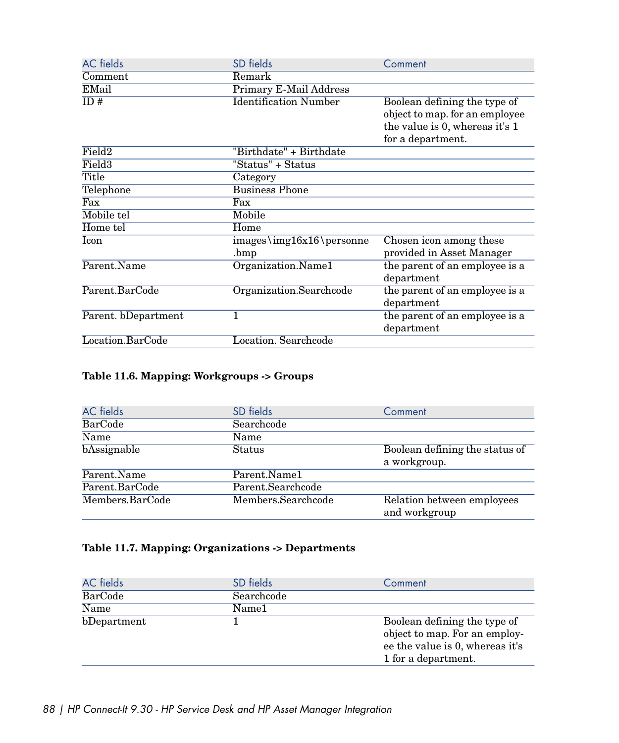| AC fields | SD fields | Comment |
|---|---|---|
| Comment | Remark | |
| EMail | Primary E-Mail Address | |
| ID # | Identification Number | Boolean defining the type of object to map. for an employee the value is 0, whereas it's 1 for a department. |
| Field2 | "Birthdate" + Birthdate | |
| Field3 | "Status" + Status | |
| Title | Category | |
| Telephone | Business Phone | |
| Fax | Fax | |
| Mobile tel | Mobile | |
| Home tel | Home | |
| Icon | images\img16x16\personne.bmp | Chosen icon among these provided in Asset Manager |
| Parent.Name | Organization.Name1 | the parent of an employee is a department |
| Parent.BarCode | Organization.Searchcode | the parent of an employee is a department |
| Parent. bDepartment | 1 | the parent of an employee is a department |
| Location.BarCode | Location. Searchcode | |

**Table 11.6. Mapping: Workgroups -> Groups**

| AC fields | SD fields | Comment |
|---|---|---|
| BarCode | Searchcode | |
| Name | Name | |
| bAssignable | Status | Boolean defining the status of a workgroup. |
| Parent.Name | Parent.Name1 | |
| Parent.BarCode | Parent.Searchcode | |
| Members.BarCode | Members.Searchcode | Relation between employees and workgroup |

**Table 11.7. Mapping: Organizations -> Departments**

| AC fields | SD fields | Comment |
|---|---|---|
| BarCode | Searchcode | |
| Name | Name1 | |
| bDepartment | 1 | Boolean defining the type of object to map. For an employee the value is 0, whereas it's 1 for a department. |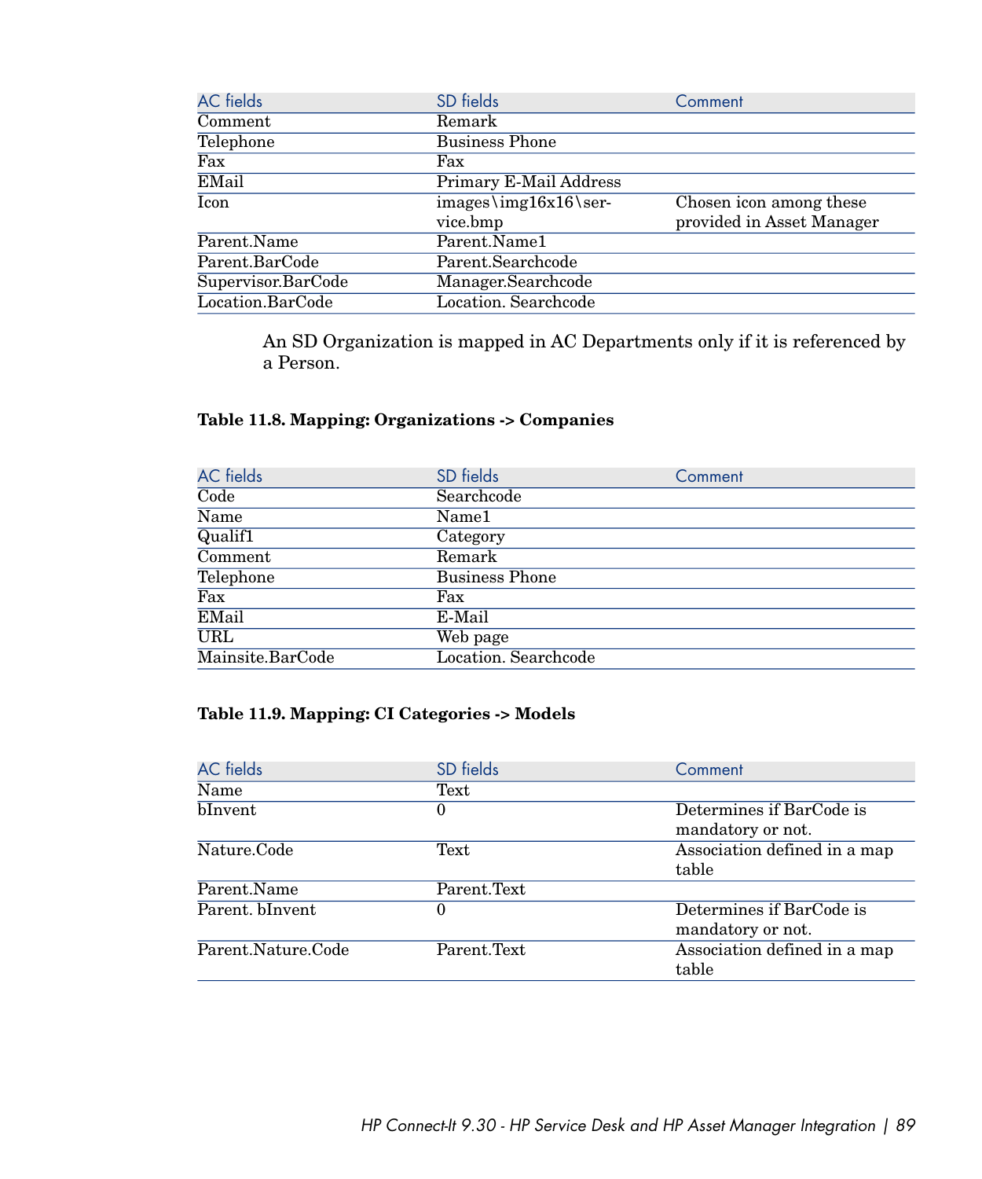| AC fields | SD fields | Comment |
| --- | --- | --- |
| Comment | Remark | |
| Telephone | Business Phone | |
| Fax | Fax | |
| EMail | Primary E-Mail Address | |
| Icon | images\img16x16\service.bmp | Chosen icon among these provided in Asset Manager |
| Parent.Name | Parent.Name1 | |
| Parent.BarCode | Parent.Searchcode | |
| Supervisor.BarCode | Manager.Searchcode | |
| Location.BarCode | Location. Searchcode | |

An SD Organization is mapped in AC Departments only if it is referenced by a Person.

**Table 11.8. Mapping: Organizations -> Companies**

| AC fields | SD fields | Comment |
| --- | --- | --- |
| Code | Searchcode | |
| Name | Name1 | |
| Qualif1 | Category | |
| Comment | Remark | |
| Telephone | Business Phone | |
| Fax | Fax | |
| EMail | E-Mail | |
| URL | Web page | |
| Mainsite.BarCode | Location. Searchcode | |

**Table 11.9. Mapping: CI Categories -> Models**

| AC fields | SD fields | Comment |
| --- | --- | --- |
| Name | Text | |
| bInvent | 0 | Determines if BarCode is mandatory or not. |
| Nature.Code | Text | Association defined in a map table |
| Parent.Name | Parent.Text | |
| Parent. bInvent | 0 | Determines if BarCode is mandatory or not. |
| Parent.Nature.Code | Parent.Text | Association defined in a map table |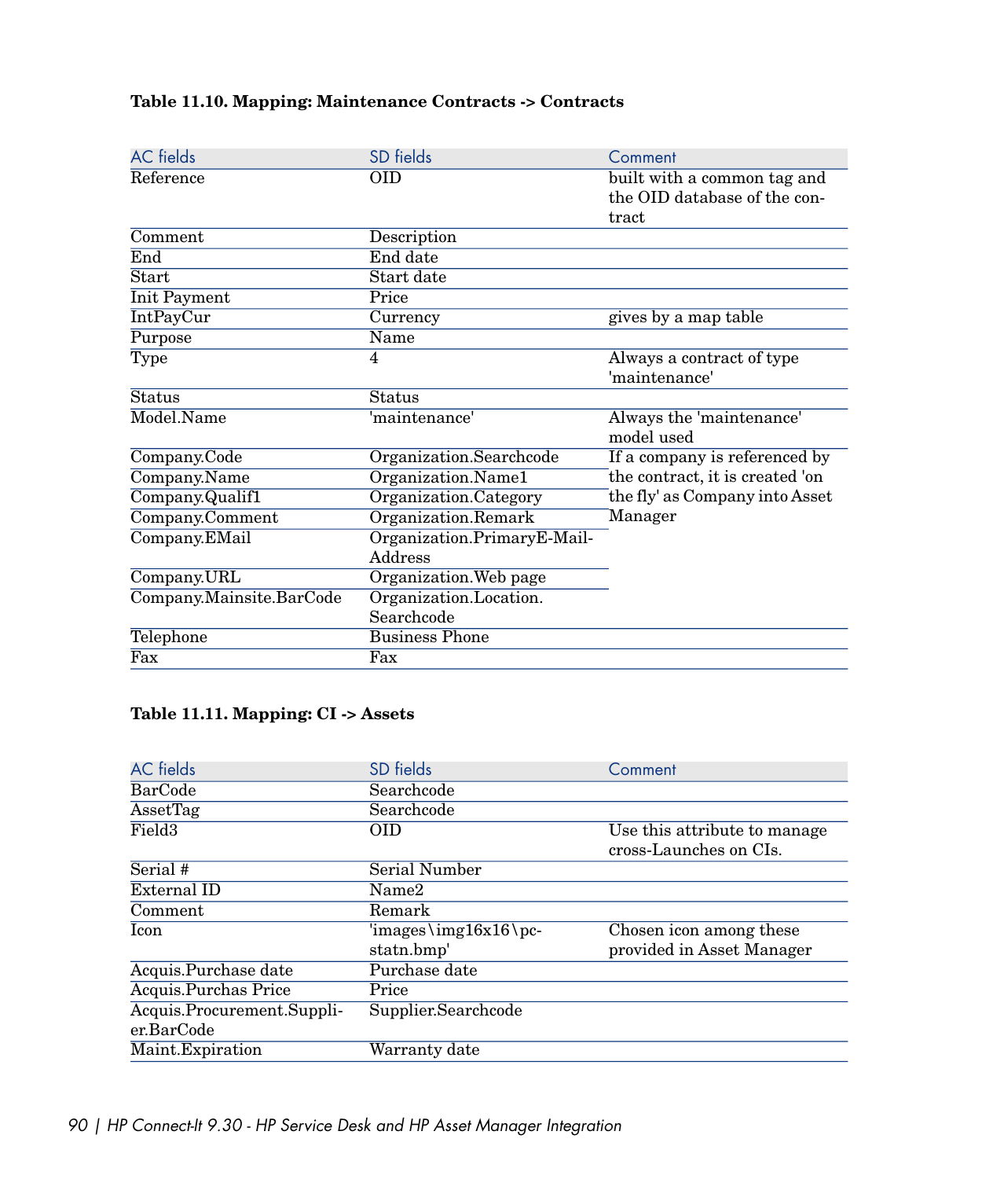**Table 11.10. Mapping: Maintenance Contracts -> Contracts**

| AC fields | SD fields | Comment |
| --- | --- | --- |
| Reference | OID | built with a common tag and the OID database of the contract |
| Comment | Description | |
| End | End date | |
| Start | Start date | |
| Init Payment | Price | |
| IntPayCur | Currency | gives by a map table |
| Purpose | Name | |
| Type | 4 | Always a contract of type 'maintenance' |
| Status | Status | |
| Model.Name | 'maintenance' | Always the 'maintenance' model used |
| Company.Code | Organization.Searchcode | If a company is referenced by the contract, it is created 'on the fly' as Company into Asset Manager |
| Company.Name | Organization.Name1 | |
| Company.Qualif1 | Organization.Category | |
| Company.Comment | Organization.Remark | |
| Company.EMail | Organization.PrimaryE-Mail-Address | |
| Company.URL | Organization.Web page | |
| Company.Mainsite.BarCode | Organization.Location.Searchcode | |
| Telephone | Business Phone | |
| Fax | Fax | |

**Table 11.11. Mapping: CI -> Assets**

| AC fields | SD fields | Comment |
| --- | --- | --- |
| BarCode | Searchcode | |
| AssetTag | Searchcode | |
| Field3 | OID | Use this attribute to manage cross-Launches on CIs. |
| Serial # | Serial Number | |
| External ID | Name2 | |
| Comment | Remark | |
| Icon | 'images\img16x16\pc-statn.bmp' | Chosen icon among these provided in Asset Manager |
| Acquis.Purchase date | Purchase date | |
| Acquis.Purchas Price | Price | |
| Acquis.Procurement.Supplier.BarCode | Supplier.Searchcode | |
| Maint.Expiration | Warranty date | |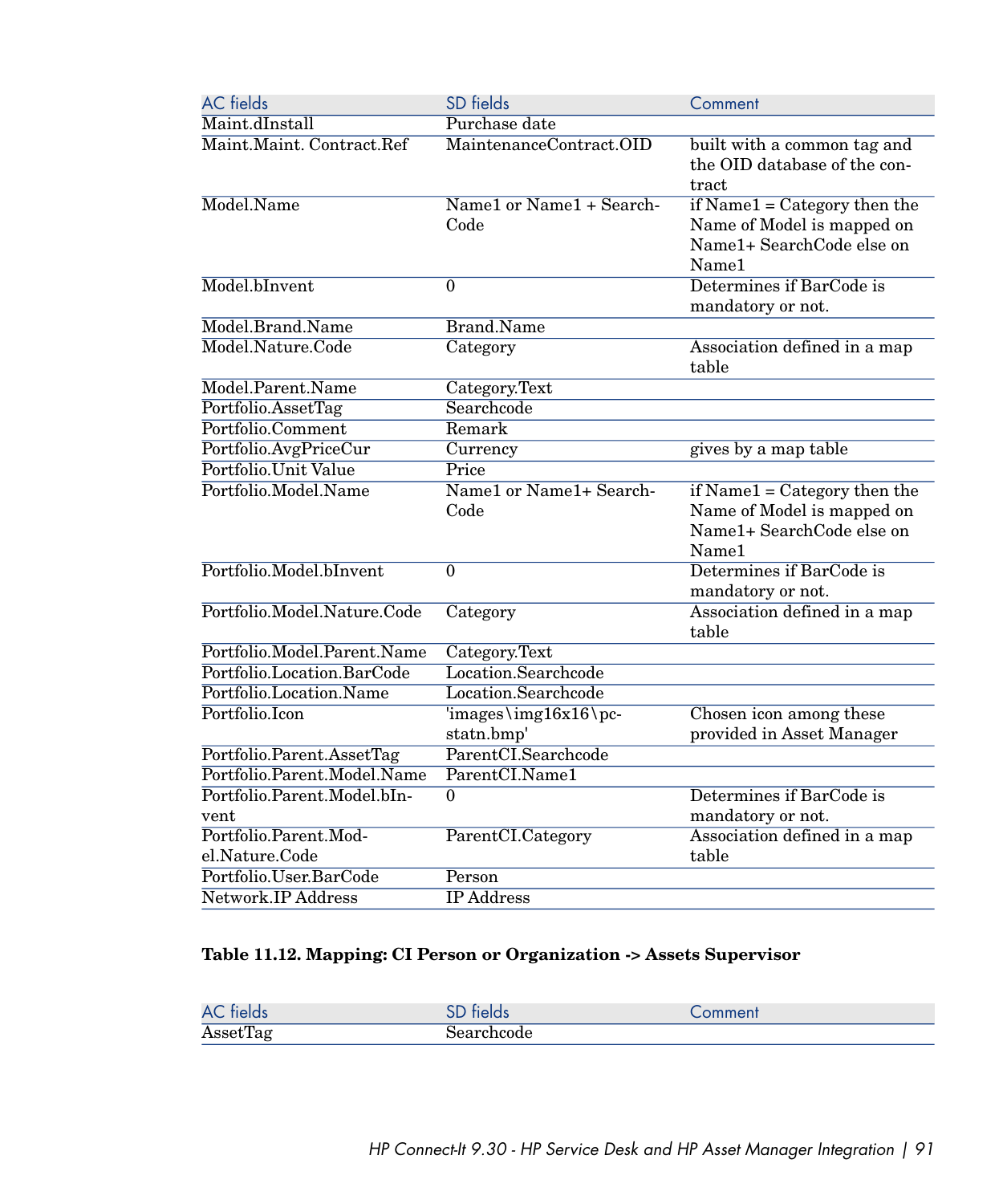| AC fields | SD fields | Comment |
| --- | --- | --- |
| Maint.dInstall | Purchase date | |
| Maint.Maint. Contract.Ref | MaintenanceContract.OID | built with a common tag and the OID database of the contract |
| Model.Name | Name1 or Name1 + SearchCode | if Name1 = Category then the Name of Model is mapped on Name1+ SearchCode else on Name1 |
| Model.bInvent | 0 | Determines if BarCode is mandatory or not. |
| Model.Brand.Name | Brand.Name | |
| Model.Nature.Code | Category | Association defined in a map table |
| Model.Parent.Name | Category.Text | |
| Portfolio.AssetTag | Searchcode | |
| Portfolio.Comment | Remark | |
| Portfolio.AvgPriceCur | Currency | gives by a map table |
| Portfolio.Unit Value | Price | |
| Portfolio.Model.Name | Name1 or Name1+ SearchCode | if Name1 = Category then the Name of Model is mapped on Name1+ SearchCode else on Name1 |
| Portfolio.Model.bInvent | 0 | Determines if BarCode is mandatory or not. |
| Portfolio.Model.Nature.Code | Category | Association defined in a map table |
| Portfolio.Model.Parent.Name | Category.Text | |
| Portfolio.Location.BarCode | Location.Searchcode | |
| Portfolio.Location.Name | Location.Searchcode | |
| Portfolio.Icon | 'images\img16x16\pcstatn.bmp' | Chosen icon among these provided in Asset Manager |
| Portfolio.Parent.AssetTag | ParentCI.Searchcode | |
| Portfolio.Parent.Model.Name | ParentCI.Name1 | |
| Portfolio.Parent.Model.bInvent | 0 | Determines if BarCode is mandatory or not. |
| Portfolio.Parent.Model.Nature.Code | ParentCI.Category | Association defined in a map table |
| Portfolio.User.BarCode | Person | |
| Network.IP Address | IP Address | |

**Table 11.12. Mapping: CI Person or Organization -> Assets Supervisor**

| AC fields | SD fields | Comment |
| --- | --- | --- |
| AssetTag | Searchcode | |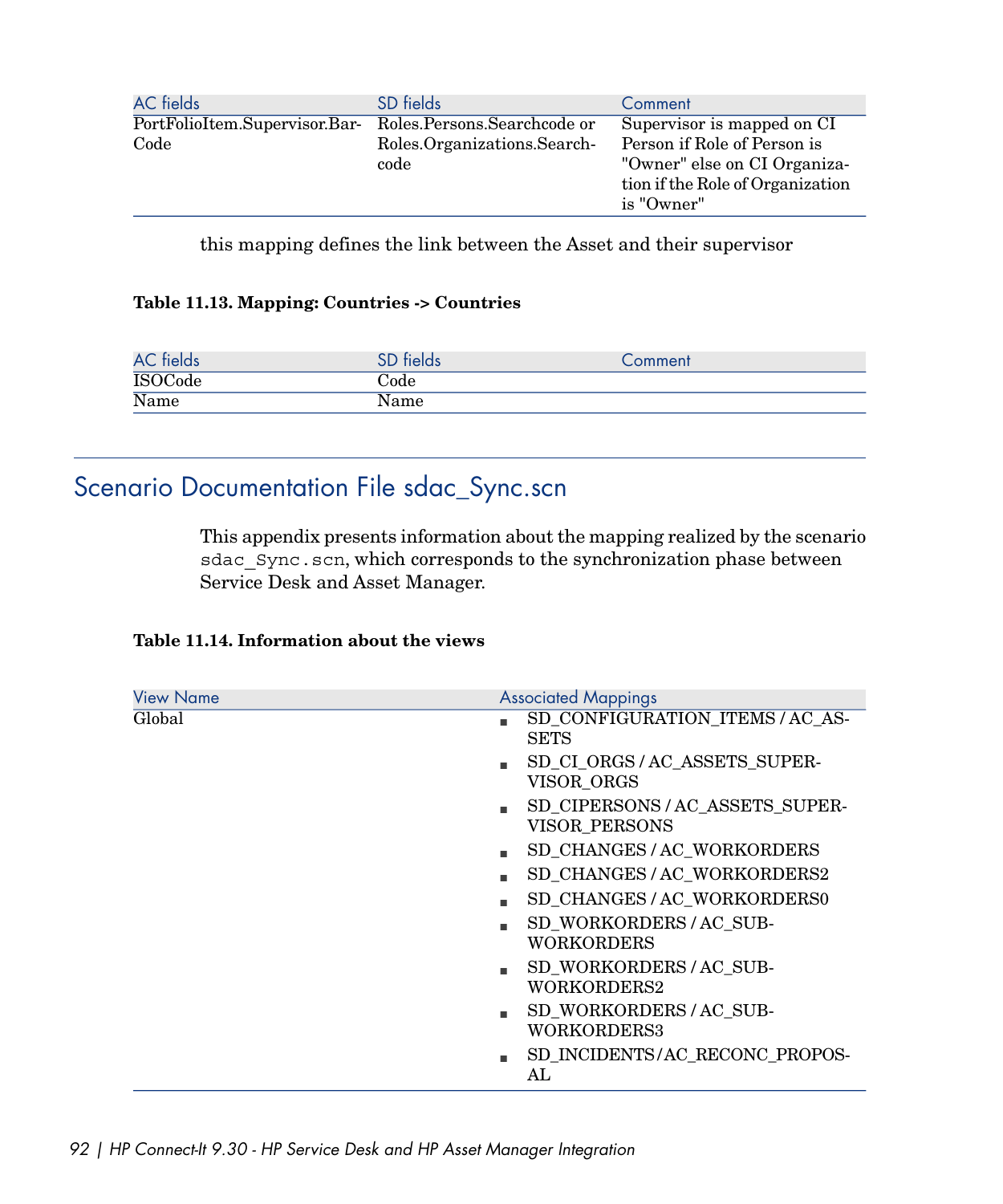| AC fields | SD fields | Comment |
|---|---|---|
| PortFolioItem.Supervisor.BarCode | Roles.Persons.Searchcode or Roles.Organizations.Searchcode | Supervisor is mapped on CI Person if Role of Person is "Owner" else on CI Organization if the Role of Organization is "Owner" |

this mapping defines the link between the Asset and their supervisor

**Table 11.13. Mapping: Countries -> Countries**

| AC fields | SD fields | Comment |
|---|---|---|
| ISOCode | Code | |
| Name | Name | |

## Scenario Documentation File sdac_Sync.scn

This appendix presents information about the mapping realized by the scenario `sdac_Sync.scn`, which corresponds to the synchronization phase between Service Desk and Asset Manager.

**Table 11.14. Information about the views**

| View Name | Associated Mappings |
|---|---|
| Global | ■ SD_CONFIGURATION_ITEMS / AC_ASSETS<br>■ SD_CI_ORGS / AC_ASSETS_SUPERVISOR_ORGS<br>■ SD_CIPERSONS / AC_ASSETS_SUPERVISOR_PERSONS<br>■ SD_CHANGES / AC_WORKORDERS<br>■ SD_CHANGES / AC_WORKORDERS2<br>■ SD_CHANGES / AC_WORKORDERS0<br>■ SD_WORKORDERS / AC_SUBWORKORDERS<br>■ SD_WORKORDERS / AC_SUBWORKORDERS2<br>■ SD_WORKORDERS / AC_SUBWORKORDERS3<br>■ SD_INCIDENTS / AC_RECONC_PROPOSAL |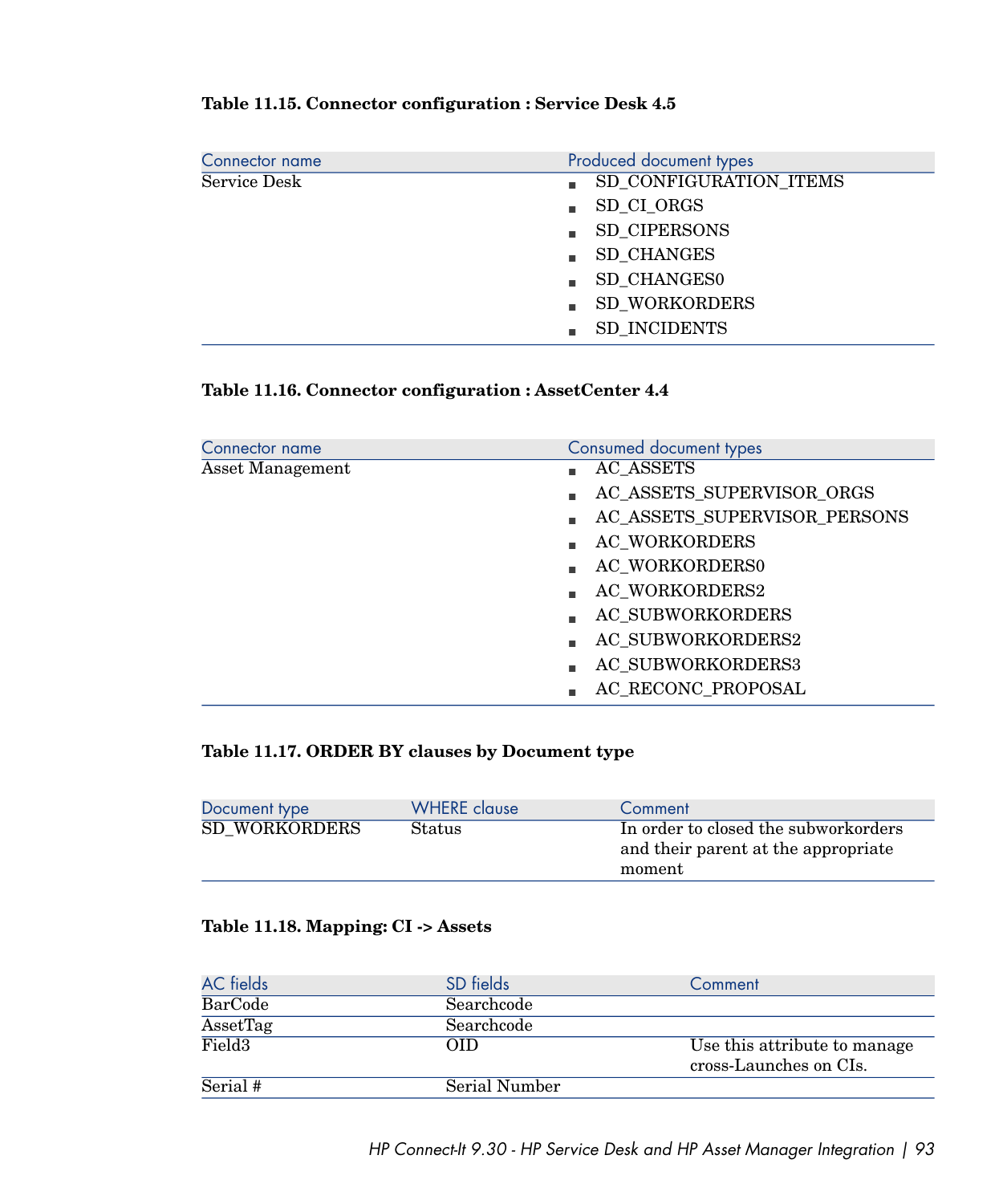**Table 11.15. Connector configuration : Service Desk 4.5**

| Connector name | Produced document types |
| --- | --- |
| Service Desk | ■ SD_CONFIGURATION_ITEMS<br>■ SD_CI_ORGS<br>■ SD_CIPERSONS<br>■ SD_CHANGES<br>■ SD_CHANGES0<br>■ SD_WORKORDERS<br>■ SD_INCIDENTS |

**Table 11.16. Connector configuration : AssetCenter 4.4**

| Connector name | Consumed document types |
| --- | --- |
| Asset Management | ■ AC_ASSETS<br>■ AC_ASSETS_SUPERVISOR_ORGS<br>■ AC_ASSETS_SUPERVISOR_PERSONS<br>■ AC_WORKORDERS<br>■ AC_WORKORDERS0<br>■ AC_WORKORDERS2<br>■ AC_SUBWORKORDERS<br>■ AC_SUBWORKORDERS2<br>■ AC_SUBWORKORDERS3<br>■ AC_RECONC_PROPOSAL |

**Table 11.17. ORDER BY clauses by Document type**

| Document type | WHERE clause | Comment |
| --- | --- | --- |
| SD_WORKORDERS | Status | In order to closed the subworkorders and their parent at the appropriate moment |

**Table 11.18. Mapping: CI -> Assets**

| AC fields | SD fields | Comment |
| --- | --- | --- |
| BarCode | Searchcode | |
| AssetTag | Searchcode | |
| Field3 | OID | Use this attribute to manage cross-Launches on CIs. |
| Serial # | Serial Number | |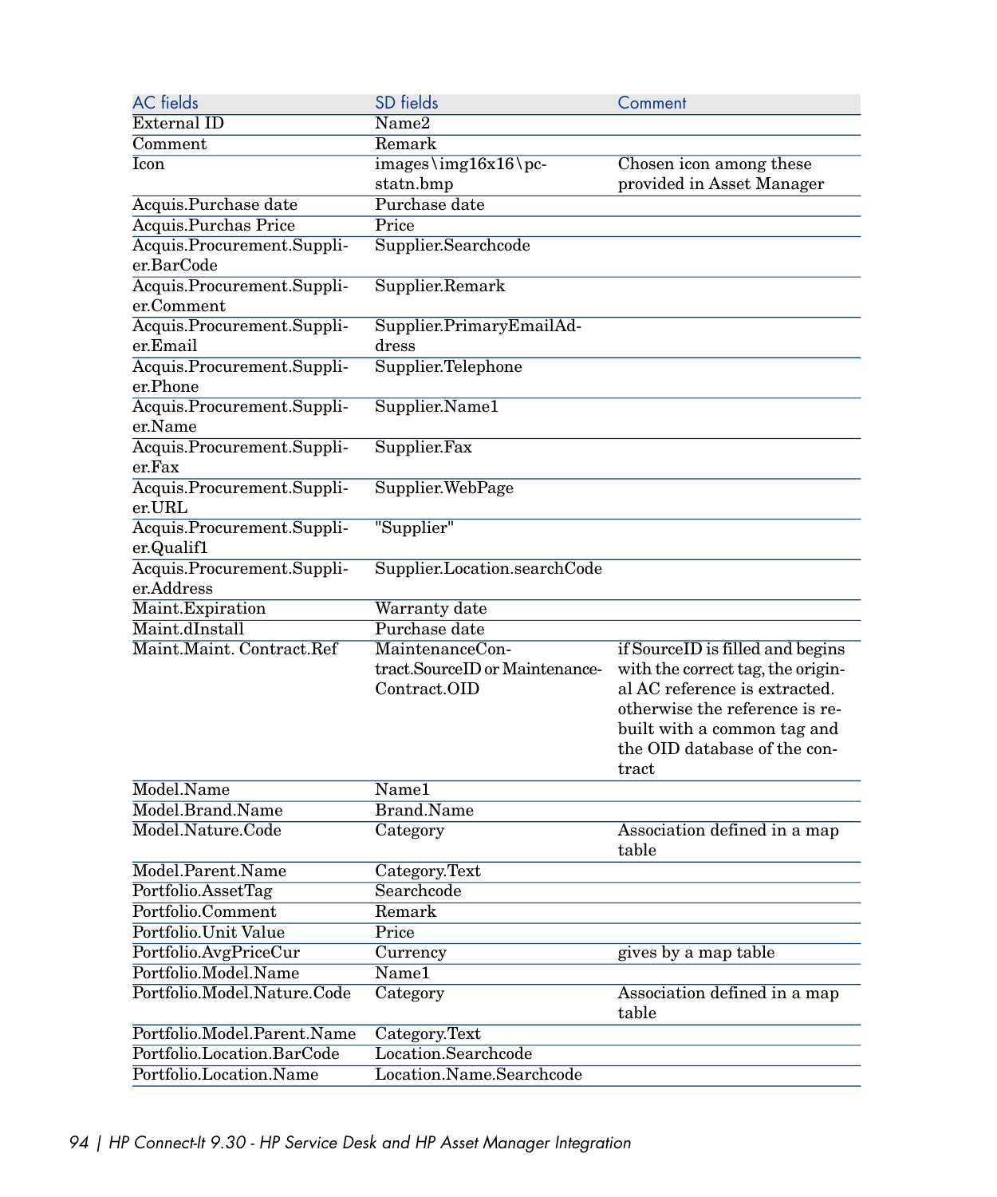| AC fields | SD fields | Comment |
|---|---|---|
| External ID | Name2 | |
| Comment | Remark | |
| Icon | images\img16x16\pc-statn.bmp | Chosen icon among these provided in Asset Manager |
| Acquis.Purchase date | Purchase date | |
| Acquis.Purchas Price | Price | |
| Acquis.Procurement.Supplier.BarCode | Supplier.Searchcode | |
| Acquis.Procurement.Supplier.Comment | Supplier.Remark | |
| Acquis.Procurement.Supplier.Email | Supplier.PrimaryEmailAddress | |
| Acquis.Procurement.Supplier.Phone | Supplier.Telephone | |
| Acquis.Procurement.Supplier.Name | Supplier.Name1 | |
| Acquis.Procurement.Supplier.Fax | Supplier.Fax | |
| Acquis.Procurement.Supplier.URL | Supplier.WebPage | |
| Acquis.Procurement.Supplier.Qualif1 | "Supplier" | |
| Acquis.Procurement.Supplier.Address | Supplier.Location.searchCode | |
| Maint.Expiration | Warranty date | |
| Maint.dInstall | Purchase date | |
| Maint.Maint. Contract.Ref | MaintenanceContract.SourceID or MaintenanceContract.OID | if SourceID is filled and begins with the correct tag, the original AC reference is extracted. otherwise the reference is rebuilt with a common tag and the OID database of the contract |
| Model.Name | Name1 | |
| Model.Brand.Name | Brand.Name | |
| Model.Nature.Code | Category | Association defined in a map table |
| Model.Parent.Name | Category.Text | |
| Portfolio.AssetTag | Searchcode | |
| Portfolio.Comment | Remark | |
| Portfolio.Unit Value | Price | |
| Portfolio.AvgPriceCur | Currency | gives by a map table |
| Portfolio.Model.Name | Name1 | |
| Portfolio.Model.Nature.Code | Category | Association defined in a map table |
| Portfolio.Model.Parent.Name | Category.Text | |
| Portfolio.Location.BarCode | Location.Searchcode | |
| Portfolio.Location.Name | Location.Name.Searchcode | |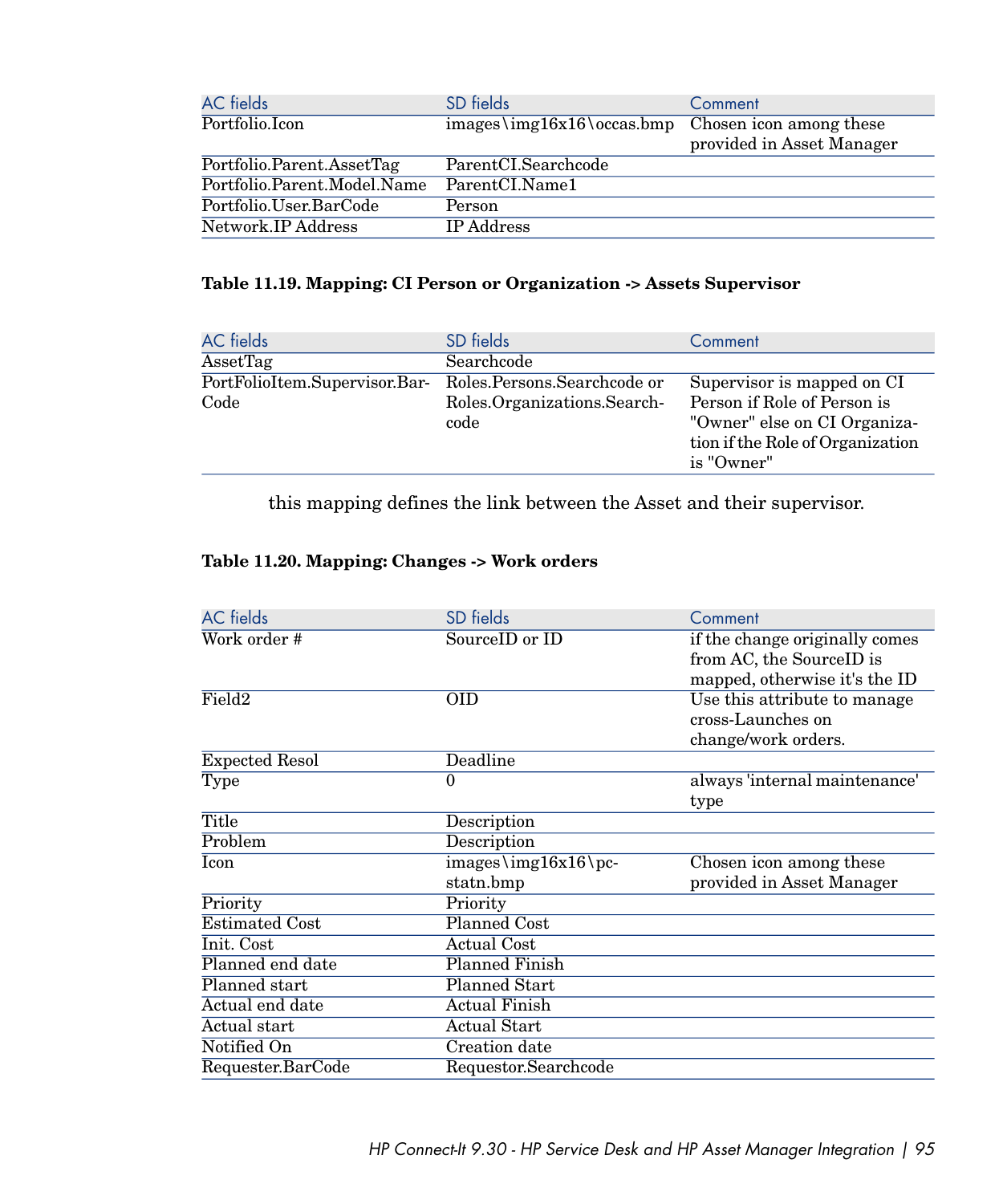| AC fields | SD fields | Comment |
| --- | --- | --- |
| Portfolio.Icon | images\img16x16\occas.bmp | Chosen icon among these provided in Asset Manager |
| Portfolio.Parent.AssetTag | ParentCI.Searchcode | |
| Portfolio.Parent.Model.Name | ParentCI.Name1 | |
| Portfolio.User.BarCode | Person | |
| Network.IP Address | IP Address | |

**Table 11.19. Mapping: CI Person or Organization -> Assets Supervisor**

| AC fields | SD fields | Comment |
| --- | --- | --- |
| AssetTag | Searchcode | |
| PortFolioItem.Supervisor.BarCode | Roles.Persons.Searchcode or Roles.Organizations.Searchcode | Supervisor is mapped on CI Person if Role of Person is "Owner" else on CI Organization if the Role of Organization is "Owner" |

this mapping defines the link between the Asset and their supervisor.

**Table 11.20. Mapping: Changes -> Work orders**

| AC fields | SD fields | Comment |
| --- | --- | --- |
| Work order # | SourceID or ID | if the change originally comes from AC, the SourceID is mapped, otherwise it's the ID |
| Field2 | OID | Use this attribute to manage cross-Launches on change/work orders. |
| Expected Resol | Deadline | |
| Type | 0 | always 'internal maintenance' type |
| Title | Description | |
| Problem | Description | |
| Icon | images\img16x16\pcstatn.bmp | Chosen icon among these provided in Asset Manager |
| Priority | Priority | |
| Estimated Cost | Planned Cost | |
| Init. Cost | Actual Cost | |
| Planned end date | Planned Finish | |
| Planned start | Planned Start | |
| Actual end date | Actual Finish | |
| Actual start | Actual Start | |
| Notified On | Creation date | |
| Requester.BarCode | Requestor.Searchcode | |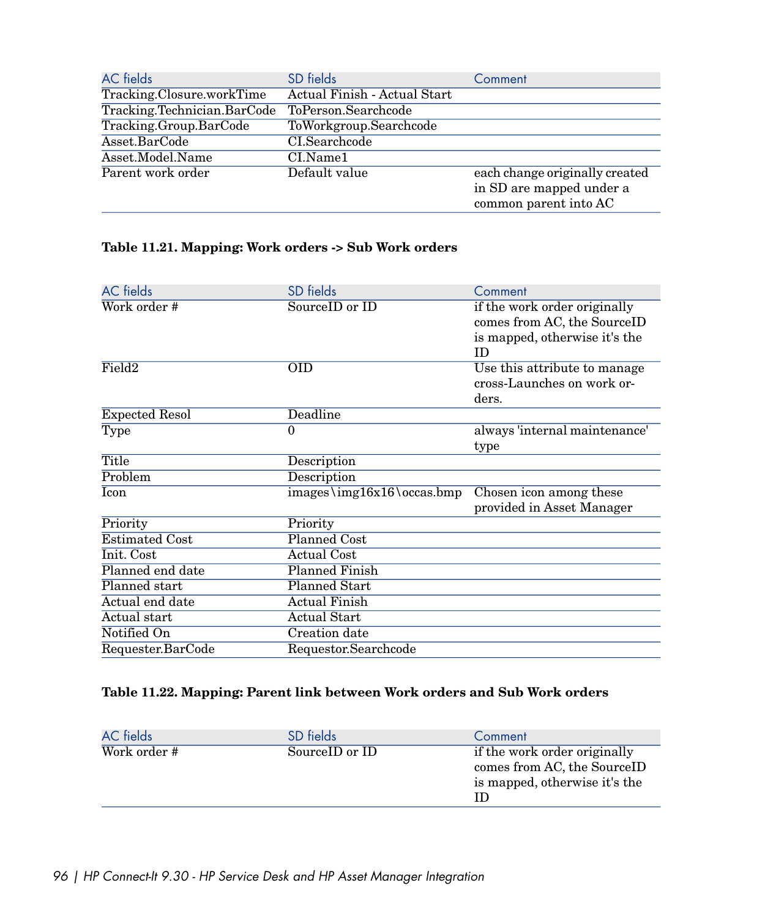| AC fields | SD fields | Comment |
| --- | --- | --- |
| Tracking.Closure.workTime | Actual Finish - Actual Start | |
| Tracking.Technician.BarCode | ToPerson.Searchcode | |
| Tracking.Group.BarCode | ToWorkgroup.Searchcode | |
| Asset.BarCode | CI.Searchcode | |
| Asset.Model.Name | CI.Name1 | |
| Parent work order | Default value | each change originally created in SD are mapped under a common parent into AC |

**Table 11.21. Mapping: Work orders -> Sub Work orders**

| AC fields | SD fields | Comment |
| --- | --- | --- |
| Work order # | SourceID or ID | if the work order originally comes from AC, the SourceID is mapped, otherwise it's the ID |
| Field2 | OID | Use this attribute to manage cross-Launches on work orders. |
| Expected Resol | Deadline | |
| Type | 0 | always 'internal maintenance' type |
| Title | Description | |
| Problem | Description | |
| Icon | images\img16x16\occas.bmp | Chosen icon among these provided in Asset Manager |
| Priority | Priority | |
| Estimated Cost | Planned Cost | |
| Init. Cost | Actual Cost | |
| Planned end date | Planned Finish | |
| Planned start | Planned Start | |
| Actual end date | Actual Finish | |
| Actual start | Actual Start | |
| Notified On | Creation date | |
| Requester.BarCode | Requestor.Searchcode | |

**Table 11.22. Mapping: Parent link between Work orders and Sub Work orders**

| AC fields | SD fields | Comment |
| --- | --- | --- |
| Work order # | SourceID or ID | if the work order originally comes from AC, the SourceID is mapped, otherwise it's the ID |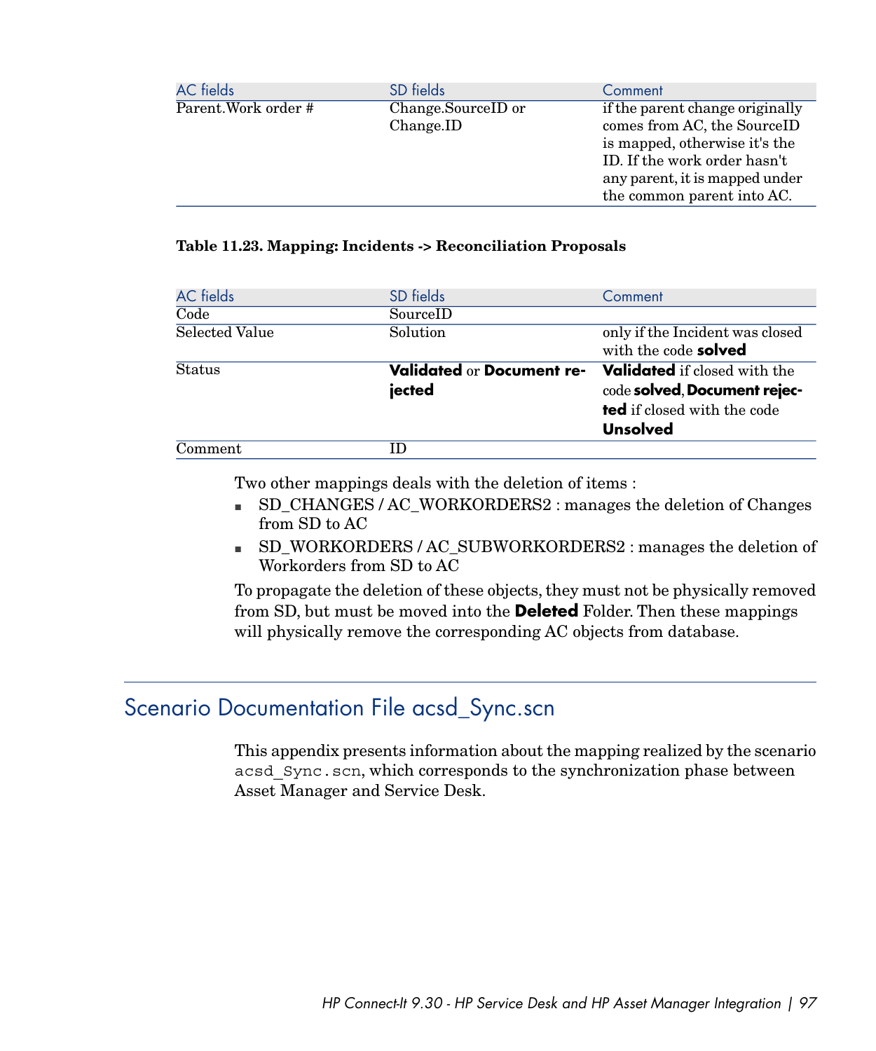| AC fields | SD fields | Comment |
| --- | --- | --- |
| Parent.Work order # | Change.SourceID or Change.ID | if the parent change originally comes from AC, the SourceID is mapped, otherwise it's the ID. If the work order hasn't any parent, it is mapped under the common parent into AC. |

**Table 11.23. Mapping: Incidents -> Reconciliation Proposals**

| AC fields | SD fields | Comment |
| --- | --- | --- |
| Code | SourceID | |
| Selected Value | Solution | only if the Incident was closed with the code **solved** |
| Status | **Validated** or **Document rejected** | **Validated** if closed with the code **solved**, **Document rejected** if closed with the code **Unsolved** |
| Comment | ID | |

Two other mappings deals with the deletion of items :

- SD_CHANGES / AC_WORKORDERS2 : manages the deletion of Changes from SD to AC
- SD_WORKORDERS / AC_SUBWORKORDERS2 : manages the deletion of Workorders from SD to AC

To propagate the deletion of these objects, they must not be physically removed from SD, but must be moved into the **Deleted** Folder. Then these mappings will physically remove the corresponding AC objects from database.

## Scenario Documentation File acsd_Sync.scn

This appendix presents information about the mapping realized by the scenario `acsd_Sync.scn`, which corresponds to the synchronization phase between Asset Manager and Service Desk.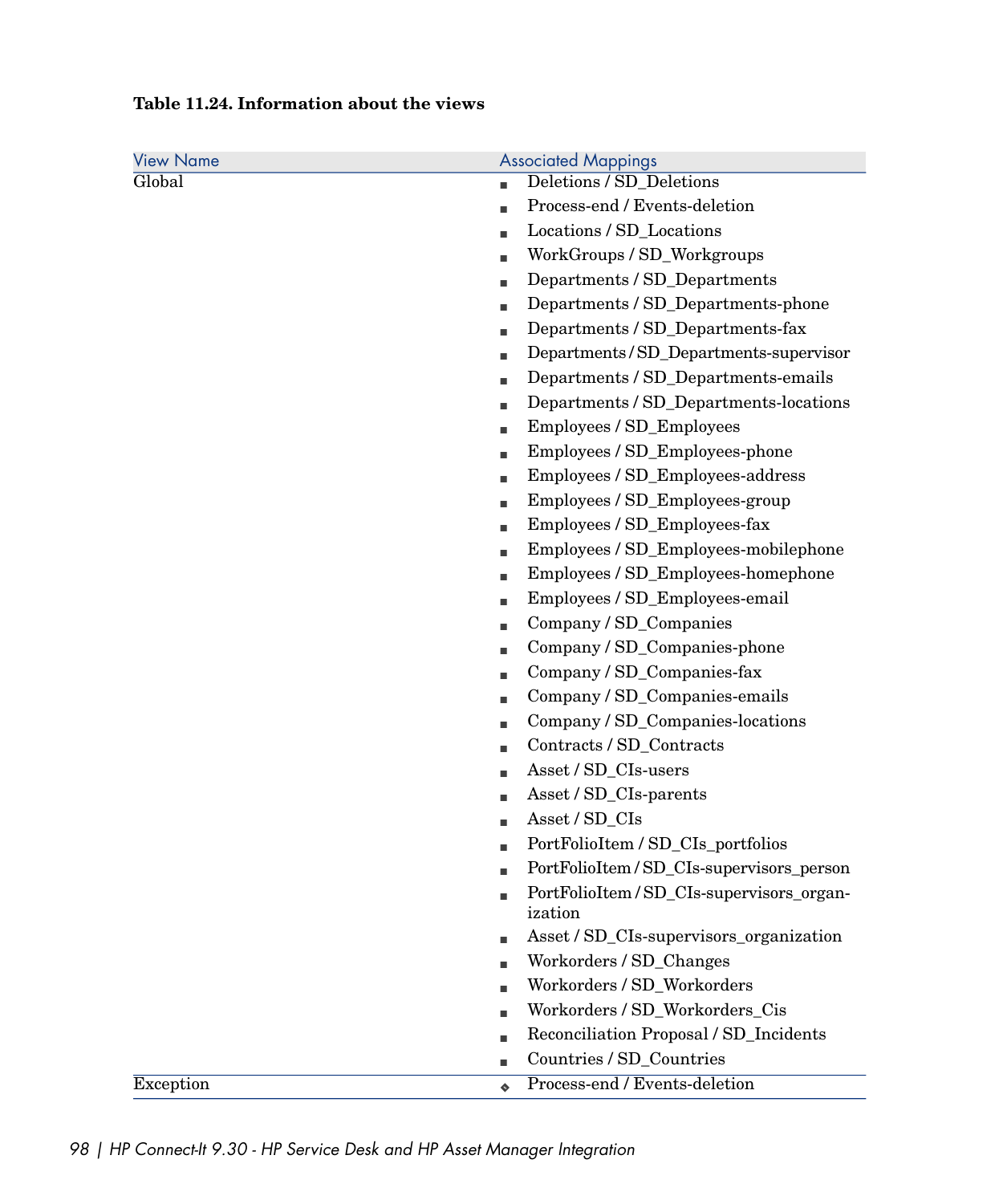**Table 11.24. Information about the views**

| View Name | Associated Mappings |
|---|---|
| Global | ■ Deletions / SD_Deletions<br>■ Process-end / Events-deletion<br>■ Locations / SD_Locations<br>■ WorkGroups / SD_Workgroups<br>■ Departments / SD_Departments<br>■ Departments / SD_Departments-phone<br>■ Departments / SD_Departments-fax<br>■ Departments / SD_Departments-supervisor<br>■ Departments / SD_Departments-emails<br>■ Departments / SD_Departments-locations<br>■ Employees / SD_Employees<br>■ Employees / SD_Employees-phone<br>■ Employees / SD_Employees-address<br>■ Employees / SD_Employees-group<br>■ Employees / SD_Employees-fax<br>■ Employees / SD_Employees-mobilephone<br>■ Employees / SD_Employees-homephone<br>■ Employees / SD_Employees-email<br>■ Company / SD_Companies<br>■ Company / SD_Companies-phone<br>■ Company / SD_Companies-fax<br>■ Company / SD_Companies-emails<br>■ Company / SD_Companies-locations<br>■ Contracts / SD_Contracts<br>■ Asset / SD_CIs-users<br>■ Asset / SD_CIs-parents<br>■ Asset / SD_CIs<br>■ PortFolioItem / SD_CIs_portfolios<br>■ PortFolioItem / SD_CIs-supervisors_person<br>■ PortFolioItem / SD_CIs-supervisors_organization<br>■ Asset / SD_CIs-supervisors_organization<br>■ Workorders / SD_Changes<br>■ Workorders / SD_Workorders<br>■ Workorders / SD_Workorders_Cis<br>■ Reconciliation Proposal / SD_Incidents<br>■ Countries / SD_Countries |
| Exception | ◆ Process-end / Events-deletion |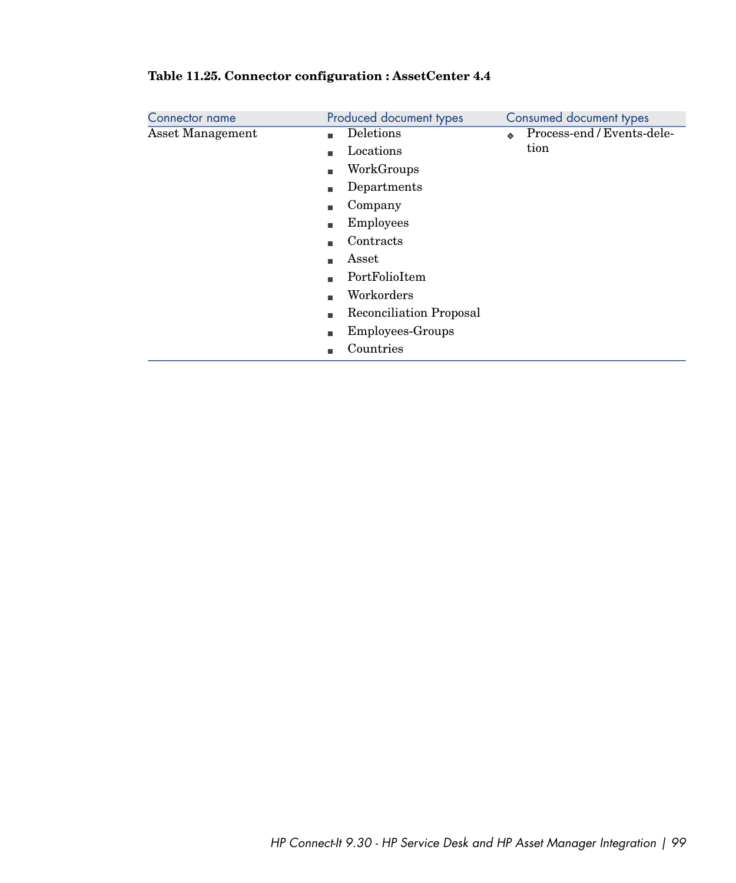**Table 11.25. Connector configuration : AssetCenter 4.4**

| Connector name | Produced document types | Consumed document types |
|---|---|---|
| Asset Management | <ul><li>Deletions</li><li>Locations</li><li>WorkGroups</li><li>Departments</li><li>Company</li><li>Employees</li><li>Contracts</li><li>Asset</li><li>PortFolioItem</li><li>Workorders</li><li>Reconciliation Proposal</li><li>Employees-Groups</li><li>Countries</li></ul> | <ul><li>Process-end / Events-deletion</li></ul> |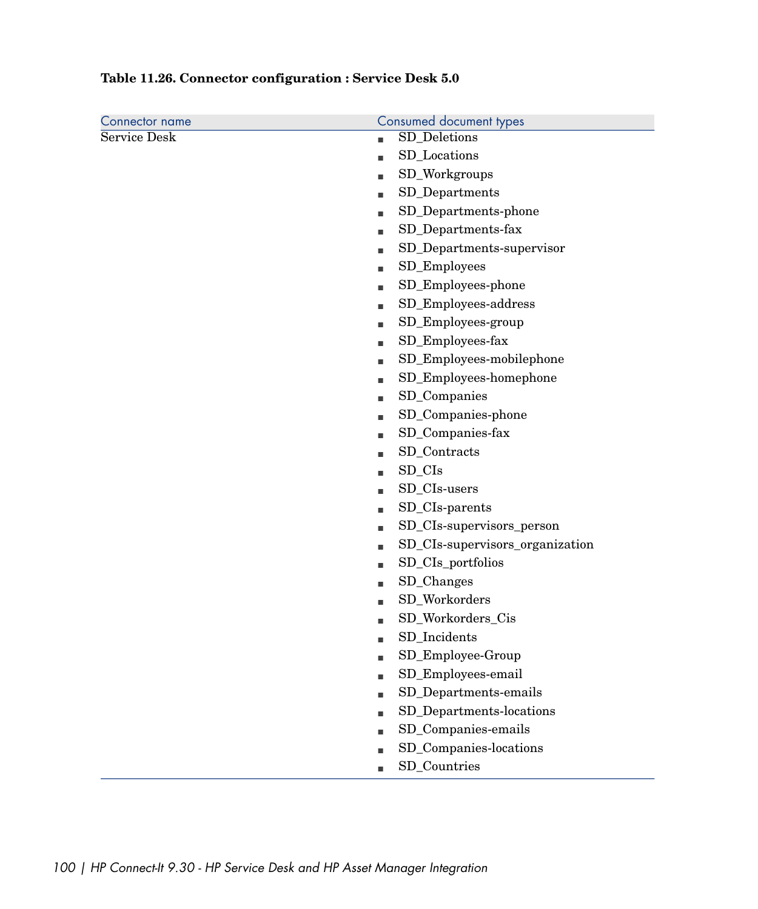**Table 11.26. Connector configuration : Service Desk 5.0**

| Connector name | Consumed document types |
| --- | --- |
| Service Desk | ■ SD_Deletions<br>■ SD_Locations<br>■ SD_Workgroups<br>■ SD_Departments<br>■ SD_Departments-phone<br>■ SD_Departments-fax<br>■ SD_Departments-supervisor<br>■ SD_Employees<br>■ SD_Employees-phone<br>■ SD_Employees-address<br>■ SD_Employees-group<br>■ SD_Employees-fax<br>■ SD_Employees-mobilephone<br>■ SD_Employees-homephone<br>■ SD_Companies<br>■ SD_Companies-phone<br>■ SD_Companies-fax<br>■ SD_Contracts<br>■ SD_CIs<br>■ SD_CIs-users<br>■ SD_CIs-parents<br>■ SD_CIs-supervisors_person<br>■ SD_CIs-supervisors_organization<br>■ SD_CIs_portfolios<br>■ SD_Changes<br>■ SD_Workorders<br>■ SD_Workorders_Cis<br>■ SD_Incidents<br>■ SD_Employee-Group<br>■ SD_Employees-email<br>■ SD_Departments-emails<br>■ SD_Departments-locations<br>■ SD_Companies-emails<br>■ SD_Companies-locations<br>■ SD_Countries |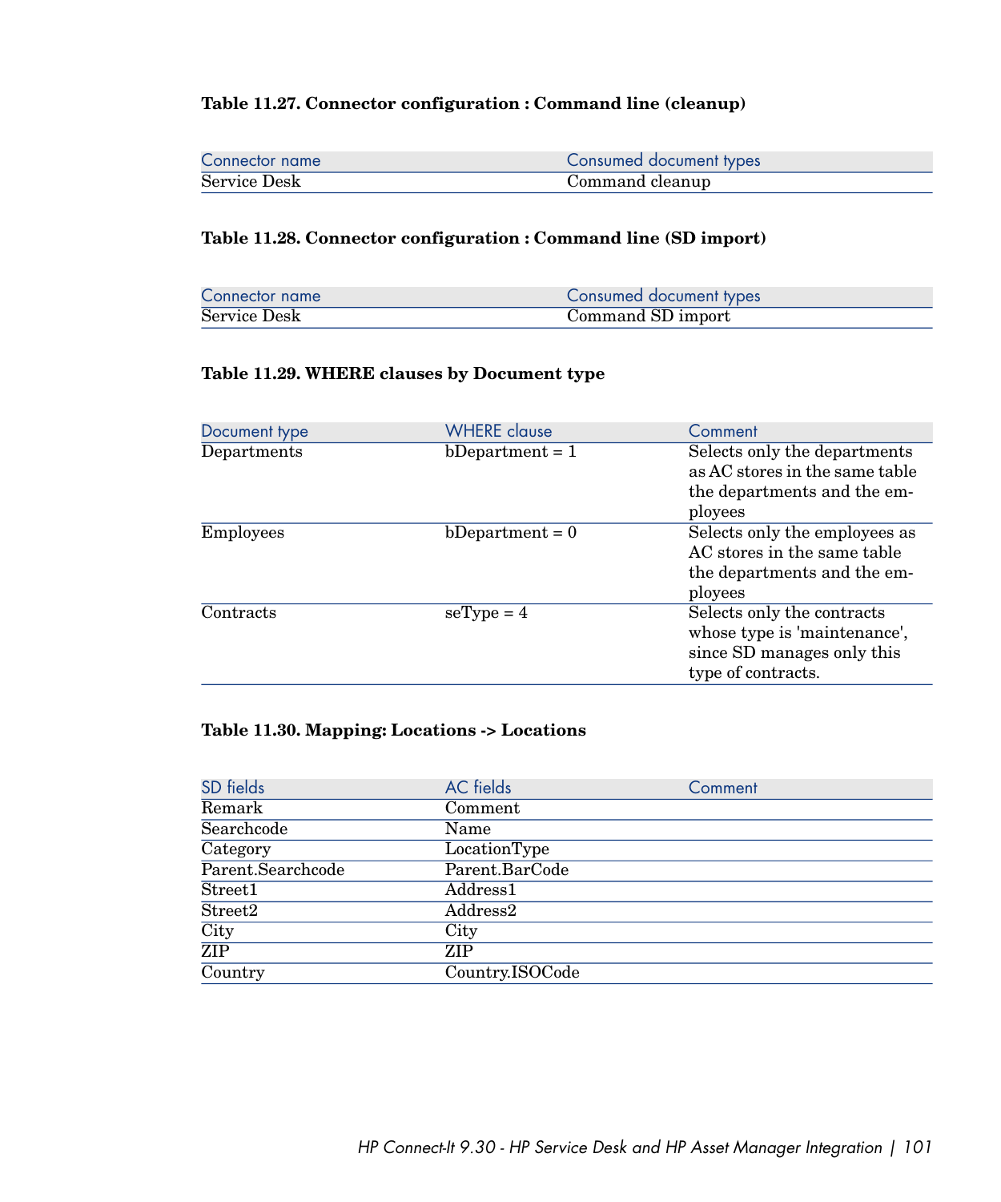**Table 11.27. Connector configuration : Command line (cleanup)**

| Connector name | Consumed document types |
| --- | --- |
| Service Desk | Command cleanup |

**Table 11.28. Connector configuration : Command line (SD import)**

| Connector name | Consumed document types |
| --- | --- |
| Service Desk | Command SD import |

**Table 11.29. WHERE clauses by Document type**

| Document type | WHERE clause | Comment |
| --- | --- | --- |
| Departments | bDepartment = 1 | Selects only the departments as AC stores in the same table the departments and the employees |
| Employees | bDepartment = 0 | Selects only the employees as AC stores in the same table the departments and the employees |
| Contracts | seType = 4 | Selects only the contracts whose type is 'maintenance', since SD manages only this type of contracts. |

**Table 11.30. Mapping: Locations -> Locations**

| SD fields | AC fields | Comment |
| --- | --- | --- |
| Remark | Comment | |
| Searchcode | Name | |
| Category | LocationType | |
| Parent.Searchcode | Parent.BarCode | |
| Street1 | Address1 | |
| Street2 | Address2 | |
| City | City | |
| ZIP | ZIP | |
| Country | Country.ISOCode | |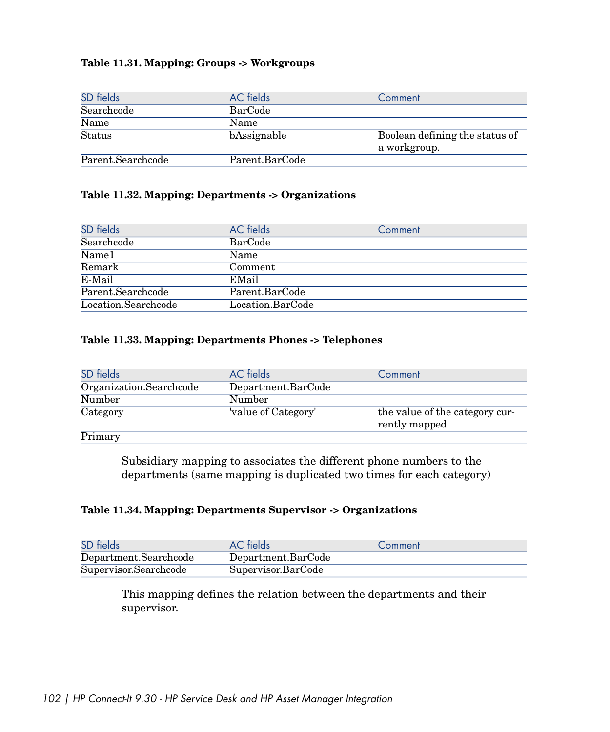**Table 11.31. Mapping: Groups -> Workgroups**

| SD fields | AC fields | Comment |
| --- | --- | --- |
| Searchcode | BarCode | |
| Name | Name | |
| Status | bAssignable | Boolean defining the status of a workgroup. |
| Parent.Searchcode | Parent.BarCode | |

**Table 11.32. Mapping: Departments -> Organizations**

| SD fields | AC fields | Comment |
| --- | --- | --- |
| Searchcode | BarCode | |
| Name1 | Name | |
| Remark | Comment | |
| E-Mail | EMail | |
| Parent.Searchcode | Parent.BarCode | |
| Location.Searchcode | Location.BarCode | |

**Table 11.33. Mapping: Departments Phones -> Telephones**

| SD fields | AC fields | Comment |
| --- | --- | --- |
| Organization.Searchcode | Department.BarCode | |
| Number | Number | |
| Category | 'value of Category' | the value of the category currently mapped |
| Primary | | |

Subsidiary mapping to associates the different phone numbers to the departments (same mapping is duplicated two times for each category)

**Table 11.34. Mapping: Departments Supervisor -> Organizations**

| SD fields | AC fields | Comment |
| --- | --- | --- |
| Department.Searchcode | Department.BarCode | |
| Supervisor.Searchcode | Supervisor.BarCode | |

This mapping defines the relation between the departments and their supervisor.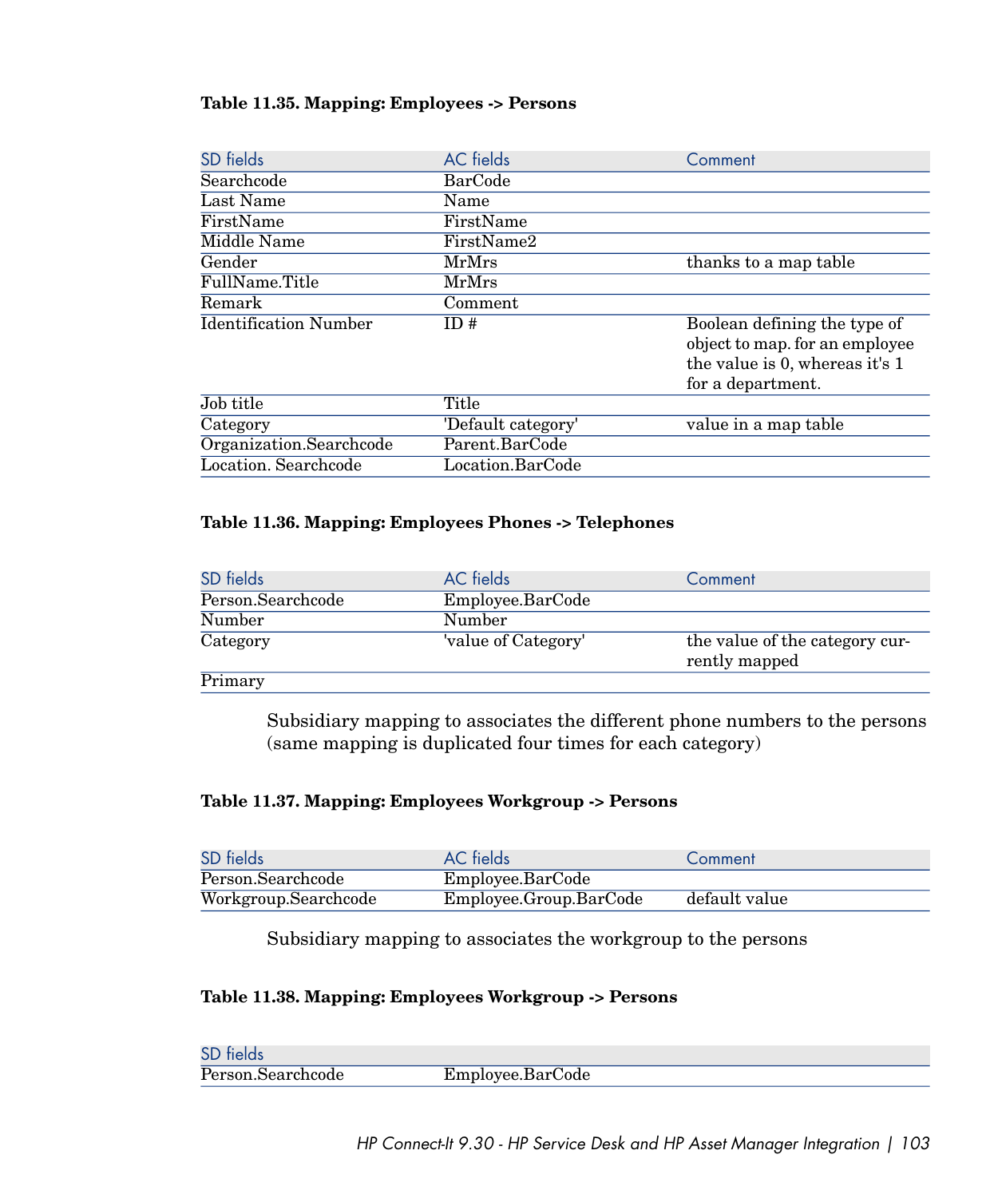**Table 11.35. Mapping: Employees -> Persons**

| SD fields | AC fields | Comment |
| --- | --- | --- |
| Searchcode | BarCode | |
| Last Name | Name | |
| FirstName | FirstName | |
| Middle Name | FirstName2 | |
| Gender | MrMrs | thanks to a map table |
| FullName.Title | MrMrs | |
| Remark | Comment | |
| Identification Number | ID # | Boolean defining the type of object to map. for an employee the value is 0, whereas it's 1 for a department. |
| Job title | Title | |
| Category | 'Default category' | value in a map table |
| Organization.Searchcode | Parent.BarCode | |
| Location. Searchcode | Location.BarCode | |

**Table 11.36. Mapping: Employees Phones -> Telephones**

| SD fields | AC fields | Comment |
| --- | --- | --- |
| Person.Searchcode | Employee.BarCode | |
| Number | Number | |
| Category | 'value of Category' | the value of the category currently mapped |
| Primary | | |

Subsidiary mapping to associates the different phone numbers to the persons (same mapping is duplicated four times for each category)

**Table 11.37. Mapping: Employees Workgroup -> Persons**

| SD fields | AC fields | Comment |
| --- | --- | --- |
| Person.Searchcode | Employee.BarCode | |
| Workgroup.Searchcode | Employee.Group.BarCode | default value |

Subsidiary mapping to associates the workgroup to the persons

**Table 11.38. Mapping: Employees Workgroup -> Persons**

| SD fields | | |
| --- | --- | --- |
| Person.Searchcode | Employee.BarCode | |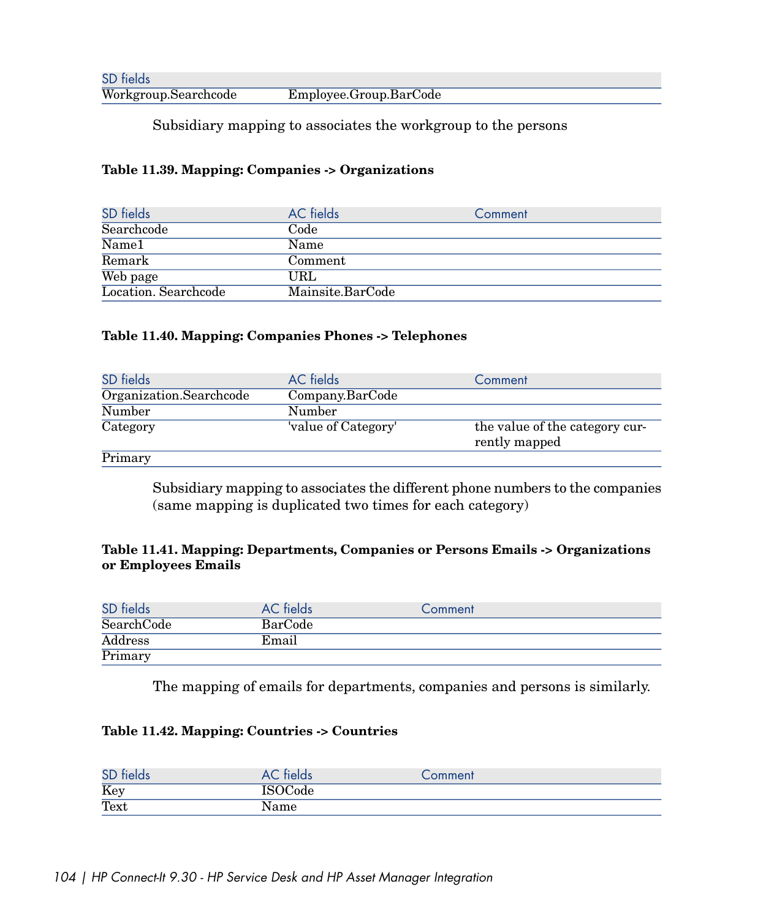| SD fields | | |
|---|---|---|
| Workgroup.Searchcode | Employee.Group.BarCode | |

Subsidiary mapping to associates the workgroup to the persons

**Table 11.39. Mapping: Companies -> Organizations**

| SD fields | AC fields | Comment |
|---|---|---|
| Searchcode | Code | |
| Name1 | Name | |
| Remark | Comment | |
| Web page | URL | |
| Location. Searchcode | Mainsite.BarCode | |

**Table 11.40. Mapping: Companies Phones -> Telephones**

| SD fields | AC fields | Comment |
|---|---|---|
| Organization.Searchcode | Company.BarCode | |
| Number | Number | |
| Category | 'value of Category' | the value of the category currently mapped |
| Primary | | |

Subsidiary mapping to associates the different phone numbers to the companies (same mapping is duplicated two times for each category)

**Table 11.41. Mapping: Departments, Companies or Persons Emails -> Organizations or Employees Emails**

| SD fields | AC fields | Comment |
|---|---|---|
| SearchCode | BarCode | |
| Address | Email | |
| Primary | | |

The mapping of emails for departments, companies and persons is similarly.

**Table 11.42. Mapping: Countries -> Countries**

| SD fields | AC fields | Comment |
|---|---|---|
| Key | ISOCode | |
| Text | Name | |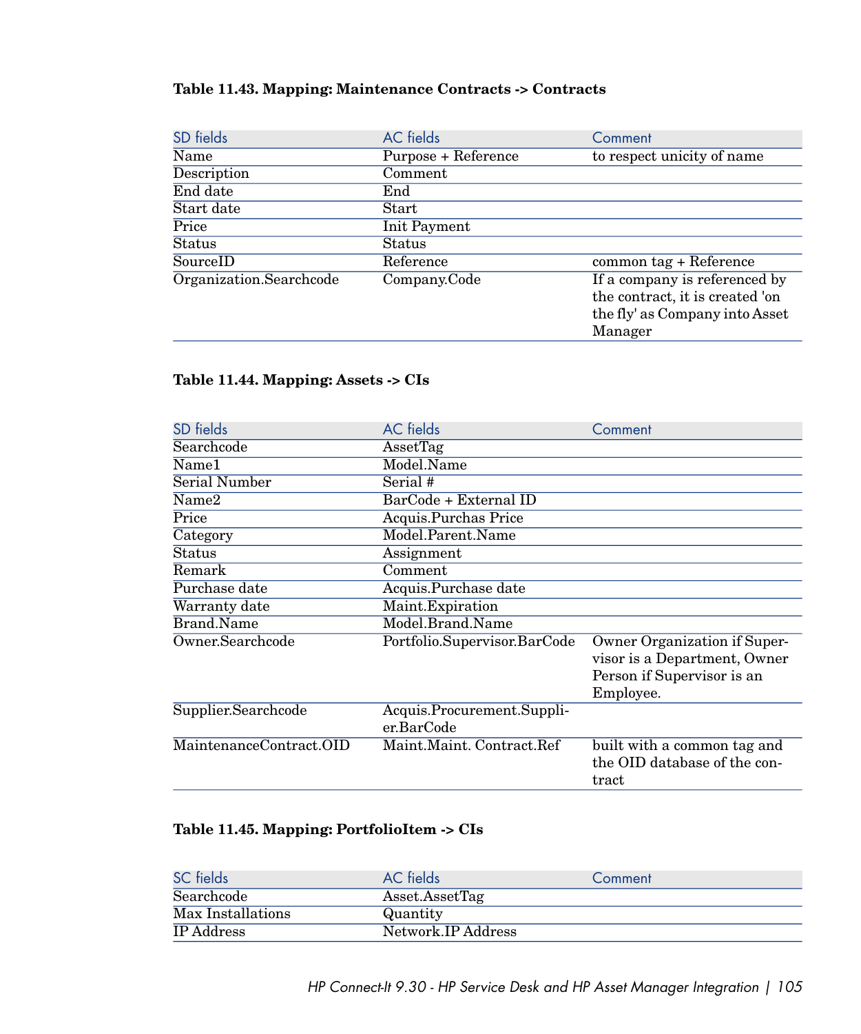**Table 11.43. Mapping: Maintenance Contracts -> Contracts**

| SD fields | AC fields | Comment |
| --- | --- | --- |
| Name | Purpose + Reference | to respect unicity of name |
| Description | Comment | |
| End date | End | |
| Start date | Start | |
| Price | Init Payment | |
| Status | Status | |
| SourceID | Reference | common tag + Reference |
| Organization.Searchcode | Company.Code | If a company is referenced by the contract, it is created 'on the fly' as Company into Asset Manager |

**Table 11.44. Mapping: Assets -> CIs**

| SD fields | AC fields | Comment |
| --- | --- | --- |
| Searchcode | AssetTag | |
| Name1 | Model.Name | |
| Serial Number | Serial # | |
| Name2 | BarCode + External ID | |
| Price | Acquis.Purchas Price | |
| Category | Model.Parent.Name | |
| Status | Assignment | |
| Remark | Comment | |
| Purchase date | Acquis.Purchase date | |
| Warranty date | Maint.Expiration | |
| Brand.Name | Model.Brand.Name | |
| Owner.Searchcode | Portfolio.Supervisor.BarCode | Owner Organization if Supervisor is a Department, Owner Person if Supervisor is an Employee. |
| Supplier.Searchcode | Acquis.Procurement.Supplier.BarCode | |
| MaintenanceContract.OID | Maint.Maint. Contract.Ref | built with a common tag and the OID database of the contract |

**Table 11.45. Mapping: PortfolioItem -> CIs**

| SC fields | AC fields | Comment |
| --- | --- | --- |
| Searchcode | Asset.AssetTag | |
| Max Installations | Quantity | |
| IP Address | Network.IP Address | |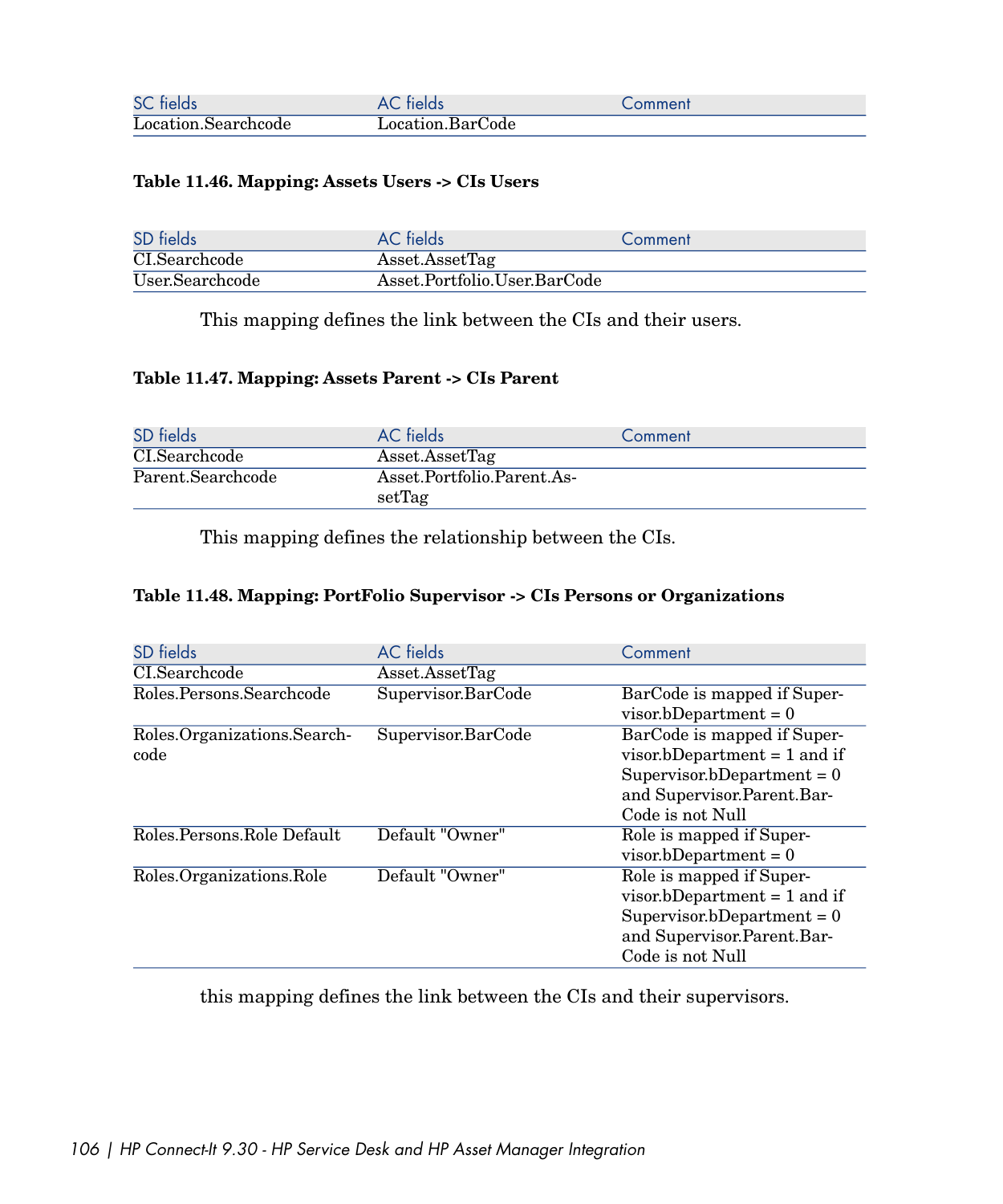| SC fields | AC fields | Comment |
|---|---|---|
| Location.Searchcode | Location.BarCode | |

**Table 11.46. Mapping: Assets Users -> CIs Users**

| SD fields | AC fields | Comment |
|---|---|---|
| CI.Searchcode | Asset.AssetTag | |
| User.Searchcode | Asset.Portfolio.User.BarCode | |

This mapping defines the link between the CIs and their users.

**Table 11.47. Mapping: Assets Parent -> CIs Parent**

| SD fields | AC fields | Comment |
|---|---|---|
| CI.Searchcode | Asset.AssetTag | |
| Parent.Searchcode | Asset.Portfolio.Parent.AssetTag | |

This mapping defines the relationship between the CIs.

**Table 11.48. Mapping: PortFolio Supervisor -> CIs Persons or Organizations**

| SD fields | AC fields | Comment |
|---|---|---|
| CI.Searchcode | Asset.AssetTag | |
| Roles.Persons.Searchcode | Supervisor.BarCode | BarCode is mapped if Supervisor.bDepartment = 0 |
| Roles.Organizations.Searchcode | Supervisor.BarCode | BarCode is mapped if Supervisor.bDepartment = 1 and if Supervisor.bDepartment = 0 and Supervisor.Parent.BarCode is not Null |
| Roles.Persons.Role Default | Default "Owner" | Role is mapped if Supervisor.bDepartment = 0 |
| Roles.Organizations.Role | Default "Owner" | Role is mapped if Supervisor.bDepartment = 1 and if Supervisor.bDepartment = 0 and Supervisor.Parent.BarCode is not Null |

this mapping defines the link between the CIs and their supervisors.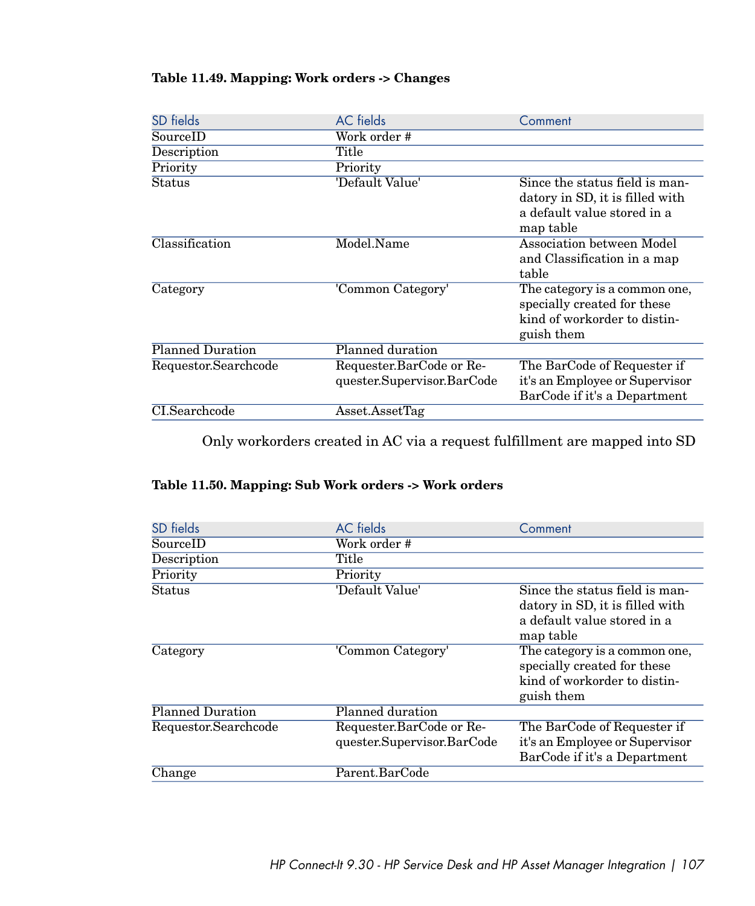**Table 11.49. Mapping: Work orders -> Changes**

| SD fields | AC fields | Comment |
| --- | --- | --- |
| SourceID | Work order # | |
| Description | Title | |
| Priority | Priority | |
| Status | 'Default Value' | Since the status field is mandatory in SD, it is filled with a default value stored in a map table |
| Classification | Model.Name | Association between Model and Classification in a map table |
| Category | 'Common Category' | The category is a common one, specially created for these kind of workorder to distinguish them |
| Planned Duration | Planned duration | |
| Requestor.Searchcode | Requester.BarCode or Requester.Supervisor.BarCode | The BarCode of Requester if it's an Employee or Supervisor BarCode if it's a Department |
| CI.Searchcode | Asset.AssetTag | |

Only workorders created in AC via a request fulfillment are mapped into SD

**Table 11.50. Mapping: Sub Work orders -> Work orders**

| SD fields | AC fields | Comment |
| --- | --- | --- |
| SourceID | Work order # | |
| Description | Title | |
| Priority | Priority | |
| Status | 'Default Value' | Since the status field is mandatory in SD, it is filled with a default value stored in a map table |
| Category | 'Common Category' | The category is a common one, specially created for these kind of workorder to distinguish them |
| Planned Duration | Planned duration | |
| Requestor.Searchcode | Requester.BarCode or Requester.Supervisor.BarCode | The BarCode of Requester if it's an Employee or Supervisor BarCode if it's a Department |
| Change | Parent.BarCode | |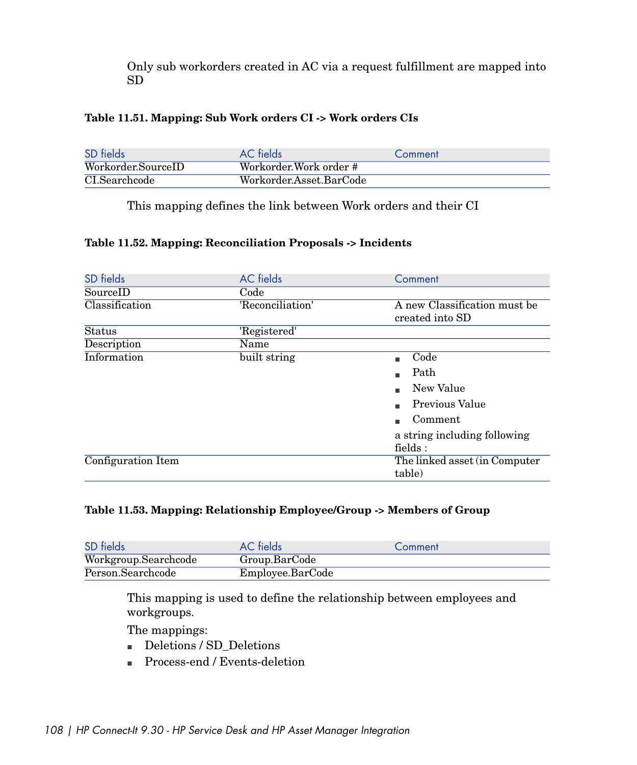Only sub workorders created in AC via a request fulfillment are mapped into SD

**Table 11.51. Mapping: Sub Work orders CI -> Work orders CIs**

| SD fields | AC fields | Comment |
|---|---|---|
| Workorder.SourceID | Workorder.Work order # | |
| CI.Searchcode | Workorder.Asset.BarCode | |

This mapping defines the link between Work orders and their CI

**Table 11.52. Mapping: Reconciliation Proposals -> Incidents**

| SD fields | AC fields | Comment |
|---|---|---|
| SourceID | Code | |
| Classification | 'Reconciliation' | A new Classification must be created into SD |
| Status | 'Registered' | |
| Description | Name | |
| Information | built string | ■ Code<br>■ Path<br>■ New Value<br>■ Previous Value<br>■ Comment<br>a string including following fields : |
| Configuration Item | | The linked asset (in Computer table) |

**Table 11.53. Mapping: Relationship Employee/Group -> Members of Group**

| SD fields | AC fields | Comment |
|---|---|---|
| Workgroup.Searchcode | Group.BarCode | |
| Person.Searchcode | Employee.BarCode | |

This mapping is used to define the relationship between employees and workgroups.

The mappings:

- Deletions / SD_Deletions
- Process-end / Events-deletion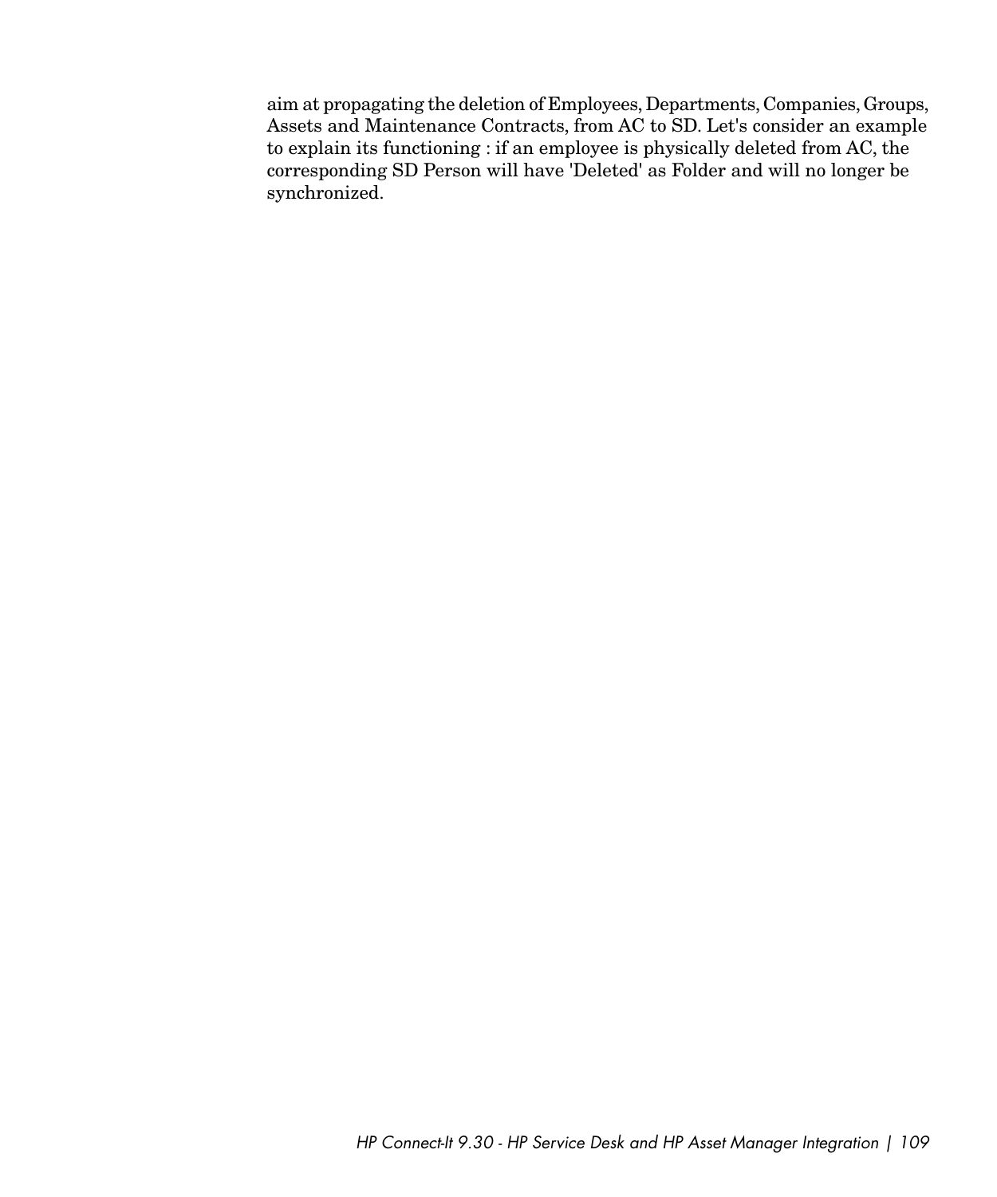aim at propagating the deletion of Employees, Departments, Companies, Groups, Assets and Maintenance Contracts, from AC to SD. Let's consider an example to explain its functioning : if an employee is physically deleted from AC, the corresponding SD Person will have 'Deleted' as Folder and will no longer be synchronized.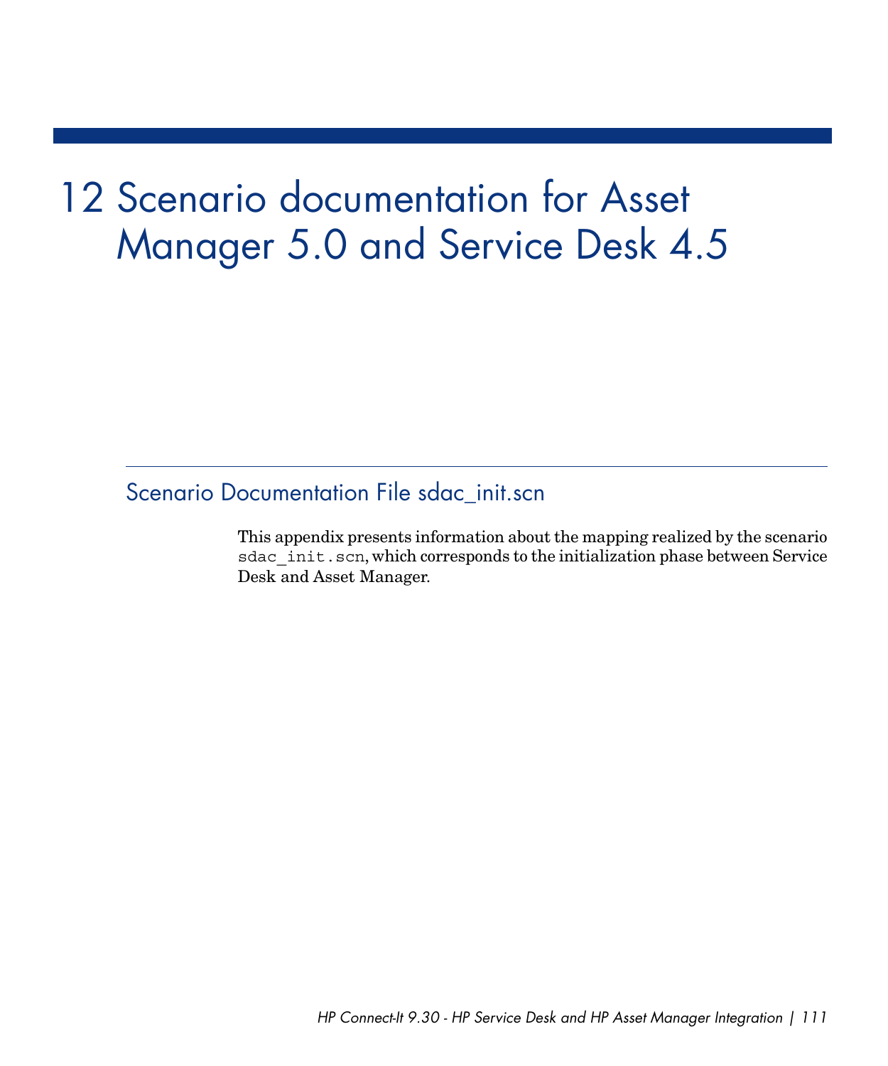# 12 Scenario documentation for Asset Manager 5.0 and Service Desk 4.5

## Scenario Documentation File sdac_init.scn

This appendix presents information about the mapping realized by the scenario `sdac_init.scn`, which corresponds to the initialization phase between Service Desk and Asset Manager.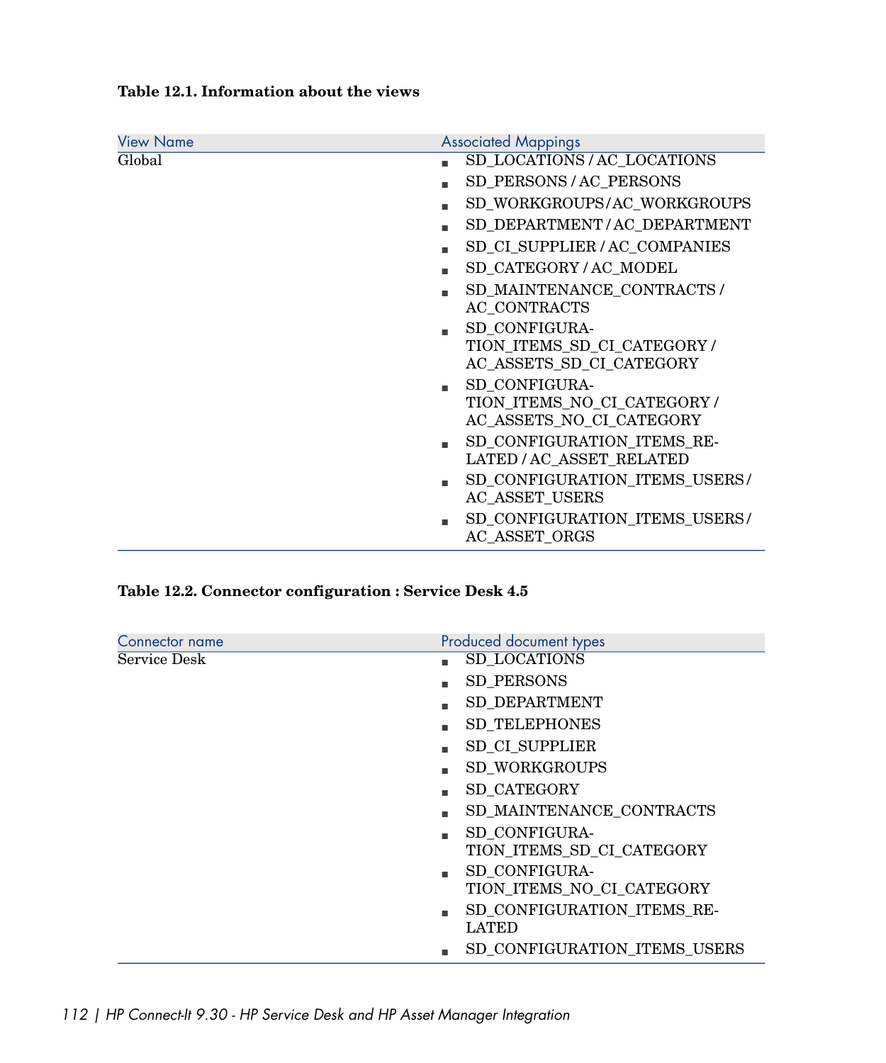**Table 12.1. Information about the views**

| View Name | Associated Mappings |
|---|---|
| Global | ■ SD_LOCATIONS / AC_LOCATIONS<br>■ SD_PERSONS / AC_PERSONS<br>■ SD_WORKGROUPS / AC_WORKGROUPS<br>■ SD_DEPARTMENT / AC_DEPARTMENT<br>■ SD_CI_SUPPLIER / AC_COMPANIES<br>■ SD_CATEGORY / AC_MODEL<br>■ SD_MAINTENANCE_CONTRACTS / AC_CONTRACTS<br>■ SD_CONFIGURATION_ITEMS_SD_CI_CATEGORY / AC_ASSETS_SD_CI_CATEGORY<br>■ SD_CONFIGURATION_ITEMS_NO_CI_CATEGORY / AC_ASSETS_NO_CI_CATEGORY<br>■ SD_CONFIGURATION_ITEMS_RELATED / AC_ASSET_RELATED<br>■ SD_CONFIGURATION_ITEMS_USERS / AC_ASSET_USERS<br>■ SD_CONFIGURATION_ITEMS_USERS / AC_ASSET_ORGS |

**Table 12.2. Connector configuration : Service Desk 4.5**

| Connector name | Produced document types |
|---|---|
| Service Desk | ■ SD_LOCATIONS<br>■ SD_PERSONS<br>■ SD_DEPARTMENT<br>■ SD_TELEPHONES<br>■ SD_CI_SUPPLIER<br>■ SD_WORKGROUPS<br>■ SD_CATEGORY<br>■ SD_MAINTENANCE_CONTRACTS<br>■ SD_CONFIGURATION_ITEMS_SD_CI_CATEGORY<br>■ SD_CONFIGURATION_ITEMS_NO_CI_CATEGORY<br>■ SD_CONFIGURATION_ITEMS_RELATED<br>■ SD_CONFIGURATION_ITEMS_USERS |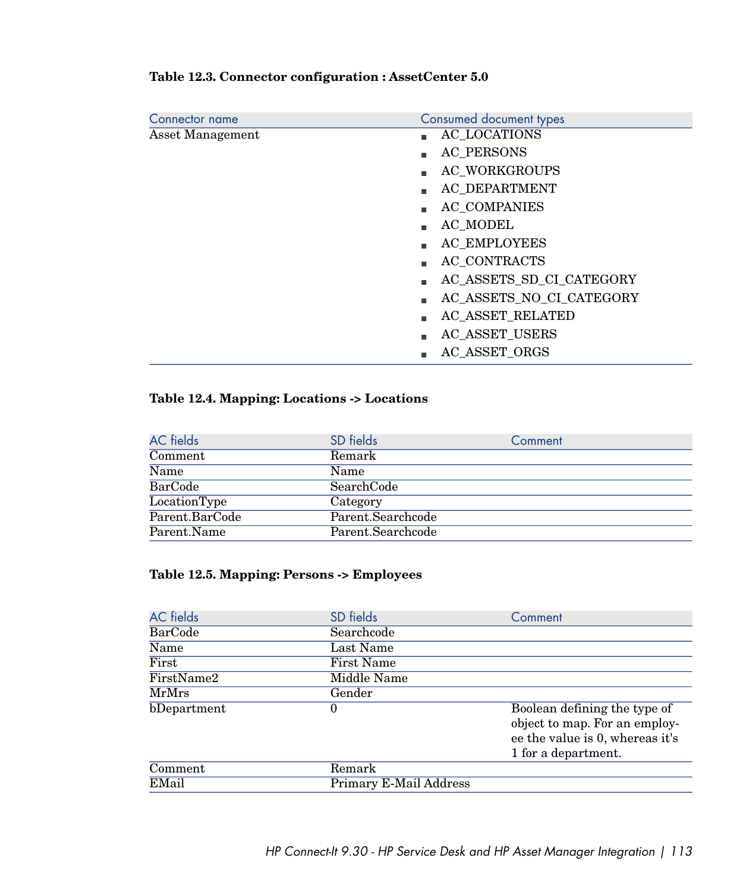**Table 12.3. Connector configuration : AssetCenter 5.0**

| Connector name | Consumed document types |
| --- | --- |
| Asset Management | ■ AC_LOCATIONS<br>■ AC_PERSONS<br>■ AC_WORKGROUPS<br>■ AC_DEPARTMENT<br>■ AC_COMPANIES<br>■ AC_MODEL<br>■ AC_EMPLOYEES<br>■ AC_CONTRACTS<br>■ AC_ASSETS_SD_CI_CATEGORY<br>■ AC_ASSETS_NO_CI_CATEGORY<br>■ AC_ASSET_RELATED<br>■ AC_ASSET_USERS<br>■ AC_ASSET_ORGS |

**Table 12.4. Mapping: Locations -> Locations**

| AC fields | SD fields | Comment |
| --- | --- | --- |
| Comment | Remark | |
| Name | Name | |
| BarCode | SearchCode | |
| LocationType | Category | |
| Parent.BarCode | Parent.Searchcode | |
| Parent.Name | Parent.Searchcode | |

**Table 12.5. Mapping: Persons -> Employees**

| AC fields | SD fields | Comment |
| --- | --- | --- |
| BarCode | Searchcode | |
| Name | Last Name | |
| First | First Name | |
| FirstName2 | Middle Name | |
| MrMrs | Gender | |
| bDepartment | 0 | Boolean defining the type of object to map. For an employee the value is 0, whereas it's 1 for a department. |
| Comment | Remark | |
| EMail | Primary E-Mail Address | |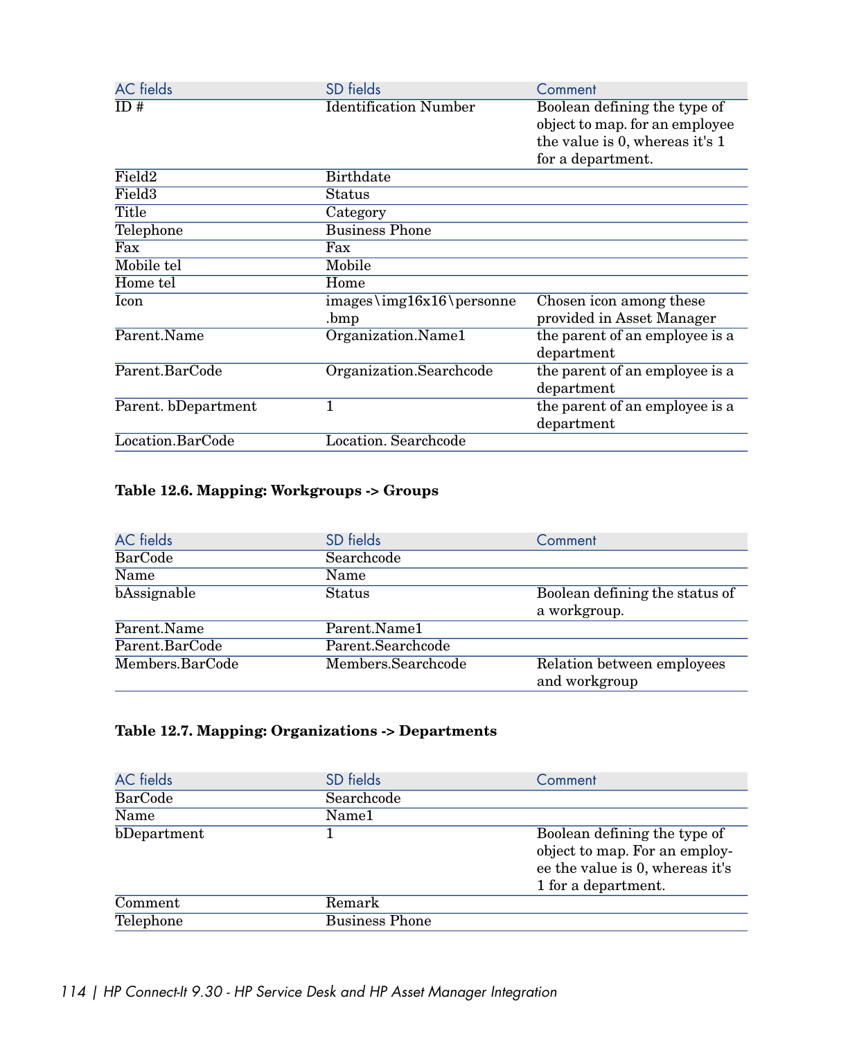| AC fields | SD fields | Comment |
|---|---|---|
| ID # | Identification Number | Boolean defining the type of object to map. for an employee the value is 0, whereas it's 1 for a department. |
| Field2 | Birthdate | |
| Field3 | Status | |
| Title | Category | |
| Telephone | Business Phone | |
| Fax | Fax | |
| Mobile tel | Mobile | |
| Home tel | Home | |
| Icon | images\img16x16\personne.bmp | Chosen icon among these provided in Asset Manager |
| Parent.Name | Organization.Name1 | the parent of an employee is a department |
| Parent.BarCode | Organization.Searchcode | the parent of an employee is a department |
| Parent. bDepartment | 1 | the parent of an employee is a department |
| Location.BarCode | Location. Searchcode | |

**Table 12.6. Mapping: Workgroups -> Groups**

| AC fields | SD fields | Comment |
|---|---|---|
| BarCode | Searchcode | |
| Name | Name | |
| bAssignable | Status | Boolean defining the status of a workgroup. |
| Parent.Name | Parent.Name1 | |
| Parent.BarCode | Parent.Searchcode | |
| Members.BarCode | Members.Searchcode | Relation between employees and workgroup |

**Table 12.7. Mapping: Organizations -> Departments**

| AC fields | SD fields | Comment |
|---|---|---|
| BarCode | Searchcode | |
| Name | Name1 | |
| bDepartment | 1 | Boolean defining the type of object to map. For an employee the value is 0, whereas it's 1 for a department. |
| Comment | Remark | |
| Telephone | Business Phone | |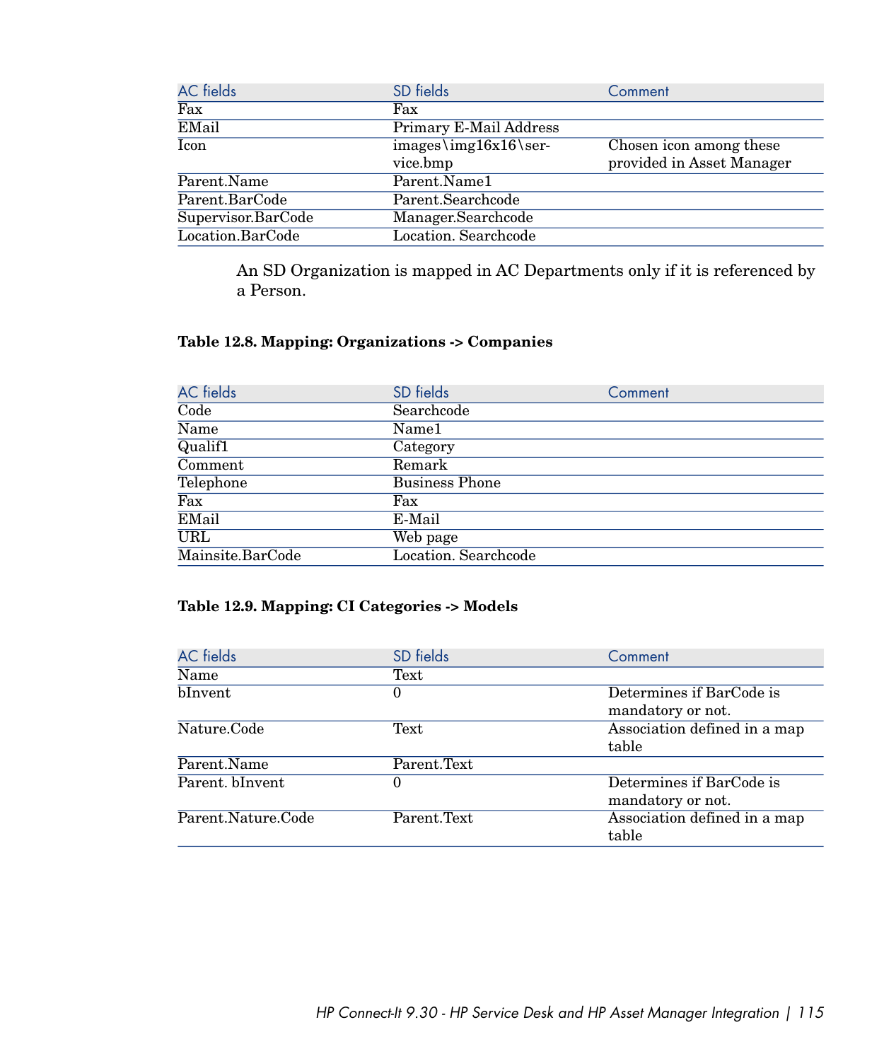| AC fields | SD fields | Comment |
| --- | --- | --- |
| Fax | Fax | |
| EMail | Primary E-Mail Address | |
| Icon | images\img16x16\service.bmp | Chosen icon among these provided in Asset Manager |
| Parent.Name | Parent.Name1 | |
| Parent.BarCode | Parent.Searchcode | |
| Supervisor.BarCode | Manager.Searchcode | |
| Location.BarCode | Location. Searchcode | |

An SD Organization is mapped in AC Departments only if it is referenced by a Person.

**Table 12.8. Mapping: Organizations -> Companies**

| AC fields | SD fields | Comment |
| --- | --- | --- |
| Code | Searchcode | |
| Name | Name1 | |
| Qualif1 | Category | |
| Comment | Remark | |
| Telephone | Business Phone | |
| Fax | Fax | |
| EMail | E-Mail | |
| URL | Web page | |
| Mainsite.BarCode | Location. Searchcode | |

**Table 12.9. Mapping: CI Categories -> Models**

| AC fields | SD fields | Comment |
| --- | --- | --- |
| Name | Text | |
| bInvent | 0 | Determines if BarCode is mandatory or not. |
| Nature.Code | Text | Association defined in a map table |
| Parent.Name | Parent.Text | |
| Parent. bInvent | 0 | Determines if BarCode is mandatory or not. |
| Parent.Nature.Code | Parent.Text | Association defined in a map table |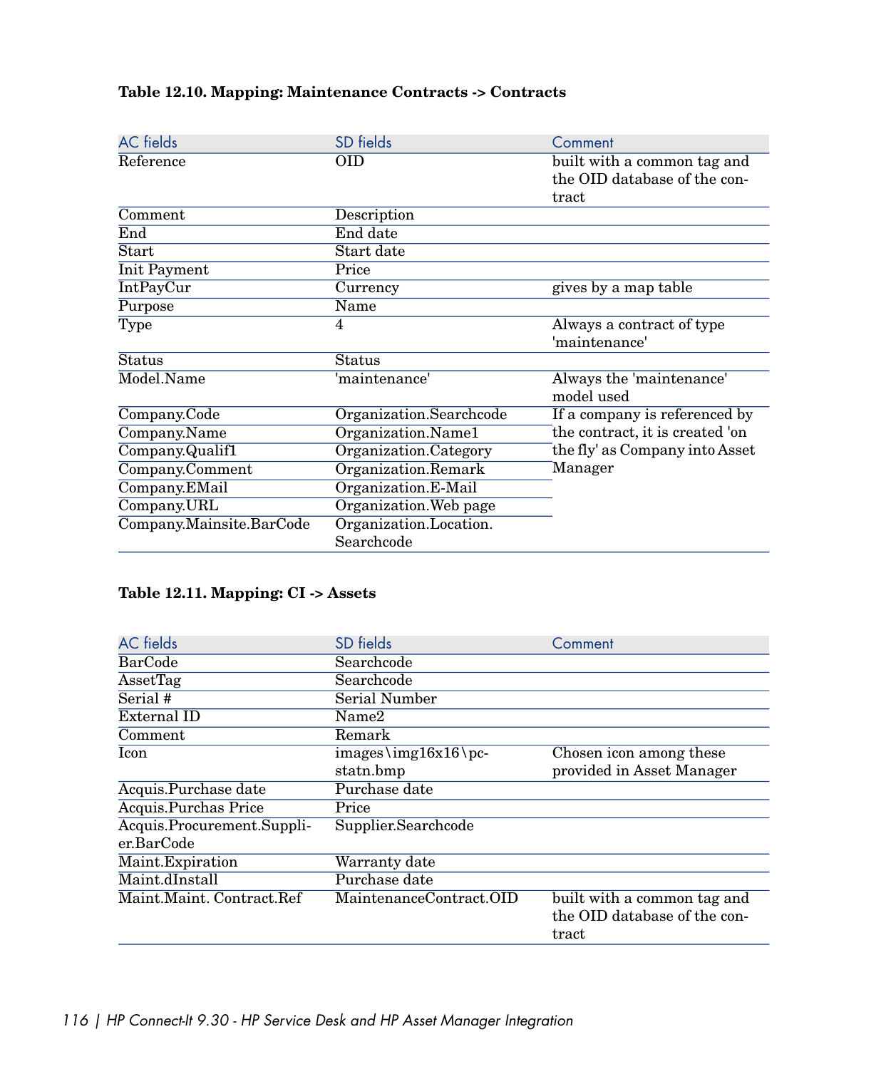**Table 12.10. Mapping: Maintenance Contracts -> Contracts**

| AC fields | SD fields | Comment |
| --- | --- | --- |
| Reference | OID | built with a common tag and the OID database of the contract |
| Comment | Description | |
| End | End date | |
| Start | Start date | |
| Init Payment | Price | |
| IntPayCur | Currency | gives by a map table |
| Purpose | Name | |
| Type | 4 | Always a contract of type 'maintenance' |
| Status | Status | |
| Model.Name | 'maintenance' | Always the 'maintenance' model used |
| Company.Code | Organization.Searchcode | If a company is referenced by the contract, it is created 'on the fly' as Company into Asset Manager |
| Company.Name | Organization.Name1 | |
| Company.Qualif1 | Organization.Category | |
| Company.Comment | Organization.Remark | |
| Company.EMail | Organization.E-Mail | |
| Company.URL | Organization.Web page | |
| Company.Mainsite.BarCode | Organization.Location.Searchcode | |

**Table 12.11. Mapping: CI -> Assets**

| AC fields | SD fields | Comment |
| --- | --- | --- |
| BarCode | Searchcode | |
| AssetTag | Searchcode | |
| Serial # | Serial Number | |
| External ID | Name2 | |
| Comment | Remark | |
| Icon | images\img16x16\pc-statn.bmp | Chosen icon among these provided in Asset Manager |
| Acquis.Purchase date | Purchase date | |
| Acquis.Purchas Price | Price | |
| Acquis.Procurement.Supplier.BarCode | Supplier.Searchcode | |
| Maint.Expiration | Warranty date | |
| Maint.dInstall | Purchase date | |
| Maint.Maint. Contract.Ref | MaintenanceContract.OID | built with a common tag and the OID database of the contract |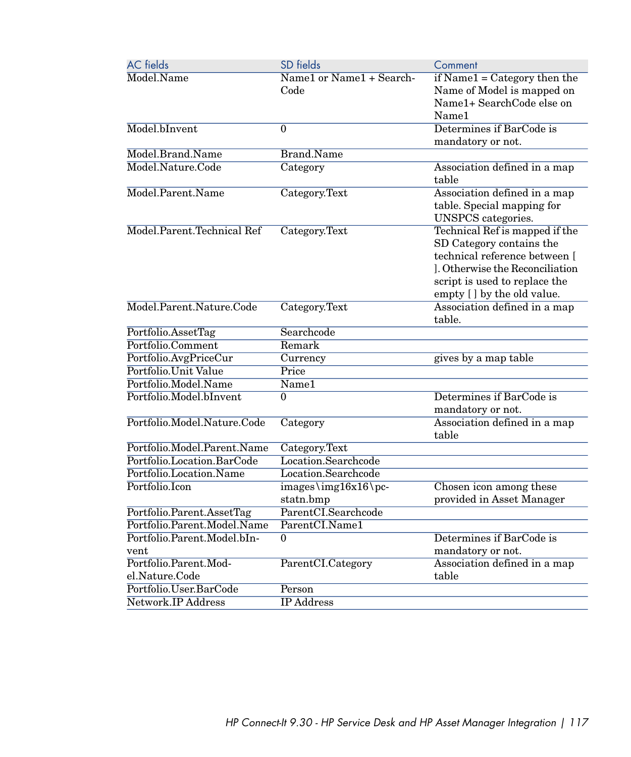| AC fields | SD fields | Comment |
| --- | --- | --- |
| Model.Name | Name1 or Name1 + SearchCode | if Name1 = Category then the Name of Model is mapped on Name1+ SearchCode else on Name1 |
| Model.bInvent | 0 | Determines if BarCode is mandatory or not. |
| Model.Brand.Name | Brand.Name | |
| Model.Nature.Code | Category | Association defined in a map table |
| Model.Parent.Name | Category.Text | Association defined in a map table. Special mapping for UNSPCS categories. |
| Model.Parent.Technical Ref | Category.Text | Technical Ref is mapped if the SD Category contains the technical reference between [ ]. Otherwise the Reconciliation script is used to replace the empty [ ] by the old value. |
| Model.Parent.Nature.Code | Category.Text | Association defined in a map table. |
| Portfolio.AssetTag | Searchcode | |
| Portfolio.Comment | Remark | |
| Portfolio.AvgPriceCur | Currency | gives by a map table |
| Portfolio.Unit Value | Price | |
| Portfolio.Model.Name | Name1 | |
| Portfolio.Model.bInvent | 0 | Determines if BarCode is mandatory or not. |
| Portfolio.Model.Nature.Code | Category | Association defined in a map table |
| Portfolio.Model.Parent.Name | Category.Text | |
| Portfolio.Location.BarCode | Location.Searchcode | |
| Portfolio.Location.Name | Location.Searchcode | |
| Portfolio.Icon | images\img16x16\pc-statn.bmp | Chosen icon among these provided in Asset Manager |
| Portfolio.Parent.AssetTag | ParentCI.Searchcode | |
| Portfolio.Parent.Model.Name | ParentCI.Name1 | |
| Portfolio.Parent.Model.bInvent | 0 | Determines if BarCode is mandatory or not. |
| Portfolio.Parent.Model.Nature.Code | ParentCI.Category | Association defined in a map table |
| Portfolio.User.BarCode | Person | |
| Network.IP Address | IP Address | |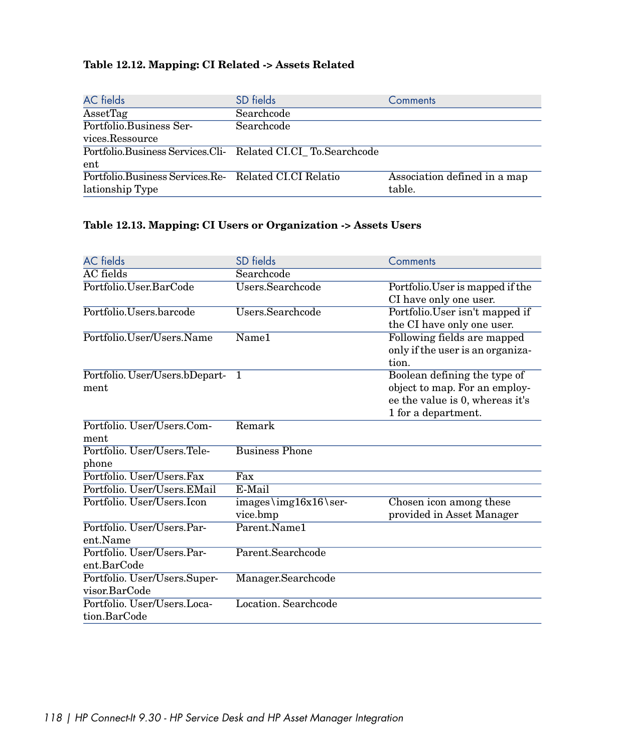**Table 12.12. Mapping: CI Related -> Assets Related**

| AC fields | SD fields | Comments |
| --- | --- | --- |
| AssetTag | Searchcode | |
| Portfolio.Business Services.Ressource | Searchcode | |
| Portfolio.Business Services.Client | Related CI.CI_ To.Searchcode | |
| Portfolio.Business Services.Relationship Type | Related CI.CI Relatio | Association defined in a map table. |

**Table 12.13. Mapping: CI Users or Organization -> Assets Users**

| AC fields | SD fields | Comments |
| --- | --- | --- |
| AC fields | Searchcode | |
| Portfolio.User.BarCode | Users.Searchcode | Portfolio.User is mapped if the CI have only one user. |
| Portfolio.Users.barcode | Users.Searchcode | Portfolio.User isn't mapped if the CI have only one user. |
| Portfolio.User/Users.Name | Name1 | Following fields are mapped only if the user is an organization. |
| Portfolio. User/Users.bDepartment | 1 | Boolean defining the type of object to map. For an employee the value is 0, whereas it's 1 for a department. |
| Portfolio. User/Users.Comment | Remark | |
| Portfolio. User/Users.Telephone | Business Phone | |
| Portfolio. User/Users.Fax | Fax | |
| Portfolio. User/Users.EMail | E-Mail | |
| Portfolio. User/Users.Icon | images\img16x16\service.bmp | Chosen icon among these provided in Asset Manager |
| Portfolio. User/Users.Parent.Name | Parent.Name1 | |
| Portfolio. User/Users.Parent.BarCode | Parent.Searchcode | |
| Portfolio. User/Users.Supervisor.BarCode | Manager.Searchcode | |
| Portfolio. User/Users.Location.BarCode | Location. Searchcode | |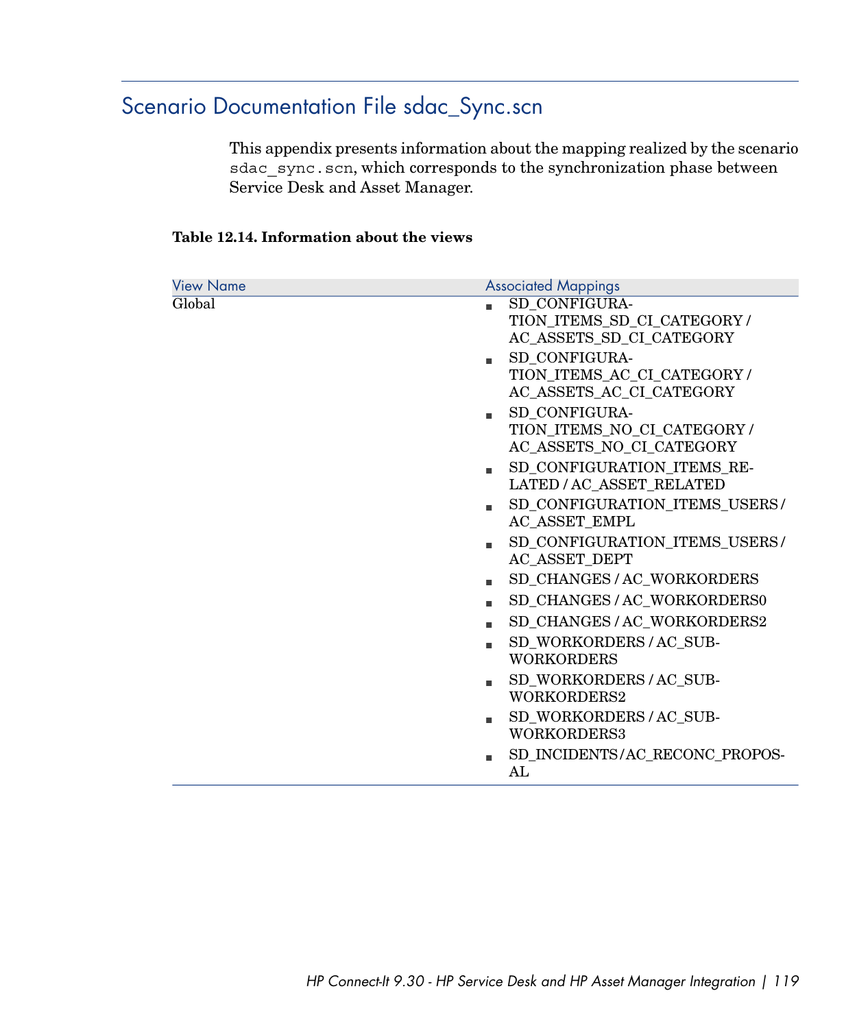## Scenario Documentation File sdac_Sync.scn

This appendix presents information about the mapping realized by the scenario `sdac_sync.scn`, which corresponds to the synchronization phase between Service Desk and Asset Manager.

**Table 12.14. Information about the views**

| View Name | Associated Mappings |
| --- | --- |
| Global | ■ SD_CONFIGURATION_ITEMS_SD_CI_CATEGORY / AC_ASSETS_SD_CI_CATEGORY<br>■ SD_CONFIGURATION_ITEMS_AC_CI_CATEGORY / AC_ASSETS_AC_CI_CATEGORY<br>■ SD_CONFIGURATION_ITEMS_NO_CI_CATEGORY / AC_ASSETS_NO_CI_CATEGORY<br>■ SD_CONFIGURATION_ITEMS_RELATED / AC_ASSET_RELATED<br>■ SD_CONFIGURATION_ITEMS_USERS / AC_ASSET_EMPL<br>■ SD_CONFIGURATION_ITEMS_USERS / AC_ASSET_DEPT<br>■ SD_CHANGES / AC_WORKORDERS<br>■ SD_CHANGES / AC_WORKORDERS0<br>■ SD_CHANGES / AC_WORKORDERS2<br>■ SD_WORKORDERS / AC_SUBWORKORDERS<br>■ SD_WORKORDERS / AC_SUBWORKORDERS2<br>■ SD_WORKORDERS / AC_SUBWORKORDERS3<br>■ SD_INCIDENTS/AC_RECONC_PROPOSAL |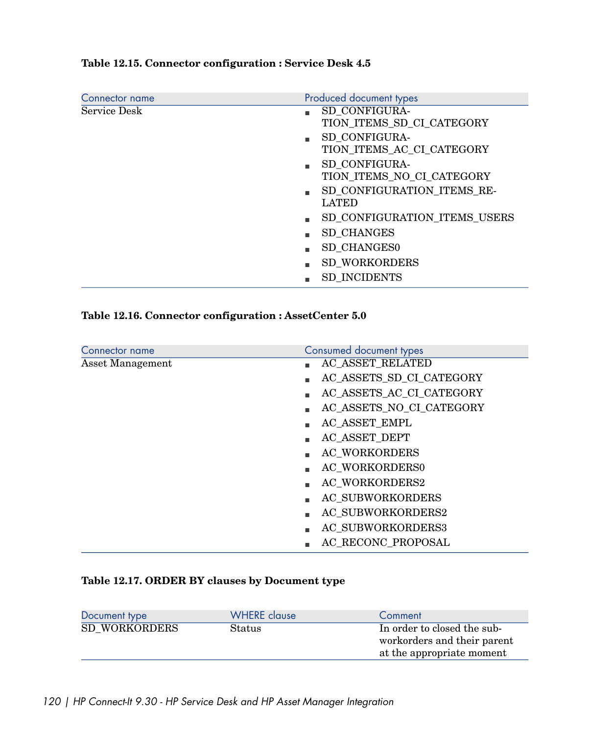**Table 12.15. Connector configuration : Service Desk 4.5**

| Connector name | Produced document types |
| --- | --- |
| Service Desk | ■ SD_CONFIGURATION_ITEMS_SD_CI_CATEGORY<br>■ SD_CONFIGURATION_ITEMS_AC_CI_CATEGORY<br>■ SD_CONFIGURATION_ITEMS_NO_CI_CATEGORY<br>■ SD_CONFIGURATION_ITEMS_RELATED<br>■ SD_CONFIGURATION_ITEMS_USERS<br>■ SD_CHANGES<br>■ SD_CHANGES0<br>■ SD_WORKORDERS<br>■ SD_INCIDENTS |

**Table 12.16. Connector configuration : AssetCenter 5.0**

| Connector name | Consumed document types |
| --- | --- |
| Asset Management | ■ AC_ASSET_RELATED<br>■ AC_ASSETS_SD_CI_CATEGORY<br>■ AC_ASSETS_AC_CI_CATEGORY<br>■ AC_ASSETS_NO_CI_CATEGORY<br>■ AC_ASSET_EMPL<br>■ AC_ASSET_DEPT<br>■ AC_WORKORDERS<br>■ AC_WORKORDERS0<br>■ AC_WORKORDERS2<br>■ AC_SUBWORKORDERS<br>■ AC_SUBWORKORDERS2<br>■ AC_SUBWORKORDERS3<br>■ AC_RECONC_PROPOSAL |

**Table 12.17. ORDER BY clauses by Document type**

| Document type | WHERE clause | Comment |
| --- | --- | --- |
| SD_WORKORDERS | Status | In order to closed the sub-workorders and their parent at the appropriate moment |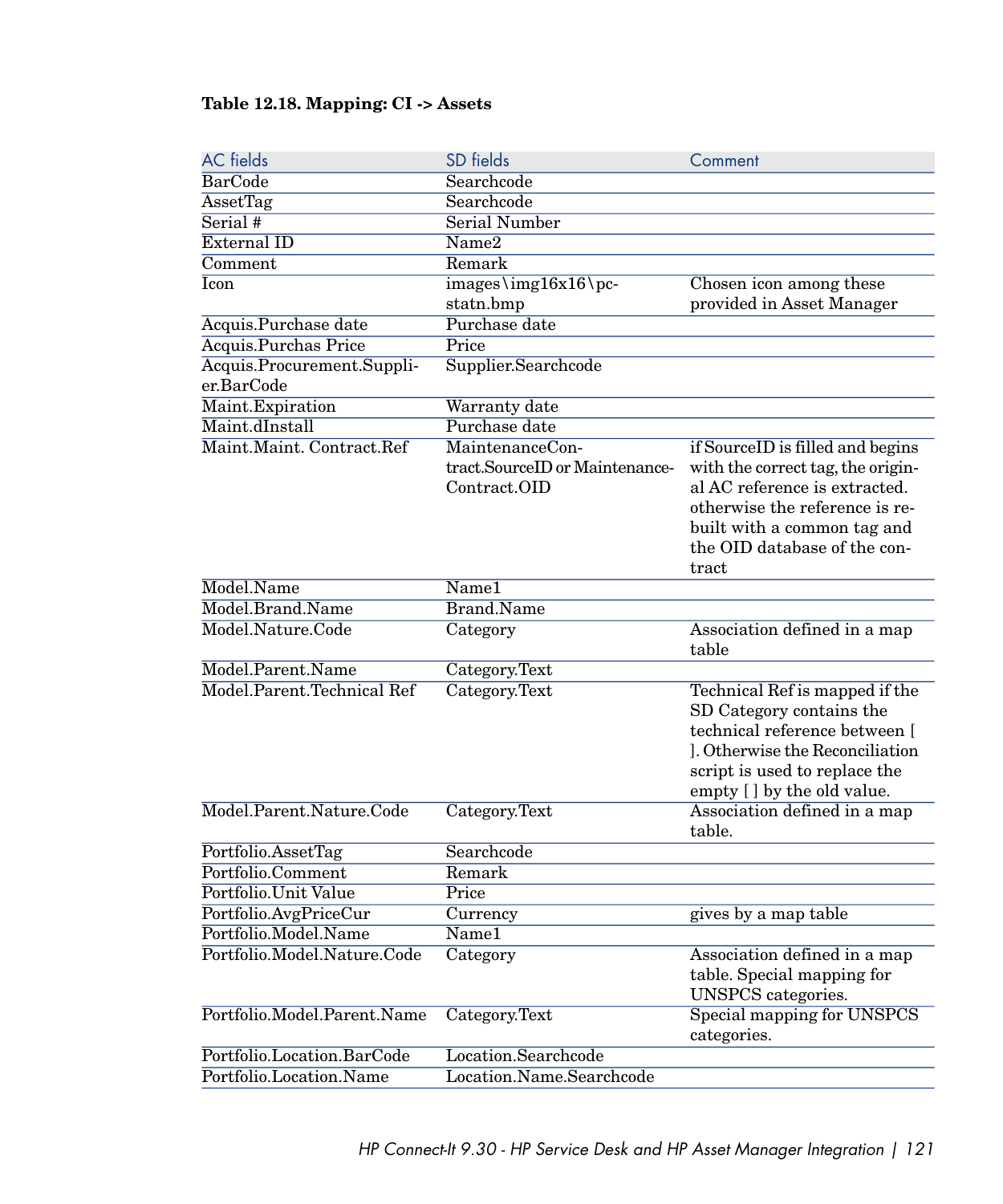**Table 12.18. Mapping: CI -> Assets**

| AC fields | SD fields | Comment |
| --- | --- | --- |
| BarCode | Searchcode | |
| AssetTag | Searchcode | |
| Serial # | Serial Number | |
| External ID | Name2 | |
| Comment | Remark | |
| Icon | images\img16x16\pc-statn.bmp | Chosen icon among these provided in Asset Manager |
| Acquis.Purchase date | Purchase date | |
| Acquis.Purchas Price | Price | |
| Acquis.Procurement.Supplier.BarCode | Supplier.Searchcode | |
| Maint.Expiration | Warranty date | |
| Maint.dInstall | Purchase date | |
| Maint.Maint. Contract.Ref | MaintenanceContract.SourceID or MaintenanceContract.OID | if SourceID is filled and begins with the correct tag, the original AC reference is extracted. otherwise the reference is rebuilt with a common tag and the OID database of the contract |
| Model.Name | Name1 | |
| Model.Brand.Name | Brand.Name | |
| Model.Nature.Code | Category | Association defined in a map table |
| Model.Parent.Name | Category.Text | |
| Model.Parent.Technical Ref | Category.Text | Technical Ref is mapped if the SD Category contains the technical reference between [ ]. Otherwise the Reconciliation script is used to replace the empty [ ] by the old value. |
| Model.Parent.Nature.Code | Category.Text | Association defined in a map table. |
| Portfolio.AssetTag | Searchcode | |
| Portfolio.Comment | Remark | |
| Portfolio.Unit Value | Price | |
| Portfolio.AvgPriceCur | Currency | gives by a map table |
| Portfolio.Model.Name | Name1 | |
| Portfolio.Model.Nature.Code | Category | Association defined in a map table. Special mapping for UNSPCS categories. |
| Portfolio.Model.Parent.Name | Category.Text | Special mapping for UNSPCS categories. |
| Portfolio.Location.BarCode | Location.Searchcode | |
| Portfolio.Location.Name | Location.Name.Searchcode | |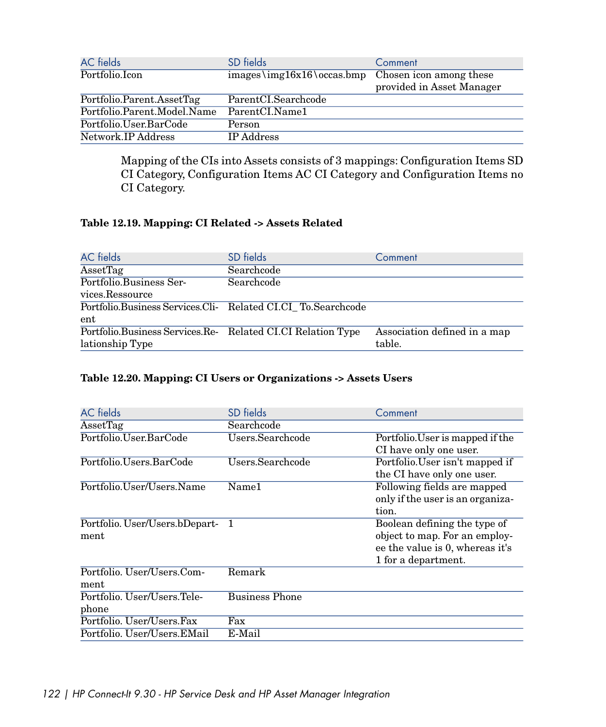| AC fields | SD fields | Comment |
| --- | --- | --- |
| Portfolio.Icon | images\img16x16\occas.bmp | Chosen icon among these provided in Asset Manager |
| Portfolio.Parent.AssetTag | ParentCI.Searchcode | |
| Portfolio.Parent.Model.Name | ParentCI.Name1 | |
| Portfolio.User.BarCode | Person | |
| Network.IP Address | IP Address | |

Mapping of the CIs into Assets consists of 3 mappings: Configuration Items SD CI Category, Configuration Items AC CI Category and Configuration Items no CI Category.

**Table 12.19. Mapping: CI Related -> Assets Related**

| AC fields | SD fields | Comment |
| --- | --- | --- |
| AssetTag | Searchcode | |
| Portfolio.Business Services.Ressource | Searchcode | |
| Portfolio.Business Services.Client | Related CI.CI_ To.Searchcode | |
| Portfolio.Business Services.Relationship Type | Related CI.CI Relation Type | Association defined in a map table. |

**Table 12.20. Mapping: CI Users or Organizations -> Assets Users**

| AC fields | SD fields | Comment |
| --- | --- | --- |
| AssetTag | Searchcode | |
| Portfolio.User.BarCode | Users.Searchcode | Portfolio.User is mapped if the CI have only one user. |
| Portfolio.Users.BarCode | Users.Searchcode | Portfolio.User isn't mapped if the CI have only one user. |
| Portfolio.User/Users.Name | Name1 | Following fields are mapped only if the user is an organization. |
| Portfolio. User/Users.bDepartment | 1 | Boolean defining the type of object to map. For an employee the value is 0, whereas it's 1 for a department. |
| Portfolio. User/Users.Comment | Remark | |
| Portfolio. User/Users.Telephone | Business Phone | |
| Portfolio. User/Users.Fax | Fax | |
| Portfolio. User/Users.EMail | E-Mail | |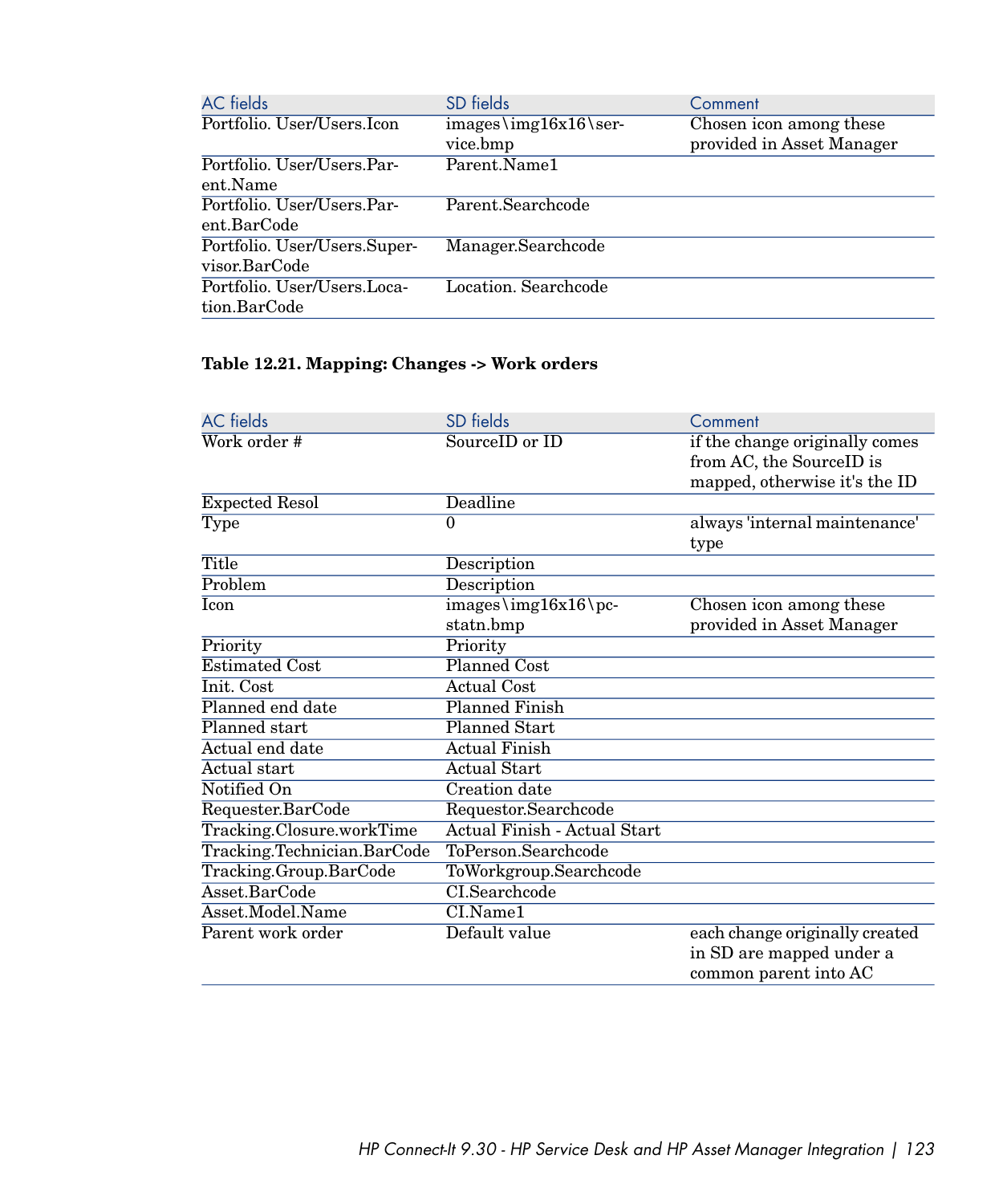| AC fields | SD fields | Comment |
| --- | --- | --- |
| Portfolio. User/Users.Icon | images\img16x16\service.bmp | Chosen icon among these provided in Asset Manager |
| Portfolio. User/Users.Parent.Name | Parent.Name1 | |
| Portfolio. User/Users.Parent.BarCode | Parent.Searchcode | |
| Portfolio. User/Users.Supervisor.BarCode | Manager.Searchcode | |
| Portfolio. User/Users.Location.BarCode | Location. Searchcode | |

**Table 12.21. Mapping: Changes -> Work orders**

| AC fields | SD fields | Comment |
| --- | --- | --- |
| Work order # | SourceID or ID | if the change originally comes from AC, the SourceID is mapped, otherwise it's the ID |
| Expected Resol | Deadline | |
| Type | 0 | always 'internal maintenance' type |
| Title | Description | |
| Problem | Description | |
| Icon | images\img16x16\pcstatn.bmp | Chosen icon among these provided in Asset Manager |
| Priority | Priority | |
| Estimated Cost | Planned Cost | |
| Init. Cost | Actual Cost | |
| Planned end date | Planned Finish | |
| Planned start | Planned Start | |
| Actual end date | Actual Finish | |
| Actual start | Actual Start | |
| Notified On | Creation date | |
| Requester.BarCode | Requestor.Searchcode | |
| Tracking.Closure.workTime | Actual Finish - Actual Start | |
| Tracking.Technician.BarCode | ToPerson.Searchcode | |
| Tracking.Group.BarCode | ToWorkgroup.Searchcode | |
| Asset.BarCode | CI.Searchcode | |
| Asset.Model.Name | CI.Name1 | |
| Parent work order | Default value | each change originally created in SD are mapped under a common parent into AC |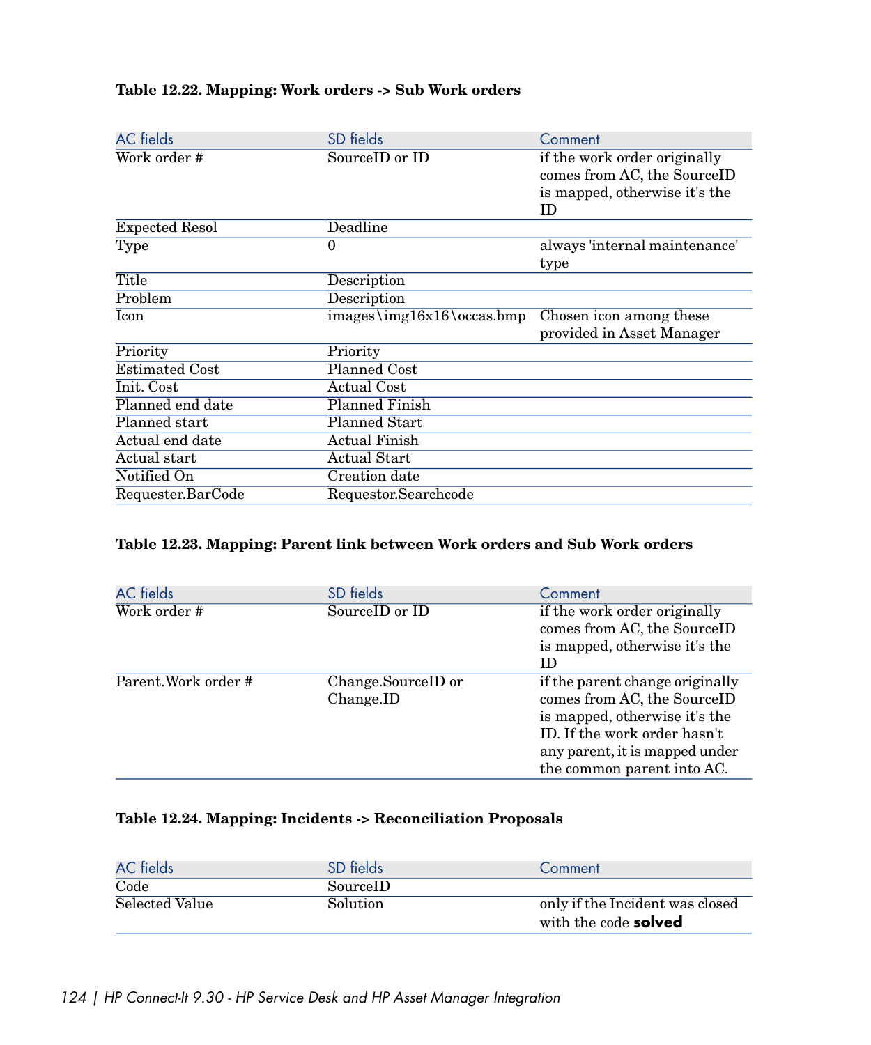**Table 12.22. Mapping: Work orders -> Sub Work orders**

| AC fields | SD fields | Comment |
| --- | --- | --- |
| Work order # | SourceID or ID | if the work order originally comes from AC, the SourceID is mapped, otherwise it's the ID |
| Expected Resol | Deadline | |
| Type | 0 | always 'internal maintenance' type |
| Title | Description | |
| Problem | Description | |
| Icon | images\img16x16\occas.bmp | Chosen icon among these provided in Asset Manager |
| Priority | Priority | |
| Estimated Cost | Planned Cost | |
| Init. Cost | Actual Cost | |
| Planned end date | Planned Finish | |
| Planned start | Planned Start | |
| Actual end date | Actual Finish | |
| Actual start | Actual Start | |
| Notified On | Creation date | |
| Requester.BarCode | Requestor.Searchcode | |

**Table 12.23. Mapping: Parent link between Work orders and Sub Work orders**

| AC fields | SD fields | Comment |
| --- | --- | --- |
| Work order # | SourceID or ID | if the work order originally comes from AC, the SourceID is mapped, otherwise it's the ID |
| Parent.Work order # | Change.SourceID or Change.ID | if the parent change originally comes from AC, the SourceID is mapped, otherwise it's the ID. If the work order hasn't any parent, it is mapped under the common parent into AC. |

**Table 12.24. Mapping: Incidents -> Reconciliation Proposals**

| AC fields | SD fields | Comment |
| --- | --- | --- |
| Code | SourceID | |
| Selected Value | Solution | only if the Incident was closed with the code **solved** |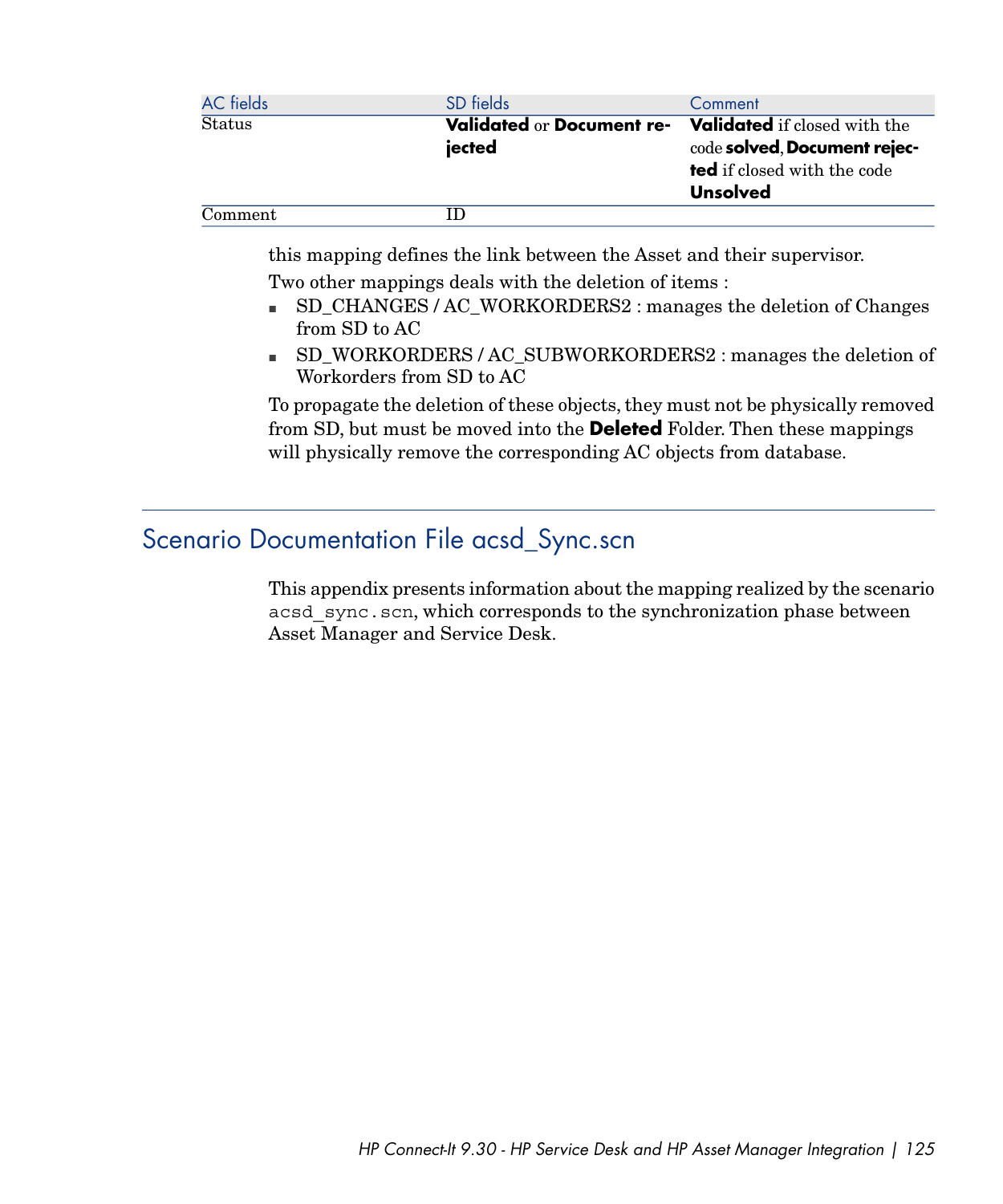| AC fields | SD fields | Comment |
| --- | --- | --- |
| Status | **Validated** or **Document rejected** | **Validated** if closed with the code **solved**, **Document rejected** if closed with the code **Unsolved** |
| Comment | ID | |

this mapping defines the link between the Asset and their supervisor.

Two other mappings deals with the deletion of items :

- SD_CHANGES / AC_WORKORDERS2 : manages the deletion of Changes from SD to AC
- SD_WORKORDERS / AC_SUBWORKORDERS2 : manages the deletion of Workorders from SD to AC

To propagate the deletion of these objects, they must not be physically removed from SD, but must be moved into the **Deleted** Folder. Then these mappings will physically remove the corresponding AC objects from database.

## Scenario Documentation File acsd_Sync.scn

This appendix presents information about the mapping realized by the scenario `acsd_sync.scn`, which corresponds to the synchronization phase between Asset Manager and Service Desk.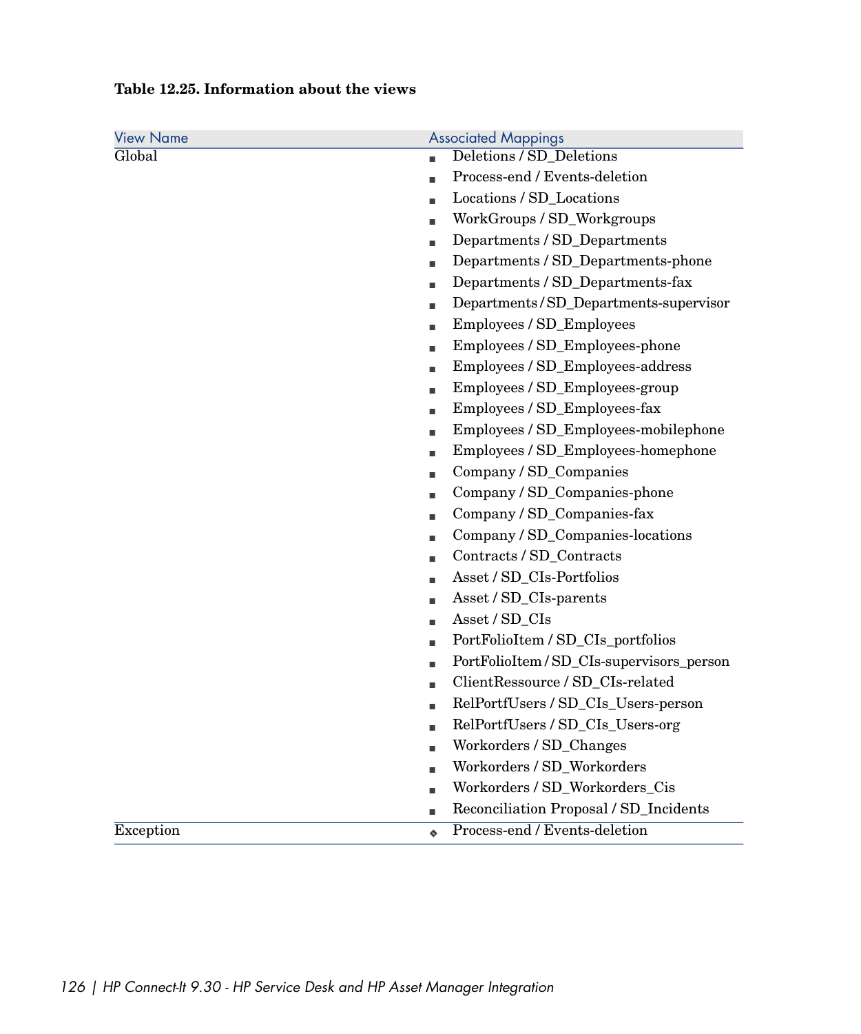**Table 12.25. Information about the views**

| View Name | Associated Mappings |
| --- | --- |
| Global | ■ Deletions / SD_Deletions<br>■ Process-end / Events-deletion<br>■ Locations / SD_Locations<br>■ WorkGroups / SD_Workgroups<br>■ Departments / SD_Departments<br>■ Departments / SD_Departments-phone<br>■ Departments / SD_Departments-fax<br>■ Departments / SD_Departments-supervisor<br>■ Employees / SD_Employees<br>■ Employees / SD_Employees-phone<br>■ Employees / SD_Employees-address<br>■ Employees / SD_Employees-group<br>■ Employees / SD_Employees-fax<br>■ Employees / SD_Employees-mobilephone<br>■ Employees / SD_Employees-homephone<br>■ Company / SD_Companies<br>■ Company / SD_Companies-phone<br>■ Company / SD_Companies-fax<br>■ Company / SD_Companies-locations<br>■ Contracts / SD_Contracts<br>■ Asset / SD_CIs-Portfolios<br>■ Asset / SD_CIs-parents<br>■ Asset / SD_CIs<br>■ PortFolioItem / SD_CIs_portfolios<br>■ PortFolioItem / SD_CIs-supervisors_person<br>■ ClientRessource / SD_CIs-related<br>■ RelPortfUsers / SD_CIs_Users-person<br>■ RelPortfUsers / SD_CIs_Users-org<br>■ Workorders / SD_Changes<br>■ Workorders / SD_Workorders<br>■ Workorders / SD_Workorders_Cis<br>■ Reconciliation Proposal / SD_Incidents |
| Exception | ◆ Process-end / Events-deletion |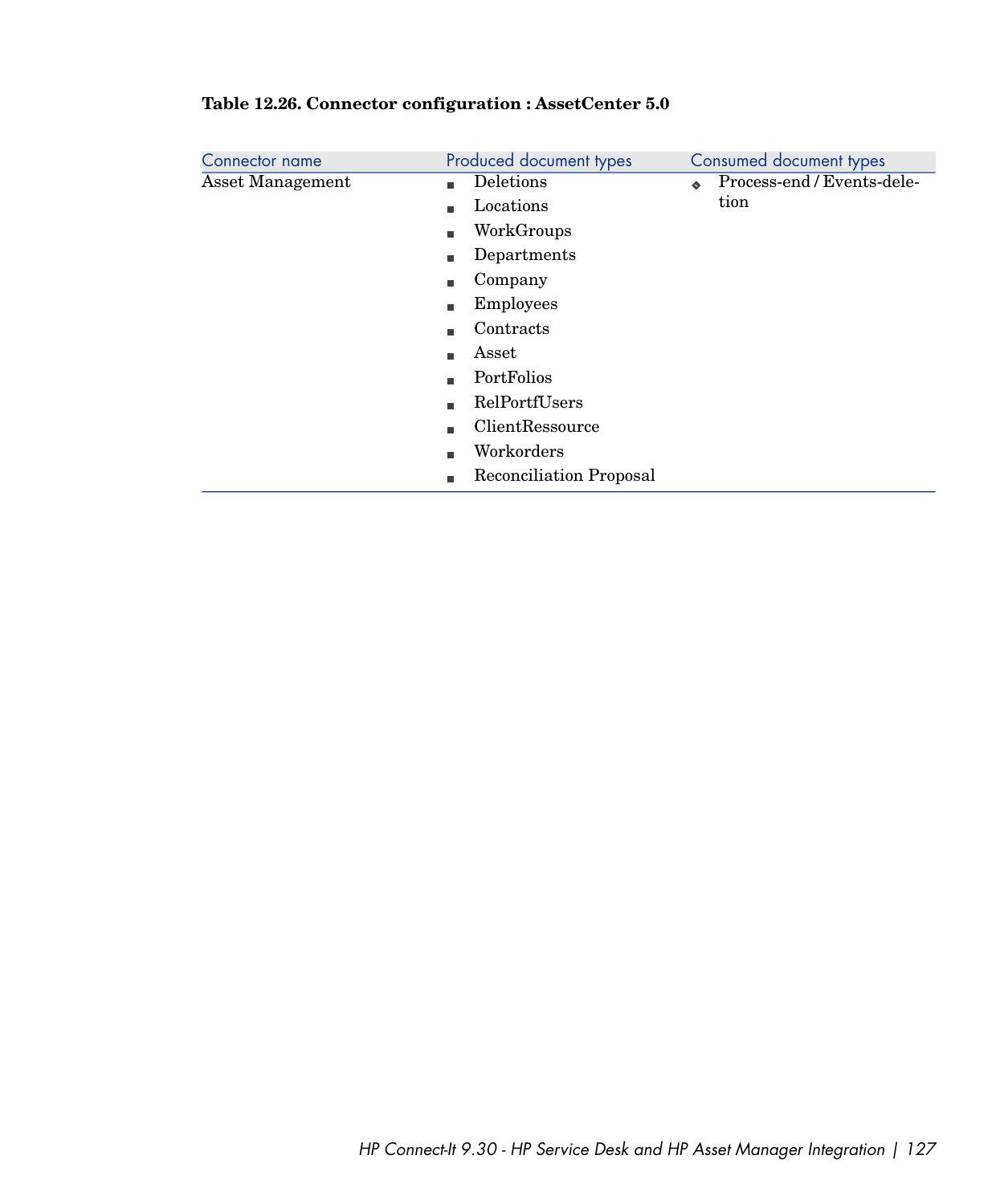**Table 12.26. Connector configuration : AssetCenter 5.0**

| Connector name | Produced document types | Consumed document types |
| --- | --- | --- |
| Asset Management | ■ Deletions<br>■ Locations<br>■ WorkGroups<br>■ Departments<br>■ Company<br>■ Employees<br>■ Contracts<br>■ Asset<br>■ PortFolios<br>■ RelPortfUsers<br>■ ClientRessource<br>■ Workorders<br>■ Reconciliation Proposal | ❖ Process-end / Events-deletion |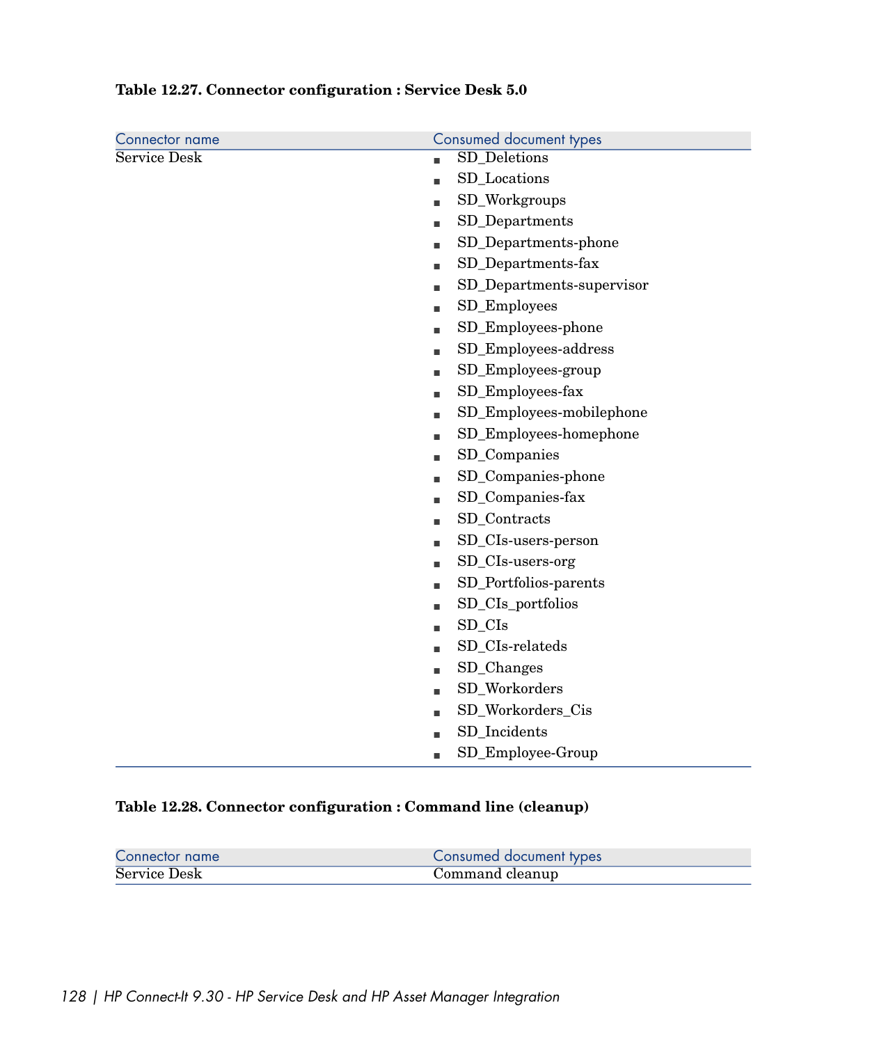**Table 12.27. Connector configuration : Service Desk 5.0**

| Connector name | Consumed document types |
| --- | --- |
| Service Desk | ■ SD_Deletions<br>■ SD_Locations<br>■ SD_Workgroups<br>■ SD_Departments<br>■ SD_Departments-phone<br>■ SD_Departments-fax<br>■ SD_Departments-supervisor<br>■ SD_Employees<br>■ SD_Employees-phone<br>■ SD_Employees-address<br>■ SD_Employees-group<br>■ SD_Employees-fax<br>■ SD_Employees-mobilephone<br>■ SD_Employees-homephone<br>■ SD_Companies<br>■ SD_Companies-phone<br>■ SD_Companies-fax<br>■ SD_Contracts<br>■ SD_CIs-users-person<br>■ SD_CIs-users-org<br>■ SD_Portfolios-parents<br>■ SD_CIs_portfolios<br>■ SD_CIs<br>■ SD_CIs-relateds<br>■ SD_Changes<br>■ SD_Workorders<br>■ SD_Workorders_Cis<br>■ SD_Incidents<br>■ SD_Employee-Group |

**Table 12.28. Connector configuration : Command line (cleanup)**

| Connector name | Consumed document types |
| --- | --- |
| Service Desk | Command cleanup |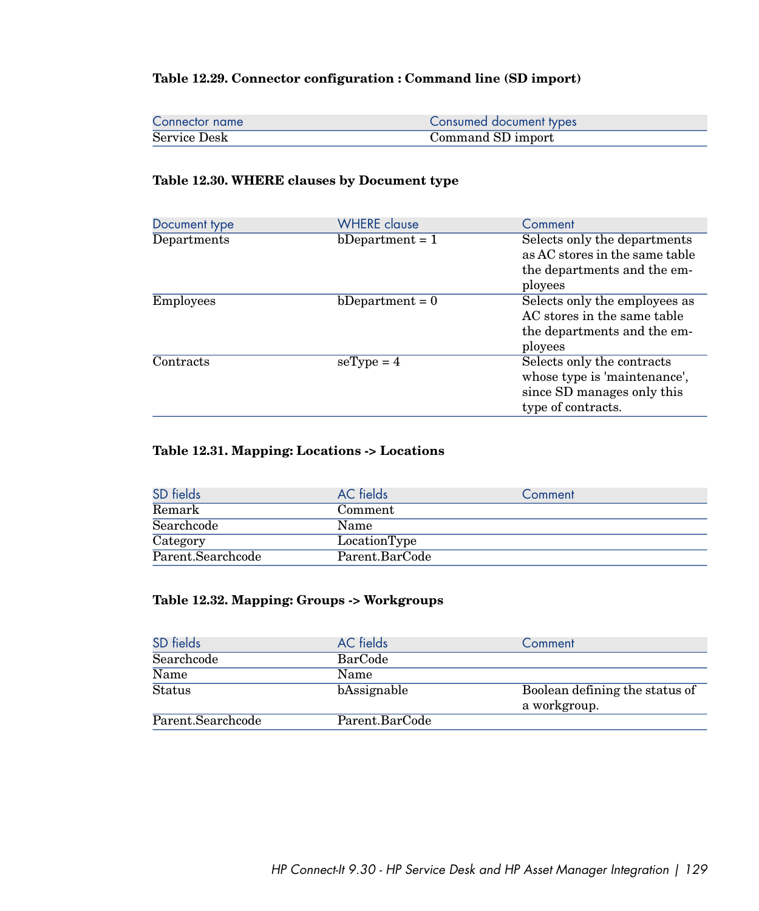**Table 12.29. Connector configuration : Command line (SD import)**

| Connector name | Consumed document types |
| --- | --- |
| Service Desk | Command SD import |

**Table 12.30. WHERE clauses by Document type**

| Document type | WHERE clause | Comment |
| --- | --- | --- |
| Departments | bDepartment = 1 | Selects only the departments as AC stores in the same table the departments and the employees |
| Employees | bDepartment = 0 | Selects only the employees as AC stores in the same table the departments and the employees |
| Contracts | seType = 4 | Selects only the contracts whose type is 'maintenance', since SD manages only this type of contracts. |

**Table 12.31. Mapping: Locations -> Locations**

| SD fields | AC fields | Comment |
| --- | --- | --- |
| Remark | Comment | |
| Searchcode | Name | |
| Category | LocationType | |
| Parent.Searchcode | Parent.BarCode | |

**Table 12.32. Mapping: Groups -> Workgroups**

| SD fields | AC fields | Comment |
| --- | --- | --- |
| Searchcode | BarCode | |
| Name | Name | |
| Status | bAssignable | Boolean defining the status of a workgroup. |
| Parent.Searchcode | Parent.BarCode | |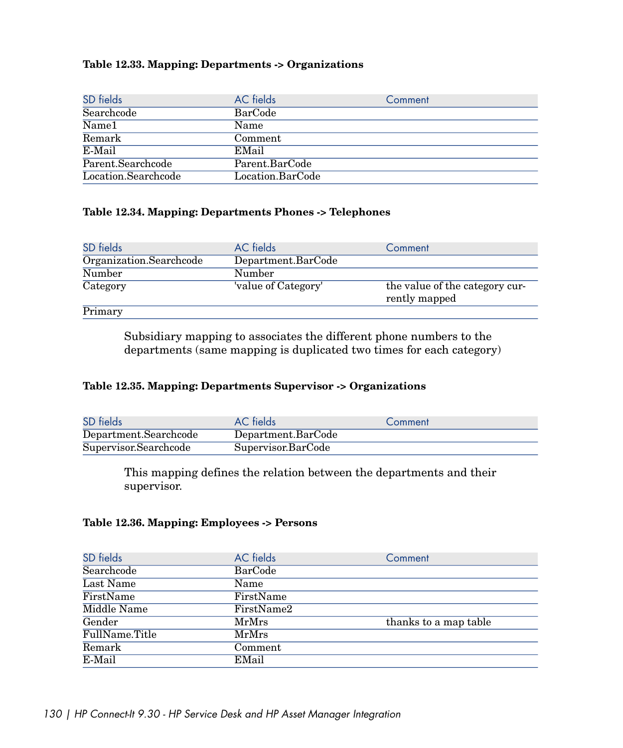**Table 12.33. Mapping: Departments -> Organizations**

| SD fields | AC fields | Comment |
| --- | --- | --- |
| Searchcode | BarCode | |
| Name1 | Name | |
| Remark | Comment | |
| E-Mail | EMail | |
| Parent.Searchcode | Parent.BarCode | |
| Location.Searchcode | Location.BarCode | |

**Table 12.34. Mapping: Departments Phones -> Telephones**

| SD fields | AC fields | Comment |
| --- | --- | --- |
| Organization.Searchcode | Department.BarCode | |
| Number | Number | |
| Category | 'value of Category' | the value of the category currently mapped |
| Primary | | |

Subsidiary mapping to associates the different phone numbers to the departments (same mapping is duplicated two times for each category)

**Table 12.35. Mapping: Departments Supervisor -> Organizations**

| SD fields | AC fields | Comment |
| --- | --- | --- |
| Department.Searchcode | Department.BarCode | |
| Supervisor.Searchcode | Supervisor.BarCode | |

This mapping defines the relation between the departments and their supervisor.

**Table 12.36. Mapping: Employees -> Persons**

| SD fields | AC fields | Comment |
| --- | --- | --- |
| Searchcode | BarCode | |
| Last Name | Name | |
| FirstName | FirstName | |
| Middle Name | FirstName2 | |
| Gender | MrMrs | thanks to a map table |
| FullName.Title | MrMrs | |
| Remark | Comment | |
| E-Mail | EMail | |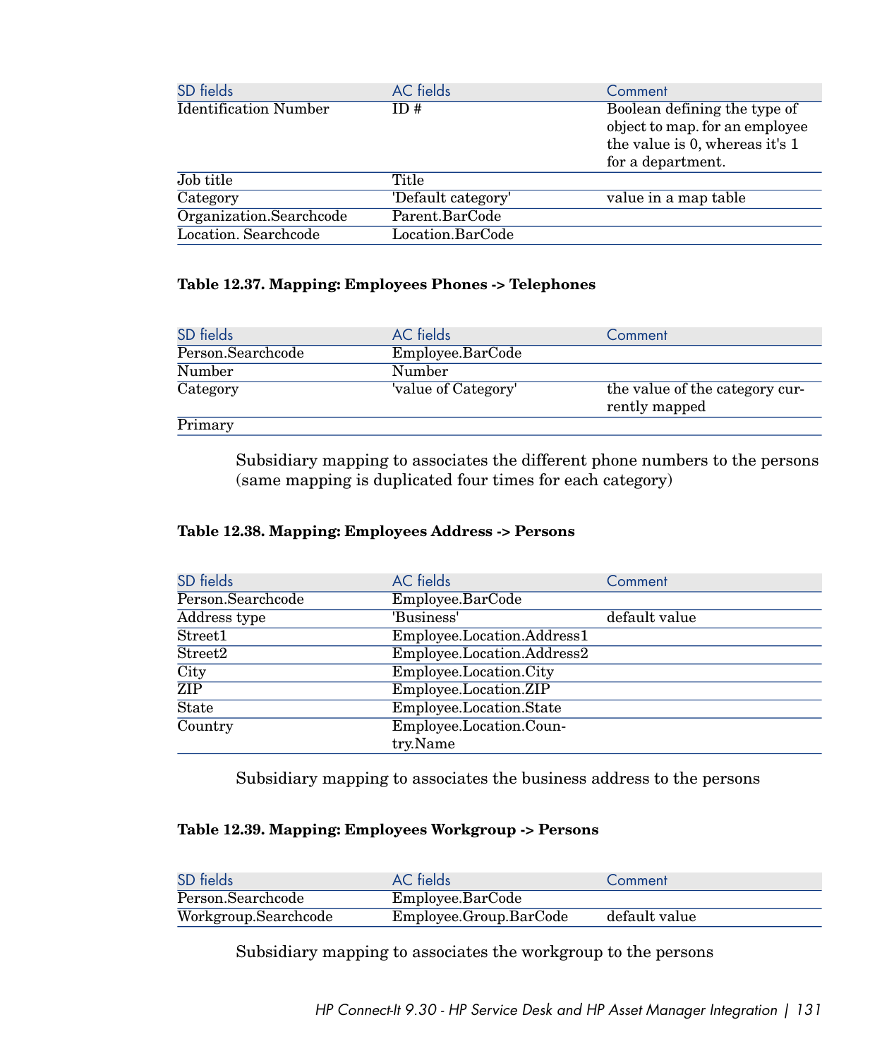| SD fields | AC fields | Comment |
| --- | --- | --- |
| Identification Number | ID # | Boolean defining the type of object to map. for an employee the value is 0, whereas it's 1 for a department. |
| Job title | Title | |
| Category | 'Default category' | value in a map table |
| Organization.Searchcode | Parent.BarCode | |
| Location. Searchcode | Location.BarCode | |

**Table 12.37. Mapping: Employees Phones -> Telephones**

| SD fields | AC fields | Comment |
| --- | --- | --- |
| Person.Searchcode | Employee.BarCode | |
| Number | Number | |
| Category | 'value of Category' | the value of the category currently mapped |
| Primary | | |

Subsidiary mapping to associates the different phone numbers to the persons (same mapping is duplicated four times for each category)

**Table 12.38. Mapping: Employees Address -> Persons**

| SD fields | AC fields | Comment |
| --- | --- | --- |
| Person.Searchcode | Employee.BarCode | |
| Address type | 'Business' | default value |
| Street1 | Employee.Location.Address1 | |
| Street2 | Employee.Location.Address2 | |
| City | Employee.Location.City | |
| ZIP | Employee.Location.ZIP | |
| State | Employee.Location.State | |
| Country | Employee.Location.Country.Name | |

Subsidiary mapping to associates the business address to the persons

**Table 12.39. Mapping: Employees Workgroup -> Persons**

| SD fields | AC fields | Comment |
| --- | --- | --- |
| Person.Searchcode | Employee.BarCode | |
| Workgroup.Searchcode | Employee.Group.BarCode | default value |

Subsidiary mapping to associates the workgroup to the persons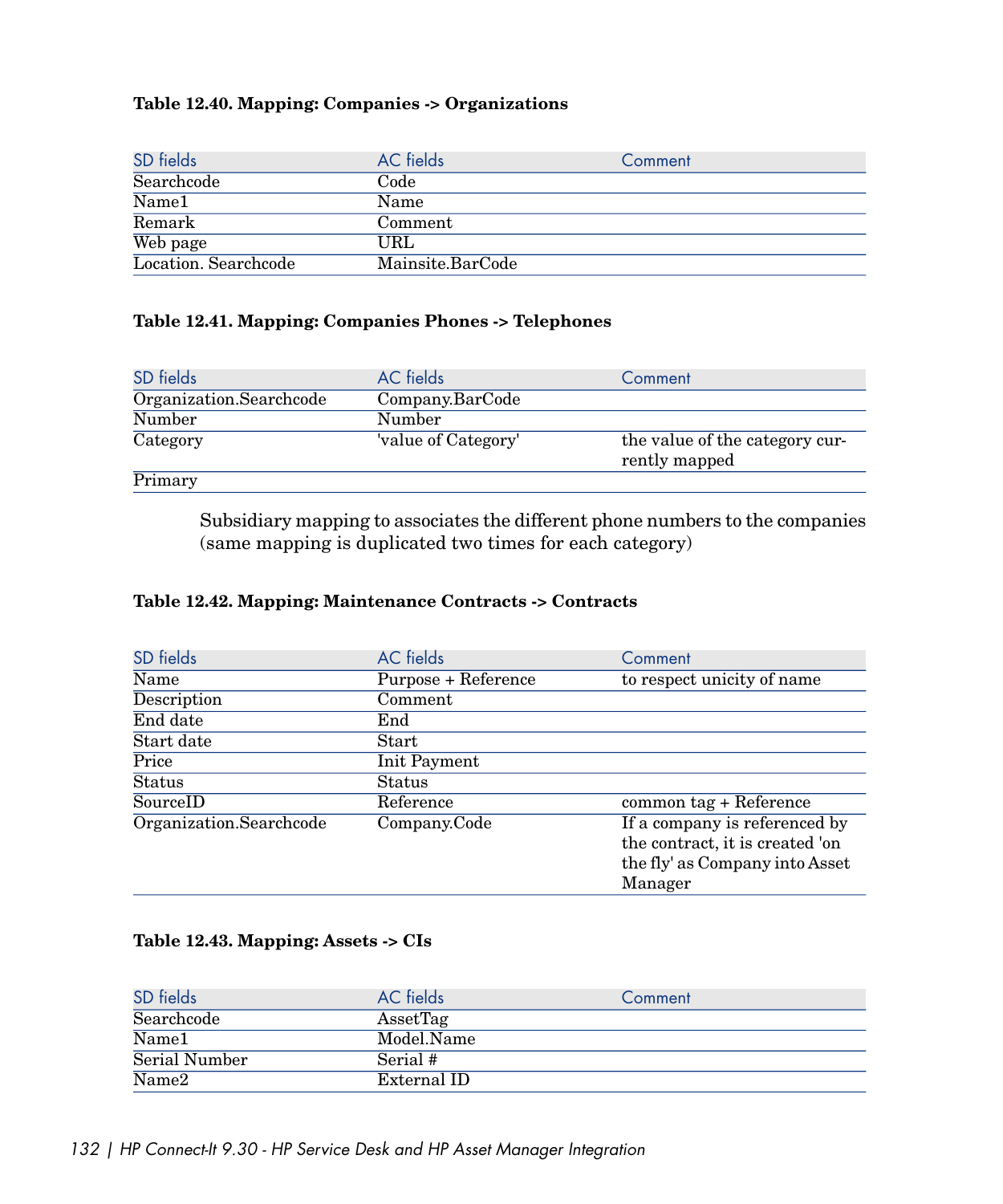**Table 12.40. Mapping: Companies -> Organizations**

| SD fields | AC fields | Comment |
|---|---|---|
| Searchcode | Code | |
| Name1 | Name | |
| Remark | Comment | |
| Web page | URL | |
| Location. Searchcode | Mainsite.BarCode | |

**Table 12.41. Mapping: Companies Phones -> Telephones**

| SD fields | AC fields | Comment |
|---|---|---|
| Organization.Searchcode | Company.BarCode | |
| Number | Number | |
| Category | 'value of Category' | the value of the category currently mapped |
| Primary | | |

Subsidiary mapping to associates the different phone numbers to the companies (same mapping is duplicated two times for each category)

**Table 12.42. Mapping: Maintenance Contracts -> Contracts**

| SD fields | AC fields | Comment |
|---|---|---|
| Name | Purpose + Reference | to respect unicity of name |
| Description | Comment | |
| End date | End | |
| Start date | Start | |
| Price | Init Payment | |
| Status | Status | |
| SourceID | Reference | common tag + Reference |
| Organization.Searchcode | Company.Code | If a company is referenced by the contract, it is created 'on the fly' as Company into Asset Manager |

**Table 12.43. Mapping: Assets -> CIs**

| SD fields | AC fields | Comment |
|---|---|---|
| Searchcode | AssetTag | |
| Name1 | Model.Name | |
| Serial Number | Serial # | |
| Name2 | External ID | |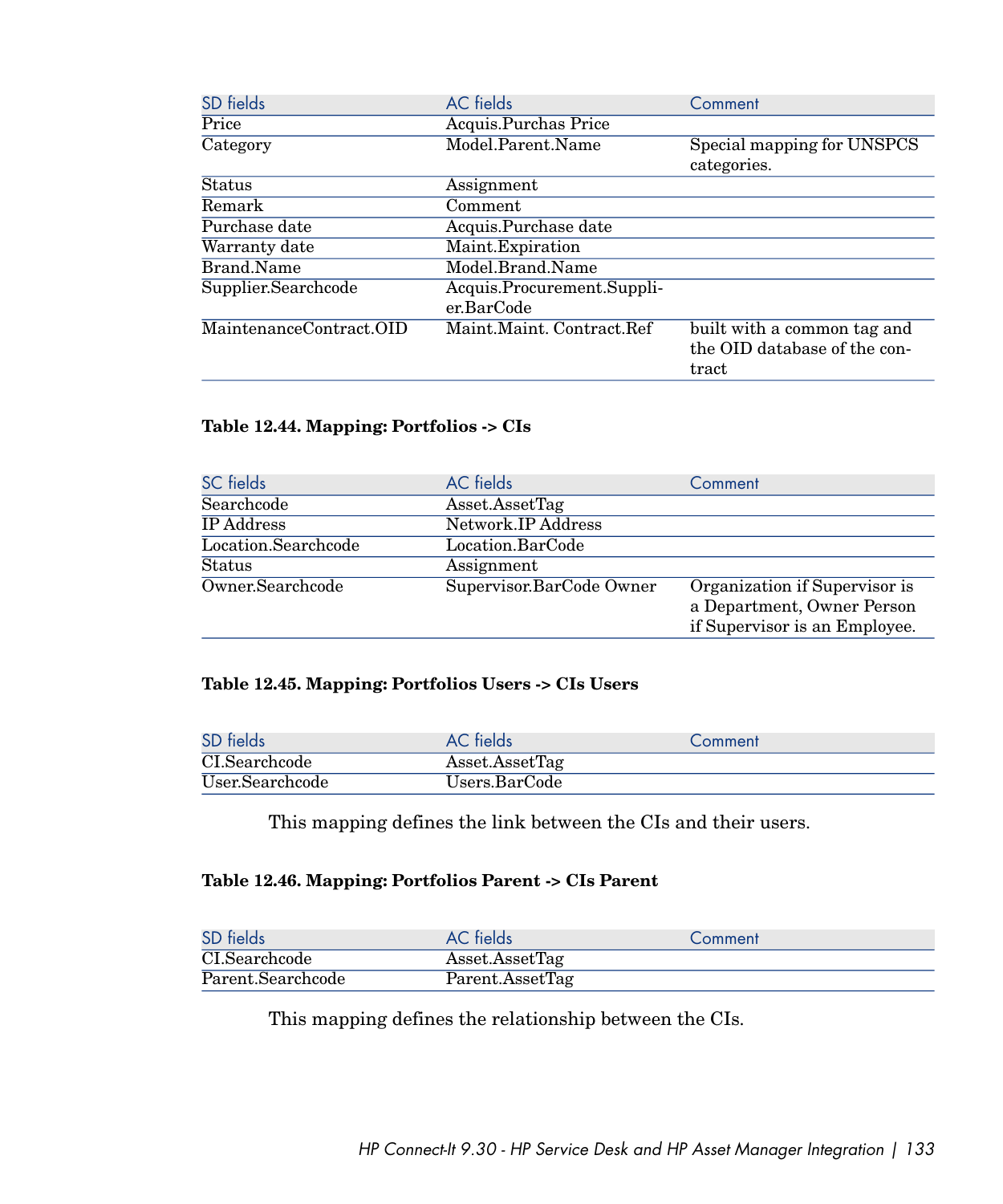| SD fields | AC fields | Comment |
| --- | --- | --- |
| Price | Acquis.Purchas Price | |
| Category | Model.Parent.Name | Special mapping for UNSPCS categories. |
| Status | Assignment | |
| Remark | Comment | |
| Purchase date | Acquis.Purchase date | |
| Warranty date | Maint.Expiration | |
| Brand.Name | Model.Brand.Name | |
| Supplier.Searchcode | Acquis.Procurement.Supplier.BarCode | |
| MaintenanceContract.OID | Maint.Maint. Contract.Ref | built with a common tag and the OID database of the contract |

**Table 12.44. Mapping: Portfolios -> CIs**

| SC fields | AC fields | Comment |
| --- | --- | --- |
| Searchcode | Asset.AssetTag | |
| IP Address | Network.IP Address | |
| Location.Searchcode | Location.BarCode | |
| Status | Assignment | |
| Owner.Searchcode | Supervisor.BarCode Owner | Organization if Supervisor is a Department, Owner Person if Supervisor is an Employee. |

**Table 12.45. Mapping: Portfolios Users -> CIs Users**

| SD fields | AC fields | Comment |
| --- | --- | --- |
| CI.Searchcode | Asset.AssetTag | |
| User.Searchcode | Users.BarCode | |

This mapping defines the link between the CIs and their users.

**Table 12.46. Mapping: Portfolios Parent -> CIs Parent**

| SD fields | AC fields | Comment |
| --- | --- | --- |
| CI.Searchcode | Asset.AssetTag | |
| Parent.Searchcode | Parent.AssetTag | |

This mapping defines the relationship between the CIs.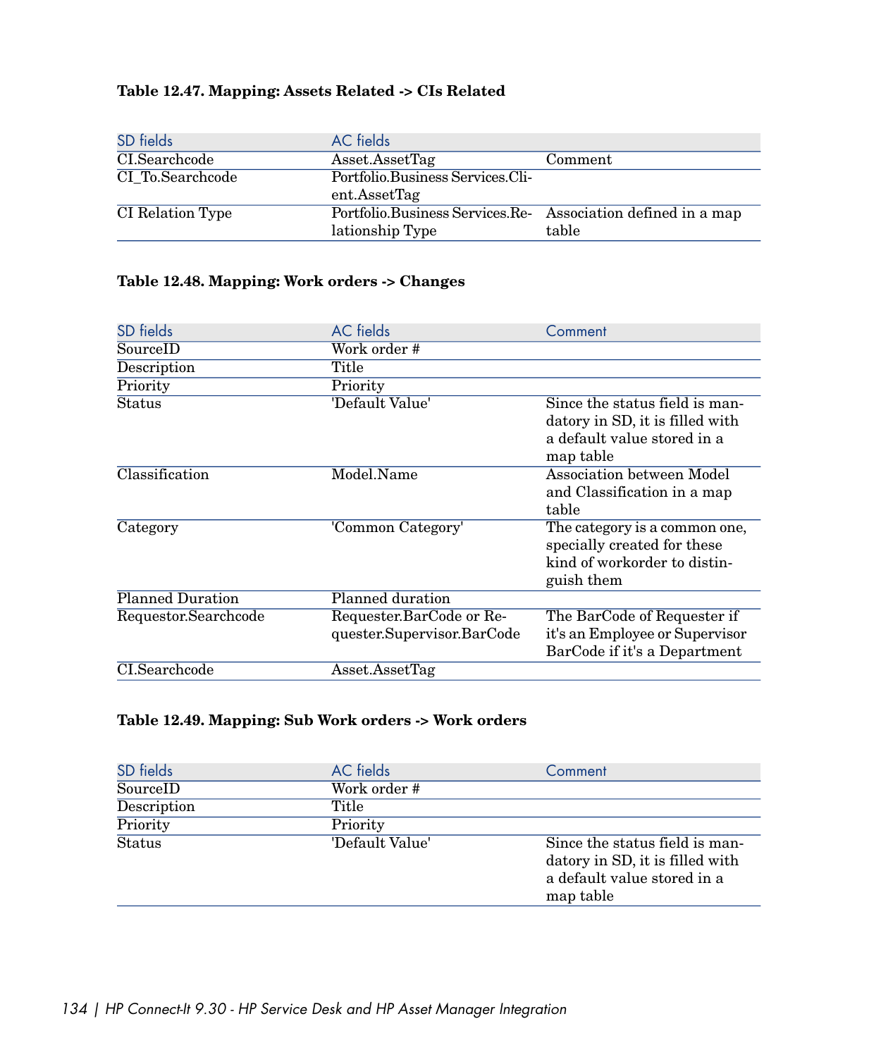**Table 12.47. Mapping: Assets Related -> CIs Related**

| SD fields | AC fields | |
|---|---|---|
| CI.Searchcode | Asset.AssetTag | Comment |
| CI_To.Searchcode | Portfolio.Business Services.Client.AssetTag | |
| CI Relation Type | Portfolio.Business Services.Relationship Type | Association defined in a map table |

**Table 12.48. Mapping: Work orders -> Changes**

| SD fields | AC fields | Comment |
|---|---|---|
| SourceID | Work order # | |
| Description | Title | |
| Priority | Priority | |
| Status | 'Default Value' | Since the status field is mandatory in SD, it is filled with a default value stored in a map table |
| Classification | Model.Name | Association between Model and Classification in a map table |
| Category | 'Common Category' | The category is a common one, specially created for these kind of workorder to distinguish them |
| Planned Duration | Planned duration | |
| Requestor.Searchcode | Requester.BarCode or Requester.Supervisor.BarCode | The BarCode of Requester if it's an Employee or Supervisor BarCode if it's a Department |
| CI.Searchcode | Asset.AssetTag | |

**Table 12.49. Mapping: Sub Work orders -> Work orders**

| SD fields | AC fields | Comment |
|---|---|---|
| SourceID | Work order # | |
| Description | Title | |
| Priority | Priority | |
| Status | 'Default Value' | Since the status field is mandatory in SD, it is filled with a default value stored in a map table |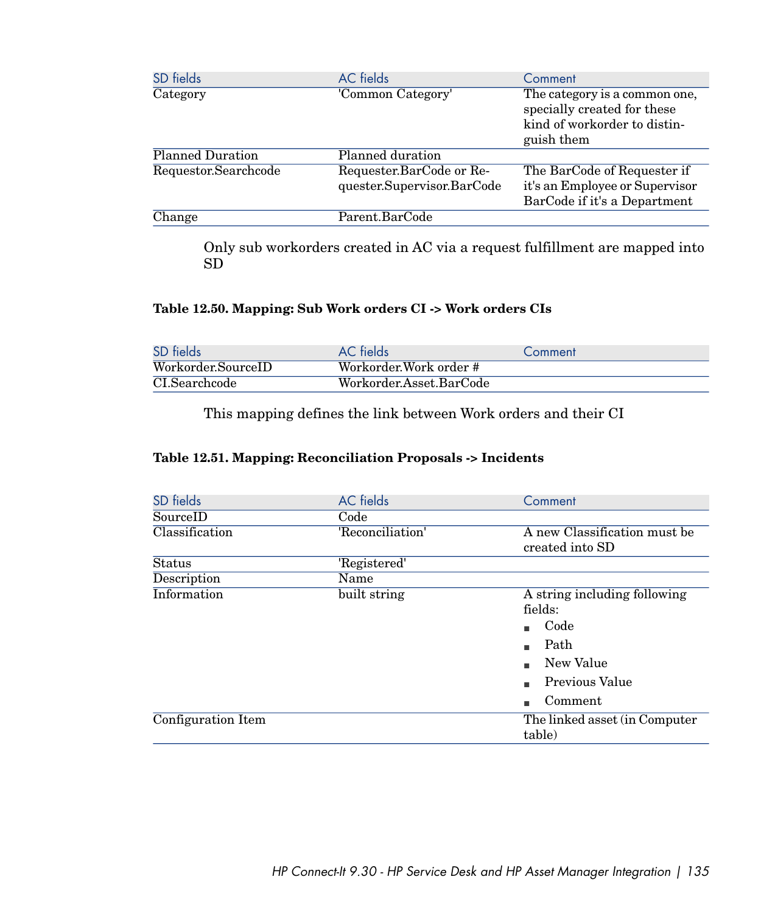| SD fields | AC fields | Comment |
| --- | --- | --- |
| Category | 'Common Category' | The category is a common one, specially created for these kind of workorder to distinguish them |
| Planned Duration | Planned duration | |
| Requestor.Searchcode | Requester.BarCode or Requester.Supervisor.BarCode | The BarCode of Requester if it's an Employee or Supervisor BarCode if it's a Department |
| Change | Parent.BarCode | |

Only sub workorders created in AC via a request fulfillment are mapped into SD

**Table 12.50. Mapping: Sub Work orders CI -> Work orders CIs**

| SD fields | AC fields | Comment |
| --- | --- | --- |
| Workorder.SourceID | Workorder.Work order # | |
| CI.Searchcode | Workorder.Asset.BarCode | |

This mapping defines the link between Work orders and their CI

**Table 12.51. Mapping: Reconciliation Proposals -> Incidents**

| SD fields | AC fields | Comment |
| --- | --- | --- |
| SourceID | Code | |
| Classification | 'Reconciliation' | A new Classification must be created into SD |
| Status | 'Registered' | |
| Description | Name | |
| Information | built string | A string including following fields: <br>▪ Code <br>▪ Path <br>▪ New Value <br>▪ Previous Value <br>▪ Comment |
| Configuration Item | | The linked asset (in Computer table) |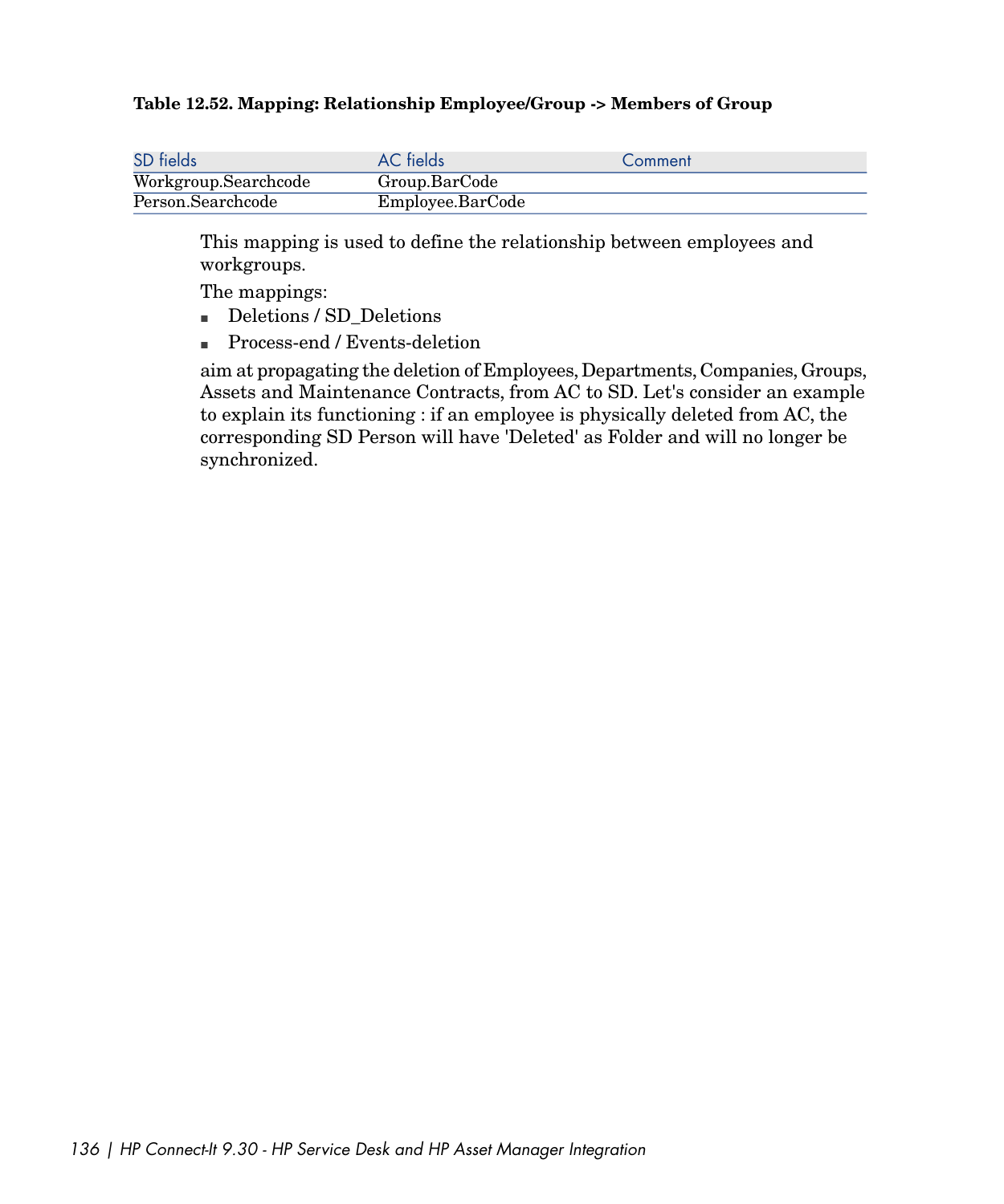**Table 12.52. Mapping: Relationship Employee/Group -> Members of Group**

| SD fields | AC fields | Comment |
|---|---|---|
| Workgroup.Searchcode | Group.BarCode | |
| Person.Searchcode | Employee.BarCode | |

This mapping is used to define the relationship between employees and workgroups.

The mappings:

- Deletions / SD_Deletions
- Process-end / Events-deletion

aim at propagating the deletion of Employees, Departments, Companies, Groups, Assets and Maintenance Contracts, from AC to SD. Let's consider an example to explain its functioning : if an employee is physically deleted from AC, the corresponding SD Person will have 'Deleted' as Folder and will no longer be synchronized.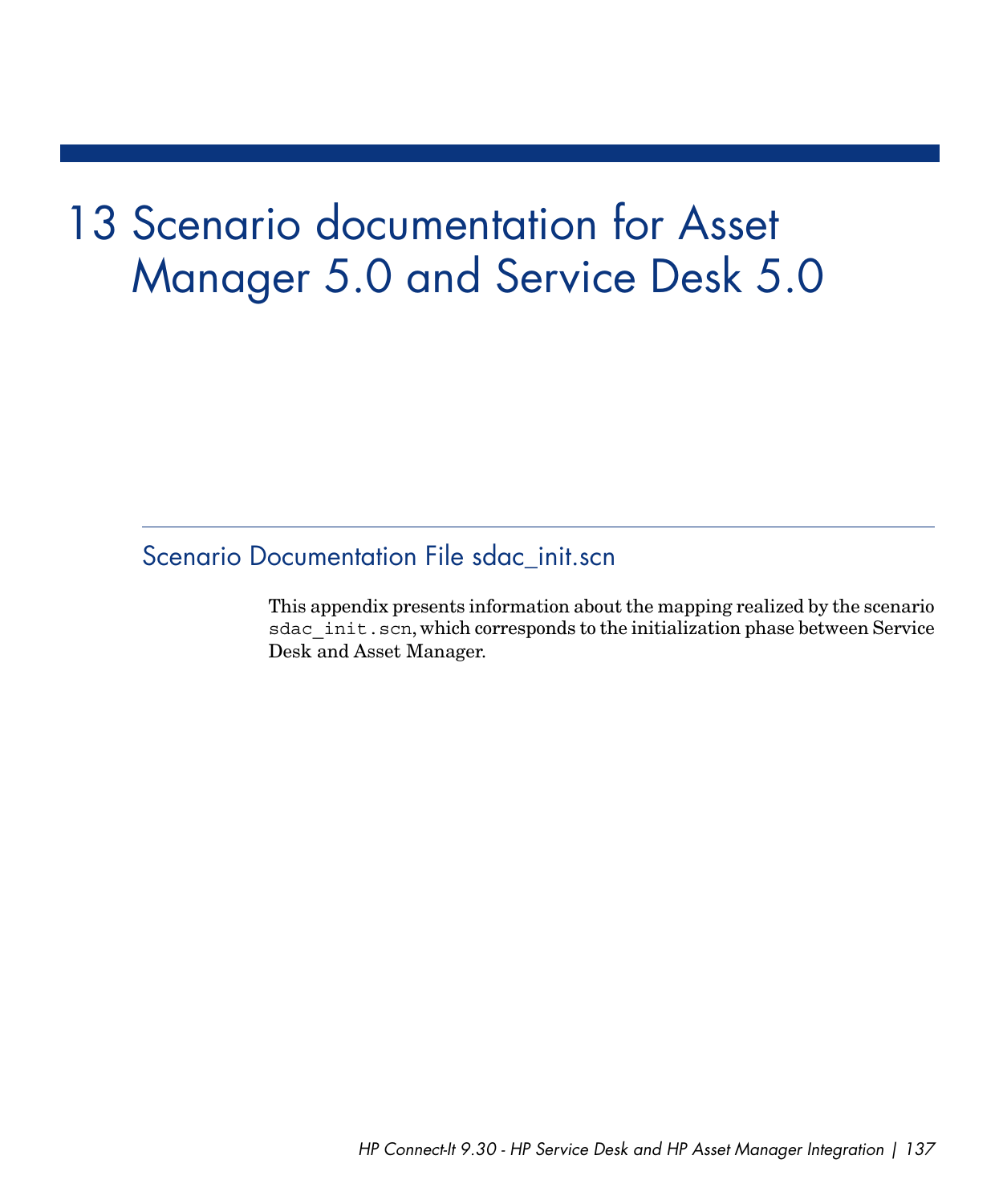# 13 Scenario documentation for Asset Manager 5.0 and Service Desk 5.0

## Scenario Documentation File sdac_init.scn

This appendix presents information about the mapping realized by the scenario `sdac_init.scn`, which corresponds to the initialization phase between Service Desk and Asset Manager.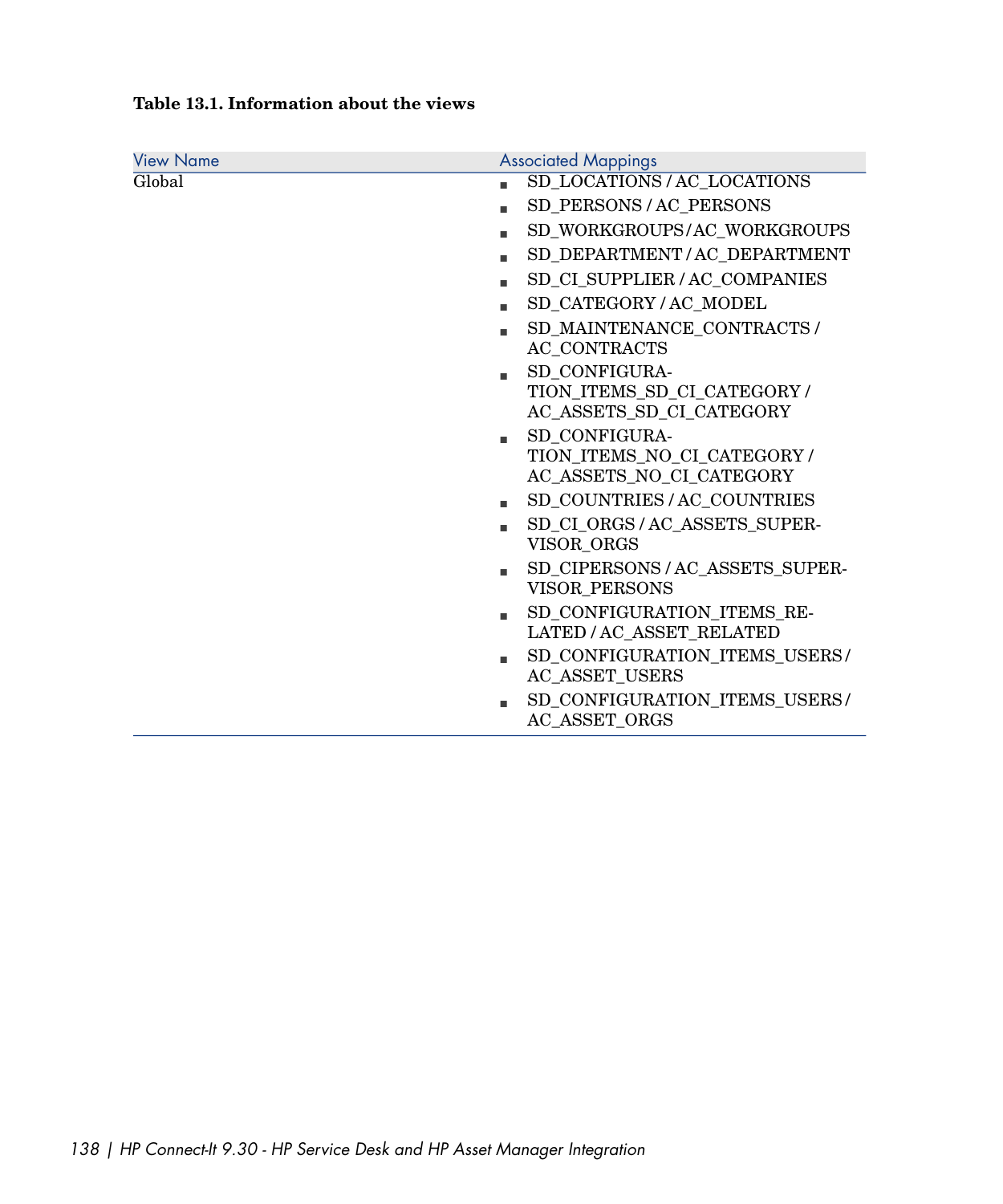**Table 13.1. Information about the views**

| View Name | Associated Mappings |
|---|---|
| Global | ■ SD_LOCATIONS / AC_LOCATIONS<br>■ SD_PERSONS / AC_PERSONS<br>■ SD_WORKGROUPS / AC_WORKGROUPS<br>■ SD_DEPARTMENT / AC_DEPARTMENT<br>■ SD_CI_SUPPLIER / AC_COMPANIES<br>■ SD_CATEGORY / AC_MODEL<br>■ SD_MAINTENANCE_CONTRACTS / AC_CONTRACTS<br>■ SD_CONFIGURATION_ITEMS_SD_CI_CATEGORY / AC_ASSETS_SD_CI_CATEGORY<br>■ SD_CONFIGURATION_ITEMS_NO_CI_CATEGORY / AC_ASSETS_NO_CI_CATEGORY<br>■ SD_COUNTRIES / AC_COUNTRIES<br>■ SD_CI_ORGS / AC_ASSETS_SUPERVISOR_ORGS<br>■ SD_CIPERSONS / AC_ASSETS_SUPERVISOR_PERSONS<br>■ SD_CONFIGURATION_ITEMS_RELATED / AC_ASSET_RELATED<br>■ SD_CONFIGURATION_ITEMS_USERS / AC_ASSET_USERS<br>■ SD_CONFIGURATION_ITEMS_USERS / AC_ASSET_ORGS |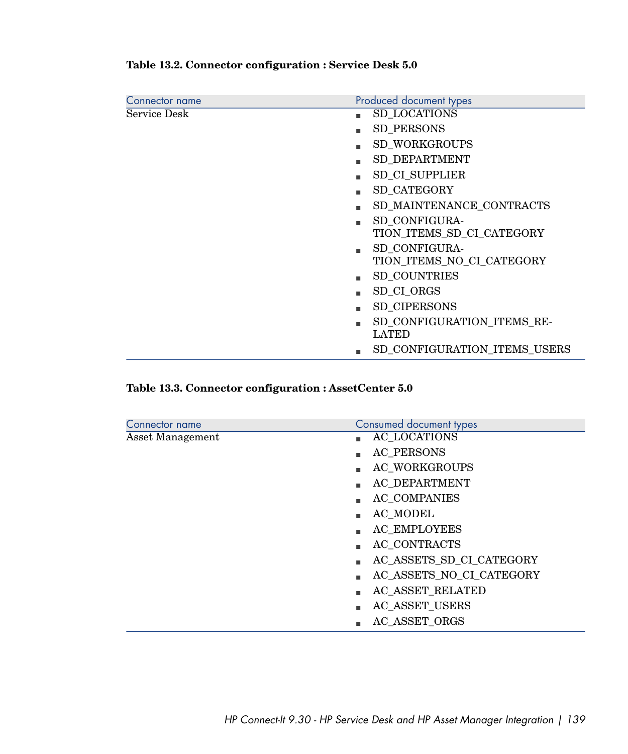**Table 13.2. Connector configuration : Service Desk 5.0**

| Connector name | Produced document types |
| --- | --- |
| Service Desk | ■ SD_LOCATIONS<br>■ SD_PERSONS<br>■ SD_WORKGROUPS<br>■ SD_DEPARTMENT<br>■ SD_CI_SUPPLIER<br>■ SD_CATEGORY<br>■ SD_MAINTENANCE_CONTRACTS<br>■ SD_CONFIGURATION_ITEMS_SD_CI_CATEGORY<br>■ SD_CONFIGURATION_ITEMS_NO_CI_CATEGORY<br>■ SD_COUNTRIES<br>■ SD_CI_ORGS<br>■ SD_CIPERSONS<br>■ SD_CONFIGURATION_ITEMS_RELATED<br>■ SD_CONFIGURATION_ITEMS_USERS |

**Table 13.3. Connector configuration : AssetCenter 5.0**

| Connector name | Consumed document types |
| --- | --- |
| Asset Management | ■ AC_LOCATIONS<br>■ AC_PERSONS<br>■ AC_WORKGROUPS<br>■ AC_DEPARTMENT<br>■ AC_COMPANIES<br>■ AC_MODEL<br>■ AC_EMPLOYEES<br>■ AC_CONTRACTS<br>■ AC_ASSETS_SD_CI_CATEGORY<br>■ AC_ASSETS_NO_CI_CATEGORY<br>■ AC_ASSET_RELATED<br>■ AC_ASSET_USERS<br>■ AC_ASSET_ORGS |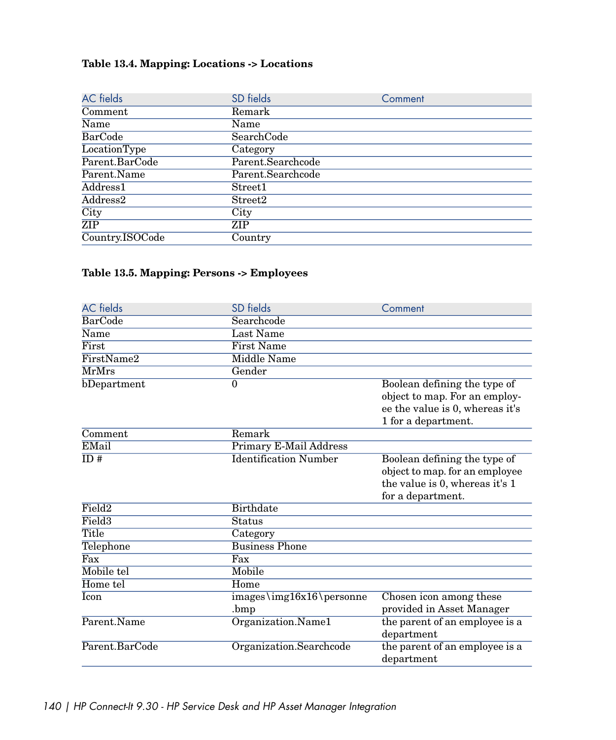**Table 13.4. Mapping: Locations -> Locations**

| AC fields | SD fields | Comment |
| --- | --- | --- |
| Comment | Remark | |
| Name | Name | |
| BarCode | SearchCode | |
| LocationType | Category | |
| Parent.BarCode | Parent.Searchcode | |
| Parent.Name | Parent.Searchcode | |
| Address1 | Street1 | |
| Address2 | Street2 | |
| City | City | |
| ZIP | ZIP | |
| Country.ISOCode | Country | |

**Table 13.5. Mapping: Persons -> Employees**

| AC fields | SD fields | Comment |
| --- | --- | --- |
| BarCode | Searchcode | |
| Name | Last Name | |
| First | First Name | |
| FirstName2 | Middle Name | |
| MrMrs | Gender | |
| bDepartment | 0 | Boolean defining the type of object to map. For an employee the value is 0, whereas it's 1 for a department. |
| Comment | Remark | |
| EMail | Primary E-Mail Address | |
| ID # | Identification Number | Boolean defining the type of object to map. for an employee the value is 0, whereas it's 1 for a department. |
| Field2 | Birthdate | |
| Field3 | Status | |
| Title | Category | |
| Telephone | Business Phone | |
| Fax | Fax | |
| Mobile tel | Mobile | |
| Home tel | Home | |
| Icon | images\img16x16\personne.bmp | Chosen icon among these provided in Asset Manager |
| Parent.Name | Organization.Name1 | the parent of an employee is a department |
| Parent.BarCode | Organization.Searchcode | the parent of an employee is a department |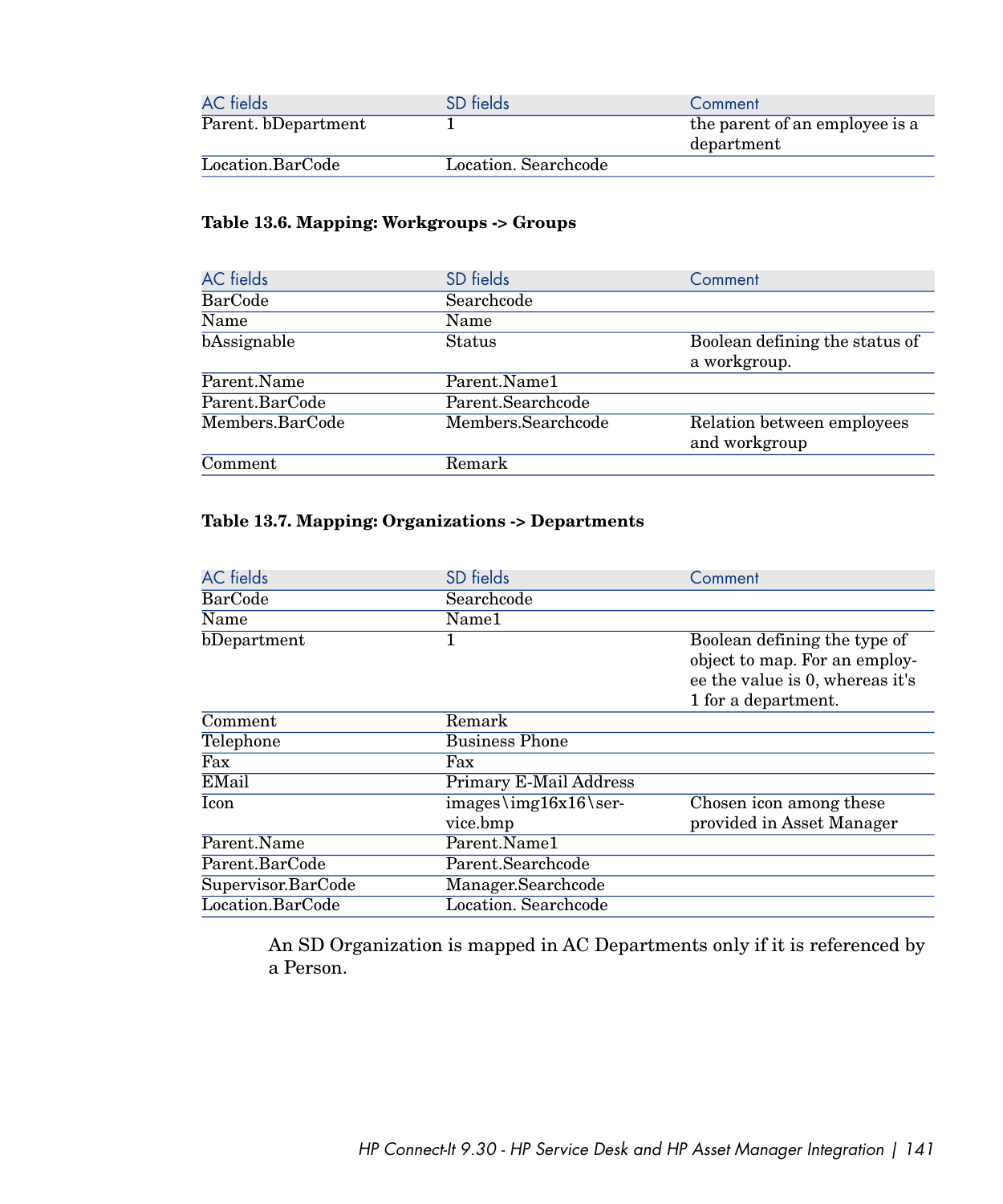| AC fields | SD fields | Comment |
| --- | --- | --- |
| Parent. bDepartment | 1 | the parent of an employee is a department |
| Location.BarCode | Location. Searchcode | |

**Table 13.6. Mapping: Workgroups -> Groups**

| AC fields | SD fields | Comment |
| --- | --- | --- |
| BarCode | Searchcode | |
| Name | Name | |
| bAssignable | Status | Boolean defining the status of a workgroup. |
| Parent.Name | Parent.Name1 | |
| Parent.BarCode | Parent.Searchcode | |
| Members.BarCode | Members.Searchcode | Relation between employees and workgroup |
| Comment | Remark | |

**Table 13.7. Mapping: Organizations -> Departments**

| AC fields | SD fields | Comment |
| --- | --- | --- |
| BarCode | Searchcode | |
| Name | Name1 | |
| bDepartment | 1 | Boolean defining the type of object to map. For an employee the value is 0, whereas it's 1 for a department. |
| Comment | Remark | |
| Telephone | Business Phone | |
| Fax | Fax | |
| EMail | Primary E-Mail Address | |
| Icon | images\img16x16\service.bmp | Chosen icon among these provided in Asset Manager |
| Parent.Name | Parent.Name1 | |
| Parent.BarCode | Parent.Searchcode | |
| Supervisor.BarCode | Manager.Searchcode | |
| Location.BarCode | Location. Searchcode | |

An SD Organization is mapped in AC Departments only if it is referenced by a Person.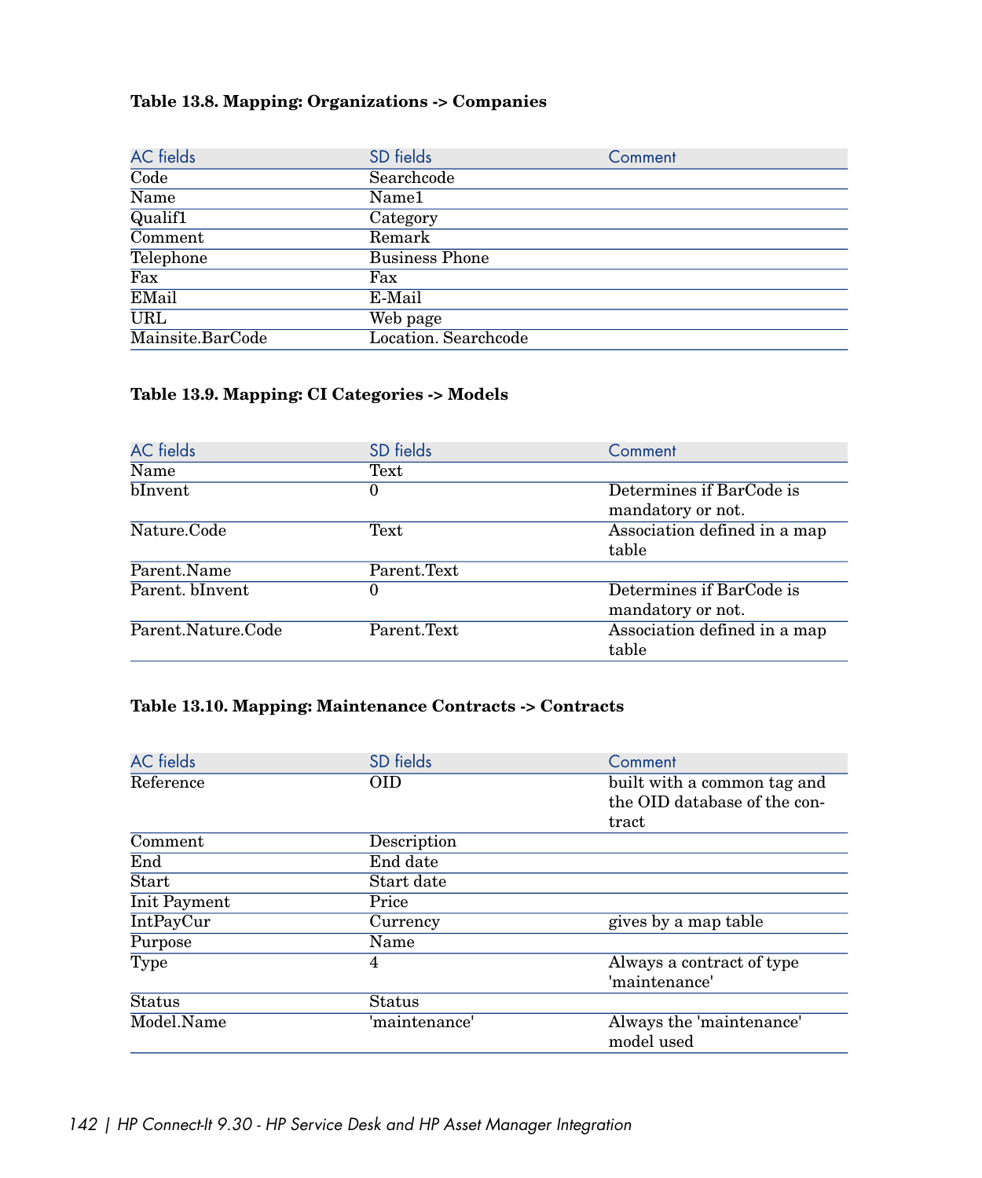**Table 13.8. Mapping: Organizations -> Companies**

| AC fields | SD fields | Comment |
| --- | --- | --- |
| Code | Searchcode | |
| Name | Name1 | |
| Qualif1 | Category | |
| Comment | Remark | |
| Telephone | Business Phone | |
| Fax | Fax | |
| EMail | E-Mail | |
| URL | Web page | |
| Mainsite.BarCode | Location. Searchcode | |

**Table 13.9. Mapping: CI Categories -> Models**

| AC fields | SD fields | Comment |
| --- | --- | --- |
| Name | Text | |
| bInvent | 0 | Determines if BarCode is mandatory or not. |
| Nature.Code | Text | Association defined in a map table |
| Parent.Name | Parent.Text | |
| Parent. bInvent | 0 | Determines if BarCode is mandatory or not. |
| Parent.Nature.Code | Parent.Text | Association defined in a map table |

**Table 13.10. Mapping: Maintenance Contracts -> Contracts**

| AC fields | SD fields | Comment |
| --- | --- | --- |
| Reference | OID | built with a common tag and the OID database of the contract |
| Comment | Description | |
| End | End date | |
| Start | Start date | |
| Init Payment | Price | |
| IntPayCur | Currency | gives by a map table |
| Purpose | Name | |
| Type | 4 | Always a contract of type 'maintenance' |
| Status | Status | |
| Model.Name | 'maintenance' | Always the 'maintenance' model used |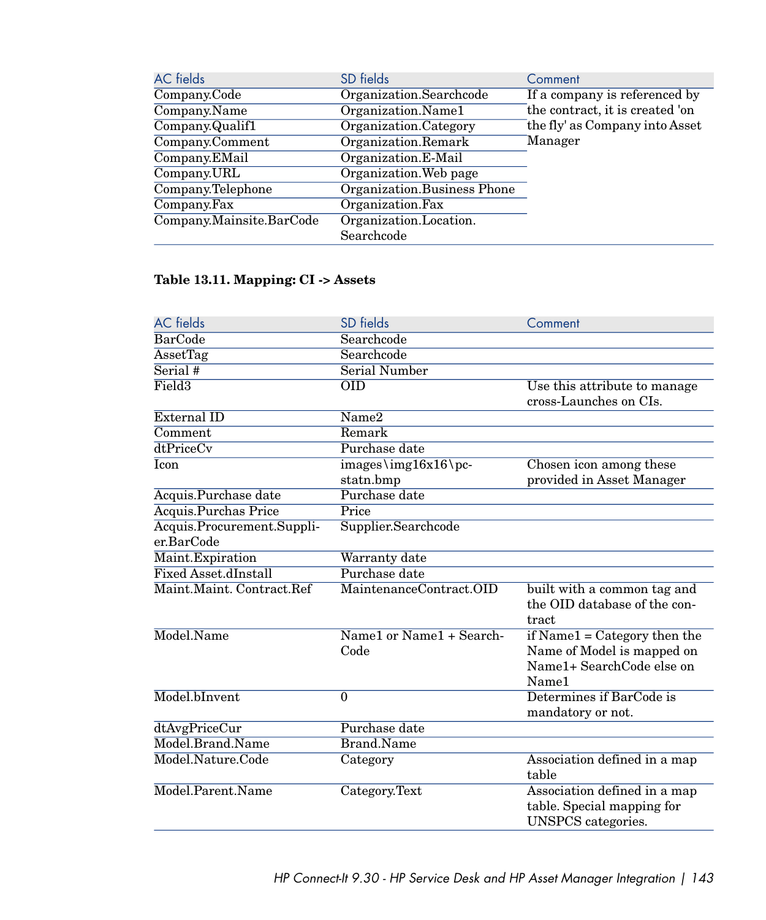| AC fields | SD fields | Comment |
| --- | --- | --- |
| Company.Code | Organization.Searchcode | If a company is referenced by the contract, it is created 'on the fly' as Company into Asset Manager |
| Company.Name | Organization.Name1 | |
| Company.Qualif1 | Organization.Category | |
| Company.Comment | Organization.Remark | |
| Company.EMail | Organization.E-Mail | |
| Company.URL | Organization.Web page | |
| Company.Telephone | Organization.Business Phone | |
| Company.Fax | Organization.Fax | |
| Company.Mainsite.BarCode | Organization.Location. Searchcode | |

**Table 13.11. Mapping: CI -> Assets**

| AC fields | SD fields | Comment |
| --- | --- | --- |
| BarCode | Searchcode | |
| AssetTag | Searchcode | |
| Serial # | Serial Number | |
| Field3 | OID | Use this attribute to manage cross-Launches on CIs. |
| External ID | Name2 | |
| Comment | Remark | |
| dtPriceCv | Purchase date | |
| Icon | images\img16x16\pc-statn.bmp | Chosen icon among these provided in Asset Manager |
| Acquis.Purchase date | Purchase date | |
| Acquis.Purchas Price | Price | |
| Acquis.Procurement.Supplier.BarCode | Supplier.Searchcode | |
| Maint.Expiration | Warranty date | |
| Fixed Asset.dInstall | Purchase date | |
| Maint.Maint. Contract.Ref | MaintenanceContract.OID | built with a common tag and the OID database of the contract |
| Model.Name | Name1 or Name1 + SearchCode | if Name1 = Category then the Name of Model is mapped on Name1+ SearchCode else on Name1 |
| Model.bInvent | 0 | Determines if BarCode is mandatory or not. |
| dtAvgPriceCur | Purchase date | |
| Model.Brand.Name | Brand.Name | |
| Model.Nature.Code | Category | Association defined in a map table |
| Model.Parent.Name | Category.Text | Association defined in a map table. Special mapping for UNSPCS categories. |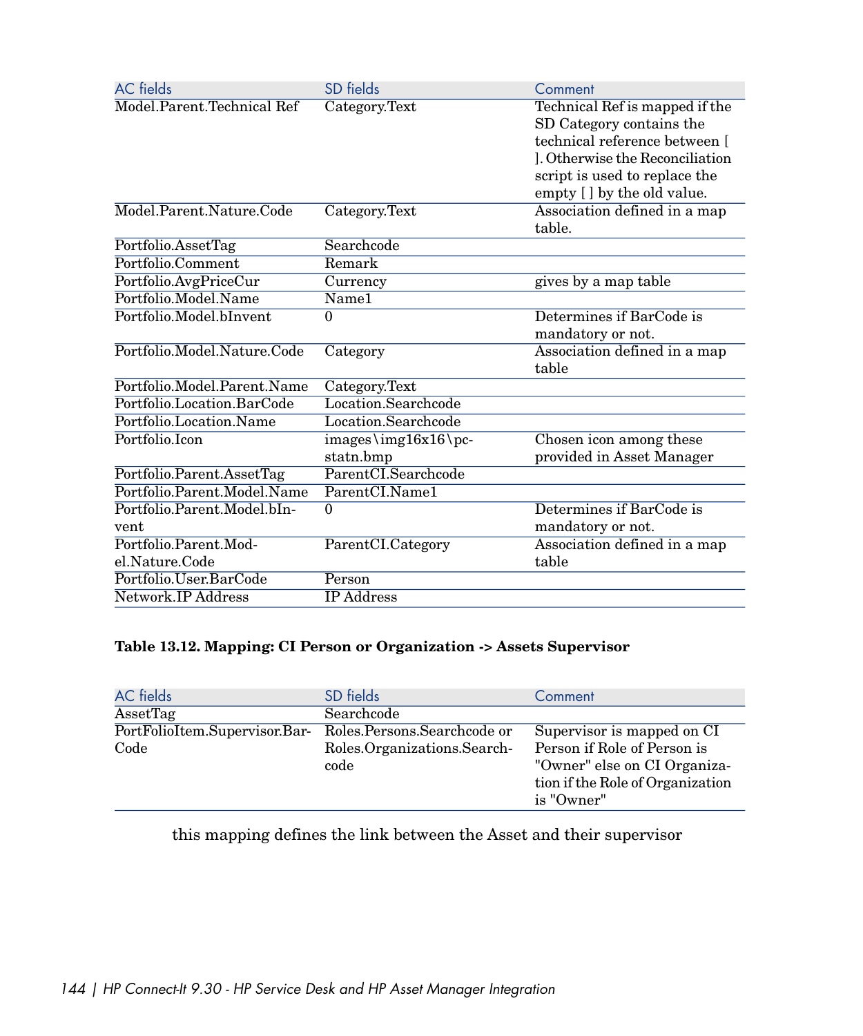| AC fields | SD fields | Comment |
|---|---|---|
| Model.Parent.Technical Ref | Category.Text | Technical Ref is mapped if the SD Category contains the technical reference between [ ]. Otherwise the Reconciliation script is used to replace the empty [ ] by the old value. |
| Model.Parent.Nature.Code | Category.Text | Association defined in a map table. |
| Portfolio.AssetTag | Searchcode | |
| Portfolio.Comment | Remark | |
| Portfolio.AvgPriceCur | Currency | gives by a map table |
| Portfolio.Model.Name | Name1 | |
| Portfolio.Model.bInvent | 0 | Determines if BarCode is mandatory or not. |
| Portfolio.Model.Nature.Code | Category | Association defined in a map table |
| Portfolio.Model.Parent.Name | Category.Text | |
| Portfolio.Location.BarCode | Location.Searchcode | |
| Portfolio.Location.Name | Location.Searchcode | |
| Portfolio.Icon | images\img16x16\pc-statn.bmp | Chosen icon among these provided in Asset Manager |
| Portfolio.Parent.AssetTag | ParentCI.Searchcode | |
| Portfolio.Parent.Model.Name | ParentCI.Name1 | |
| Portfolio.Parent.Model.bInvent | 0 | Determines if BarCode is mandatory or not. |
| Portfolio.Parent.Model.Nature.Code | ParentCI.Category | Association defined in a map table |
| Portfolio.User.BarCode | Person | |
| Network.IP Address | IP Address | |

**Table 13.12. Mapping: CI Person or Organization -> Assets Supervisor**

| AC fields | SD fields | Comment |
|---|---|---|
| AssetTag | Searchcode | |
| PortFolioItem.Supervisor.BarCode | Roles.Persons.Searchcode or Roles.Organizations.Searchcode | Supervisor is mapped on CI Person if Role of Person is "Owner" else on CI Organization if the Role of Organization is "Owner" |

this mapping defines the link between the Asset and their supervisor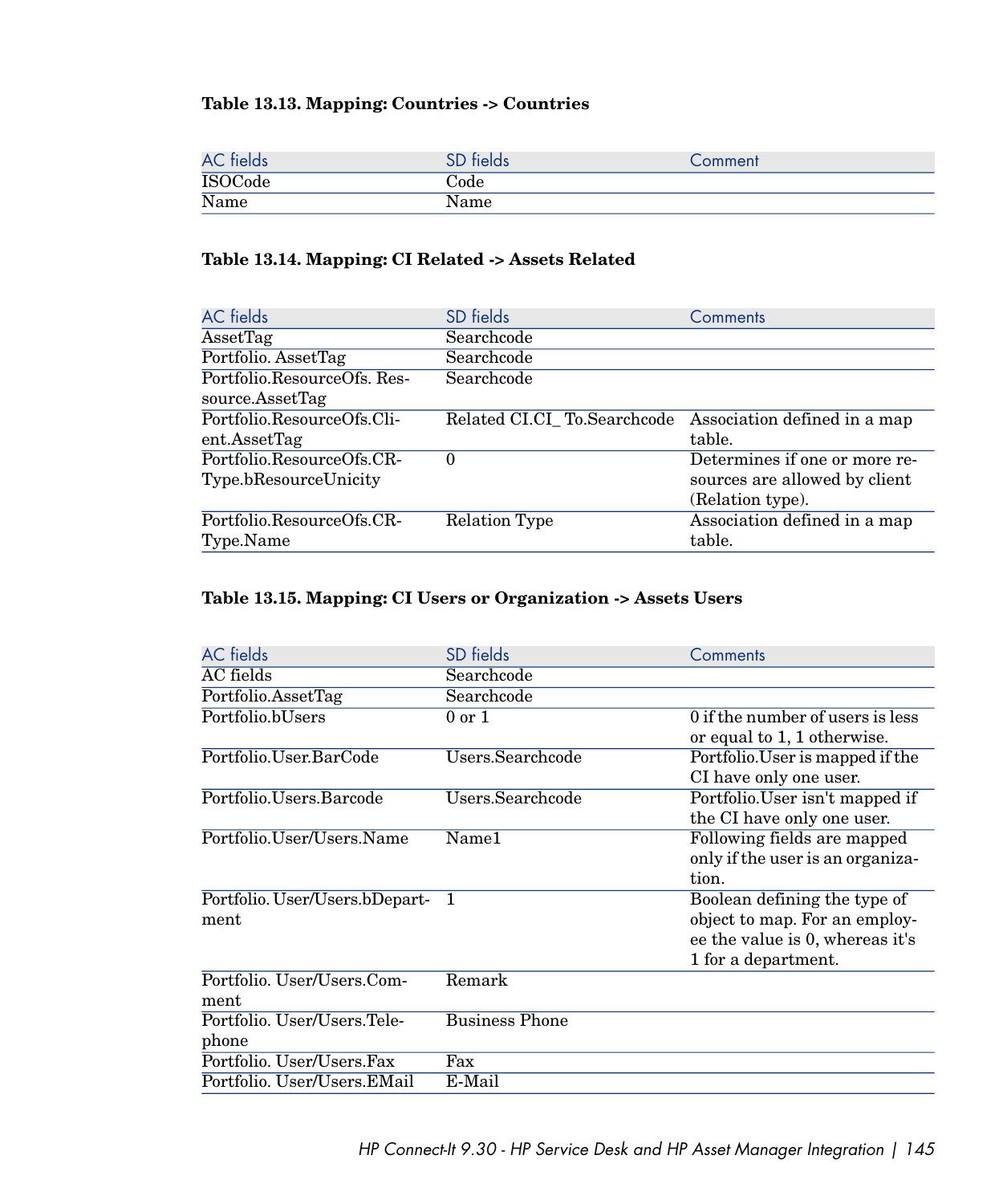**Table 13.13. Mapping: Countries -> Countries**

| AC fields | SD fields | Comment |
| --- | --- | --- |
| ISOCode | Code | |
| Name | Name | |

**Table 13.14. Mapping: CI Related -> Assets Related**

| AC fields | SD fields | Comments |
| --- | --- | --- |
| AssetTag | Searchcode | |
| Portfolio. AssetTag | Searchcode | |
| Portfolio.ResourceOfs. Resource.AssetTag | Searchcode | |
| Portfolio.ResourceOfs.Client.AssetTag | Related CI.CI_ To.Searchcode | Association defined in a map table. |
| Portfolio.ResourceOfs.CRType.bResourceUnicity | 0 | Determines if one or more resources are allowed by client (Relation type). |
| Portfolio.ResourceOfs.CRType.Name | Relation Type | Association defined in a map table. |

**Table 13.15. Mapping: CI Users or Organization -> Assets Users**

| AC fields | SD fields | Comments |
| --- | --- | --- |
| AC fields | Searchcode | |
| Portfolio.AssetTag | Searchcode | |
| Portfolio.bUsers | 0 or 1 | 0 if the number of users is less or equal to 1, 1 otherwise. |
| Portfolio.User.BarCode | Users.Searchcode | Portfolio.User is mapped if the CI have only one user. |
| Portfolio.Users.Barcode | Users.Searchcode | Portfolio.User isn't mapped if the CI have only one user. |
| Portfolio.User/Users.Name | Name1 | Following fields are mapped only if the user is an organization. |
| Portfolio. User/Users.bDepartment | 1 | Boolean defining the type of object to map. For an employee the value is 0, whereas it's 1 for a department. |
| Portfolio. User/Users.Comment | Remark | |
| Portfolio. User/Users.Telephone | Business Phone | |
| Portfolio. User/Users.Fax | Fax | |
| Portfolio. User/Users.EMail | E-Mail | |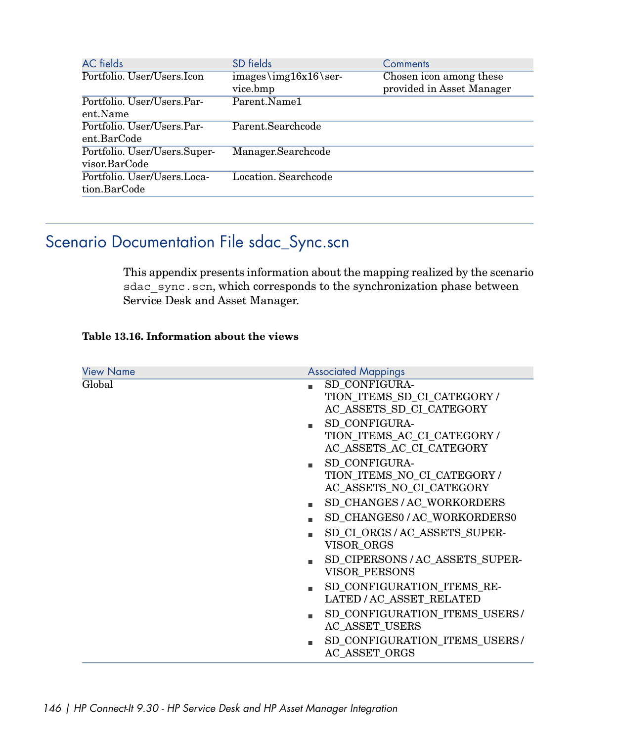| AC fields | SD fields | Comments |
|---|---|---|
| Portfolio. User/Users.Icon | images\img16x16\service.bmp | Chosen icon among these provided in Asset Manager |
| Portfolio. User/Users.Parent.Name | Parent.Name1 | |
| Portfolio. User/Users.Parent.BarCode | Parent.Searchcode | |
| Portfolio. User/Users.Supervisor.BarCode | Manager.Searchcode | |
| Portfolio. User/Users.Location.BarCode | Location. Searchcode | |

## Scenario Documentation File sdac_Sync.scn

This appendix presents information about the mapping realized by the scenario `sdac_sync.scn`, which corresponds to the synchronization phase between Service Desk and Asset Manager.

**Table 13.16. Information about the views**

| View Name | Associated Mappings |
|---|---|
| Global | ■ SD_CONFIGURATION_ITEMS_SD_CI_CATEGORY / AC_ASSETS_SD_CI_CATEGORY<br>■ SD_CONFIGURATION_ITEMS_AC_CI_CATEGORY / AC_ASSETS_AC_CI_CATEGORY<br>■ SD_CONFIGURATION_ITEMS_NO_CI_CATEGORY / AC_ASSETS_NO_CI_CATEGORY<br>■ SD_CHANGES / AC_WORKORDERS<br>■ SD_CHANGES0 / AC_WORKORDERS0<br>■ SD_CI_ORGS / AC_ASSETS_SUPERVISOR_ORGS<br>■ SD_CIPERSONS / AC_ASSETS_SUPERVISOR_PERSONS<br>■ SD_CONFIGURATION_ITEMS_RELATED / AC_ASSET_RELATED<br>■ SD_CONFIGURATION_ITEMS_USERS / AC_ASSET_USERS<br>■ SD_CONFIGURATION_ITEMS_USERS / AC_ASSET_ORGS |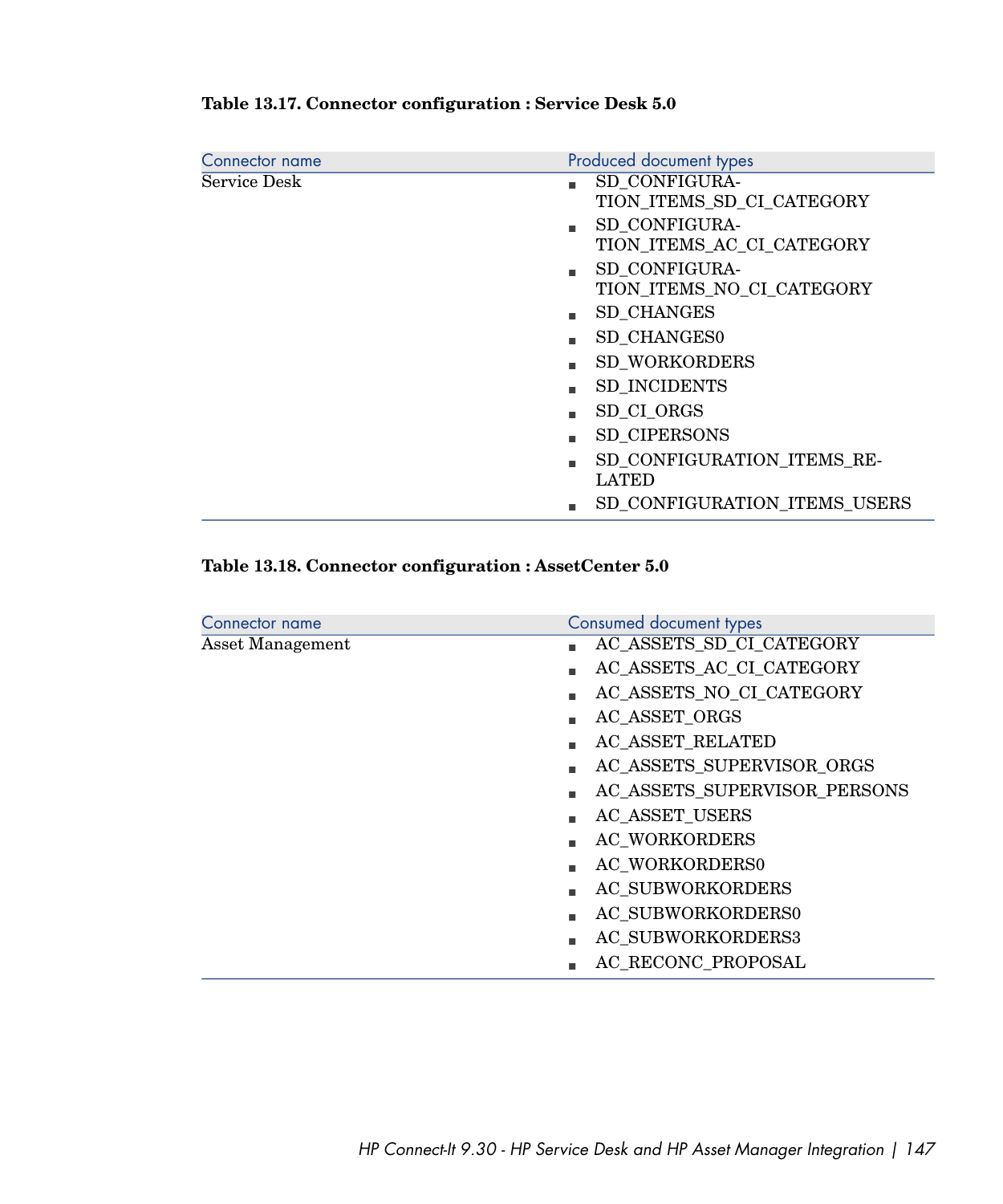**Table 13.17. Connector configuration : Service Desk 5.0**

| Connector name | Produced document types |
| --- | --- |
| Service Desk | ■ SD_CONFIGURATION_ITEMS_SD_CI_CATEGORY<br>■ SD_CONFIGURATION_ITEMS_AC_CI_CATEGORY<br>■ SD_CONFIGURATION_ITEMS_NO_CI_CATEGORY<br>■ SD_CHANGES<br>■ SD_CHANGES0<br>■ SD_WORKORDERS<br>■ SD_INCIDENTS<br>■ SD_CI_ORGS<br>■ SD_CIPERSONS<br>■ SD_CONFIGURATION_ITEMS_RELATED<br>■ SD_CONFIGURATION_ITEMS_USERS |

**Table 13.18. Connector configuration : AssetCenter 5.0**

| Connector name | Consumed document types |
| --- | --- |
| Asset Management | ■ AC_ASSETS_SD_CI_CATEGORY<br>■ AC_ASSETS_AC_CI_CATEGORY<br>■ AC_ASSETS_NO_CI_CATEGORY<br>■ AC_ASSET_ORGS<br>■ AC_ASSET_RELATED<br>■ AC_ASSETS_SUPERVISOR_ORGS<br>■ AC_ASSETS_SUPERVISOR_PERSONS<br>■ AC_ASSET_USERS<br>■ AC_WORKORDERS<br>■ AC_WORKORDERS0<br>■ AC_SUBWORKORDERS<br>■ AC_SUBWORKORDERS0<br>■ AC_SUBWORKORDERS3<br>■ AC_RECONC_PROPOSAL |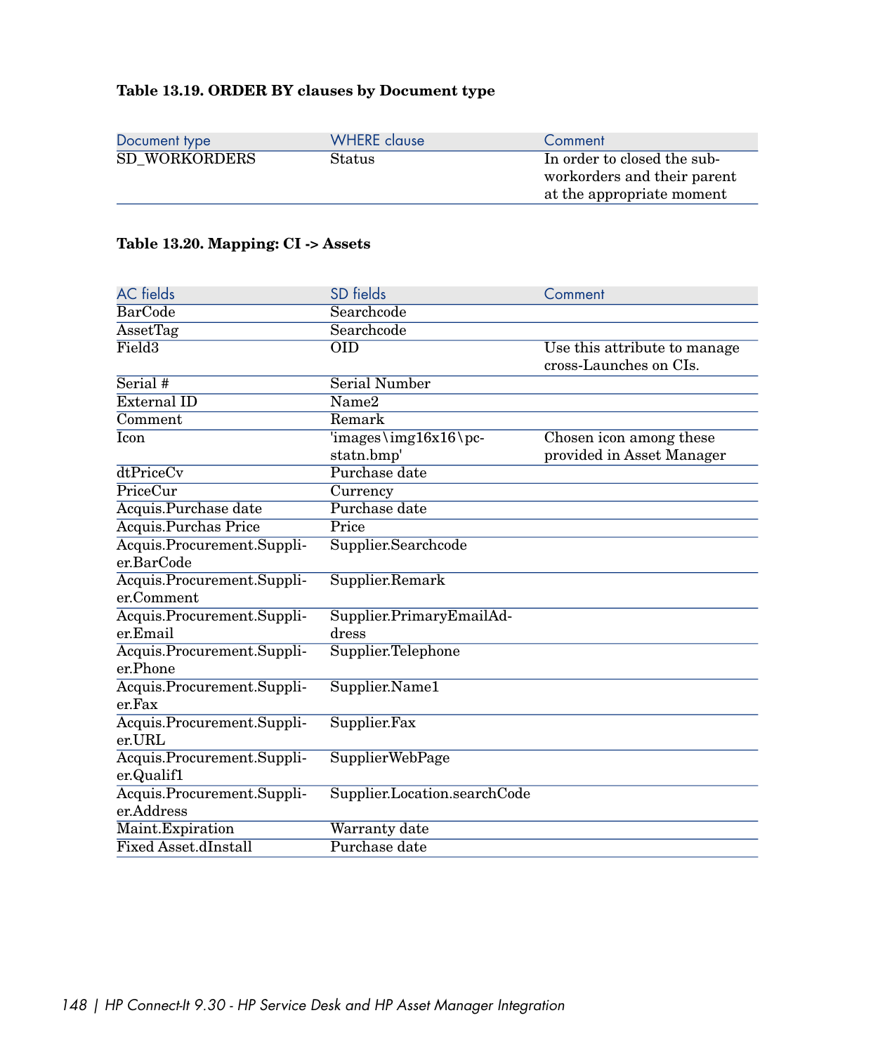**Table 13.19. ORDER BY clauses by Document type**

| Document type | WHERE clause | Comment |
| --- | --- | --- |
| SD_WORKORDERS | Status | In order to closed the sub-workorders and their parent at the appropriate moment |

**Table 13.20. Mapping: CI -> Assets**

| AC fields | SD fields | Comment |
| --- | --- | --- |
| BarCode | Searchcode | |
| AssetTag | Searchcode | |
| Field3 | OID | Use this attribute to manage cross-Launches on CIs. |
| Serial # | Serial Number | |
| External ID | Name2 | |
| Comment | Remark | |
| Icon | 'images\img16x16\pc-statn.bmp' | Chosen icon among these provided in Asset Manager |
| dtPriceCv | Purchase date | |
| PriceCur | Currency | |
| Acquis.Purchase date | Purchase date | |
| Acquis.Purchas Price | Price | |
| Acquis.Procurement.Supplier.BarCode | Supplier.Searchcode | |
| Acquis.Procurement.Supplier.Comment | Supplier.Remark | |
| Acquis.Procurement.Supplier.Email | Supplier.PrimaryEmailAddress | |
| Acquis.Procurement.Supplier.Phone | Supplier.Telephone | |
| Acquis.Procurement.Supplier.Fax | Supplier.Name1 | |
| Acquis.Procurement.Supplier.URL | Supplier.Fax | |
| Acquis.Procurement.Supplier.Qualif1 | SupplierWebPage | |
| Acquis.Procurement.Supplier.Address | Supplier.Location.searchCode | |
| Maint.Expiration | Warranty date | |
| Fixed Asset.dInstall | Purchase date | |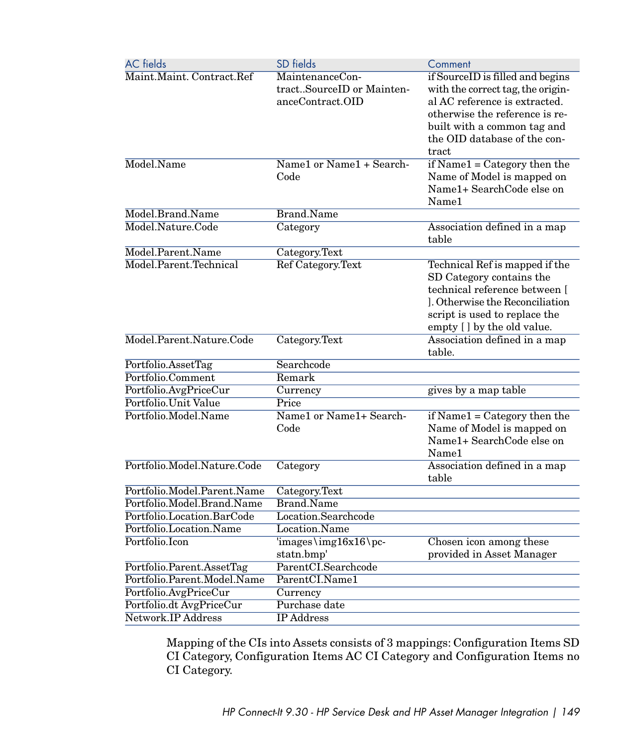| AC fields | SD fields | Comment |
| --- | --- | --- |
| Maint.Maint. Contract.Ref | MaintenanceContract..SourceID or MaintenanceContract.OID | if SourceID is filled and begins with the correct tag, the original AC reference is extracted. otherwise the reference is rebuilt with a common tag and the OID database of the contract |
| Model.Name | Name1 or Name1 + SearchCode | if Name1 = Category then the Name of Model is mapped on Name1+ SearchCode else on Name1 |
| Model.Brand.Name | Brand.Name | |
| Model.Nature.Code | Category | Association defined in a map table |
| Model.Parent.Name | Category.Text | |
| Model.Parent.Technical | Ref Category.Text | Technical Ref is mapped if the SD Category contains the technical reference between [ ]. Otherwise the Reconciliation script is used to replace the empty [ ] by the old value. |
| Model.Parent.Nature.Code | Category.Text | Association defined in a map table. |
| Portfolio.AssetTag | Searchcode | |
| Portfolio.Comment | Remark | |
| Portfolio.AvgPriceCur | Currency | gives by a map table |
| Portfolio.Unit Value | Price | |
| Portfolio.Model.Name | Name1 or Name1+ SearchCode | if Name1 = Category then the Name of Model is mapped on Name1+ SearchCode else on Name1 |
| Portfolio.Model.Nature.Code | Category | Association defined in a map table |
| Portfolio.Model.Parent.Name | Category.Text | |
| Portfolio.Model.Brand.Name | Brand.Name | |
| Portfolio.Location.BarCode | Location.Searchcode | |
| Portfolio.Location.Name | Location.Name | |
| Portfolio.Icon | 'images\img16x16\pcstatn.bmp' | Chosen icon among these provided in Asset Manager |
| Portfolio.Parent.AssetTag | ParentCI.Searchcode | |
| Portfolio.Parent.Model.Name | ParentCI.Name1 | |
| Portfolio.AvgPriceCur | Currency | |
| Portfolio.dt AvgPriceCur | Purchase date | |
| Network.IP Address | IP Address | |

Mapping of the CIs into Assets consists of 3 mappings: Configuration Items SD CI Category, Configuration Items AC CI Category and Configuration Items no CI Category.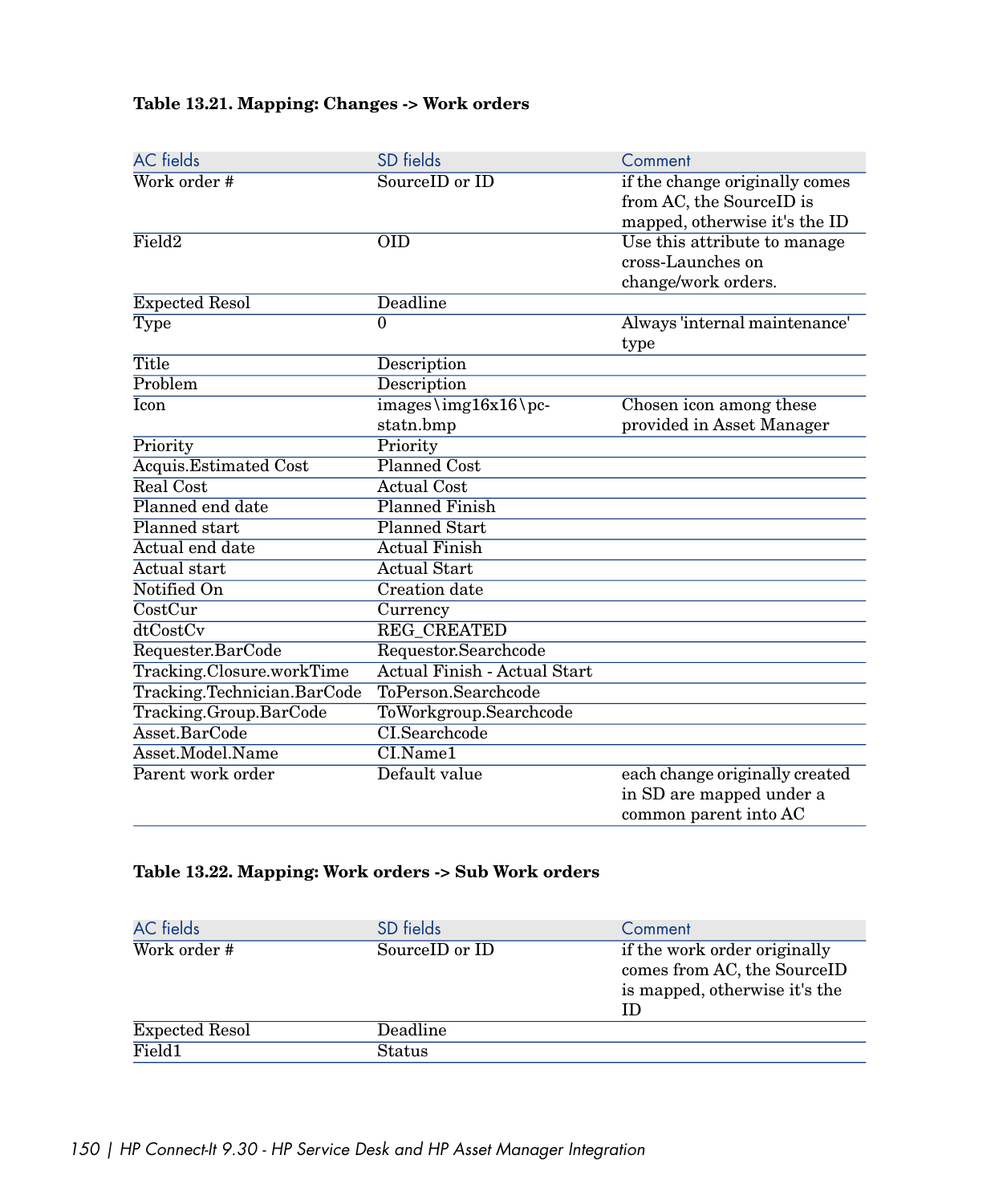**Table 13.21. Mapping: Changes -> Work orders**

| AC fields | SD fields | Comment |
| --- | --- | --- |
| Work order # | SourceID or ID | if the change originally comes from AC, the SourceID is mapped, otherwise it's the ID |
| Field2 | OID | Use this attribute to manage cross-Launches on change/work orders. |
| Expected Resol | Deadline | |
| Type | 0 | Always 'internal maintenance' type |
| Title | Description | |
| Problem | Description | |
| Icon | images\img16x16\pc-statn.bmp | Chosen icon among these provided in Asset Manager |
| Priority | Priority | |
| Acquis.Estimated Cost | Planned Cost | |
| Real Cost | Actual Cost | |
| Planned end date | Planned Finish | |
| Planned start | Planned Start | |
| Actual end date | Actual Finish | |
| Actual start | Actual Start | |
| Notified On | Creation date | |
| CostCur | Currency | |
| dtCostCv | REG_CREATED | |
| Requester.BarCode | Requestor.Searchcode | |
| Tracking.Closure.workTime | Actual Finish - Actual Start | |
| Tracking.Technician.BarCode | ToPerson.Searchcode | |
| Tracking.Group.BarCode | ToWorkgroup.Searchcode | |
| Asset.BarCode | CI.Searchcode | |
| Asset.Model.Name | CI.Name1 | |
| Parent work order | Default value | each change originally created in SD are mapped under a common parent into AC |

**Table 13.22. Mapping: Work orders -> Sub Work orders**

| AC fields | SD fields | Comment |
| --- | --- | --- |
| Work order # | SourceID or ID | if the work order originally comes from AC, the SourceID is mapped, otherwise it's the ID |
| Expected Resol | Deadline | |
| Field1 | Status | |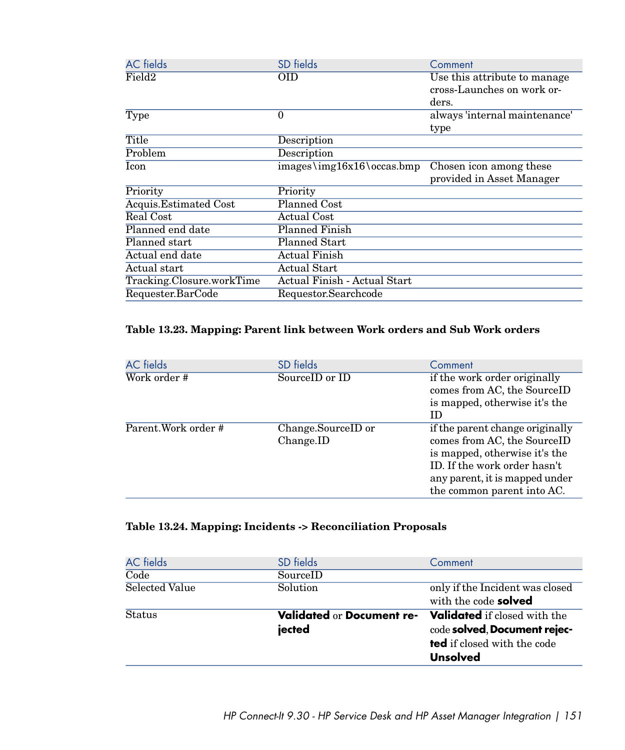| AC fields | SD fields | Comment |
| --- | --- | --- |
| Field2 | OID | Use this attribute to manage cross-Launches on work orders. |
| Type | 0 | always 'internal maintenance' type |
| Title | Description | |
| Problem | Description | |
| Icon | images\img16x16\occas.bmp | Chosen icon among these provided in Asset Manager |
| Priority | Priority | |
| Acquis.Estimated Cost | Planned Cost | |
| Real Cost | Actual Cost | |
| Planned end date | Planned Finish | |
| Planned start | Planned Start | |
| Actual end date | Actual Finish | |
| Actual start | Actual Start | |
| Tracking.Closure.workTime | Actual Finish - Actual Start | |
| Requester.BarCode | Requestor.Searchcode | |

**Table 13.23. Mapping: Parent link between Work orders and Sub Work orders**

| AC fields | SD fields | Comment |
| --- | --- | --- |
| Work order # | SourceID or ID | if the work order originally comes from AC, the SourceID is mapped, otherwise it's the ID |
| Parent.Work order # | Change.SourceID or Change.ID | if the parent change originally comes from AC, the SourceID is mapped, otherwise it's the ID. If the work order hasn't any parent, it is mapped under the common parent into AC. |

**Table 13.24. Mapping: Incidents -> Reconciliation Proposals**

| AC fields | SD fields | Comment |
| --- | --- | --- |
| Code | SourceID | |
| Selected Value | Solution | only if the Incident was closed with the code **solved** |
| Status | **Validated** or **Document rejected** | **Validated** if closed with the code **solved**, **Document rejected** if closed with the code **Unsolved** |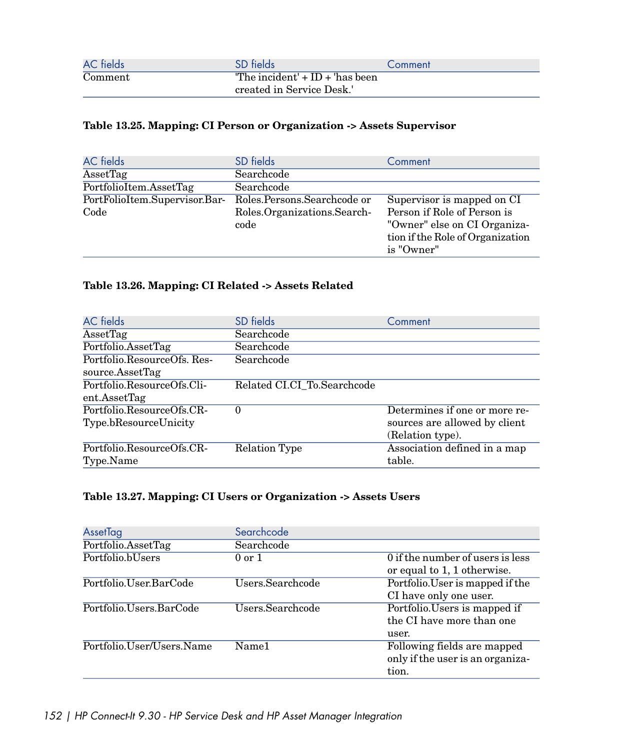| AC fields | SD fields | Comment |
| --- | --- | --- |
| Comment | 'The incident' + ID + 'has been created in Service Desk.' | |

**Table 13.25. Mapping: CI Person or Organization -> Assets Supervisor**

| AC fields | SD fields | Comment |
| --- | --- | --- |
| AssetTag | Searchcode | |
| PortfolioItem.AssetTag | Searchcode | |
| PortFolioItem.Supervisor.BarCode | Roles.Persons.Searchcode or Roles.Organizations.Searchcode | Supervisor is mapped on CI Person if Role of Person is "Owner" else on CI Organization if the Role of Organization is "Owner" |

**Table 13.26. Mapping: CI Related -> Assets Related**

| AC fields | SD fields | Comment |
| --- | --- | --- |
| AssetTag | Searchcode | |
| Portfolio.AssetTag | Searchcode | |
| Portfolio.ResourceOfs. Resource.AssetTag | Searchcode | |
| Portfolio.ResourceOfs.Client.AssetTag | Related CI.CI_To.Searchcode | |
| Portfolio.ResourceOfs.CRType.bResourceUnicity | 0 | Determines if one or more resources are allowed by client (Relation type). |
| Portfolio.ResourceOfs.CRType.Name | Relation Type | Association defined in a map table. |

**Table 13.27. Mapping: CI Users or Organization -> Assets Users**

| AssetTag | Searchcode | |
| --- | --- | --- |
| Portfolio.AssetTag | Searchcode | |
| Portfolio.bUsers | 0 or 1 | 0 if the number of users is less or equal to 1, 1 otherwise. |
| Portfolio.User.BarCode | Users.Searchcode | Portfolio.User is mapped if the CI have only one user. |
| Portfolio.Users.BarCode | Users.Searchcode | Portfolio.Users is mapped if the CI have more than one user. |
| Portfolio.User/Users.Name | Name1 | Following fields are mapped only if the user is an organization. |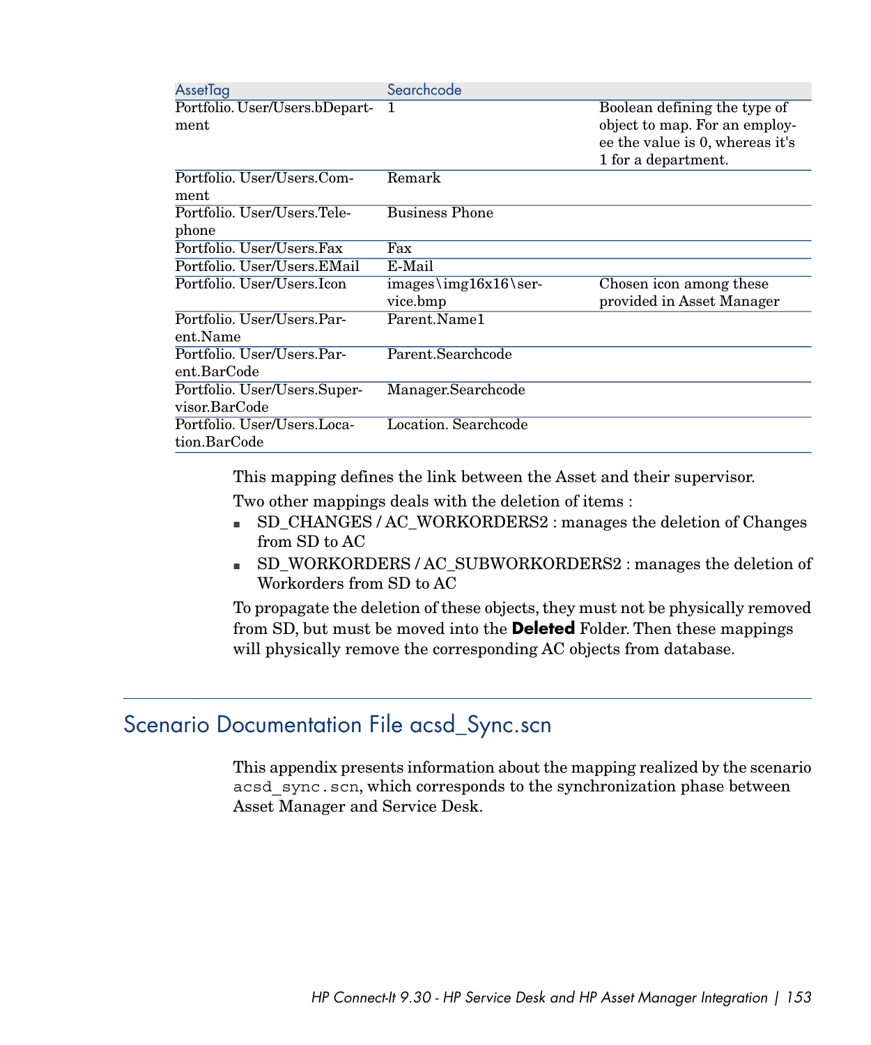| AssetTag | Searchcode | |
|---|---|---|
| Portfolio. User/Users.bDepartment | 1 | Boolean defining the type of object to map. For an employee the value is 0, whereas it's 1 for a department. |
| Portfolio. User/Users.Comment | Remark | |
| Portfolio. User/Users.Telephone | Business Phone | |
| Portfolio. User/Users.Fax | Fax | |
| Portfolio. User/Users.EMail | E-Mail | |
| Portfolio. User/Users.Icon | images\img16x16\service.bmp | Chosen icon among these provided in Asset Manager |
| Portfolio. User/Users.Parent.Name | Parent.Name1 | |
| Portfolio. User/Users.Parent.BarCode | Parent.Searchcode | |
| Portfolio. User/Users.Supervisor.BarCode | Manager.Searchcode | |
| Portfolio. User/Users.Location.BarCode | Location. Searchcode | |

This mapping defines the link between the Asset and their supervisor.

Two other mappings deals with the deletion of items :

- SD_CHANGES / AC_WORKORDERS2 : manages the deletion of Changes from SD to AC
- SD_WORKORDERS / AC_SUBWORKORDERS2 : manages the deletion of Workorders from SD to AC

To propagate the deletion of these objects, they must not be physically removed from SD, but must be moved into the **Deleted** Folder. Then these mappings will physically remove the corresponding AC objects from database.

## Scenario Documentation File acsd_Sync.scn

This appendix presents information about the mapping realized by the scenario `acsd_sync.scn`, which corresponds to the synchronization phase between Asset Manager and Service Desk.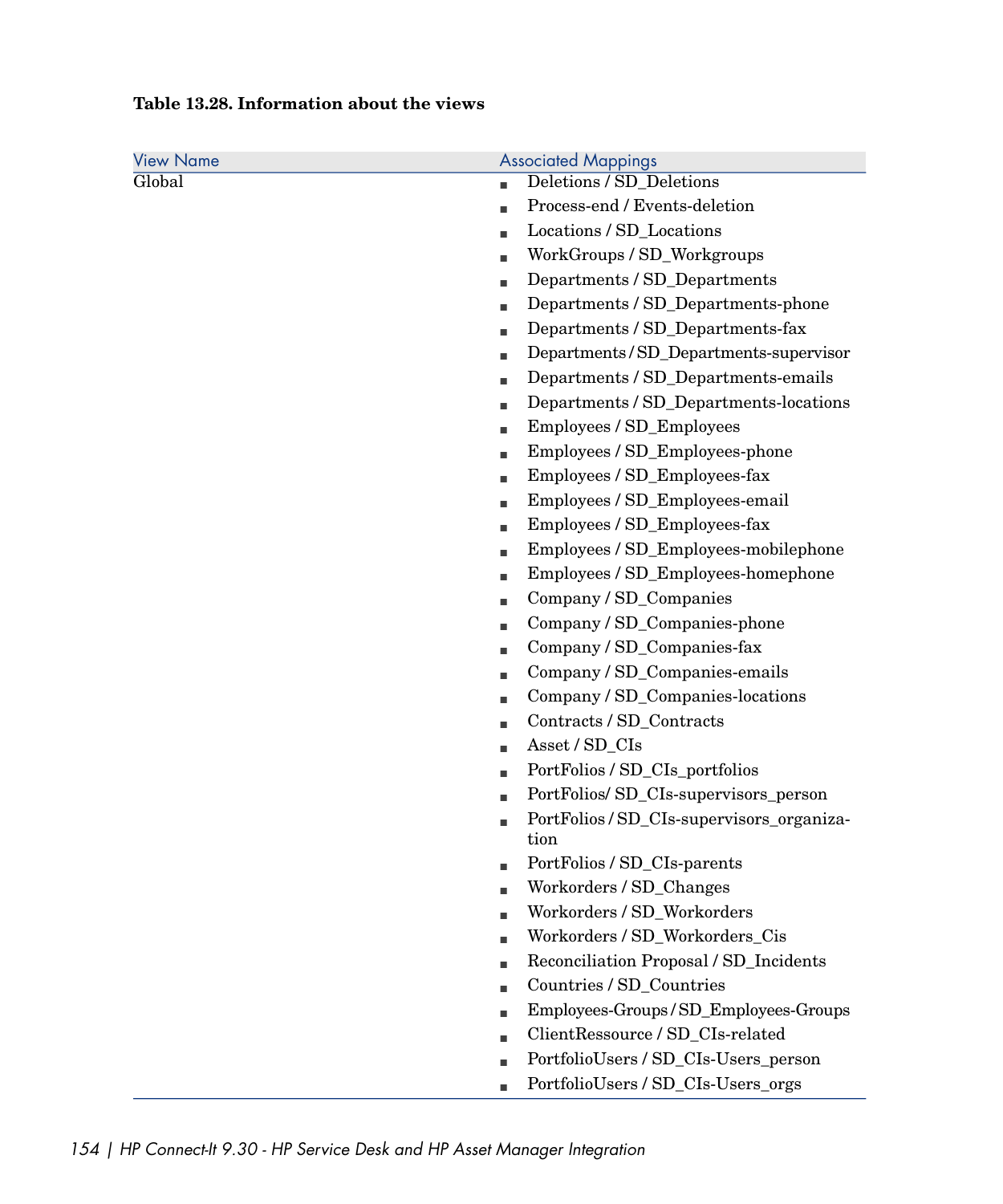**Table 13.28. Information about the views**

| View Name | Associated Mappings |
| --- | --- |
| Global | ■ Deletions / SD_Deletions<br>■ Process-end / Events-deletion<br>■ Locations / SD_Locations<br>■ WorkGroups / SD_Workgroups<br>■ Departments / SD_Departments<br>■ Departments / SD_Departments-phone<br>■ Departments / SD_Departments-fax<br>■ Departments / SD_Departments-supervisor<br>■ Departments / SD_Departments-emails<br>■ Departments / SD_Departments-locations<br>■ Employees / SD_Employees<br>■ Employees / SD_Employees-phone<br>■ Employees / SD_Employees-fax<br>■ Employees / SD_Employees-email<br>■ Employees / SD_Employees-fax<br>■ Employees / SD_Employees-mobilephone<br>■ Employees / SD_Employees-homephone<br>■ Company / SD_Companies<br>■ Company / SD_Companies-phone<br>■ Company / SD_Companies-fax<br>■ Company / SD_Companies-emails<br>■ Company / SD_Companies-locations<br>■ Contracts / SD_Contracts<br>■ Asset / SD_CIs<br>■ PortFolios / SD_CIs_portfolios<br>■ PortFolios/ SD_CIs-supervisors_person<br>■ PortFolios / SD_CIs-supervisors_organization<br>■ PortFolios / SD_CIs-parents<br>■ Workorders / SD_Changes<br>■ Workorders / SD_Workorders<br>■ Workorders / SD_Workorders_Cis<br>■ Reconciliation Proposal / SD_Incidents<br>■ Countries / SD_Countries<br>■ Employees-Groups / SD_Employees-Groups<br>■ ClientRessource / SD_CIs-related<br>■ PortfolioUsers / SD_CIs-Users_person<br>■ PortfolioUsers / SD_CIs-Users_orgs |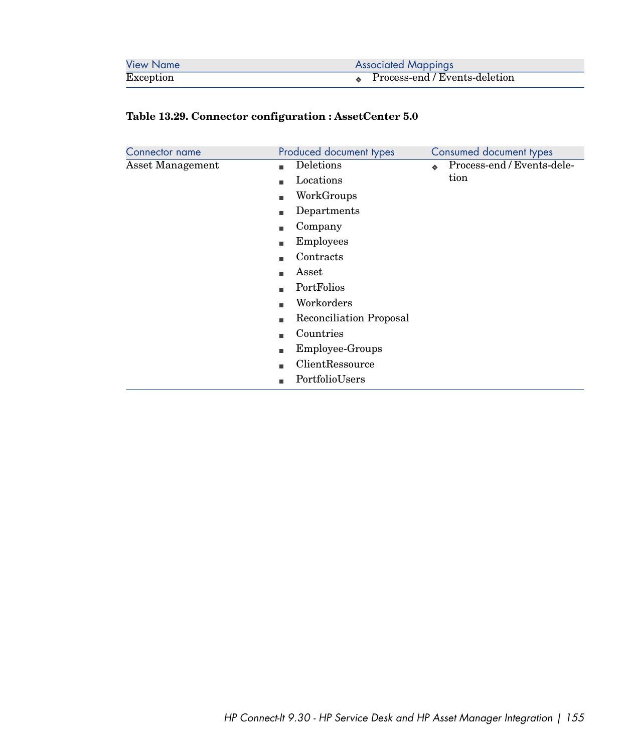| View Name | Associated Mappings |
| --- | --- |
| Exception | Process-end / Events-deletion |

**Table 13.29. Connector configuration : AssetCenter 5.0**

| Connector name | Produced document types | Consumed document types |
| --- | --- | --- |
| Asset Management | Deletions<br>Locations<br>WorkGroups<br>Departments<br>Company<br>Employees<br>Contracts<br>Asset<br>PortFolios<br>Workorders<br>Reconciliation Proposal<br>Countries<br>Employee-Groups<br>ClientRessource<br>PortfolioUsers | Process-end / Events-deletion |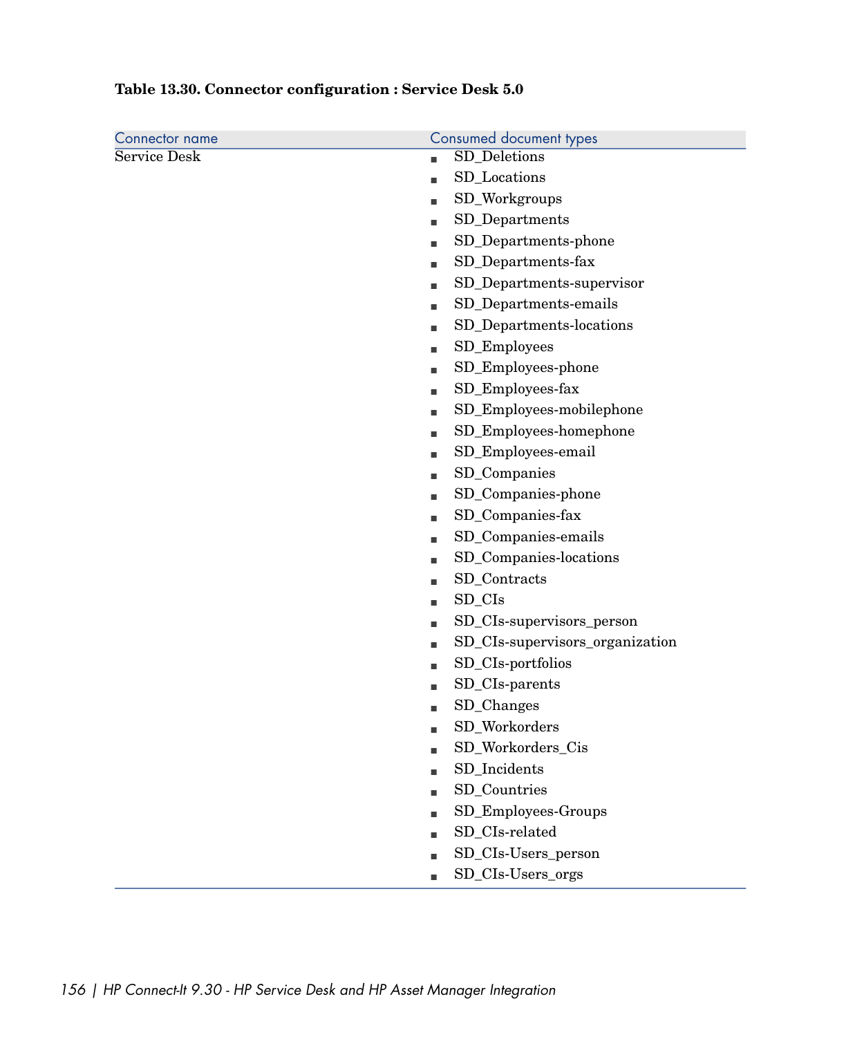**Table 13.30. Connector configuration : Service Desk 5.0**

| Connector name | Consumed document types |
| --- | --- |
| Service Desk | ■ SD_Deletions<br>■ SD_Locations<br>■ SD_Workgroups<br>■ SD_Departments<br>■ SD_Departments-phone<br>■ SD_Departments-fax<br>■ SD_Departments-supervisor<br>■ SD_Departments-emails<br>■ SD_Departments-locations<br>■ SD_Employees<br>■ SD_Employees-phone<br>■ SD_Employees-fax<br>■ SD_Employees-mobilephone<br>■ SD_Employees-homephone<br>■ SD_Employees-email<br>■ SD_Companies<br>■ SD_Companies-phone<br>■ SD_Companies-fax<br>■ SD_Companies-emails<br>■ SD_Companies-locations<br>■ SD_Contracts<br>■ SD_CIs<br>■ SD_CIs-supervisors_person<br>■ SD_CIs-supervisors_organization<br>■ SD_CIs-portfolios<br>■ SD_CIs-parents<br>■ SD_Changes<br>■ SD_Workorders<br>■ SD_Workorders_Cis<br>■ SD_Incidents<br>■ SD_Countries<br>■ SD_Employees-Groups<br>■ SD_CIs-related<br>■ SD_CIs-Users_person<br>■ SD_CIs-Users_orgs |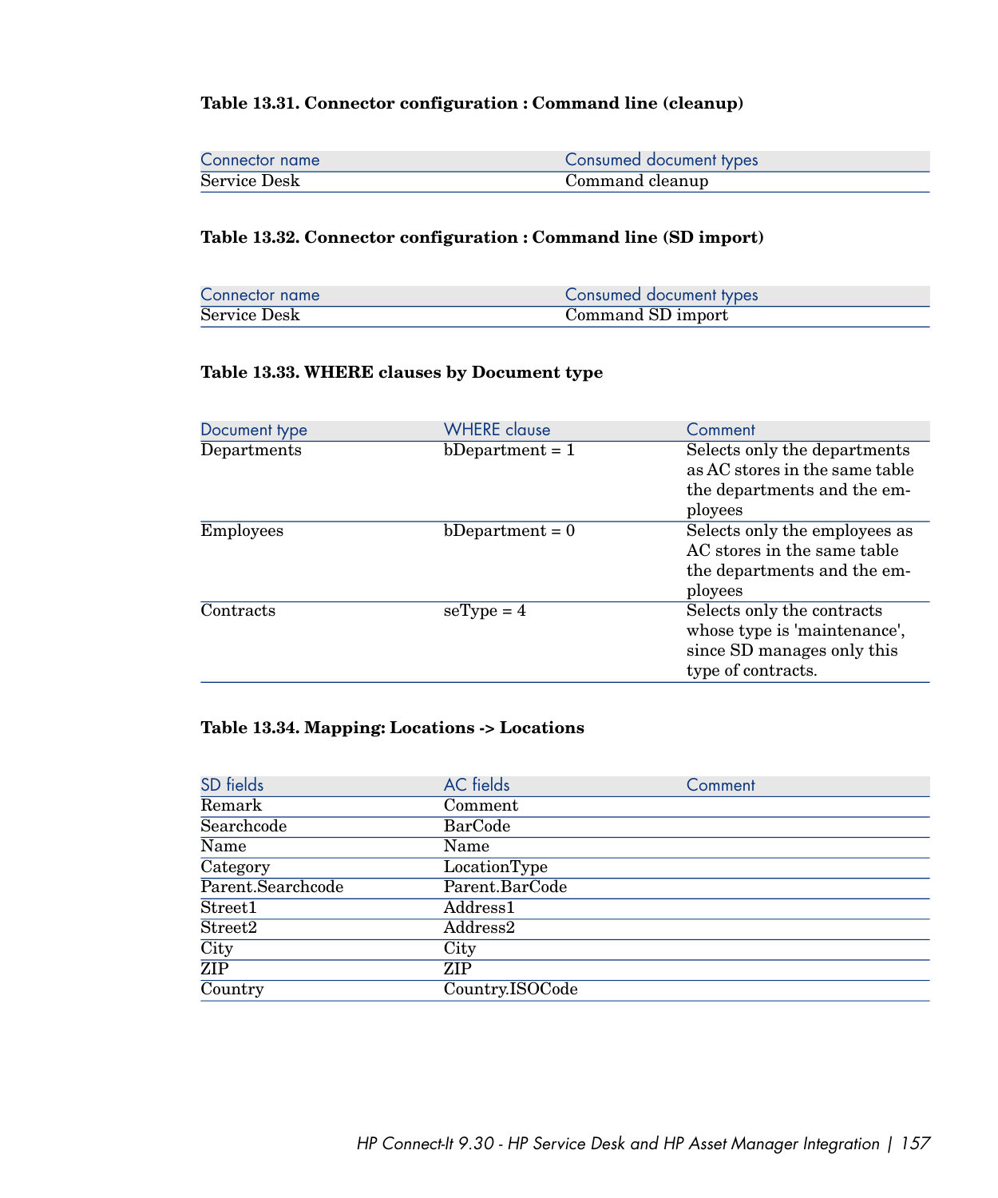**Table 13.31. Connector configuration : Command line (cleanup)**

| Connector name | Consumed document types |
| --- | --- |
| Service Desk | Command cleanup |

**Table 13.32. Connector configuration : Command line (SD import)**

| Connector name | Consumed document types |
| --- | --- |
| Service Desk | Command SD import |

**Table 13.33. WHERE clauses by Document type**

| Document type | WHERE clause | Comment |
| --- | --- | --- |
| Departments | bDepartment = 1 | Selects only the departments as AC stores in the same table the departments and the employees |
| Employees | bDepartment = 0 | Selects only the employees as AC stores in the same table the departments and the employees |
| Contracts | seType = 4 | Selects only the contracts whose type is 'maintenance', since SD manages only this type of contracts. |

**Table 13.34. Mapping: Locations -> Locations**

| SD fields | AC fields | Comment |
| --- | --- | --- |
| Remark | Comment | |
| Searchcode | BarCode | |
| Name | Name | |
| Category | LocationType | |
| Parent.Searchcode | Parent.BarCode | |
| Street1 | Address1 | |
| Street2 | Address2 | |
| City | City | |
| ZIP | ZIP | |
| Country | Country.ISOCode | |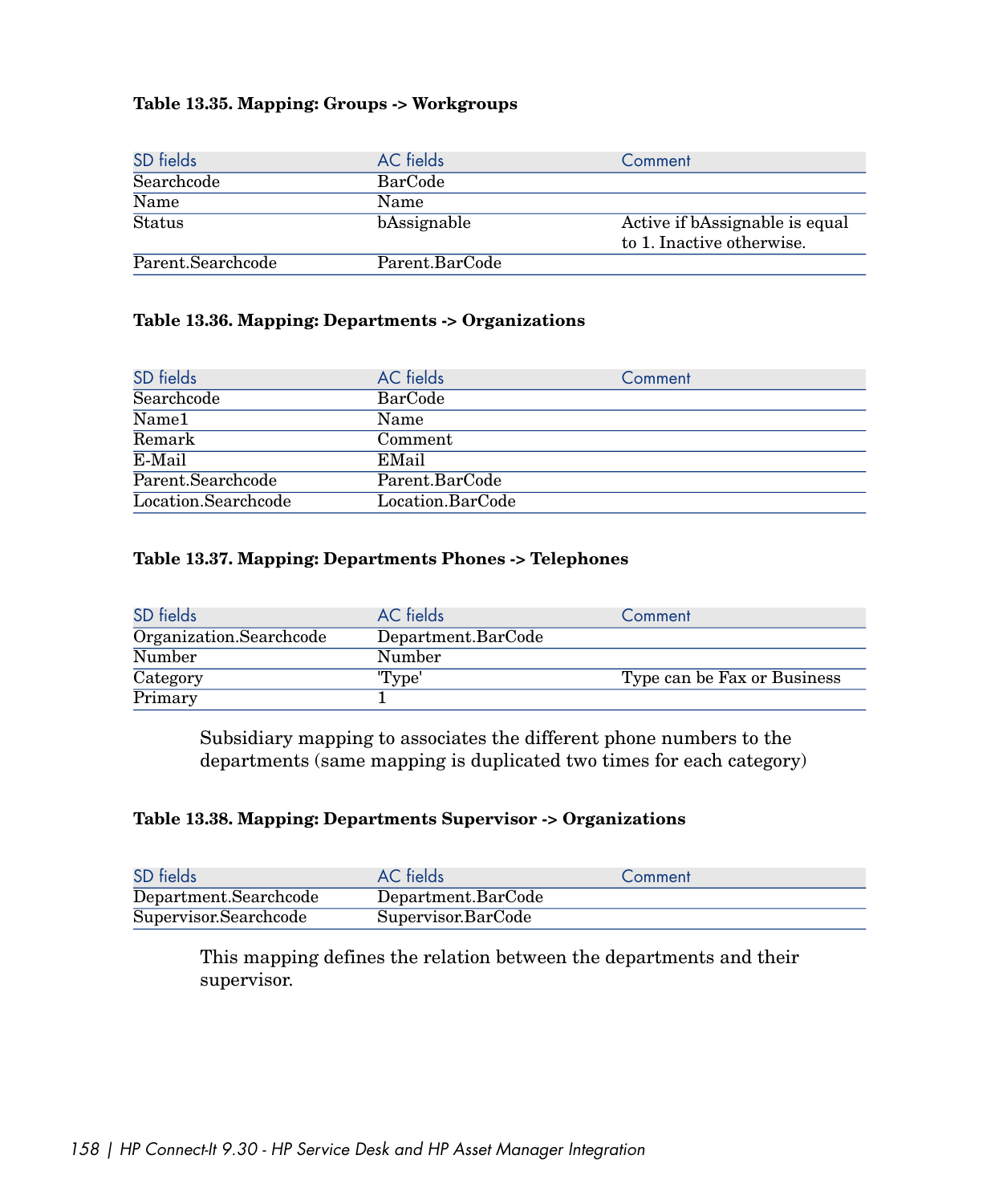**Table 13.35. Mapping: Groups -> Workgroups**

| SD fields | AC fields | Comment |
| --- | --- | --- |
| Searchcode | BarCode | |
| Name | Name | |
| Status | bAssignable | Active if bAssignable is equal to 1. Inactive otherwise. |
| Parent.Searchcode | Parent.BarCode | |

**Table 13.36. Mapping: Departments -> Organizations**

| SD fields | AC fields | Comment |
| --- | --- | --- |
| Searchcode | BarCode | |
| Name1 | Name | |
| Remark | Comment | |
| E-Mail | EMail | |
| Parent.Searchcode | Parent.BarCode | |
| Location.Searchcode | Location.BarCode | |

**Table 13.37. Mapping: Departments Phones -> Telephones**

| SD fields | AC fields | Comment |
| --- | --- | --- |
| Organization.Searchcode | Department.BarCode | |
| Number | Number | |
| Category | 'Type' | Type can be Fax or Business |
| Primary | 1 | |

Subsidiary mapping to associates the different phone numbers to the departments (same mapping is duplicated two times for each category)

**Table 13.38. Mapping: Departments Supervisor -> Organizations**

| SD fields | AC fields | Comment |
| --- | --- | --- |
| Department.Searchcode | Department.BarCode | |
| Supervisor.Searchcode | Supervisor.BarCode | |

This mapping defines the relation between the departments and their supervisor.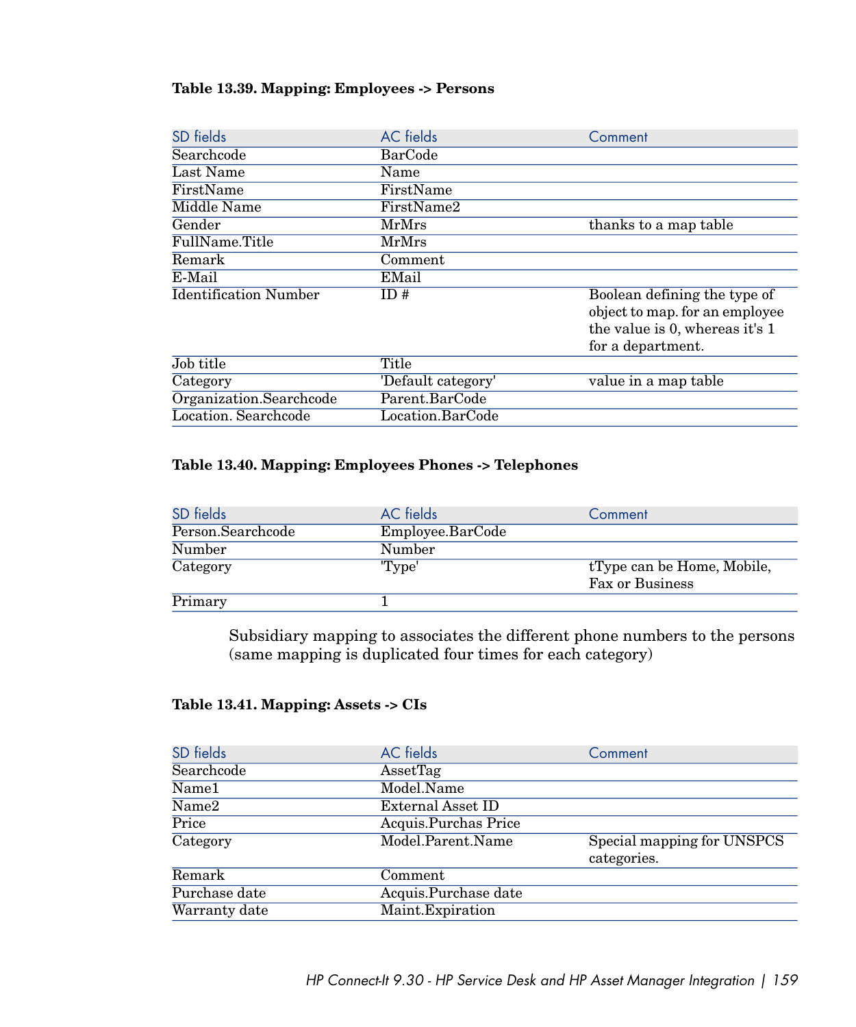**Table 13.39. Mapping: Employees -> Persons**

| SD fields | AC fields | Comment |
| --- | --- | --- |
| Searchcode | BarCode | |
| Last Name | Name | |
| FirstName | FirstName | |
| Middle Name | FirstName2 | |
| Gender | MrMrs | thanks to a map table |
| FullName.Title | MrMrs | |
| Remark | Comment | |
| E-Mail | EMail | |
| Identification Number | ID # | Boolean defining the type of object to map. for an employee the value is 0, whereas it's 1 for a department. |
| Job title | Title | |
| Category | 'Default category' | value in a map table |
| Organization.Searchcode | Parent.BarCode | |
| Location. Searchcode | Location.BarCode | |

**Table 13.40. Mapping: Employees Phones -> Telephones**

| SD fields | AC fields | Comment |
| --- | --- | --- |
| Person.Searchcode | Employee.BarCode | |
| Number | Number | |
| Category | 'Type' | tType can be Home, Mobile, Fax or Business |
| Primary | 1 | |

Subsidiary mapping to associates the different phone numbers to the persons (same mapping is duplicated four times for each category)

**Table 13.41. Mapping: Assets -> CIs**

| SD fields | AC fields | Comment |
| --- | --- | --- |
| Searchcode | AssetTag | |
| Name1 | Model.Name | |
| Name2 | External Asset ID | |
| Price | Acquis.Purchas Price | |
| Category | Model.Parent.Name | Special mapping for UNSPCS categories. |
| Remark | Comment | |
| Purchase date | Acquis.Purchase date | |
| Warranty date | Maint.Expiration | |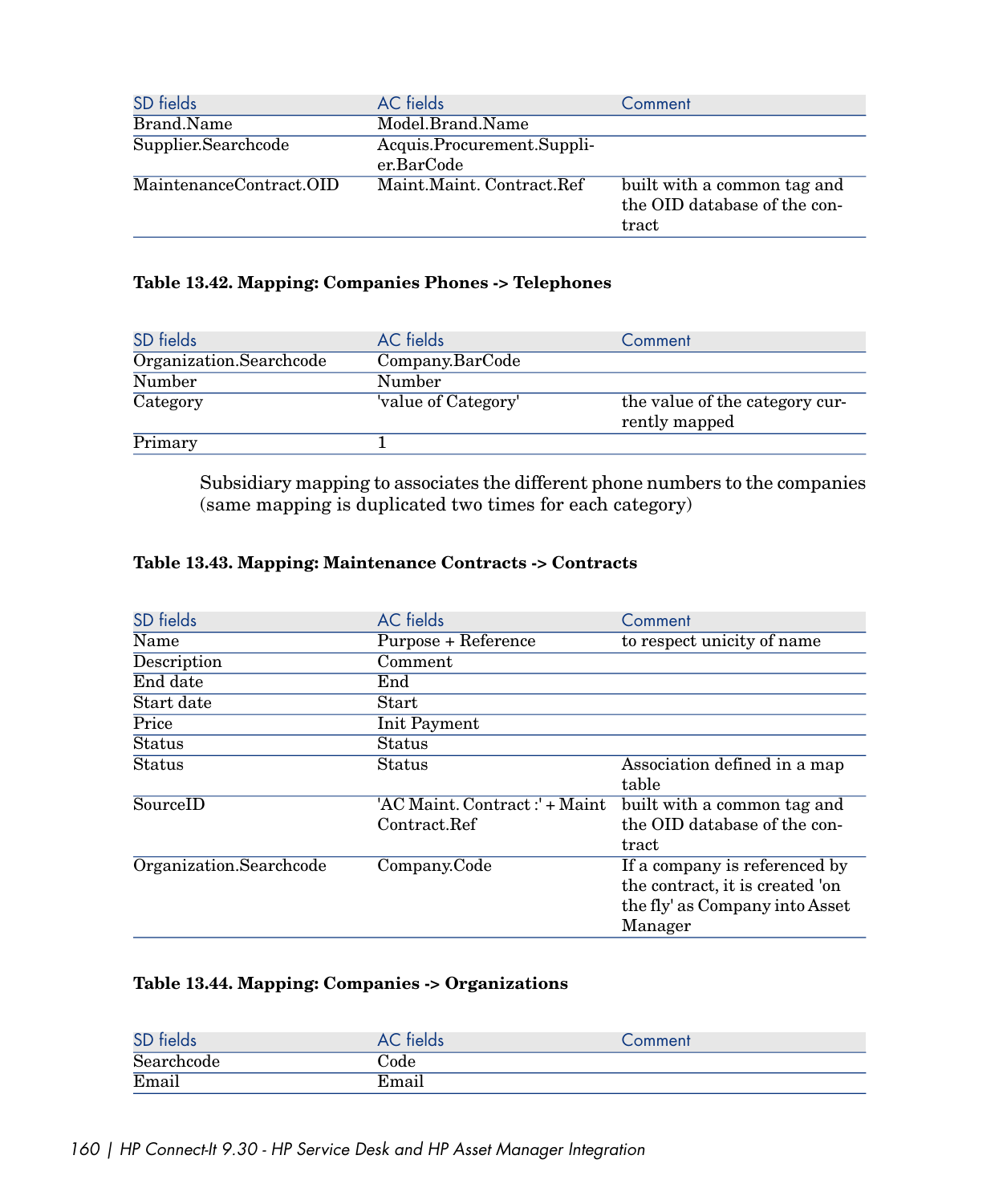| SD fields | AC fields | Comment |
| --- | --- | --- |
| Brand.Name | Model.Brand.Name | |
| Supplier.Searchcode | Acquis.Procurement.Supplier.BarCode | |
| MaintenanceContract.OID | Maint.Maint. Contract.Ref | built with a common tag and the OID database of the contract |

**Table 13.42. Mapping: Companies Phones -> Telephones**

| SD fields | AC fields | Comment |
| --- | --- | --- |
| Organization.Searchcode | Company.BarCode | |
| Number | Number | |
| Category | 'value of Category' | the value of the category currently mapped |
| Primary | 1 | |

Subsidiary mapping to associates the different phone numbers to the companies (same mapping is duplicated two times for each category)

**Table 13.43. Mapping: Maintenance Contracts -> Contracts**

| SD fields | AC fields | Comment |
| --- | --- | --- |
| Name | Purpose + Reference | to respect unicity of name |
| Description | Comment | |
| End date | End | |
| Start date | Start | |
| Price | Init Payment | |
| Status | Status | |
| Status | Status | Association defined in a map table |
| SourceID | 'AC Maint. Contract :' + Maint Contract.Ref | built with a common tag and the OID database of the contract |
| Organization.Searchcode | Company.Code | If a company is referenced by the contract, it is created 'on the fly' as Company into Asset Manager |

**Table 13.44. Mapping: Companies -> Organizations**

| SD fields | AC fields | Comment |
| --- | --- | --- |
| Searchcode | Code | |
| Email | Email | |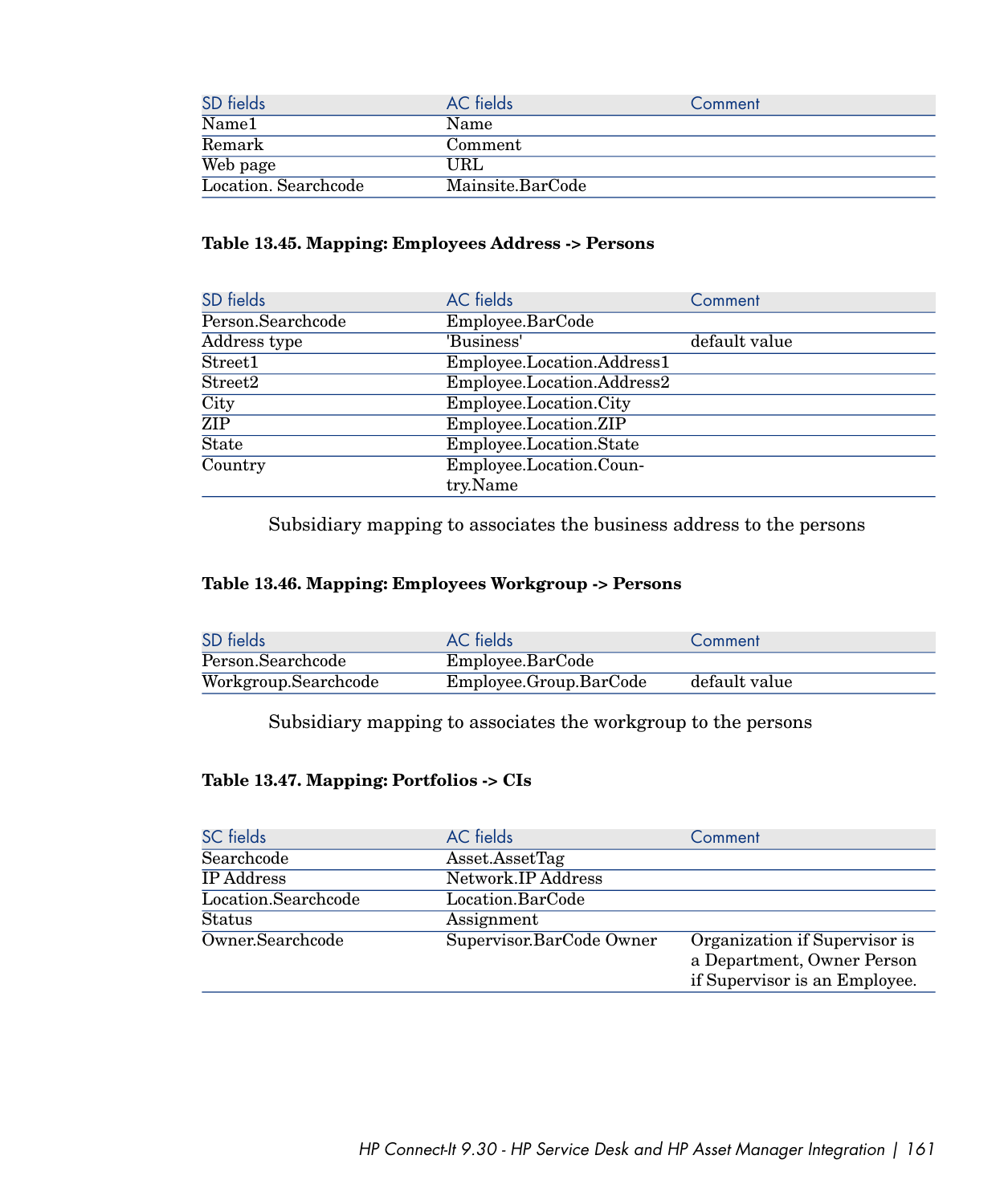| SD fields | AC fields | Comment |
| --- | --- | --- |
| Name1 | Name | |
| Remark | Comment | |
| Web page | URL | |
| Location. Searchcode | Mainsite.BarCode | |

**Table 13.45. Mapping: Employees Address -> Persons**

| SD fields | AC fields | Comment |
| --- | --- | --- |
| Person.Searchcode | Employee.BarCode | |
| Address type | 'Business' | default value |
| Street1 | Employee.Location.Address1 | |
| Street2 | Employee.Location.Address2 | |
| City | Employee.Location.City | |
| ZIP | Employee.Location.ZIP | |
| State | Employee.Location.State | |
| Country | Employee.Location.Country.Name | |

Subsidiary mapping to associates the business address to the persons

**Table 13.46. Mapping: Employees Workgroup -> Persons**

| SD fields | AC fields | Comment |
| --- | --- | --- |
| Person.Searchcode | Employee.BarCode | |
| Workgroup.Searchcode | Employee.Group.BarCode | default value |

Subsidiary mapping to associates the workgroup to the persons

**Table 13.47. Mapping: Portfolios -> CIs**

| SC fields | AC fields | Comment |
| --- | --- | --- |
| Searchcode | Asset.AssetTag | |
| IP Address | Network.IP Address | |
| Location.Searchcode | Location.BarCode | |
| Status | Assignment | |
| Owner.Searchcode | Supervisor.BarCode Owner | Organization if Supervisor is a Department, Owner Person if Supervisor is an Employee. |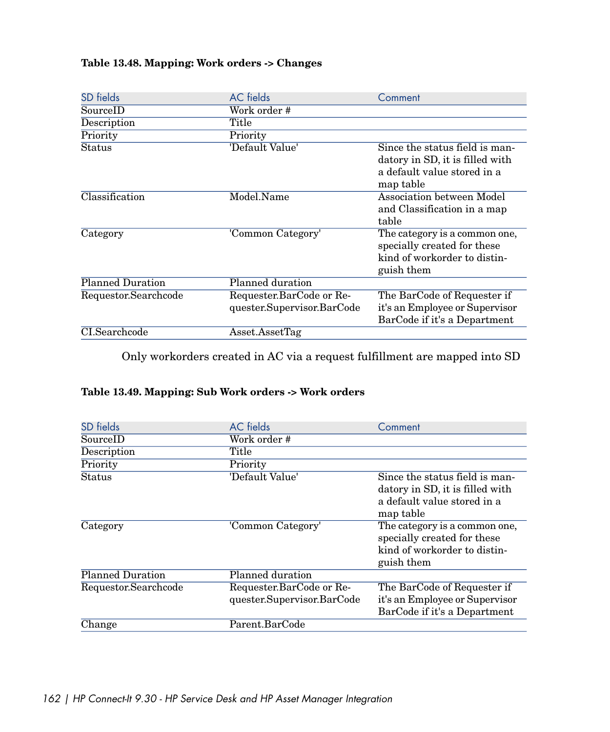**Table 13.48. Mapping: Work orders -> Changes**

| SD fields | AC fields | Comment |
|---|---|---|
| SourceID | Work order # | |
| Description | Title | |
| Priority | Priority | |
| Status | 'Default Value' | Since the status field is mandatory in SD, it is filled with a default value stored in a map table |
| Classification | Model.Name | Association between Model and Classification in a map table |
| Category | 'Common Category' | The category is a common one, specially created for these kind of workorder to distinguish them |
| Planned Duration | Planned duration | |
| Requestor.Searchcode | Requester.BarCode or Requester.Supervisor.BarCode | The BarCode of Requester if it's an Employee or Supervisor BarCode if it's a Department |
| CI.Searchcode | Asset.AssetTag | |

Only workorders created in AC via a request fulfillment are mapped into SD

**Table 13.49. Mapping: Sub Work orders -> Work orders**

| SD fields | AC fields | Comment |
|---|---|---|
| SourceID | Work order # | |
| Description | Title | |
| Priority | Priority | |
| Status | 'Default Value' | Since the status field is mandatory in SD, it is filled with a default value stored in a map table |
| Category | 'Common Category' | The category is a common one, specially created for these kind of workorder to distinguish them |
| Planned Duration | Planned duration | |
| Requestor.Searchcode | Requester.BarCode or Requester.Supervisor.BarCode | The BarCode of Requester if it's an Employee or Supervisor BarCode if it's a Department |
| Change | Parent.BarCode | |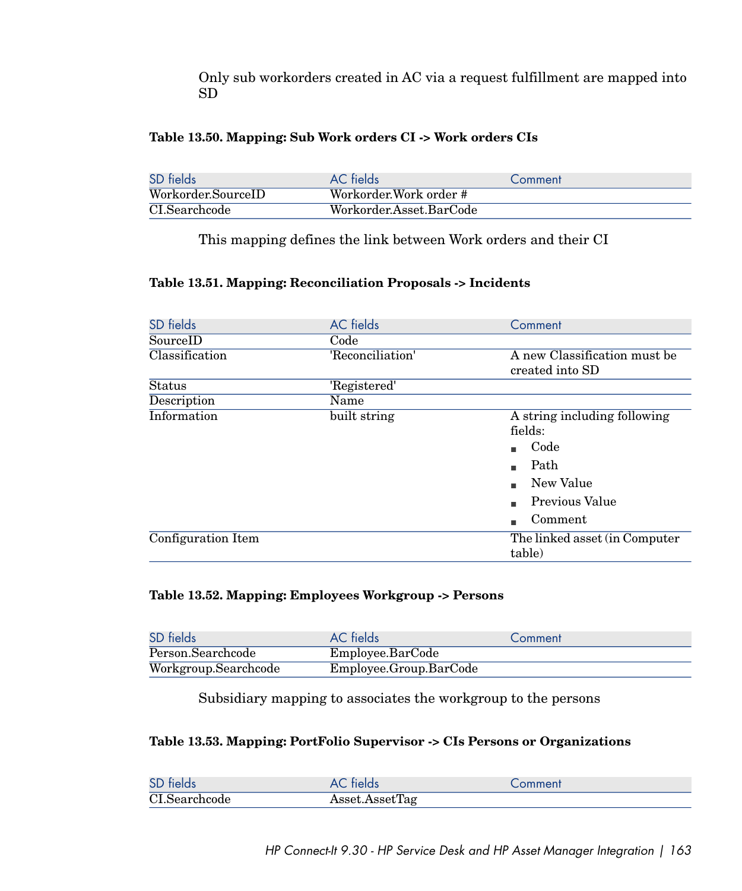Only sub workorders created in AC via a request fulfillment are mapped into SD

**Table 13.50. Mapping: Sub Work orders CI -> Work orders CIs**

| SD fields | AC fields | Comment |
| --- | --- | --- |
| Workorder.SourceID | Workorder.Work order # | |
| CI.Searchcode | Workorder.Asset.BarCode | |

This mapping defines the link between Work orders and their CI

**Table 13.51. Mapping: Reconciliation Proposals -> Incidents**

| SD fields | AC fields | Comment |
| --- | --- | --- |
| SourceID | Code | |
| Classification | 'Reconciliation' | A new Classification must be created into SD |
| Status | 'Registered' | |
| Description | Name | |
| Information | built string | A string including following fields:<br>▪ Code<br>▪ Path<br>▪ New Value<br>▪ Previous Value<br>▪ Comment |
| Configuration Item | | The linked asset (in Computer table) |

**Table 13.52. Mapping: Employees Workgroup -> Persons**

| SD fields | AC fields | Comment |
| --- | --- | --- |
| Person.Searchcode | Employee.BarCode | |
| Workgroup.Searchcode | Employee.Group.BarCode | |

Subsidiary mapping to associates the workgroup to the persons

**Table 13.53. Mapping: PortFolio Supervisor -> CIs Persons or Organizations**

| SD fields | AC fields | Comment |
| --- | --- | --- |
| CI.Searchcode | Asset.AssetTag | |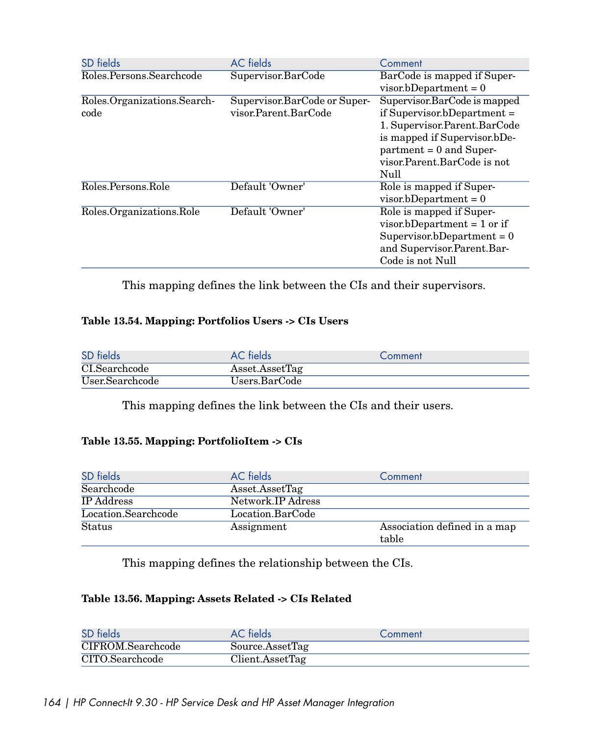| SD fields | AC fields | Comment |
| --- | --- | --- |
| Roles.Persons.Searchcode | Supervisor.BarCode | BarCode is mapped if Supervisor.bDepartment = 0 |
| Roles.Organizations.Searchcode | Supervisor.BarCode or Supervisor.Parent.BarCode | Supervisor.BarCode is mapped if Supervisor.bDepartment = 1. Supervisor.Parent.BarCode is mapped if Supervisor.bDepartment = 0 and Supervisor.Parent.BarCode is not Null |
| Roles.Persons.Role | Default 'Owner' | Role is mapped if Supervisor.bDepartment = 0 |
| Roles.Organizations.Role | Default 'Owner' | Role is mapped if Supervisor.bDepartment = 1 or if Supervisor.bDepartment = 0 and Supervisor.Parent.BarCode is not Null |

This mapping defines the link between the CIs and their supervisors.

**Table 13.54. Mapping: Portfolios Users -> CIs Users**

| SD fields | AC fields | Comment |
| --- | --- | --- |
| CI.Searchcode | Asset.AssetTag | |
| User.Searchcode | Users.BarCode | |

This mapping defines the link between the CIs and their users.

**Table 13.55. Mapping: PortfolioItem -> CIs**

| SD fields | AC fields | Comment |
| --- | --- | --- |
| Searchcode | Asset.AssetTag | |
| IP Address | Network.IP Adress | |
| Location.Searchcode | Location.BarCode | |
| Status | Assignment | Association defined in a map table |

This mapping defines the relationship between the CIs.

**Table 13.56. Mapping: Assets Related -> CIs Related**

| SD fields | AC fields | Comment |
| --- | --- | --- |
| CIFROM.Searchcode | Source.AssetTag | |
| CITO.Searchcode | Client.AssetTag | |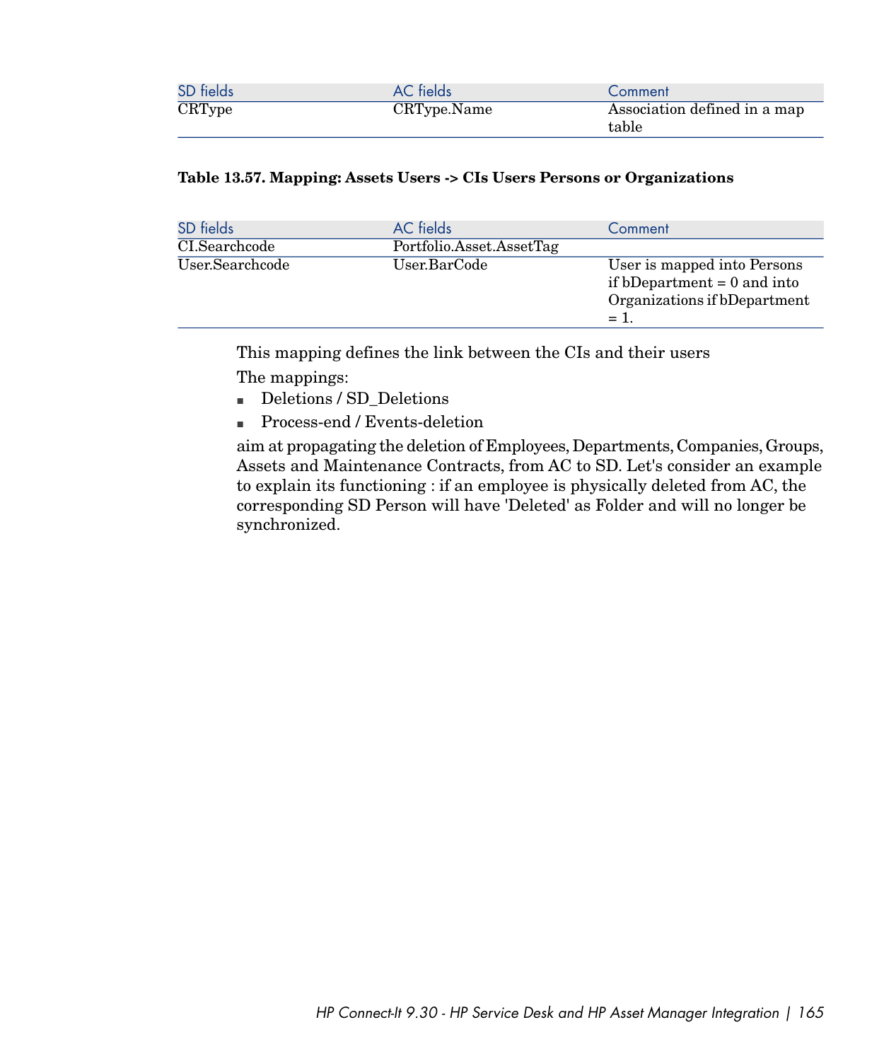| SD fields | AC fields | Comment |
| --- | --- | --- |
| CRType | CRType.Name | Association defined in a map table |

**Table 13.57. Mapping: Assets Users -> CIs Users Persons or Organizations**

| SD fields | AC fields | Comment |
| --- | --- | --- |
| CI.Searchcode | Portfolio.Asset.AssetTag | |
| User.Searchcode | User.BarCode | User is mapped into Persons if bDepartment = 0 and into Organizations if bDepartment = 1. |

This mapping defines the link between the CIs and their users

The mappings:

- Deletions / SD_Deletions
- Process-end / Events-deletion

aim at propagating the deletion of Employees, Departments, Companies, Groups, Assets and Maintenance Contracts, from AC to SD. Let's consider an example to explain its functioning : if an employee is physically deleted from AC, the corresponding SD Person will have 'Deleted' as Folder and will no longer be synchronized.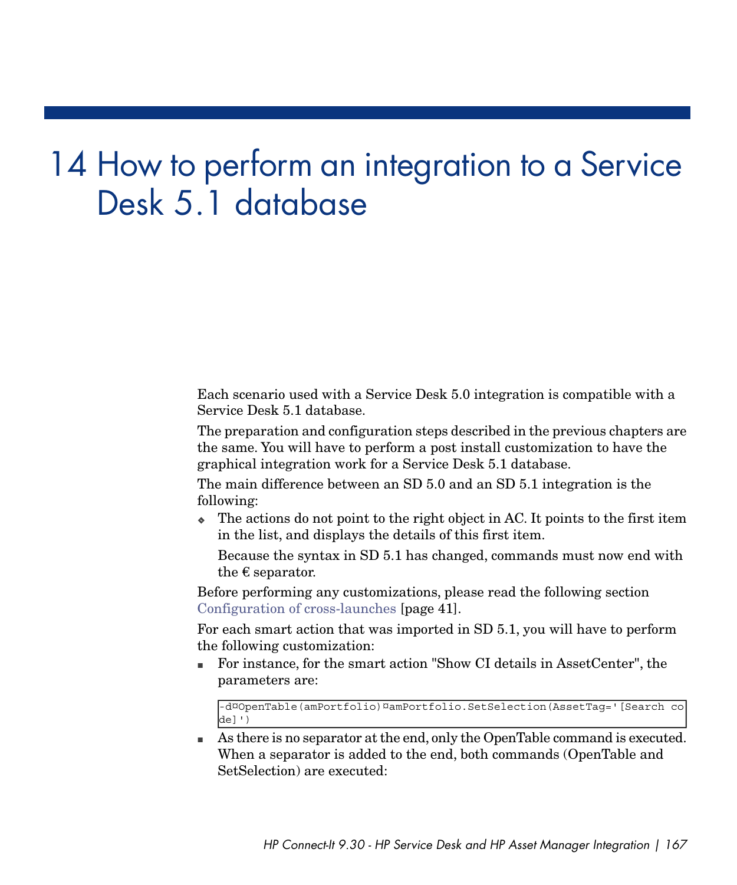# 14 How to perform an integration to a Service Desk 5.1 database

Each scenario used with a Service Desk 5.0 integration is compatible with a Service Desk 5.1 database.

The preparation and configuration steps described in the previous chapters are the same. You will have to perform a post install customization to have the graphical integration work for a Service Desk 5.1 database.

The main difference between an SD 5.0 and an SD 5.1 integration is the following:

- The actions do not point to the right object in AC. It points to the first item in the list, and displays the details of this first item.

  Because the syntax in SD 5.1 has changed, commands must now end with the € separator.

Before performing any customizations, please read the following section Configuration of cross-launches [page 41].

For each smart action that was imported in SD 5.1, you will have to perform the following customization:

- For instance, for the smart action "Show CI details in AssetCenter", the parameters are:

```
-d¤OpenTable(amPortfolio)¤amPortfolio.SetSelection(AssetTag='[Search code]')
```

- As there is no separator at the end, only the OpenTable command is executed. When a separator is added to the end, both commands (OpenTable and SetSelection) are executed: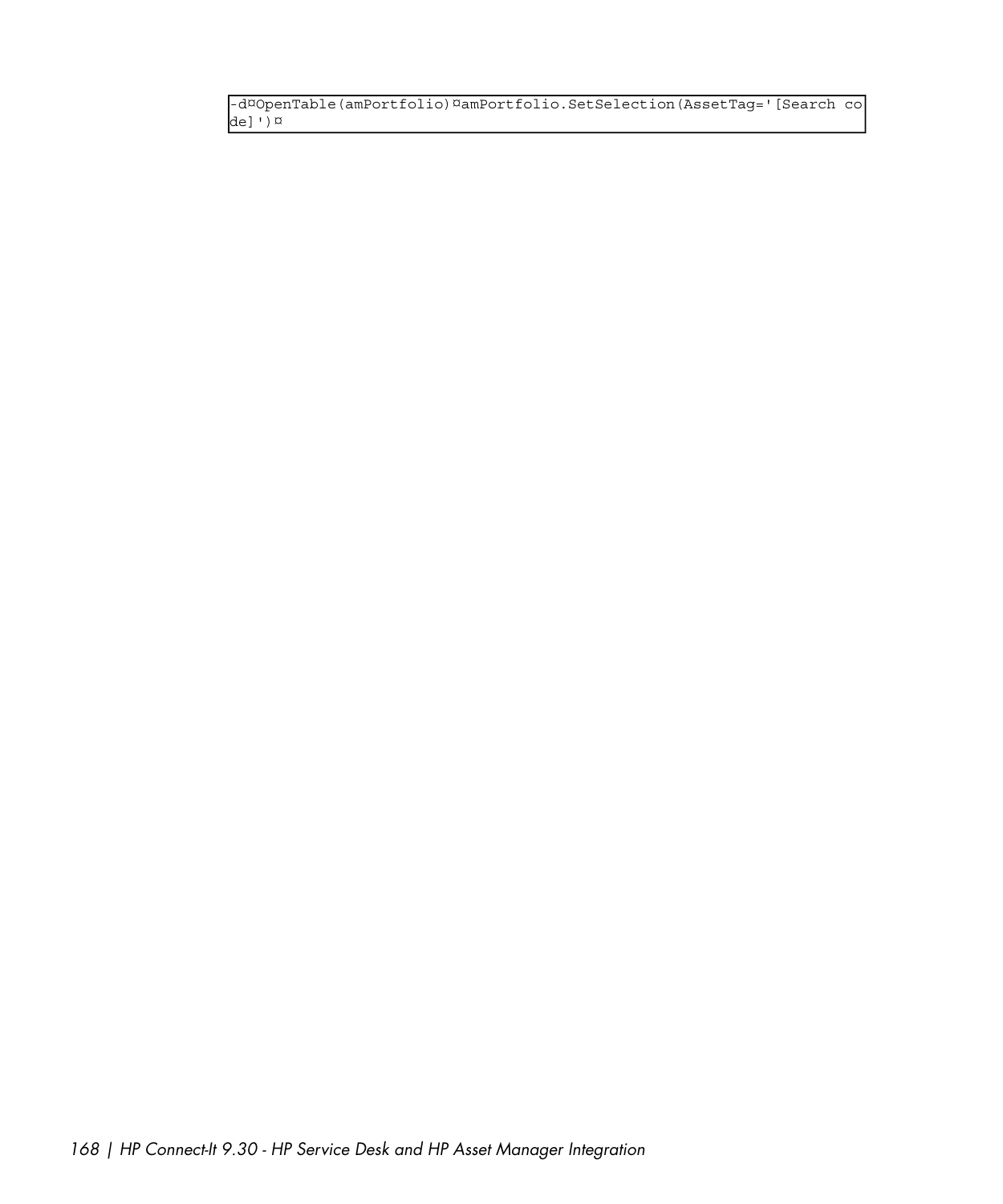```
-d¤OpenTable(amPortfolio)¤amPortfolio.SetSelection(AssetTag='[Search co
de]')¤
```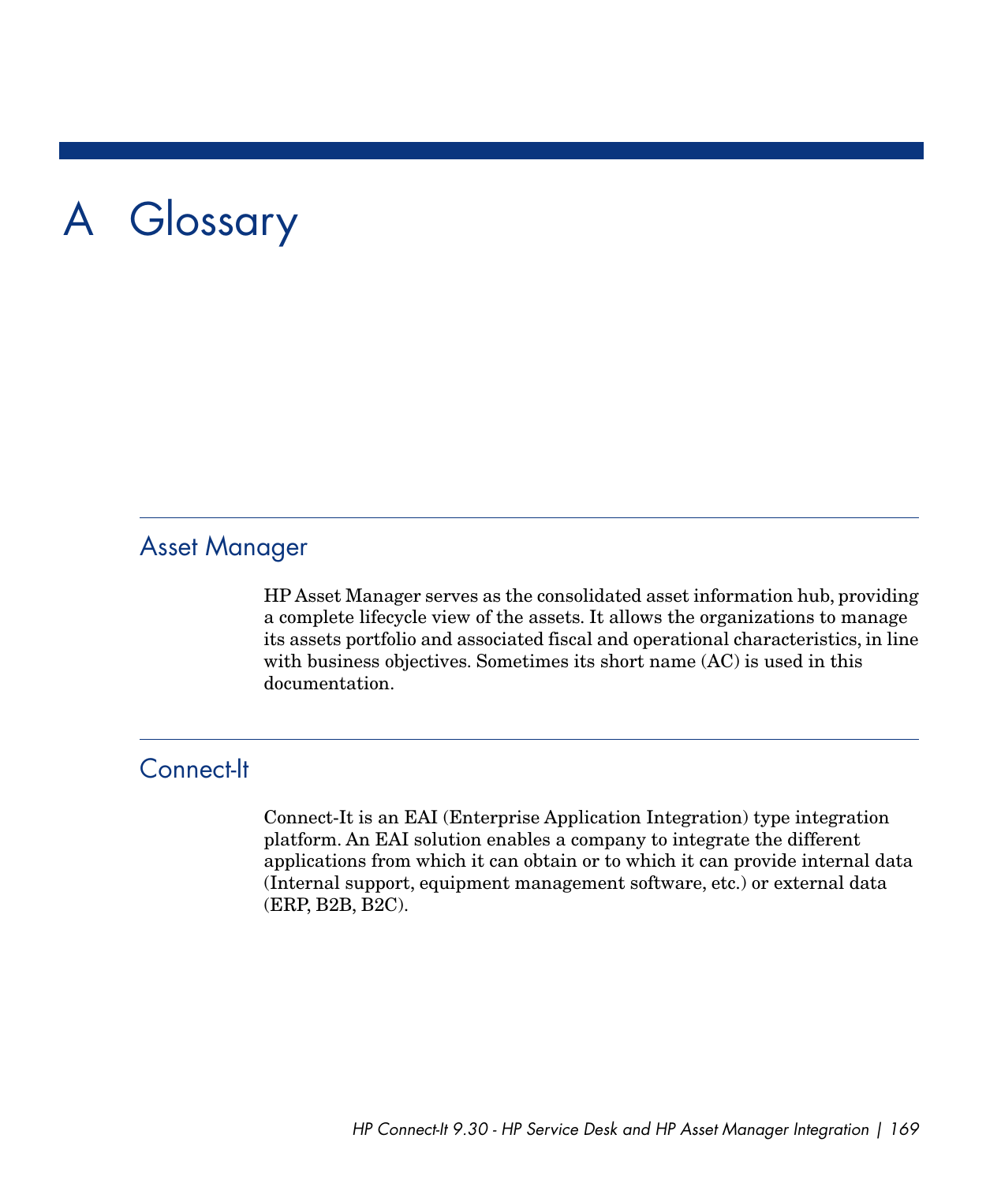# A Glossary

## Asset Manager

HP Asset Manager serves as the consolidated asset information hub, providing a complete lifecycle view of the assets. It allows the organizations to manage its assets portfolio and associated fiscal and operational characteristics, in line with business objectives. Sometimes its short name (AC) is used in this documentation.

## Connect-It

Connect-It is an EAI (Enterprise Application Integration) type integration platform. An EAI solution enables a company to integrate the different applications from which it can obtain or to which it can provide internal data (Internal support, equipment management software, etc.) or external data (ERP, B2B, B2C).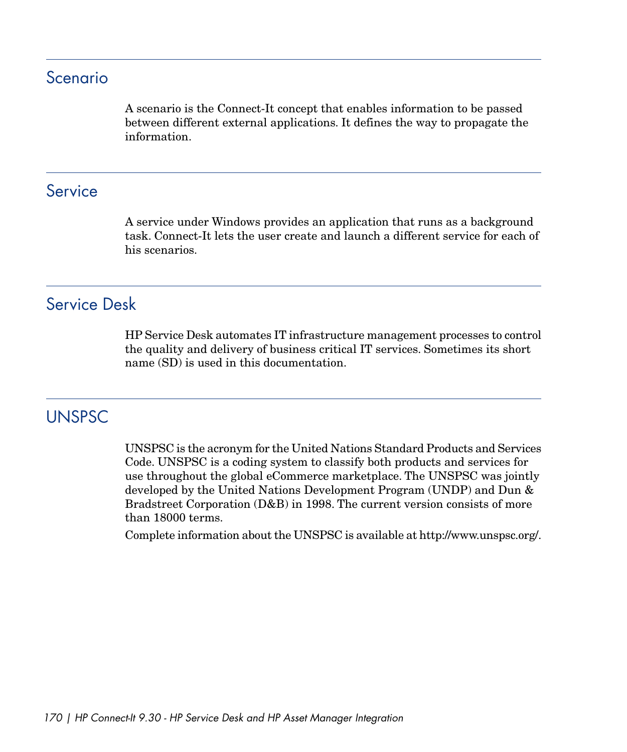## Scenario

A scenario is the Connect-It concept that enables information to be passed between different external applications. It defines the way to propagate the information.

## Service

A service under Windows provides an application that runs as a background task. Connect-It lets the user create and launch a different service for each of his scenarios.

## Service Desk

HP Service Desk automates IT infrastructure management processes to control the quality and delivery of business critical IT services. Sometimes its short name (SD) is used in this documentation.

## UNSPSC

UNSPSC is the acronym for the United Nations Standard Products and Services Code. UNSPSC is a coding system to classify both products and services for use throughout the global eCommerce marketplace. The UNSPSC was jointly developed by the United Nations Development Program (UNDP) and Dun & Bradstreet Corporation (D&B) in 1998. The current version consists of more than 18000 terms.

Complete information about the UNSPSC is available at http://www.unspsc.org/.